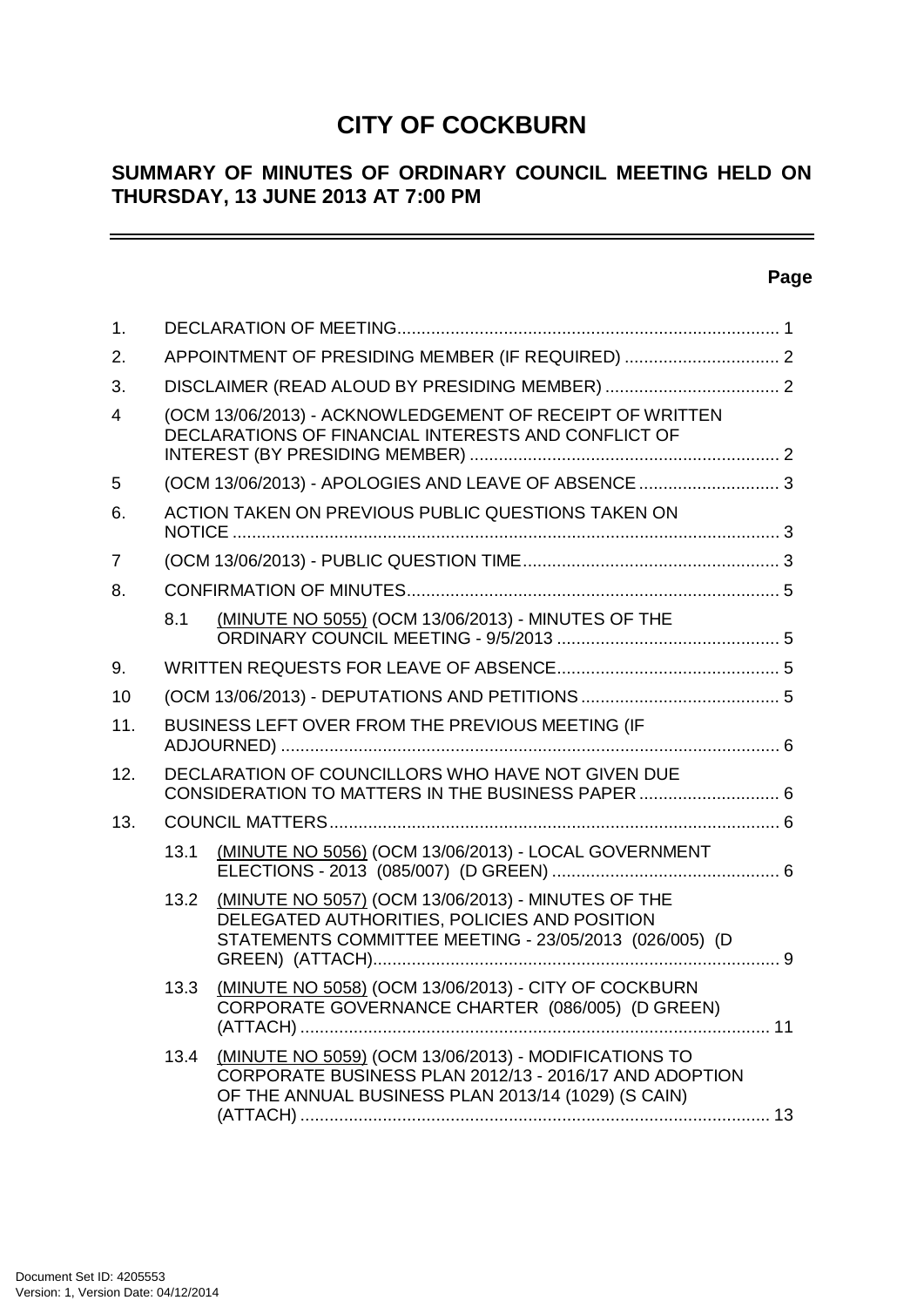# CITY OF COCKBURN

## SUMMARY OF MINUTES OF ORDINARY COUNCIL MEETING HELD ON THURSDAY, 13 JUNE 2013 AT 7:00 PM

**Page**

| | | | |
|---|---|---|---|
| 1. | DECLARATION OF MEETING | | 1 |
| 2. | APPOINTMENT OF PRESIDING MEMBER (IF REQUIRED) | | 2 |
| 3. | DISCLAIMER (READ ALOUD BY PRESIDING MEMBER) | | 2 |
| 4 | (OCM 13/06/2013) - ACKNOWLEDGEMENT OF RECEIPT OF WRITTEN DECLARATIONS OF FINANCIAL INTERESTS AND CONFLICT OF INTEREST (BY PRESIDING MEMBER) | | 2 |
| 5 | (OCM 13/06/2013) - APOLOGIES AND LEAVE OF ABSENCE | | 3 |
| 6. | ACTION TAKEN ON PREVIOUS PUBLIC QUESTIONS TAKEN ON NOTICE | | 3 |
| 7 | (OCM 13/06/2013) - PUBLIC QUESTION TIME | | 3 |
| 8. | CONFIRMATION OF MINUTES | | 5 |
| | 8.1 | (MINUTE NO 5055) (OCM 13/06/2013) - MINUTES OF THE ORDINARY COUNCIL MEETING - 9/5/2013 | 5 |
| 9. | WRITTEN REQUESTS FOR LEAVE OF ABSENCE | | 5 |
| 10 | (OCM 13/06/2013) - DEPUTATIONS AND PETITIONS | | 5 |
| 11. | BUSINESS LEFT OVER FROM THE PREVIOUS MEETING (IF ADJOURNED) | | 6 |
| 12. | DECLARATION OF COUNCILLORS WHO HAVE NOT GIVEN DUE CONSIDERATION TO MATTERS IN THE BUSINESS PAPER | | 6 |
| 13. | COUNCIL MATTERS | | 6 |
| | 13.1 | (MINUTE NO 5056) (OCM 13/06/2013) - LOCAL GOVERNMENT ELECTIONS - 2013 (085/007) (D GREEN) | 6 |
| | 13.2 | (MINUTE NO 5057) (OCM 13/06/2013) - MINUTES OF THE DELEGATED AUTHORITIES, POLICIES AND POSITION STATEMENTS COMMITTEE MEETING - 23/05/2013 (026/005) (D GREEN) (ATTACH) | 9 |
| | 13.3 | (MINUTE NO 5058) (OCM 13/06/2013) - CITY OF COCKBURN CORPORATE GOVERNANCE CHARTER (086/005) (D GREEN) (ATTACH) | 11 |
| | 13.4 | (MINUTE NO 5059) (OCM 13/06/2013) - MODIFICATIONS TO CORPORATE BUSINESS PLAN 2012/13 - 2016/17 AND ADOPTION OF THE ANNUAL BUSINESS PLAN 2013/14 (1029) (S CAIN) (ATTACH) | 13 |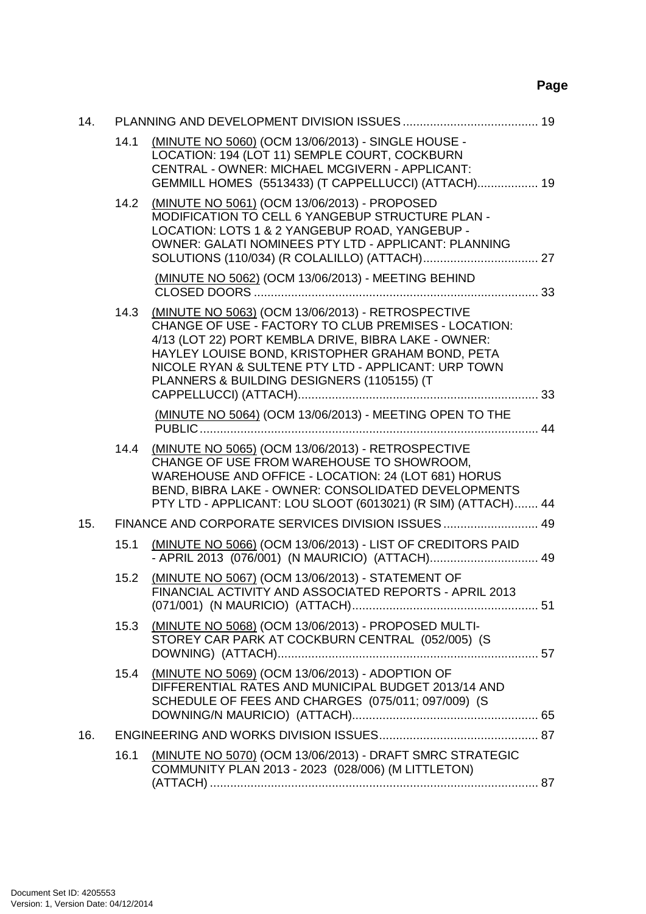**Page**

14. PLANNING AND DEVELOPMENT DIVISION ISSUES ........................................ 19

   14.1 (MINUTE NO 5060) (OCM 13/06/2013) - SINGLE HOUSE - LOCATION: 194 (LOT 11) SEMPLE COURT, COCKBURN CENTRAL - OWNER: MICHAEL MCGIVERN - APPLICANT: GEMMILL HOMES (5513433) (T CAPPELLUCCI) (ATTACH).................. 19

   14.2 (MINUTE NO 5061) (OCM 13/06/2013) - PROPOSED MODIFICATION TO CELL 6 YANGEBUP STRUCTURE PLAN - LOCATION: LOTS 1 & 2 YANGEBUP ROAD, YANGEBUP - OWNER: GALATI NOMINEES PTY LTD - APPLICANT: PLANNING SOLUTIONS (110/034) (R COLALILLO) (ATTACH).................................. 27

   (MINUTE NO 5062) (OCM 13/06/2013) - MEETING BEHIND CLOSED DOORS .................................................................................... 33

   14.3 (MINUTE NO 5063) (OCM 13/06/2013) - RETROSPECTIVE CHANGE OF USE - FACTORY TO CLUB PREMISES - LOCATION: 4/13 (LOT 22) PORT KEMBLA DRIVE, BIBRA LAKE - OWNER: HAYLEY LOUISE BOND, KRISTOPHER GRAHAM BOND, PETA NICOLE RYAN & SULTENE PTY LTD - APPLICANT: URP TOWN PLANNERS & BUILDING DESIGNERS (1105155) (T CAPPELLUCCI) (ATTACH)....................................................................... 33

   (MINUTE NO 5064) (OCM 13/06/2013) - MEETING OPEN TO THE PUBLIC.................................................................................................... 44

   14.4 (MINUTE NO 5065) (OCM 13/06/2013) - RETROSPECTIVE CHANGE OF USE FROM WAREHOUSE TO SHOWROOM, WAREHOUSE AND OFFICE - LOCATION: 24 (LOT 681) HORUS BEND, BIBRA LAKE - OWNER: CONSOLIDATED DEVELOPMENTS PTY LTD - APPLICANT: LOU SLOOT (6013021) (R SIM) (ATTACH)....... 44

15. FINANCE AND CORPORATE SERVICES DIVISION ISSUES ............................ 49

   15.1 (MINUTE NO 5066) (OCM 13/06/2013) - LIST OF CREDITORS PAID - APRIL 2013 (076/001) (N MAURICIO) (ATTACH)................................ 49

   15.2 (MINUTE NO 5067) (OCM 13/06/2013) - STATEMENT OF FINANCIAL ACTIVITY AND ASSOCIATED REPORTS - APRIL 2013 (071/001) (N MAURICIO) (ATTACH)....................................................... 51

   15.3 (MINUTE NO 5068) (OCM 13/06/2013) - PROPOSED MULTI-STOREY CAR PARK AT COCKBURN CENTRAL (052/005) (S DOWNING) (ATTACH)............................................................................. 57

   15.4 (MINUTE NO 5069) (OCM 13/06/2013) - ADOPTION OF DIFFERENTIAL RATES AND MUNICIPAL BUDGET 2013/14 AND SCHEDULE OF FEES AND CHARGES (075/011; 097/009) (S DOWNING/N MAURICIO) (ATTACH)....................................................... 65

16. ENGINEERING AND WORKS DIVISION ISSUES............................................... 87

   16.1 (MINUTE NO 5070) (OCM 13/06/2013) - DRAFT SMRC STRATEGIC COMMUNITY PLAN 2013 - 2023 (028/006) (M LITTLETON) (ATTACH) ................................................................................................. 87

Document Set ID: 4205553
Version: 1, Version Date: 04/12/2014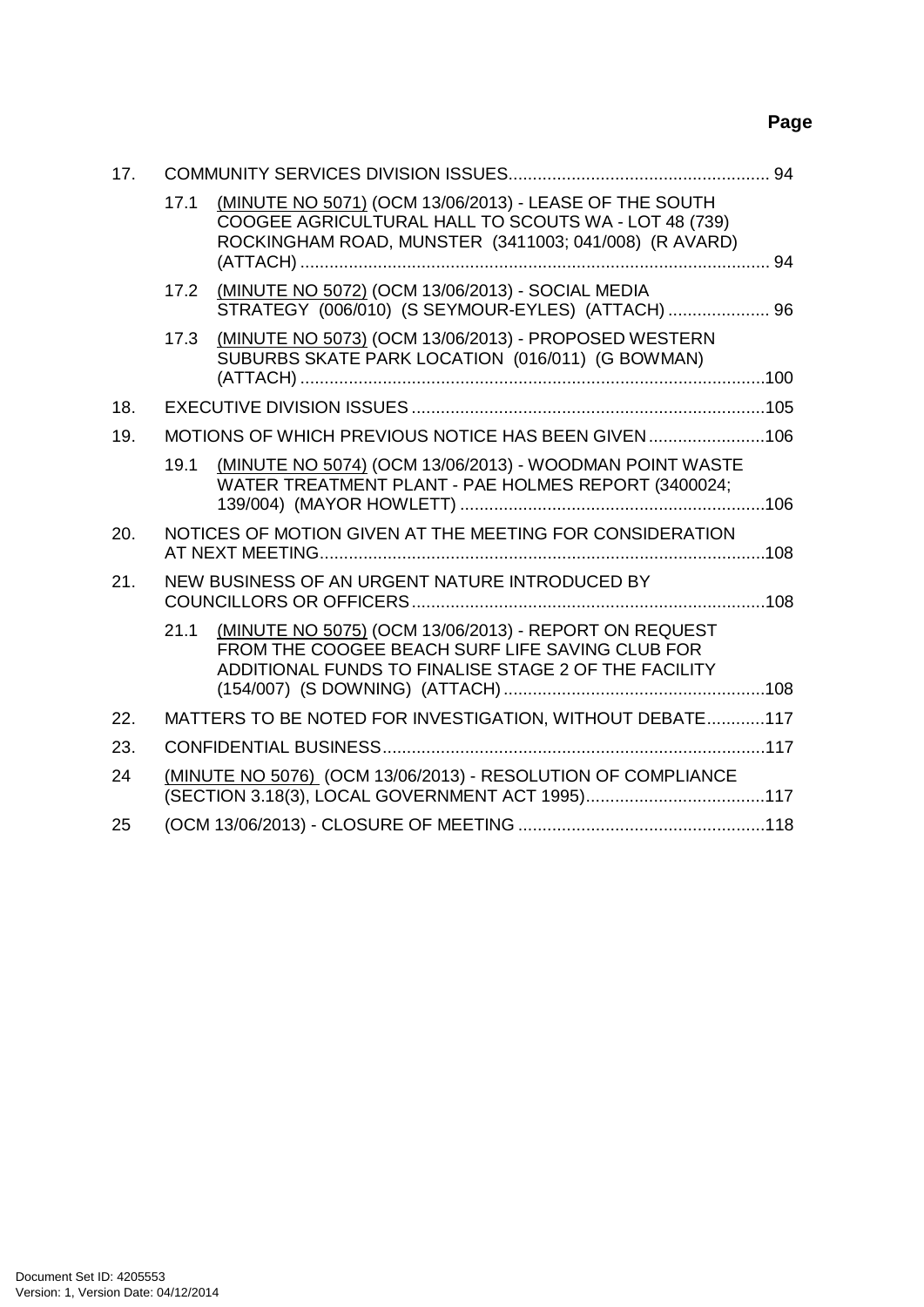**Page**

17. COMMUNITY SERVICES DIVISION ISSUES...................................................... 94

    17.1 (MINUTE NO 5071) (OCM 13/06/2013) - LEASE OF THE SOUTH COOGEE AGRICULTURAL HALL TO SCOUTS WA - LOT 48 (739) ROCKINGHAM ROAD, MUNSTER (3411003; 041/008) (R AVARD) (ATTACH) ................................................................................................ 94

    17.2 (MINUTE NO 5072) (OCM 13/06/2013) - SOCIAL MEDIA STRATEGY (006/010) (S SEYMOUR-EYLES) (ATTACH) ..................... 96

    17.3 (MINUTE NO 5073) (OCM 13/06/2013) - PROPOSED WESTERN SUBURBS SKATE PARK LOCATION (016/011) (G BOWMAN) (ATTACH) ...............................................................................................100

18. EXECUTIVE DIVISION ISSUES .........................................................................105

19. MOTIONS OF WHICH PREVIOUS NOTICE HAS BEEN GIVEN ........................106

    19.1 (MINUTE NO 5074) (OCM 13/06/2013) - WOODMAN POINT WASTE WATER TREATMENT PLANT - PAE HOLMES REPORT (3400024; 139/004) (MAYOR HOWLETT) ..............................................................106

20. NOTICES OF MOTION GIVEN AT THE MEETING FOR CONSIDERATION AT NEXT MEETING.............................................................................................108

21. NEW BUSINESS OF AN URGENT NATURE INTRODUCED BY COUNCILLORS OR OFFICERS.........................................................................108

    21.1 (MINUTE NO 5075) (OCM 13/06/2013) - REPORT ON REQUEST FROM THE COOGEE BEACH SURF LIFE SAVING CLUB FOR ADDITIONAL FUNDS TO FINALISE STAGE 2 OF THE FACILITY (154/007) (S DOWNING) (ATTACH) ......................................................108

22. MATTERS TO BE NOTED FOR INVESTIGATION, WITHOUT DEBATE............117

23. CONFIDENTIAL BUSINESS...............................................................................117

24 (MINUTE NO 5076) (OCM 13/06/2013) - RESOLUTION OF COMPLIANCE (SECTION 3.18(3), LOCAL GOVERNMENT ACT 1995).....................................117

25 (OCM 13/06/2013) - CLOSURE OF MEETING ...................................................118

Document Set ID: 4205553
Version: 1, Version Date: 04/12/2014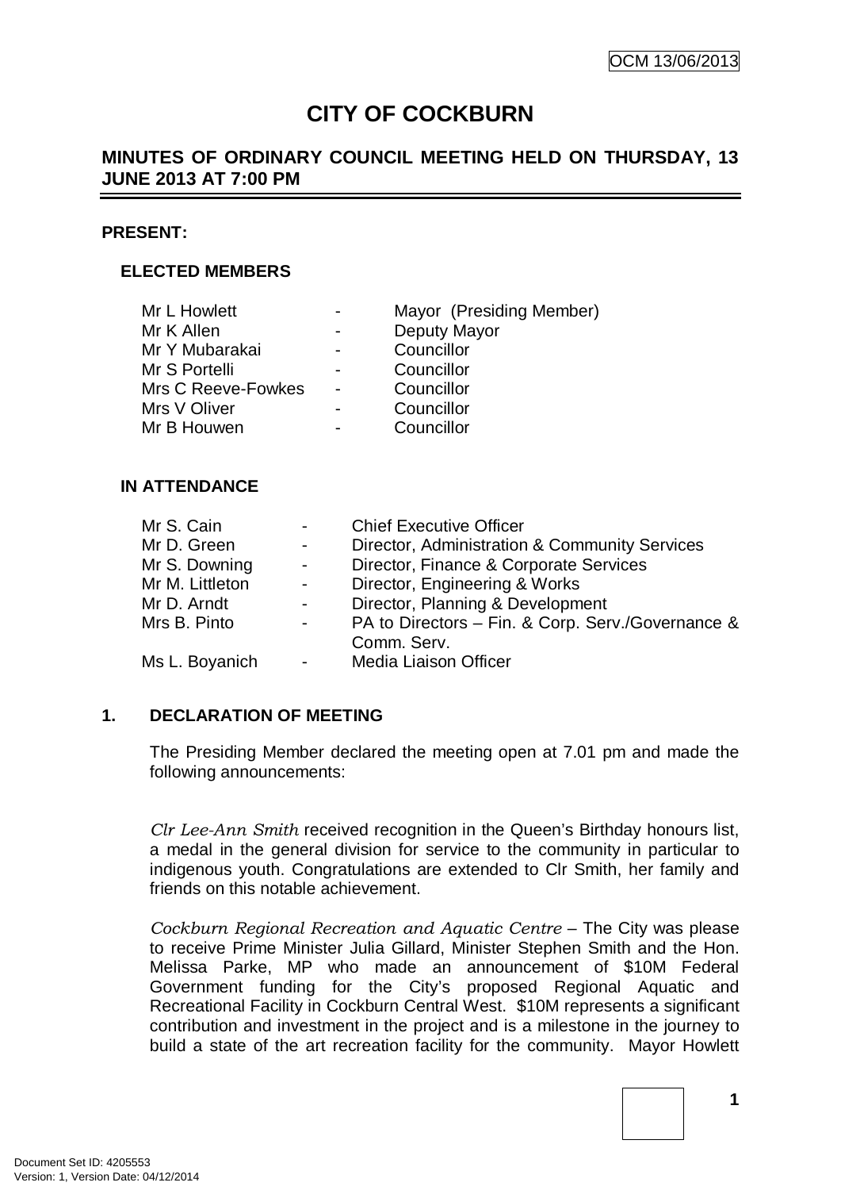OCM 13/06/2013

# CITY OF COCKBURN

## MINUTES OF ORDINARY COUNCIL MEETING HELD ON THURSDAY, 13 JUNE 2013 AT 7:00 PM

**PRESENT:**

**ELECTED MEMBERS**

| | | |
|---|---|---|
| Mr L Howlett | - | Mayor (Presiding Member) |
| Mr K Allen | - | Deputy Mayor |
| Mr Y Mubarakai | - | Councillor |
| Mr S Portelli | - | Councillor |
| Mrs C Reeve-Fowkes | - | Councillor |
| Mrs V Oliver | - | Councillor |
| Mr B Houwen | - | Councillor |

**IN ATTENDANCE**

| | | |
|---|---|---|
| Mr S. Cain | - | Chief Executive Officer |
| Mr D. Green | - | Director, Administration & Community Services |
| Mr S. Downing | - | Director, Finance & Corporate Services |
| Mr M. Littleton | - | Director, Engineering & Works |
| Mr D. Arndt | - | Director, Planning & Development |
| Mrs B. Pinto | - | PA to Directors – Fin. & Corp. Serv./Governance & Comm. Serv. |
| Ms L. Boyanich | - | Media Liaison Officer |

**1. DECLARATION OF MEETING**

The Presiding Member declared the meeting open at 7.01 pm and made the following announcements:

*Clr Lee-Ann Smith* received recognition in the Queen's Birthday honours list, a medal in the general division for service to the community in particular to indigenous youth. Congratulations are extended to Clr Smith, her family and friends on this notable achievement.

*Cockburn Regional Recreation and Aquatic Centre* – The City was please to receive Prime Minister Julia Gillard, Minister Stephen Smith and the Hon. Melissa Parke, MP who made an announcement of $10M Federal Government funding for the City's proposed Regional Aquatic and Recreational Facility in Cockburn Central West. $10M represents a significant contribution and investment in the project and is a milestone in the journey to build a state of the art recreation facility for the community. Mayor Howlett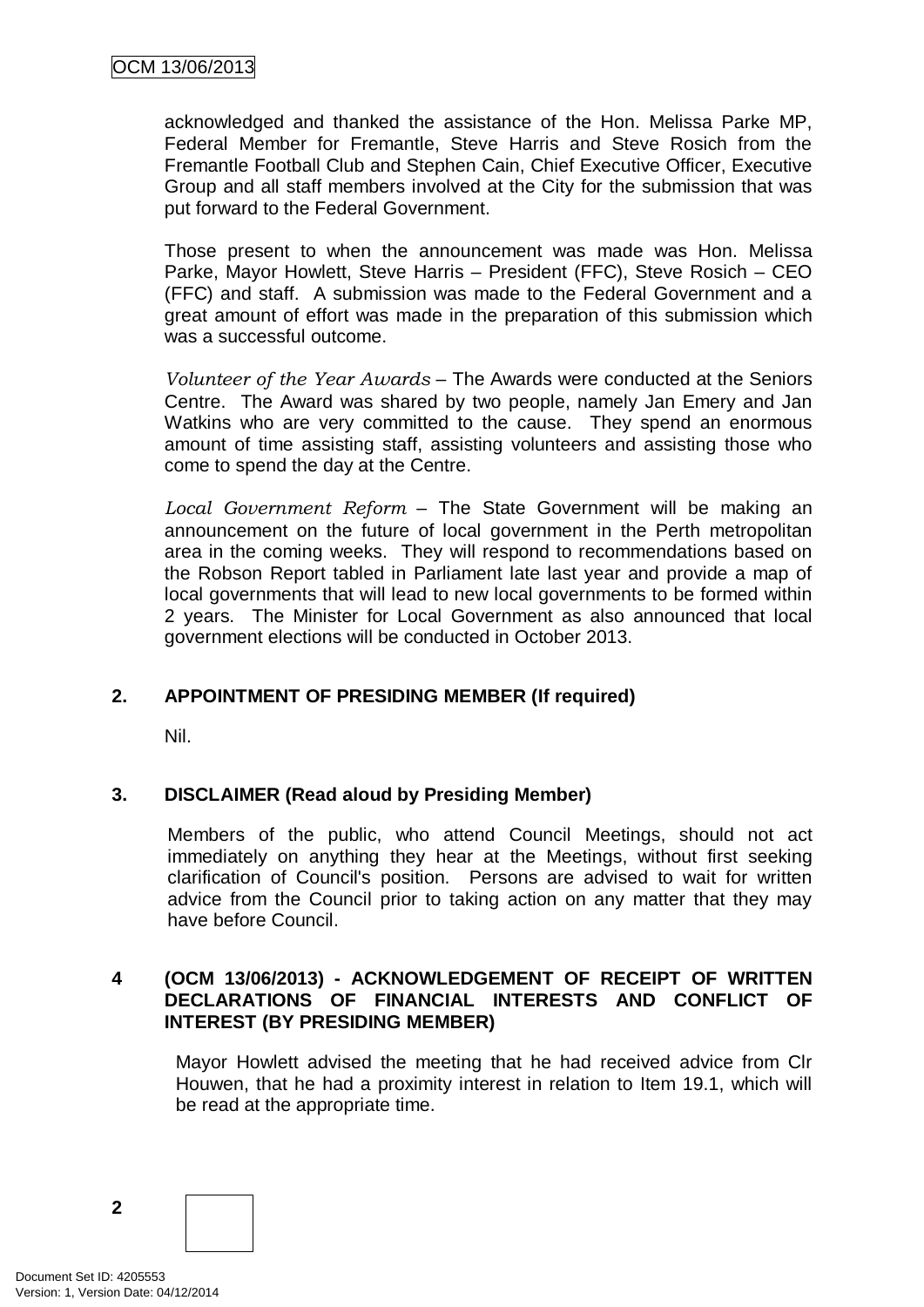acknowledged and thanked the assistance of the Hon. Melissa Parke MP, Federal Member for Fremantle, Steve Harris and Steve Rosich from the Fremantle Football Club and Stephen Cain, Chief Executive Officer, Executive Group and all staff members involved at the City for the submission that was put forward to the Federal Government.

Those present to when the announcement was made was Hon. Melissa Parke, Mayor Howlett, Steve Harris – President (FFC), Steve Rosich – CEO (FFC) and staff. A submission was made to the Federal Government and a great amount of effort was made in the preparation of this submission which was a successful outcome.

*Volunteer of the Year Awards* – The Awards were conducted at the Seniors Centre. The Award was shared by two people, namely Jan Emery and Jan Watkins who are very committed to the cause. They spend an enormous amount of time assisting staff, assisting volunteers and assisting those who come to spend the day at the Centre.

*Local Government Reform* – The State Government will be making an announcement on the future of local government in the Perth metropolitan area in the coming weeks. They will respond to recommendations based on the Robson Report tabled in Parliament late last year and provide a map of local governments that will lead to new local governments to be formed within 2 years. The Minister for Local Government as also announced that local government elections will be conducted in October 2013.

## 2. APPOINTMENT OF PRESIDING MEMBER (If required)

Nil.

## 3. DISCLAIMER (Read aloud by Presiding Member)

Members of the public, who attend Council Meetings, should not act immediately on anything they hear at the Meetings, without first seeking clarification of Council's position. Persons are advised to wait for written advice from the Council prior to taking action on any matter that they may have before Council.

## 4 (OCM 13/06/2013) - ACKNOWLEDGEMENT OF RECEIPT OF WRITTEN DECLARATIONS OF FINANCIAL INTERESTS AND CONFLICT OF INTEREST (BY PRESIDING MEMBER)

Mayor Howlett advised the meeting that he had received advice from Clr Houwen, that he had a proximity interest in relation to Item 19.1, which will be read at the appropriate time.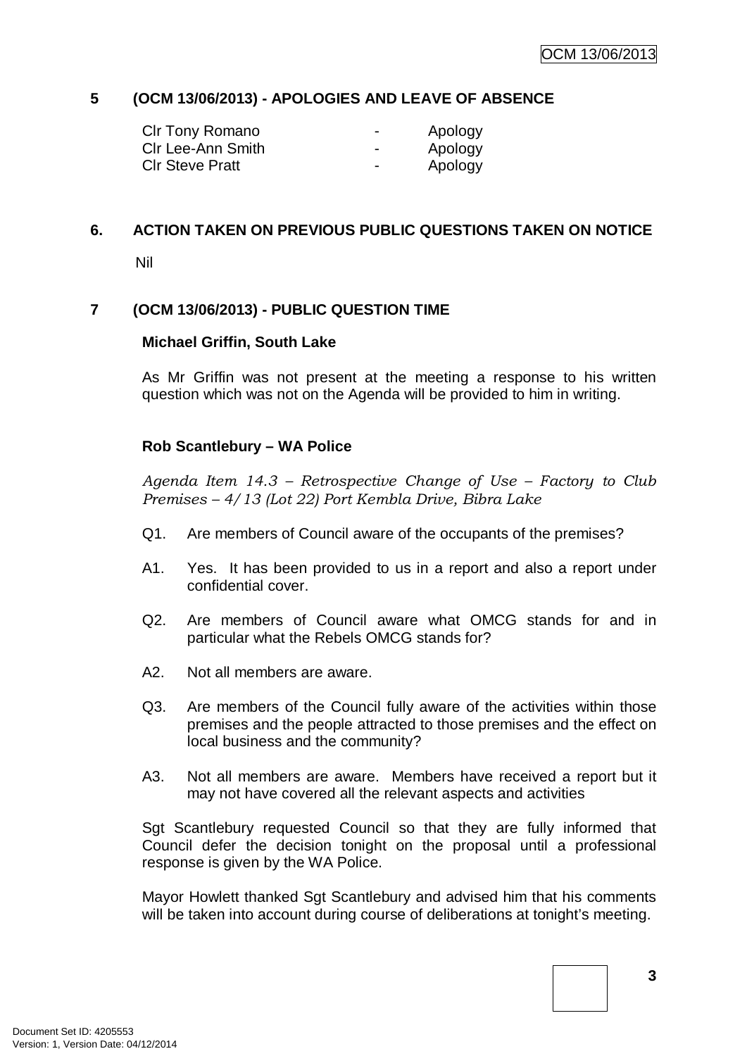## 5 (OCM 13/06/2013) - APOLOGIES AND LEAVE OF ABSENCE

| | | |
|---|---|---|
| Clr Tony Romano | - | Apology |
| Clr Lee-Ann Smith | - | Apology |
| Clr Steve Pratt | - | Apology |

## 6. ACTION TAKEN ON PREVIOUS PUBLIC QUESTIONS TAKEN ON NOTICE

Nil

## 7 (OCM 13/06/2013) - PUBLIC QUESTION TIME

**Michael Griffin, South Lake**

As Mr Griffin was not present at the meeting a response to his written question which was not on the Agenda will be provided to him in writing.

**Rob Scantlebury – WA Police**

*Agenda Item 14.3 – Retrospective Change of Use – Factory to Club Premises – 4/13 (Lot 22) Port Kembla Drive, Bibra Lake*

Q1. Are members of Council aware of the occupants of the premises?

A1. Yes. It has been provided to us in a report and also a report under confidential cover.

Q2. Are members of Council aware what OMCG stands for and in particular what the Rebels OMCG stands for?

A2. Not all members are aware.

Q3. Are members of the Council fully aware of the activities within those premises and the people attracted to those premises and the effect on local business and the community?

A3. Not all members are aware. Members have received a report but it may not have covered all the relevant aspects and activities

Sgt Scantlebury requested Council so that they are fully informed that Council defer the decision tonight on the proposal until a professional response is given by the WA Police.

Mayor Howlett thanked Sgt Scantlebury and advised him that his comments will be taken into account during course of deliberations at tonight's meeting.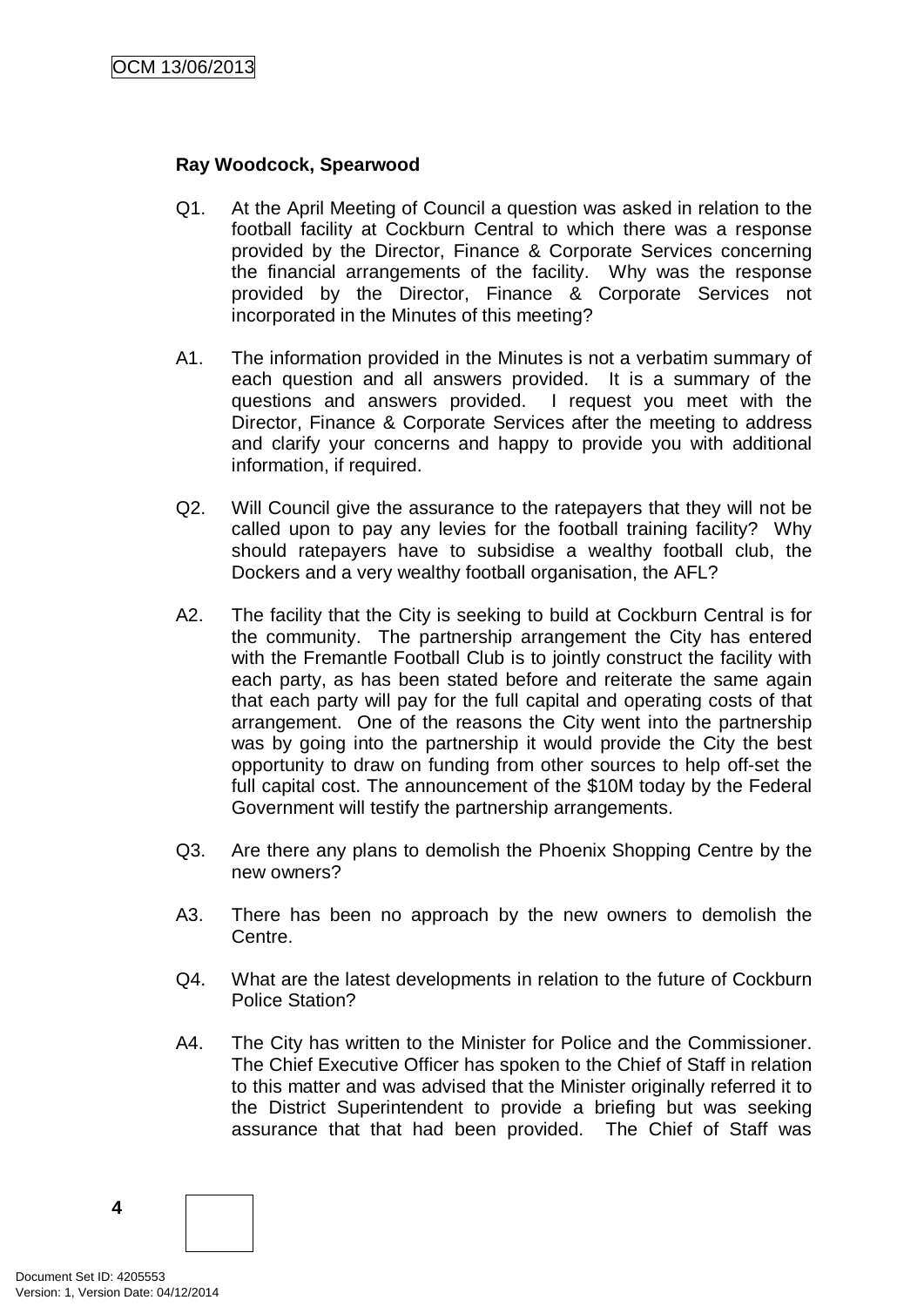**Ray Woodcock, Spearwood**

Q1. At the April Meeting of Council a question was asked in relation to the football facility at Cockburn Central to which there was a response provided by the Director, Finance & Corporate Services concerning the financial arrangements of the facility. Why was the response provided by the Director, Finance & Corporate Services not incorporated in the Minutes of this meeting?

A1. The information provided in the Minutes is not a verbatim summary of each question and all answers provided. It is a summary of the questions and answers provided. I request you meet with the Director, Finance & Corporate Services after the meeting to address and clarify your concerns and happy to provide you with additional information, if required.

Q2. Will Council give the assurance to the ratepayers that they will not be called upon to pay any levies for the football training facility? Why should ratepayers have to subsidise a wealthy football club, the Dockers and a very wealthy football organisation, the AFL?

A2. The facility that the City is seeking to build at Cockburn Central is for the community. The partnership arrangement the City has entered with the Fremantle Football Club is to jointly construct the facility with each party, as has been stated before and reiterate the same again that each party will pay for the full capital and operating costs of that arrangement. One of the reasons the City went into the partnership was by going into the partnership it would provide the City the best opportunity to draw on funding from other sources to help off-set the full capital cost. The announcement of the $10M today by the Federal Government will testify the partnership arrangements.

Q3. Are there any plans to demolish the Phoenix Shopping Centre by the new owners?

A3. There has been no approach by the new owners to demolish the Centre.

Q4. What are the latest developments in relation to the future of Cockburn Police Station?

A4. The City has written to the Minister for Police and the Commissioner. The Chief Executive Officer has spoken to the Chief of Staff in relation to this matter and was advised that the Minister originally referred it to the District Superintendent to provide a briefing but was seeking assurance that that had been provided. The Chief of Staff was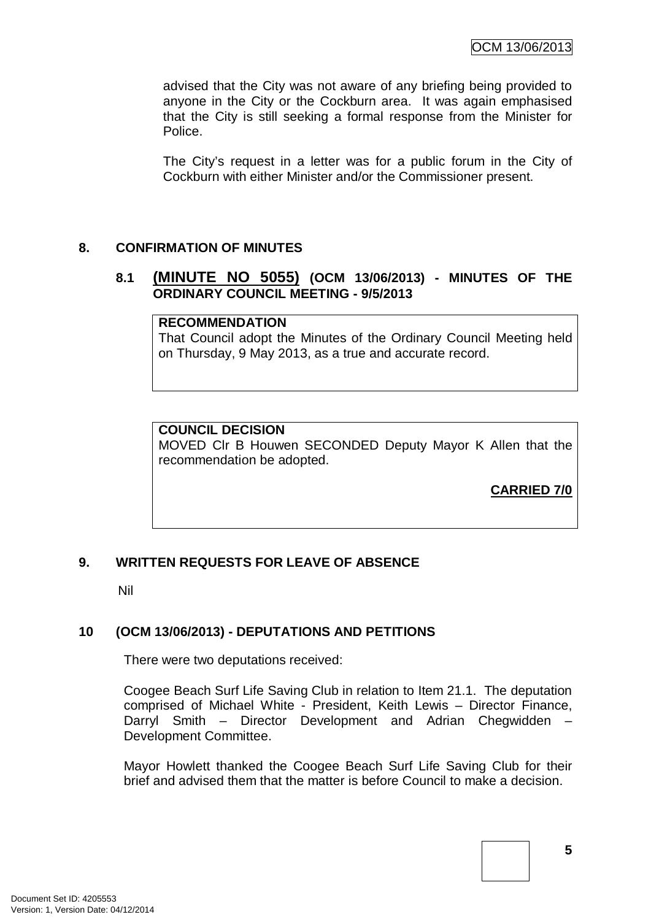advised that the City was not aware of any briefing being provided to anyone in the City or the Cockburn area. It was again emphasised that the City is still seeking a formal response from the Minister for Police.

The City's request in a letter was for a public forum in the City of Cockburn with either Minister and/or the Commissioner present.

## 8. CONFIRMATION OF MINUTES

### 8.1 <u>(MINUTE NO 5055)</u> (OCM 13/06/2013) - MINUTES OF THE ORDINARY COUNCIL MEETING - 9/5/2013

**RECOMMENDATION**
That Council adopt the Minutes of the Ordinary Council Meeting held on Thursday, 9 May 2013, as a true and accurate record.

**COUNCIL DECISION**
MOVED Clr B Houwen SECONDED Deputy Mayor K Allen that the recommendation be adopted.

**<u>CARRIED 7/0</u>**

## 9. WRITTEN REQUESTS FOR LEAVE OF ABSENCE

Nil

## 10 (OCM 13/06/2013) - DEPUTATIONS AND PETITIONS

There were two deputations received:

Coogee Beach Surf Life Saving Club in relation to Item 21.1. The deputation comprised of Michael White - President, Keith Lewis – Director Finance, Darryl Smith – Director Development and Adrian Chegwidden – Development Committee.

Mayor Howlett thanked the Coogee Beach Surf Life Saving Club for their brief and advised them that the matter is before Council to make a decision.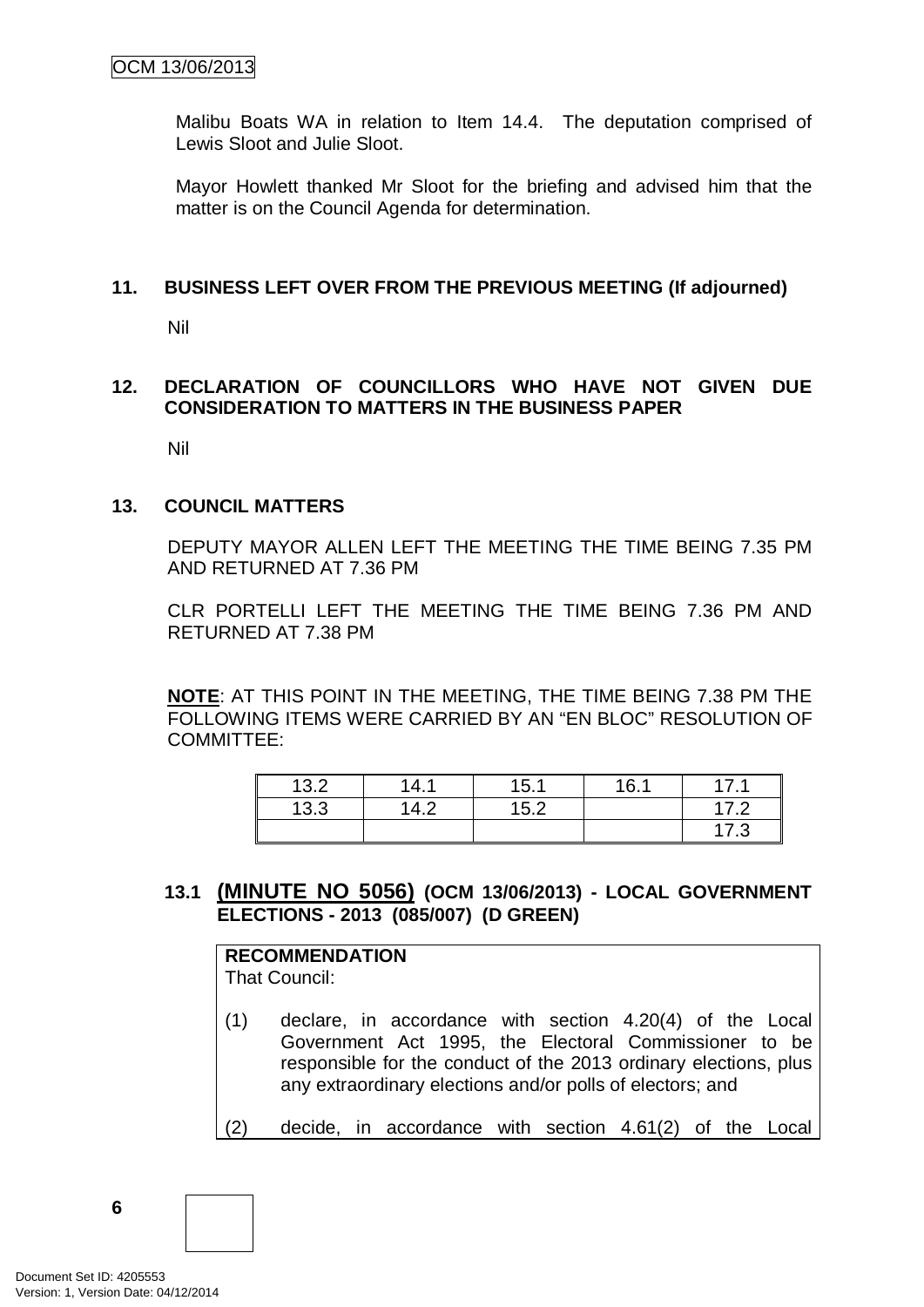Malibu Boats WA in relation to Item 14.4. The deputation comprised of Lewis Sloot and Julie Sloot.

Mayor Howlett thanked Mr Sloot for the briefing and advised him that the matter is on the Council Agenda for determination.

## 11. BUSINESS LEFT OVER FROM THE PREVIOUS MEETING (If adjourned)

Nil

## 12. DECLARATION OF COUNCILLORS WHO HAVE NOT GIVEN DUE CONSIDERATION TO MATTERS IN THE BUSINESS PAPER

Nil

## 13. COUNCIL MATTERS

DEPUTY MAYOR ALLEN LEFT THE MEETING THE TIME BEING 7.35 PM AND RETURNED AT 7.36 PM

CLR PORTELLI LEFT THE MEETING THE TIME BEING 7.36 PM AND RETURNED AT 7.38 PM

**NOTE**: AT THIS POINT IN THE MEETING, THE TIME BEING 7.38 PM THE FOLLOWING ITEMS WERE CARRIED BY AN "EN BLOC" RESOLUTION OF COMMITTEE:

| | | | | |
|---|---|---|---|---|
| 13.2 | 14.1 | 15.1 | 16.1 | 17.1 |
| 13.3 | 14.2 | 15.2 | | 17.2 |
| | | | | 17.3 |

### 13.1 (MINUTE NO 5056) (OCM 13/06/2013) - LOCAL GOVERNMENT ELECTIONS - 2013 (085/007) (D GREEN)

**RECOMMENDATION**
That Council:

(1) declare, in accordance with section 4.20(4) of the Local Government Act 1995, the Electoral Commissioner to be responsible for the conduct of the 2013 ordinary elections, plus any extraordinary elections and/or polls of electors; and

(2) decide, in accordance with section 4.61(2) of the Local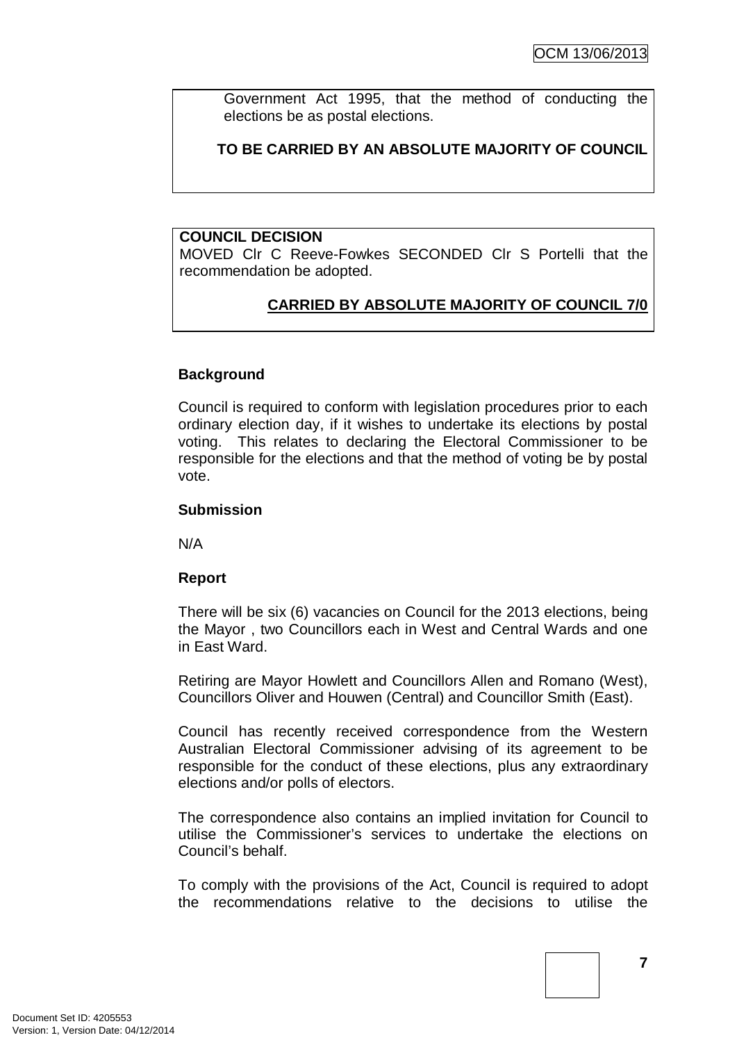Government Act 1995, that the method of conducting the elections be as postal elections.

**TO BE CARRIED BY AN ABSOLUTE MAJORITY OF COUNCIL**

**COUNCIL DECISION**
MOVED Clr C Reeve-Fowkes SECONDED Clr S Portelli that the recommendation be adopted.

**CARRIED BY ABSOLUTE MAJORITY OF COUNCIL 7/0**

**Background**

Council is required to conform with legislation procedures prior to each ordinary election day, if it wishes to undertake its elections by postal voting. This relates to declaring the Electoral Commissioner to be responsible for the elections and that the method of voting be by postal vote.

**Submission**

N/A

**Report**

There will be six (6) vacancies on Council for the 2013 elections, being the Mayor , two Councillors each in West and Central Wards and one in East Ward.

Retiring are Mayor Howlett and Councillors Allen and Romano (West), Councillors Oliver and Houwen (Central) and Councillor Smith (East).

Council has recently received correspondence from the Western Australian Electoral Commissioner advising of its agreement to be responsible for the conduct of these elections, plus any extraordinary elections and/or polls of electors.

The correspondence also contains an implied invitation for Council to utilise the Commissioner's services to undertake the elections on Council's behalf.

To comply with the provisions of the Act, Council is required to adopt the recommendations relative to the decisions to utilise the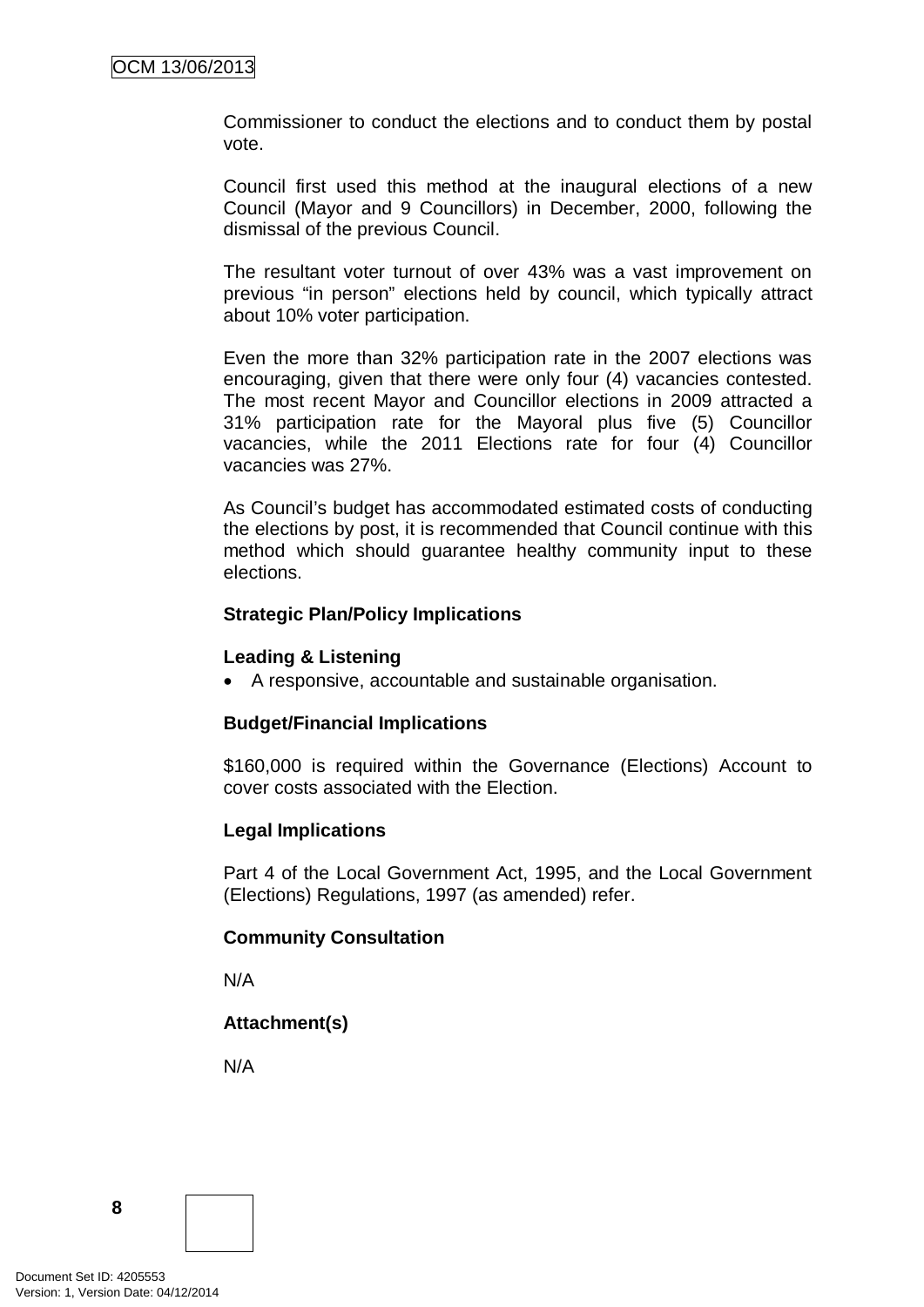Commissioner to conduct the elections and to conduct them by postal vote.

Council first used this method at the inaugural elections of a new Council (Mayor and 9 Councillors) in December, 2000, following the dismissal of the previous Council.

The resultant voter turnout of over 43% was a vast improvement on previous "in person" elections held by council, which typically attract about 10% voter participation.

Even the more than 32% participation rate in the 2007 elections was encouraging, given that there were only four (4) vacancies contested. The most recent Mayor and Councillor elections in 2009 attracted a 31% participation rate for the Mayoral plus five (5) Councillor vacancies, while the 2011 Elections rate for four (4) Councillor vacancies was 27%.

As Council's budget has accommodated estimated costs of conducting the elections by post, it is recommended that Council continue with this method which should guarantee healthy community input to these elections.

**Strategic Plan/Policy Implications**

**Leading & Listening**

- A responsive, accountable and sustainable organisation.

**Budget/Financial Implications**

$160,000 is required within the Governance (Elections) Account to cover costs associated with the Election.

**Legal Implications**

Part 4 of the Local Government Act, 1995, and the Local Government (Elections) Regulations, 1997 (as amended) refer.

**Community Consultation**

N/A

**Attachment(s)**

N/A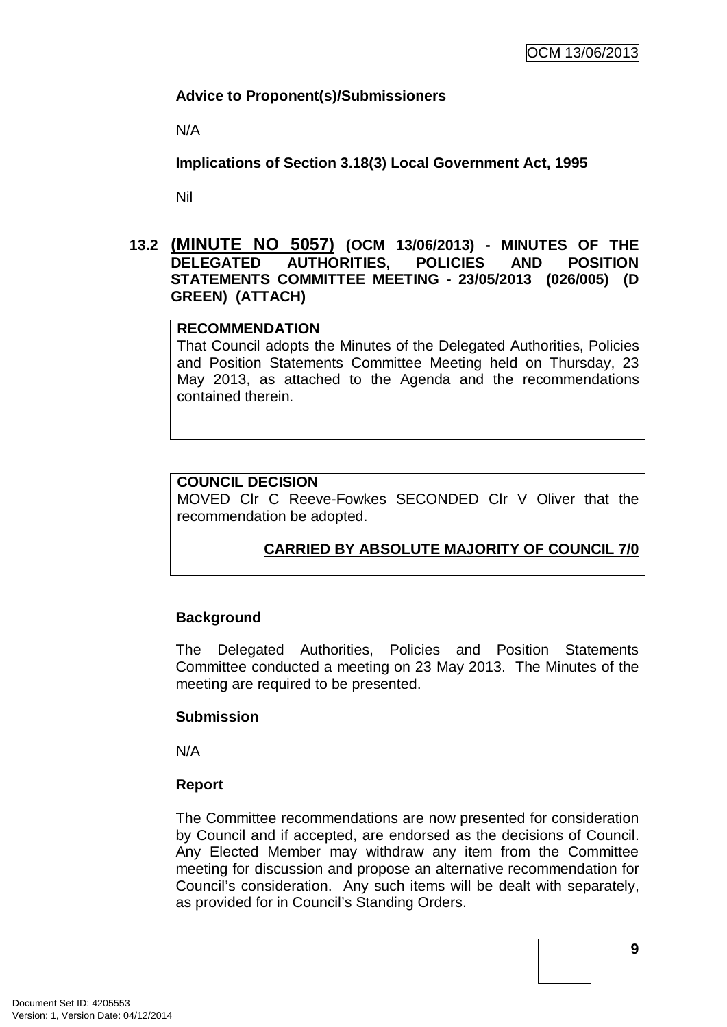**Advice to Proponent(s)/Submissioners**

N/A

**Implications of Section 3.18(3) Local Government Act, 1995**

Nil

### 13.2 (MINUTE NO 5057) (OCM 13/06/2013) - MINUTES OF THE DELEGATED AUTHORITIES, POLICIES AND POSITION STATEMENTS COMMITTEE MEETING - 23/05/2013 (026/005) (D GREEN) (ATTACH)

**RECOMMENDATION**
That Council adopts the Minutes of the Delegated Authorities, Policies and Position Statements Committee Meeting held on Thursday, 23 May 2013, as attached to the Agenda and the recommendations contained therein.

**COUNCIL DECISION**
MOVED Clr C Reeve-Fowkes SECONDED Clr V Oliver that the recommendation be adopted.

**CARRIED BY ABSOLUTE MAJORITY OF COUNCIL 7/0**

**Background**

The Delegated Authorities, Policies and Position Statements Committee conducted a meeting on 23 May 2013. The Minutes of the meeting are required to be presented.

**Submission**

N/A

**Report**

The Committee recommendations are now presented for consideration by Council and if accepted, are endorsed as the decisions of Council. Any Elected Member may withdraw any item from the Committee meeting for discussion and propose an alternative recommendation for Council's consideration. Any such items will be dealt with separately, as provided for in Council's Standing Orders.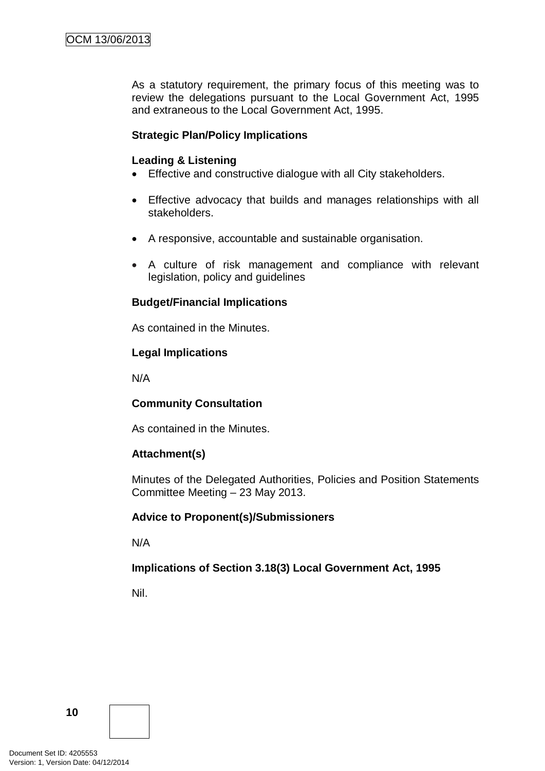As a statutory requirement, the primary focus of this meeting was to review the delegations pursuant to the Local Government Act, 1995 and extraneous to the Local Government Act, 1995.

**Strategic Plan/Policy Implications**

**Leading & Listening**

- Effective and constructive dialogue with all City stakeholders.
- Effective advocacy that builds and manages relationships with all stakeholders.
- A responsive, accountable and sustainable organisation.
- A culture of risk management and compliance with relevant legislation, policy and guidelines

**Budget/Financial Implications**

As contained in the Minutes.

**Legal Implications**

N/A

**Community Consultation**

As contained in the Minutes.

**Attachment(s)**

Minutes of the Delegated Authorities, Policies and Position Statements Committee Meeting – 23 May 2013.

**Advice to Proponent(s)/Submissioners**

N/A

**Implications of Section 3.18(3) Local Government Act, 1995**

Nil.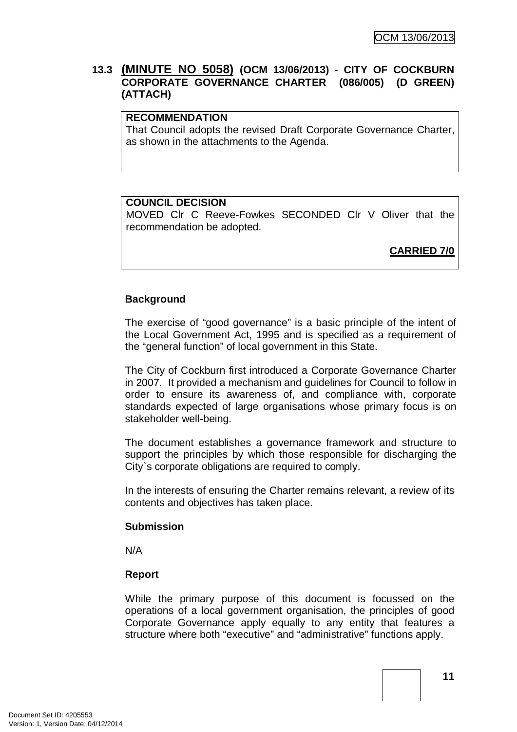### 13.3 **(MINUTE NO 5058)** (OCM 13/06/2013) - CITY OF COCKBURN CORPORATE GOVERNANCE CHARTER (086/005) (D GREEN) (ATTACH)

**RECOMMENDATION**
That Council adopts the revised Draft Corporate Governance Charter, as shown in the attachments to the Agenda.

**COUNCIL DECISION**
MOVED Clr C Reeve-Fowkes SECONDED Clr V Oliver that the recommendation be adopted.

**CARRIED 7/0**

**Background**

The exercise of "good governance" is a basic principle of the intent of the Local Government Act, 1995 and is specified as a requirement of the "general function" of local government in this State.

The City of Cockburn first introduced a Corporate Governance Charter in 2007. It provided a mechanism and guidelines for Council to follow in order to ensure its awareness of, and compliance with, corporate standards expected of large organisations whose primary focus is on stakeholder well-being.

The document establishes a governance framework and structure to support the principles by which those responsible for discharging the City`s corporate obligations are required to comply.

In the interests of ensuring the Charter remains relevant, a review of its contents and objectives has taken place.

**Submission**

N/A

**Report**

While the primary purpose of this document is focussed on the operations of a local government organisation, the principles of good Corporate Governance apply equally to any entity that features a structure where both "executive" and "administrative" functions apply.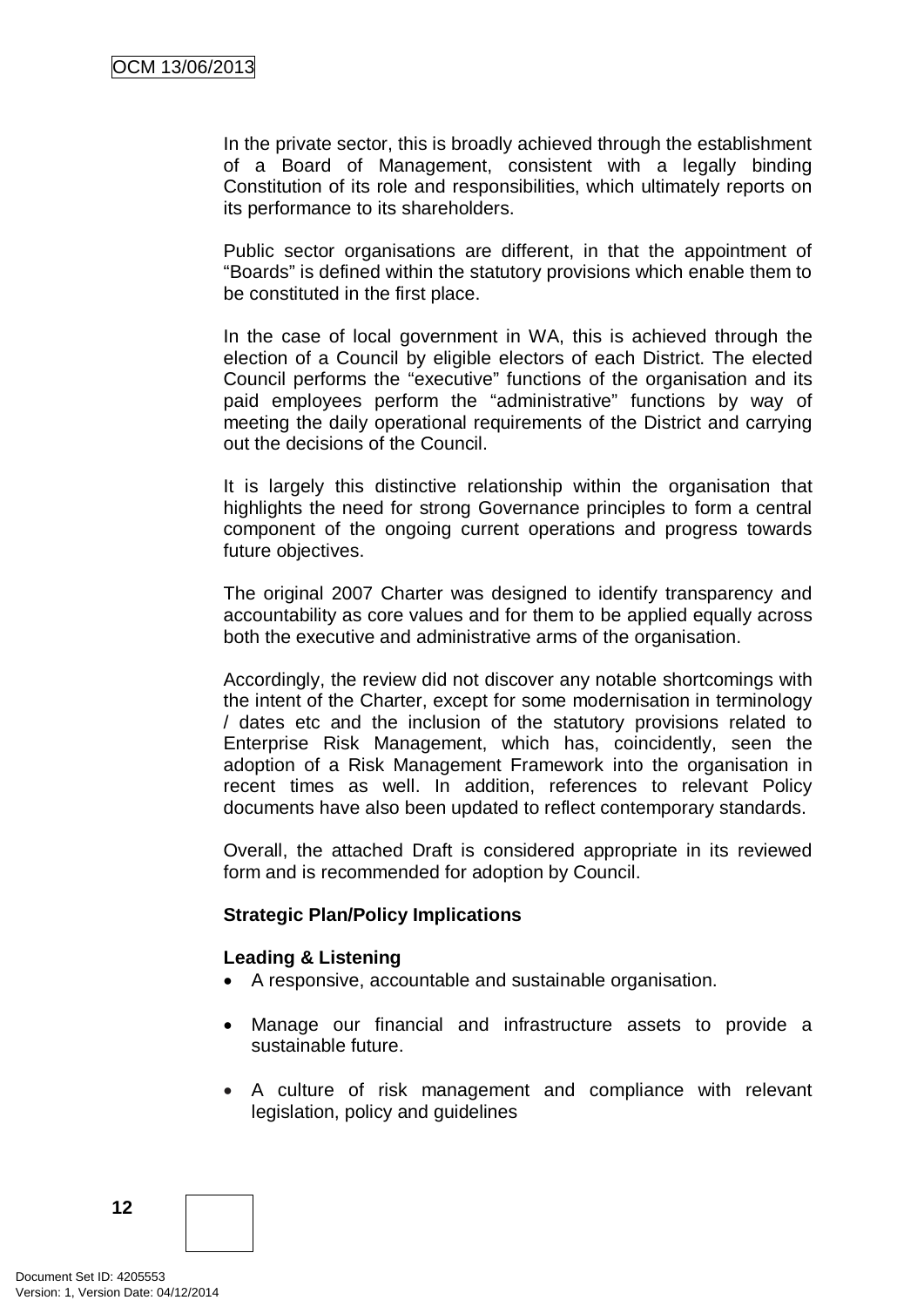In the private sector, this is broadly achieved through the establishment of a Board of Management, consistent with a legally binding Constitution of its role and responsibilities, which ultimately reports on its performance to its shareholders.

Public sector organisations are different, in that the appointment of "Boards" is defined within the statutory provisions which enable them to be constituted in the first place.

In the case of local government in WA, this is achieved through the election of a Council by eligible electors of each District. The elected Council performs the "executive" functions of the organisation and its paid employees perform the "administrative" functions by way of meeting the daily operational requirements of the District and carrying out the decisions of the Council.

It is largely this distinctive relationship within the organisation that highlights the need for strong Governance principles to form a central component of the ongoing current operations and progress towards future objectives.

The original 2007 Charter was designed to identify transparency and accountability as core values and for them to be applied equally across both the executive and administrative arms of the organisation.

Accordingly, the review did not discover any notable shortcomings with the intent of the Charter, except for some modernisation in terminology / dates etc and the inclusion of the statutory provisions related to Enterprise Risk Management, which has, coincidently, seen the adoption of a Risk Management Framework into the organisation in recent times as well. In addition, references to relevant Policy documents have also been updated to reflect contemporary standards.

Overall, the attached Draft is considered appropriate in its reviewed form and is recommended for adoption by Council.

**Strategic Plan/Policy Implications**

**Leading & Listening**

- A responsive, accountable and sustainable organisation.
- Manage our financial and infrastructure assets to provide a sustainable future.
- A culture of risk management and compliance with relevant legislation, policy and guidelines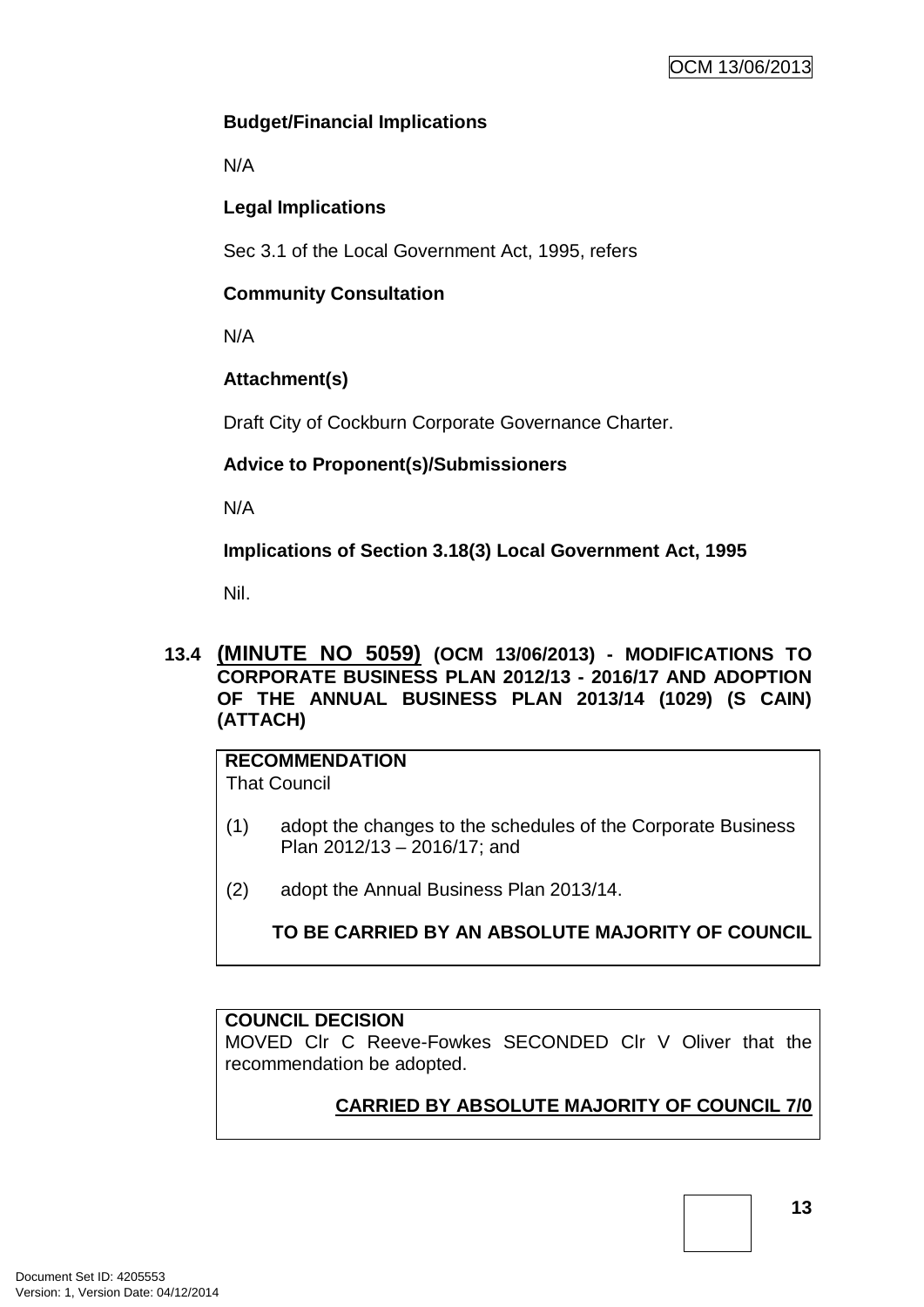**Budget/Financial Implications**

N/A

**Legal Implications**

Sec 3.1 of the Local Government Act, 1995, refers

**Community Consultation**

N/A

**Attachment(s)**

Draft City of Cockburn Corporate Governance Charter.

**Advice to Proponent(s)/Submissioners**

N/A

**Implications of Section 3.18(3) Local Government Act, 1995**

Nil.

### 13.4 (MINUTE NO 5059) (OCM 13/06/2013) - MODIFICATIONS TO CORPORATE BUSINESS PLAN 2012/13 - 2016/17 AND ADOPTION OF THE ANNUAL BUSINESS PLAN 2013/14 (1029) (S CAIN) (ATTACH)

**RECOMMENDATION**
That Council

(1) adopt the changes to the schedules of the Corporate Business Plan 2012/13 – 2016/17; and

(2) adopt the Annual Business Plan 2013/14.

**TO BE CARRIED BY AN ABSOLUTE MAJORITY OF COUNCIL**

**COUNCIL DECISION**
MOVED Clr C Reeve-Fowkes SECONDED Clr V Oliver that the recommendation be adopted.

**CARRIED BY ABSOLUTE MAJORITY OF COUNCIL 7/0**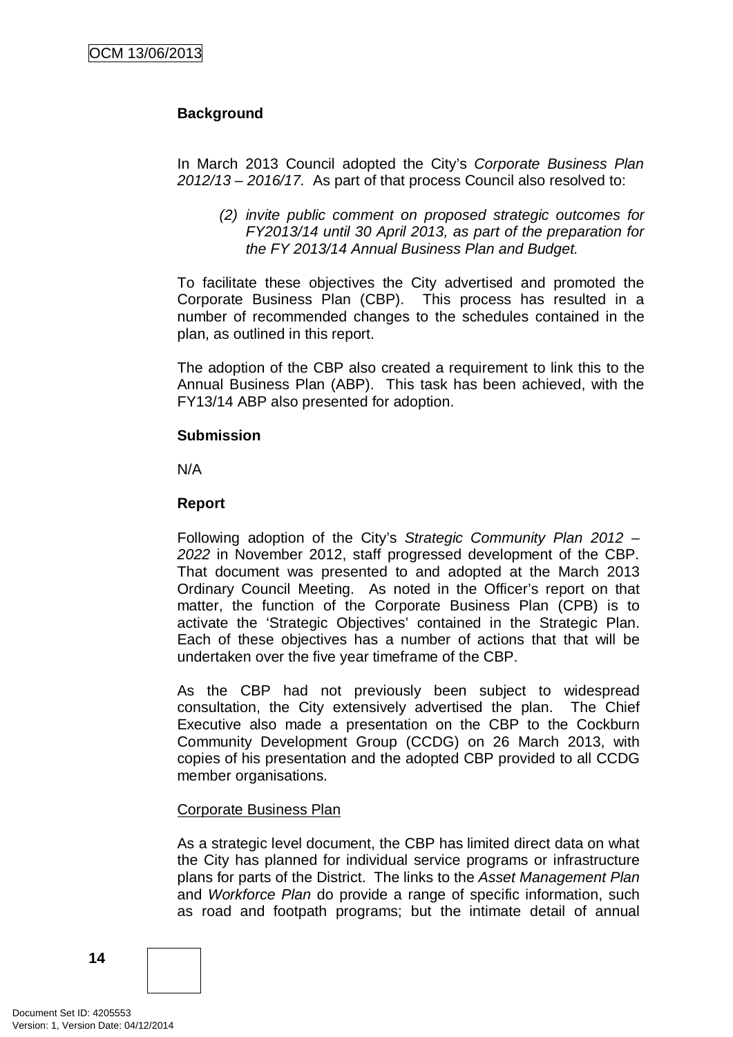**Background**

In March 2013 Council adopted the City's *Corporate Business Plan 2012/13 – 2016/17.* As part of that process Council also resolved to:

> *(2) invite public comment on proposed strategic outcomes for FY2013/14 until 30 April 2013, as part of the preparation for the FY 2013/14 Annual Business Plan and Budget.*

To facilitate these objectives the City advertised and promoted the Corporate Business Plan (CBP). This process has resulted in a number of recommended changes to the schedules contained in the plan, as outlined in this report.

The adoption of the CBP also created a requirement to link this to the Annual Business Plan (ABP). This task has been achieved, with the FY13/14 ABP also presented for adoption.

**Submission**

N/A

**Report**

Following adoption of the City's *Strategic Community Plan 2012 – 2022* in November 2012, staff progressed development of the CBP. That document was presented to and adopted at the March 2013 Ordinary Council Meeting. As noted in the Officer's report on that matter, the function of the Corporate Business Plan (CPB) is to activate the 'Strategic Objectives' contained in the Strategic Plan. Each of these objectives has a number of actions that that will be undertaken over the five year timeframe of the CBP.

As the CBP had not previously been subject to widespread consultation, the City extensively advertised the plan. The Chief Executive also made a presentation on the CBP to the Cockburn Community Development Group (CCDG) on 26 March 2013, with copies of his presentation and the adopted CBP provided to all CCDG member organisations.

Corporate Business Plan

As a strategic level document, the CBP has limited direct data on what the City has planned for individual service programs or infrastructure plans for parts of the District. The links to the *Asset Management Plan* and *Workforce Plan* do provide a range of specific information, such as road and footpath programs; but the intimate detail of annual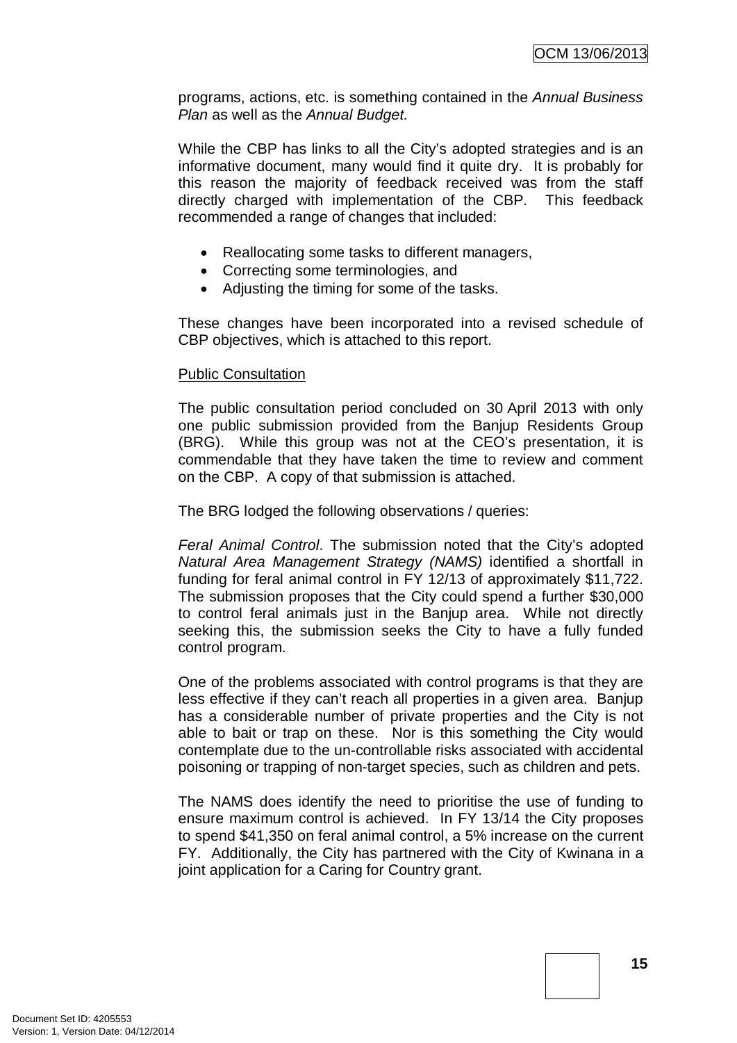programs, actions, etc. is something contained in the *Annual Business Plan* as well as the *Annual Budget.*

While the CBP has links to all the City's adopted strategies and is an informative document, many would find it quite dry. It is probably for this reason the majority of feedback received was from the staff directly charged with implementation of the CBP. This feedback recommended a range of changes that included:

- Reallocating some tasks to different managers,
- Correcting some terminologies, and
- Adjusting the timing for some of the tasks.

These changes have been incorporated into a revised schedule of CBP objectives, which is attached to this report.

<u>Public Consultation</u>

The public consultation period concluded on 30 April 2013 with only one public submission provided from the Banjup Residents Group (BRG). While this group was not at the CEO's presentation, it is commendable that they have taken the time to review and comment on the CBP. A copy of that submission is attached.

The BRG lodged the following observations / queries:

*Feral Animal Control*. The submission noted that the City's adopted *Natural Area Management Strategy (NAMS)* identified a shortfall in funding for feral animal control in FY 12/13 of approximately $11,722. The submission proposes that the City could spend a further $30,000 to control feral animals just in the Banjup area. While not directly seeking this, the submission seeks the City to have a fully funded control program.

One of the problems associated with control programs is that they are less effective if they can't reach all properties in a given area. Banjup has a considerable number of private properties and the City is not able to bait or trap on these. Nor is this something the City would contemplate due to the un-controllable risks associated with accidental poisoning or trapping of non-target species, such as children and pets.

The NAMS does identify the need to prioritise the use of funding to ensure maximum control is achieved. In FY 13/14 the City proposes to spend $41,350 on feral animal control, a 5% increase on the current FY. Additionally, the City has partnered with the City of Kwinana in a joint application for a Caring for Country grant.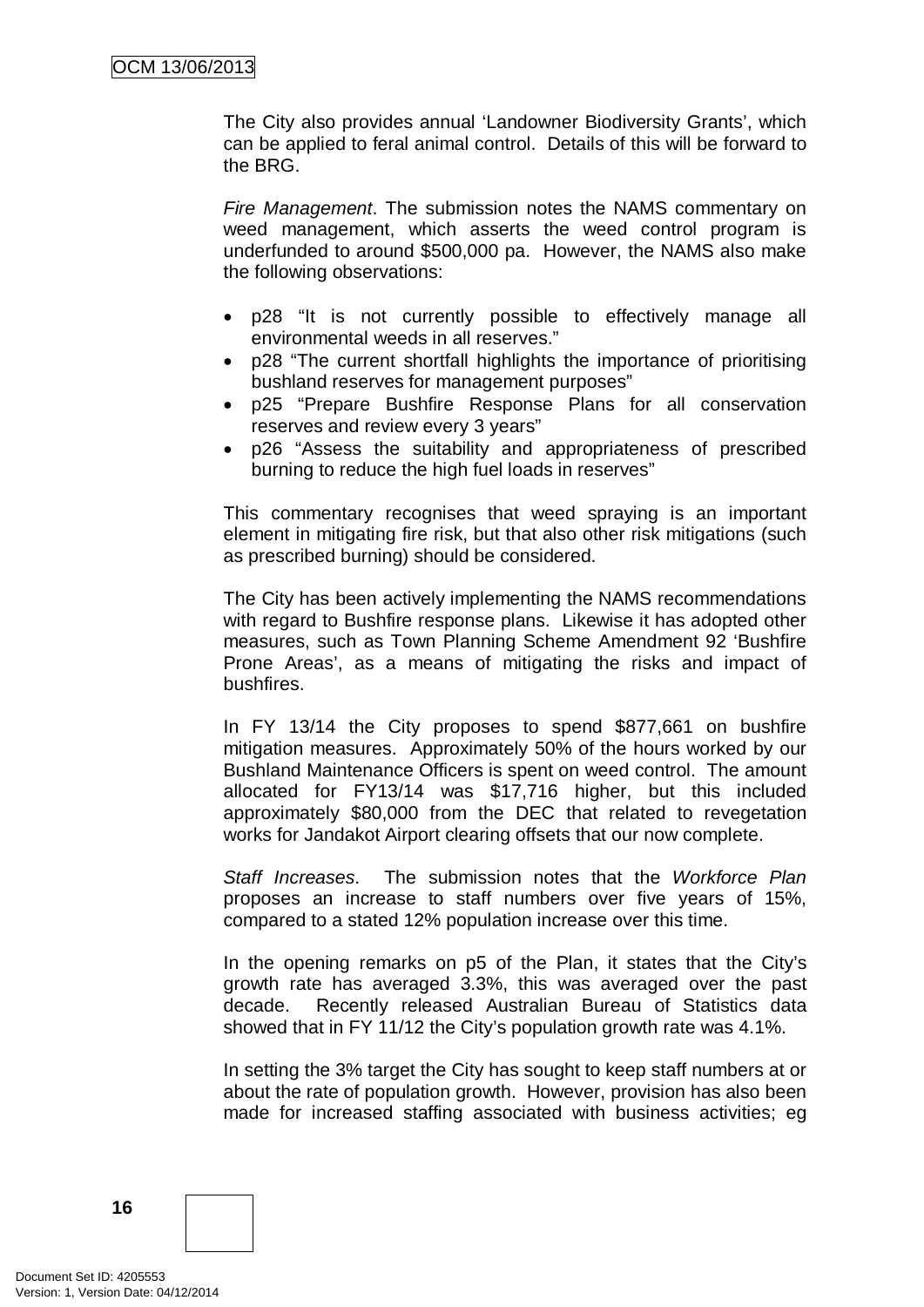The City also provides annual 'Landowner Biodiversity Grants', which can be applied to feral animal control. Details of this will be forward to the BRG.

*Fire Management*. The submission notes the NAMS commentary on weed management, which asserts the weed control program is underfunded to around $500,000 pa. However, the NAMS also make the following observations:

- p28 "It is not currently possible to effectively manage all environmental weeds in all reserves."
- p28 "The current shortfall highlights the importance of prioritising bushland reserves for management purposes"
- p25 "Prepare Bushfire Response Plans for all conservation reserves and review every 3 years"
- p26 "Assess the suitability and appropriateness of prescribed burning to reduce the high fuel loads in reserves"

This commentary recognises that weed spraying is an important element in mitigating fire risk, but that also other risk mitigations (such as prescribed burning) should be considered.

The City has been actively implementing the NAMS recommendations with regard to Bushfire response plans. Likewise it has adopted other measures, such as Town Planning Scheme Amendment 92 'Bushfire Prone Areas', as a means of mitigating the risks and impact of bushfires.

In FY 13/14 the City proposes to spend $877,661 on bushfire mitigation measures. Approximately 50% of the hours worked by our Bushland Maintenance Officers is spent on weed control. The amount allocated for FY13/14 was $17,716 higher, but this included approximately $80,000 from the DEC that related to revegetation works for Jandakot Airport clearing offsets that our now complete.

*Staff Increases*. The submission notes that the *Workforce Plan* proposes an increase to staff numbers over five years of 15%, compared to a stated 12% population increase over this time.

In the opening remarks on p5 of the Plan, it states that the City's growth rate has averaged 3.3%, this was averaged over the past decade. Recently released Australian Bureau of Statistics data showed that in FY 11/12 the City's population growth rate was 4.1%.

In setting the 3% target the City has sought to keep staff numbers at or about the rate of population growth. However, provision has also been made for increased staffing associated with business activities; eg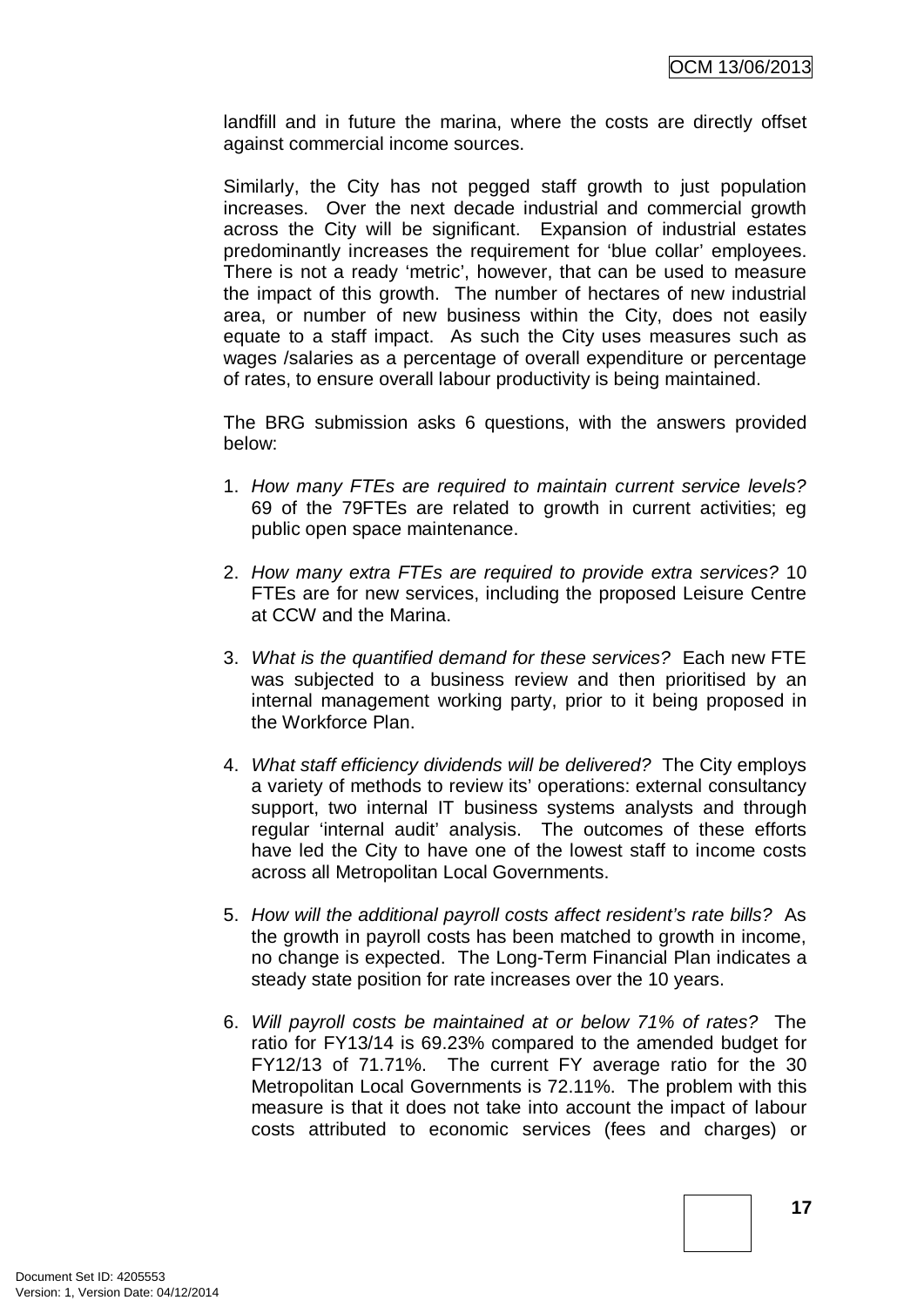landfill and in future the marina, where the costs are directly offset against commercial income sources.

Similarly, the City has not pegged staff growth to just population increases. Over the next decade industrial and commercial growth across the City will be significant. Expansion of industrial estates predominantly increases the requirement for 'blue collar' employees. There is not a ready 'metric', however, that can be used to measure the impact of this growth. The number of hectares of new industrial area, or number of new business within the City, does not easily equate to a staff impact. As such the City uses measures such as wages /salaries as a percentage of overall expenditure or percentage of rates, to ensure overall labour productivity is being maintained.

The BRG submission asks 6 questions, with the answers provided below:

1. *How many FTEs are required to maintain current service levels?* 69 of the 79FTEs are related to growth in current activities; eg public open space maintenance.

2. *How many extra FTEs are required to provide extra services?* 10 FTEs are for new services, including the proposed Leisure Centre at CCW and the Marina.

3. *What is the quantified demand for these services?* Each new FTE was subjected to a business review and then prioritised by an internal management working party, prior to it being proposed in the Workforce Plan.

4. *What staff efficiency dividends will be delivered?* The City employs a variety of methods to review its' operations: external consultancy support, two internal IT business systems analysts and through regular 'internal audit' analysis. The outcomes of these efforts have led the City to have one of the lowest staff to income costs across all Metropolitan Local Governments.

5. *How will the additional payroll costs affect resident's rate bills?* As the growth in payroll costs has been matched to growth in income, no change is expected. The Long-Term Financial Plan indicates a steady state position for rate increases over the 10 years.

6. *Will payroll costs be maintained at or below 71% of rates?* The ratio for FY13/14 is 69.23% compared to the amended budget for FY12/13 of 71.71%. The current FY average ratio for the 30 Metropolitan Local Governments is 72.11%. The problem with this measure is that it does not take into account the impact of labour costs attributed to economic services (fees and charges) or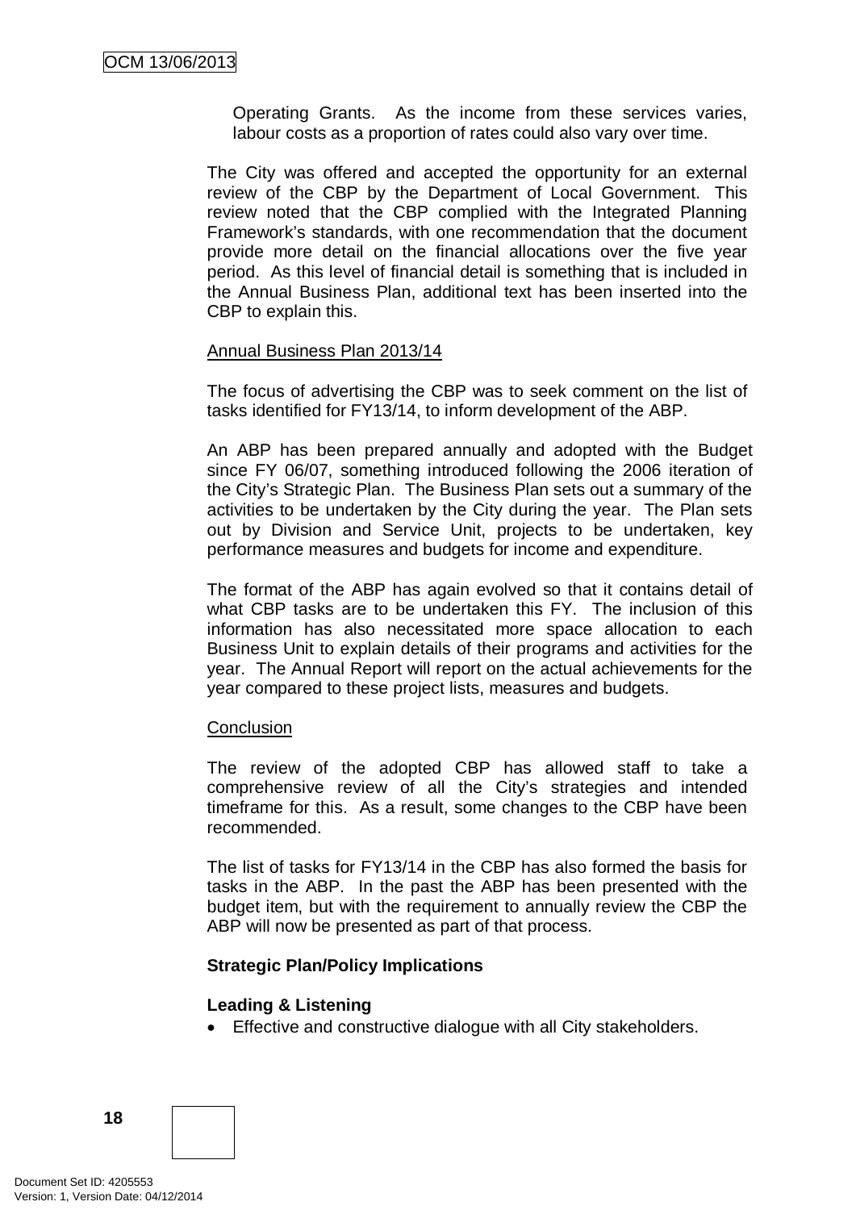Operating Grants. As the income from these services varies, labour costs as a proportion of rates could also vary over time.

The City was offered and accepted the opportunity for an external review of the CBP by the Department of Local Government. This review noted that the CBP complied with the Integrated Planning Framework's standards, with one recommendation that the document provide more detail on the financial allocations over the five year period. As this level of financial detail is something that is included in the Annual Business Plan, additional text has been inserted into the CBP to explain this.

Annual Business Plan 2013/14

The focus of advertising the CBP was to seek comment on the list of tasks identified for FY13/14, to inform development of the ABP.

An ABP has been prepared annually and adopted with the Budget since FY 06/07, something introduced following the 2006 iteration of the City's Strategic Plan. The Business Plan sets out a summary of the activities to be undertaken by the City during the year. The Plan sets out by Division and Service Unit, projects to be undertaken, key performance measures and budgets for income and expenditure.

The format of the ABP has again evolved so that it contains detail of what CBP tasks are to be undertaken this FY. The inclusion of this information has also necessitated more space allocation to each Business Unit to explain details of their programs and activities for the year. The Annual Report will report on the actual achievements for the year compared to these project lists, measures and budgets.

Conclusion

The review of the adopted CBP has allowed staff to take a comprehensive review of all the City's strategies and intended timeframe for this. As a result, some changes to the CBP have been recommended.

The list of tasks for FY13/14 in the CBP has also formed the basis for tasks in the ABP. In the past the ABP has been presented with the budget item, but with the requirement to annually review the CBP the ABP will now be presented as part of that process.

**Strategic Plan/Policy Implications**

**Leading & Listening**

- Effective and constructive dialogue with all City stakeholders.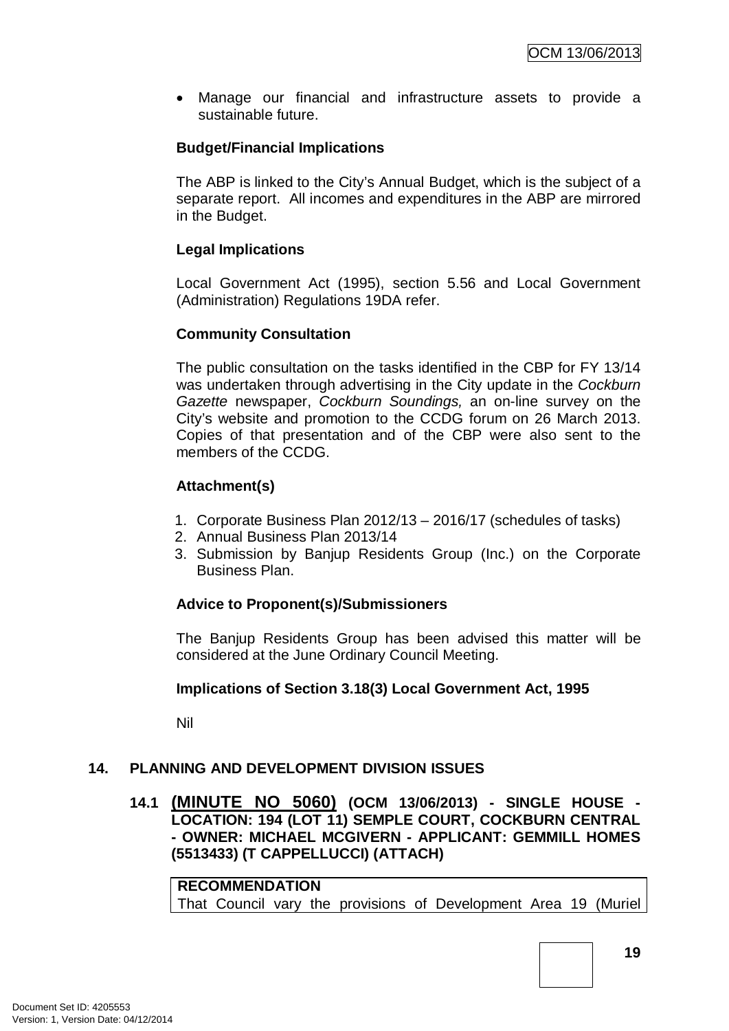- Manage our financial and infrastructure assets to provide a sustainable future.

**Budget/Financial Implications**

The ABP is linked to the City's Annual Budget, which is the subject of a separate report. All incomes and expenditures in the ABP are mirrored in the Budget.

**Legal Implications**

Local Government Act (1995), section 5.56 and Local Government (Administration) Regulations 19DA refer.

**Community Consultation**

The public consultation on the tasks identified in the CBP for FY 13/14 was undertaken through advertising in the City update in the *Cockburn Gazette* newspaper, *Cockburn Soundings,* an on-line survey on the City's website and promotion to the CCDG forum on 26 March 2013. Copies of that presentation and of the CBP were also sent to the members of the CCDG.

**Attachment(s)**

1. Corporate Business Plan 2012/13 – 2016/17 (schedules of tasks)
2. Annual Business Plan 2013/14
3. Submission by Banjup Residents Group (Inc.) on the Corporate Business Plan.

**Advice to Proponent(s)/Submissioners**

The Banjup Residents Group has been advised this matter will be considered at the June Ordinary Council Meeting.

**Implications of Section 3.18(3) Local Government Act, 1995**

Nil

## 14. PLANNING AND DEVELOPMENT DIVISION ISSUES

### 14.1 (MINUTE NO 5060) (OCM 13/06/2013) - SINGLE HOUSE - LOCATION: 194 (LOT 11) SEMPLE COURT, COCKBURN CENTRAL - OWNER: MICHAEL MCGIVERN - APPLICANT: GEMMILL HOMES (5513433) (T CAPPELLUCCI) (ATTACH)

**RECOMMENDATION**

That Council vary the provisions of Development Area 19 (Muriel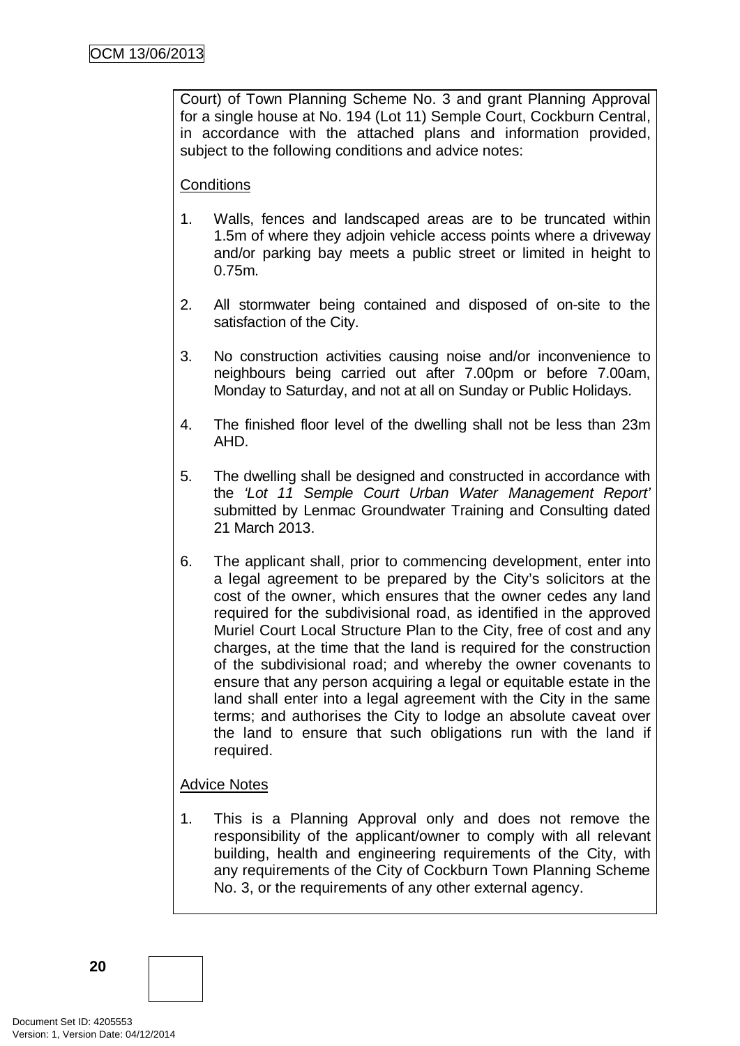Court) of Town Planning Scheme No. 3 and grant Planning Approval for a single house at No. 194 (Lot 11) Semple Court, Cockburn Central, in accordance with the attached plans and information provided, subject to the following conditions and advice notes:

Conditions

1. Walls, fences and landscaped areas are to be truncated within 1.5m of where they adjoin vehicle access points where a driveway and/or parking bay meets a public street or limited in height to 0.75m.

2. All stormwater being contained and disposed of on-site to the satisfaction of the City.

3. No construction activities causing noise and/or inconvenience to neighbours being carried out after 7.00pm or before 7.00am, Monday to Saturday, and not at all on Sunday or Public Holidays.

4. The finished floor level of the dwelling shall not be less than 23m AHD.

5. The dwelling shall be designed and constructed in accordance with the *'Lot 11 Semple Court Urban Water Management Report'* submitted by Lenmac Groundwater Training and Consulting dated 21 March 2013.

6. The applicant shall, prior to commencing development, enter into a legal agreement to be prepared by the City's solicitors at the cost of the owner, which ensures that the owner cedes any land required for the subdivisional road, as identified in the approved Muriel Court Local Structure Plan to the City, free of cost and any charges, at the time that the land is required for the construction of the subdivisional road; and whereby the owner covenants to ensure that any person acquiring a legal or equitable estate in the land shall enter into a legal agreement with the City in the same terms; and authorises the City to lodge an absolute caveat over the land to ensure that such obligations run with the land if required.

Advice Notes

1. This is a Planning Approval only and does not remove the responsibility of the applicant/owner to comply with all relevant building, health and engineering requirements of the City, with any requirements of the City of Cockburn Town Planning Scheme No. 3, or the requirements of any other external agency.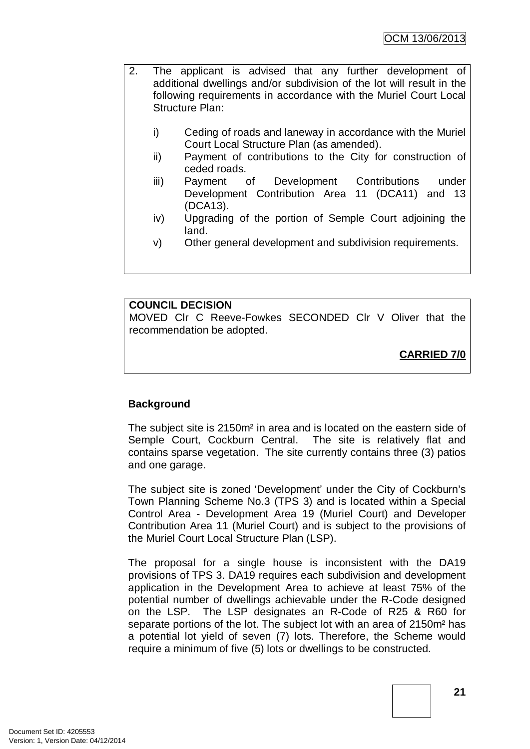2. The applicant is advised that any further development of additional dwellings and/or subdivision of the lot will result in the following requirements in accordance with the Muriel Court Local Structure Plan:

   i) Ceding of roads and laneway in accordance with the Muriel Court Local Structure Plan (as amended).
   ii) Payment of contributions to the City for construction of ceded roads.
   iii) Payment of Development Contributions under Development Contribution Area 11 (DCA11) and 13 (DCA13).
   iv) Upgrading of the portion of Semple Court adjoining the land.
   v) Other general development and subdivision requirements.

**COUNCIL DECISION**

MOVED Clr C Reeve-Fowkes SECONDED Clr V Oliver that the recommendation be adopted.

**CARRIED 7/0**

**Background**

The subject site is 2150m² in area and is located on the eastern side of Semple Court, Cockburn Central. The site is relatively flat and contains sparse vegetation. The site currently contains three (3) patios and one garage.

The subject site is zoned 'Development' under the City of Cockburn's Town Planning Scheme No.3 (TPS 3) and is located within a Special Control Area - Development Area 19 (Muriel Court) and Developer Contribution Area 11 (Muriel Court) and is subject to the provisions of the Muriel Court Local Structure Plan (LSP).

The proposal for a single house is inconsistent with the DA19 provisions of TPS 3. DA19 requires each subdivision and development application in the Development Area to achieve at least 75% of the potential number of dwellings achievable under the R-Code designed on the LSP. The LSP designates an R-Code of R25 & R60 for separate portions of the lot. The subject lot with an area of 2150m² has a potential lot yield of seven (7) lots. Therefore, the Scheme would require a minimum of five (5) lots or dwellings to be constructed.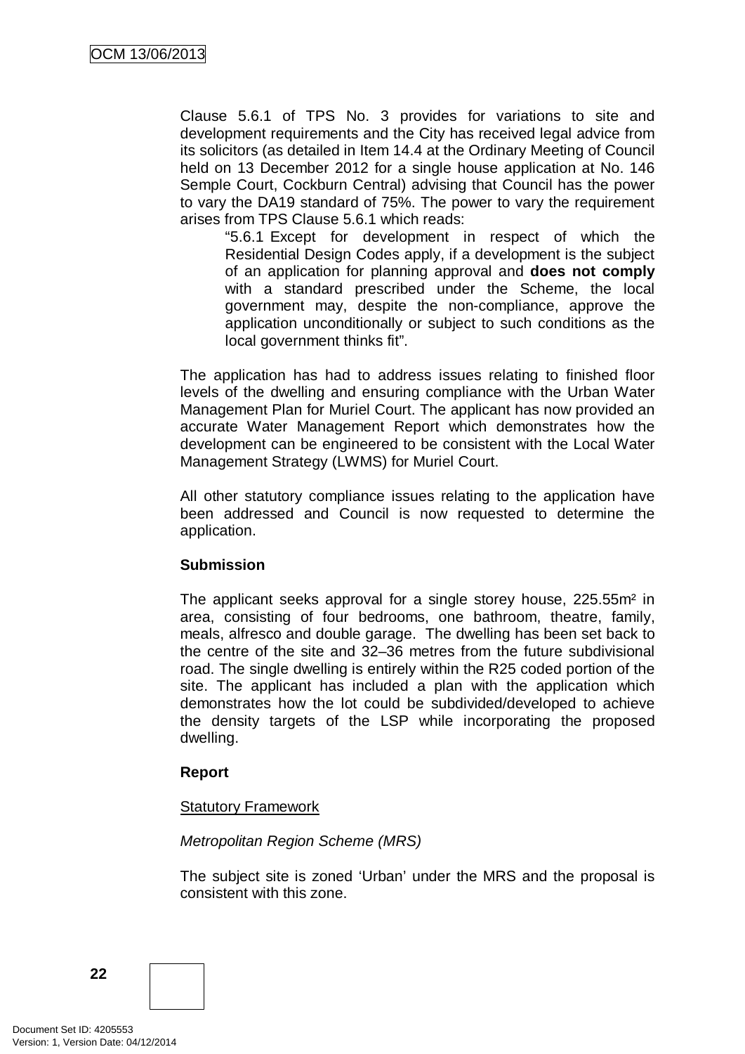Clause 5.6.1 of TPS No. 3 provides for variations to site and development requirements and the City has received legal advice from its solicitors (as detailed in Item 14.4 at the Ordinary Meeting of Council held on 13 December 2012 for a single house application at No. 146 Semple Court, Cockburn Central) advising that Council has the power to vary the DA19 standard of 75%. The power to vary the requirement arises from TPS Clause 5.6.1 which reads:

> "5.6.1 Except for development in respect of which the Residential Design Codes apply, if a development is the subject of an application for planning approval and **does not comply** with a standard prescribed under the Scheme, the local government may, despite the non-compliance, approve the application unconditionally or subject to such conditions as the local government thinks fit".

The application has had to address issues relating to finished floor levels of the dwelling and ensuring compliance with the Urban Water Management Plan for Muriel Court. The applicant has now provided an accurate Water Management Report which demonstrates how the development can be engineered to be consistent with the Local Water Management Strategy (LWMS) for Muriel Court.

All other statutory compliance issues relating to the application have been addressed and Council is now requested to determine the application.

**Submission**

The applicant seeks approval for a single storey house, 225.55m² in area, consisting of four bedrooms, one bathroom, theatre, family, meals, alfresco and double garage. The dwelling has been set back to the centre of the site and 32–36 metres from the future subdivisional road. The single dwelling is entirely within the R25 coded portion of the site. The applicant has included a plan with the application which demonstrates how the lot could be subdivided/developed to achieve the density targets of the LSP while incorporating the proposed dwelling.

**Report**

Statutory Framework

*Metropolitan Region Scheme (MRS)*

The subject site is zoned 'Urban' under the MRS and the proposal is consistent with this zone.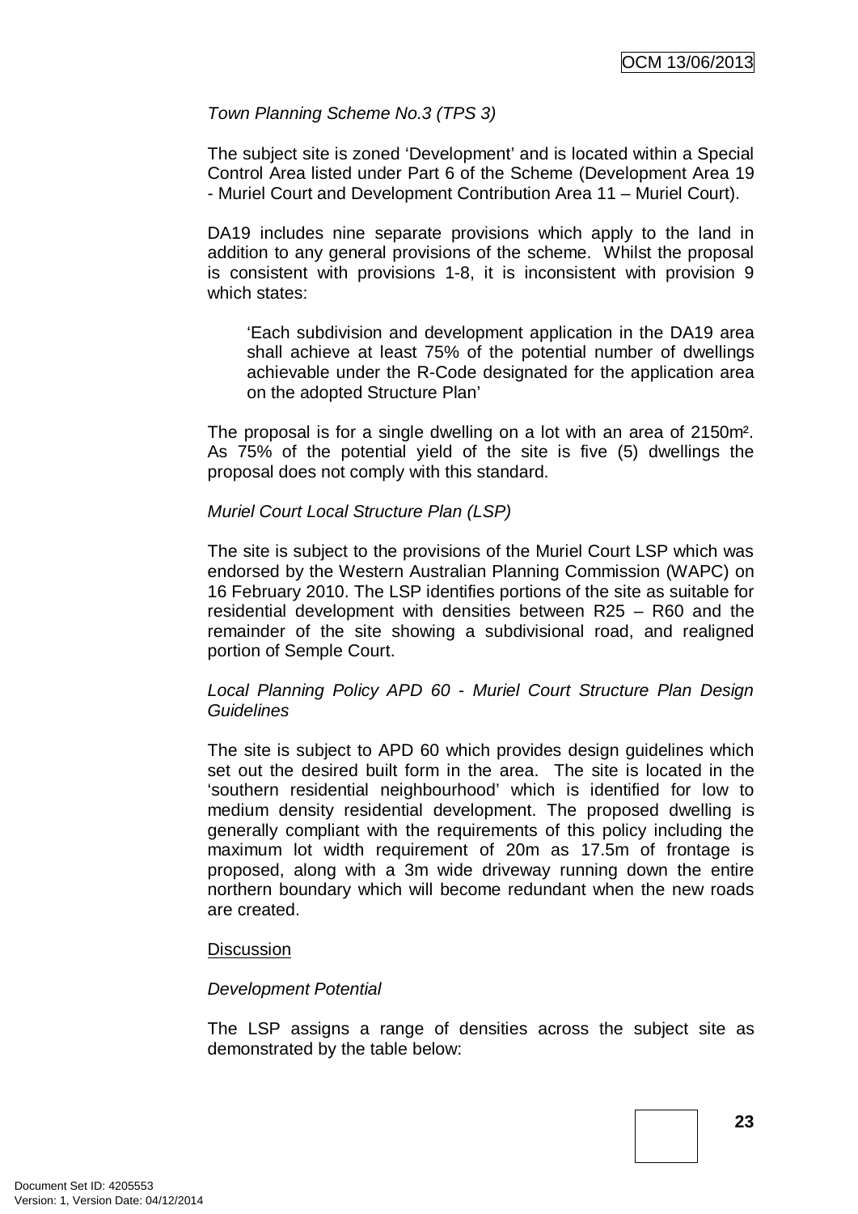*Town Planning Scheme No.3 (TPS 3)*

The subject site is zoned 'Development' and is located within a Special Control Area listed under Part 6 of the Scheme (Development Area 19 - Muriel Court and Development Contribution Area 11 – Muriel Court).

DA19 includes nine separate provisions which apply to the land in addition to any general provisions of the scheme. Whilst the proposal is consistent with provisions 1-8, it is inconsistent with provision 9 which states:

> 'Each subdivision and development application in the DA19 area shall achieve at least 75% of the potential number of dwellings achievable under the R-Code designated for the application area on the adopted Structure Plan'

The proposal is for a single dwelling on a lot with an area of 2150m². As 75% of the potential yield of the site is five (5) dwellings the proposal does not comply with this standard.

*Muriel Court Local Structure Plan (LSP)*

The site is subject to the provisions of the Muriel Court LSP which was endorsed by the Western Australian Planning Commission (WAPC) on 16 February 2010. The LSP identifies portions of the site as suitable for residential development with densities between R25 – R60 and the remainder of the site showing a subdivisional road, and realigned portion of Semple Court.

*Local Planning Policy APD 60 - Muriel Court Structure Plan Design Guidelines*

The site is subject to APD 60 which provides design guidelines which set out the desired built form in the area. The site is located in the 'southern residential neighbourhood' which is identified for low to medium density residential development. The proposed dwelling is generally compliant with the requirements of this policy including the maximum lot width requirement of 20m as 17.5m of frontage is proposed, along with a 3m wide driveway running down the entire northern boundary which will become redundant when the new roads are created.

Discussion

*Development Potential*

The LSP assigns a range of densities across the subject site as demonstrated by the table below: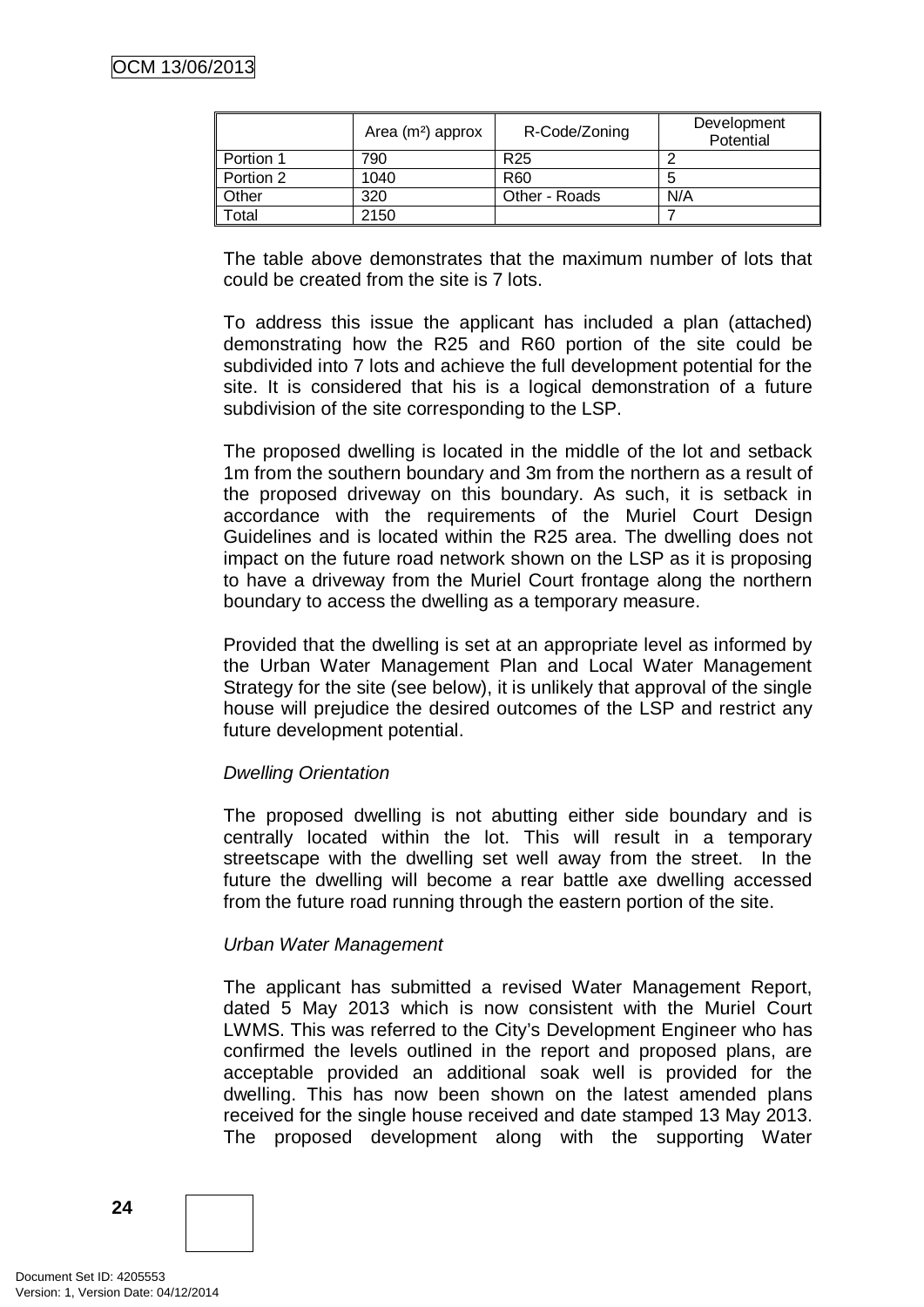| | Area (m²) approx | R-Code/Zoning | Development Potential |
|---|---|---|---|
| Portion 1 | 790 | R25 | 2 |
| Portion 2 | 1040 | R60 | 5 |
| Other | 320 | Other - Roads | N/A |
| Total | 2150 | | 7 |

The table above demonstrates that the maximum number of lots that could be created from the site is 7 lots.

To address this issue the applicant has included a plan (attached) demonstrating how the R25 and R60 portion of the site could be subdivided into 7 lots and achieve the full development potential for the site. It is considered that his is a logical demonstration of a future subdivision of the site corresponding to the LSP.

The proposed dwelling is located in the middle of the lot and setback 1m from the southern boundary and 3m from the northern as a result of the proposed driveway on this boundary. As such, it is setback in accordance with the requirements of the Muriel Court Design Guidelines and is located within the R25 area. The dwelling does not impact on the future road network shown on the LSP as it is proposing to have a driveway from the Muriel Court frontage along the northern boundary to access the dwelling as a temporary measure.

Provided that the dwelling is set at an appropriate level as informed by the Urban Water Management Plan and Local Water Management Strategy for the site (see below), it is unlikely that approval of the single house will prejudice the desired outcomes of the LSP and restrict any future development potential.

*Dwelling Orientation*

The proposed dwelling is not abutting either side boundary and is centrally located within the lot. This will result in a temporary streetscape with the dwelling set well away from the street. In the future the dwelling will become a rear battle axe dwelling accessed from the future road running through the eastern portion of the site.

*Urban Water Management*

The applicant has submitted a revised Water Management Report, dated 5 May 2013 which is now consistent with the Muriel Court LWMS. This was referred to the City's Development Engineer who has confirmed the levels outlined in the report and proposed plans, are acceptable provided an additional soak well is provided for the dwelling. This has now been shown on the latest amended plans received for the single house received and date stamped 13 May 2013. The proposed development along with the supporting Water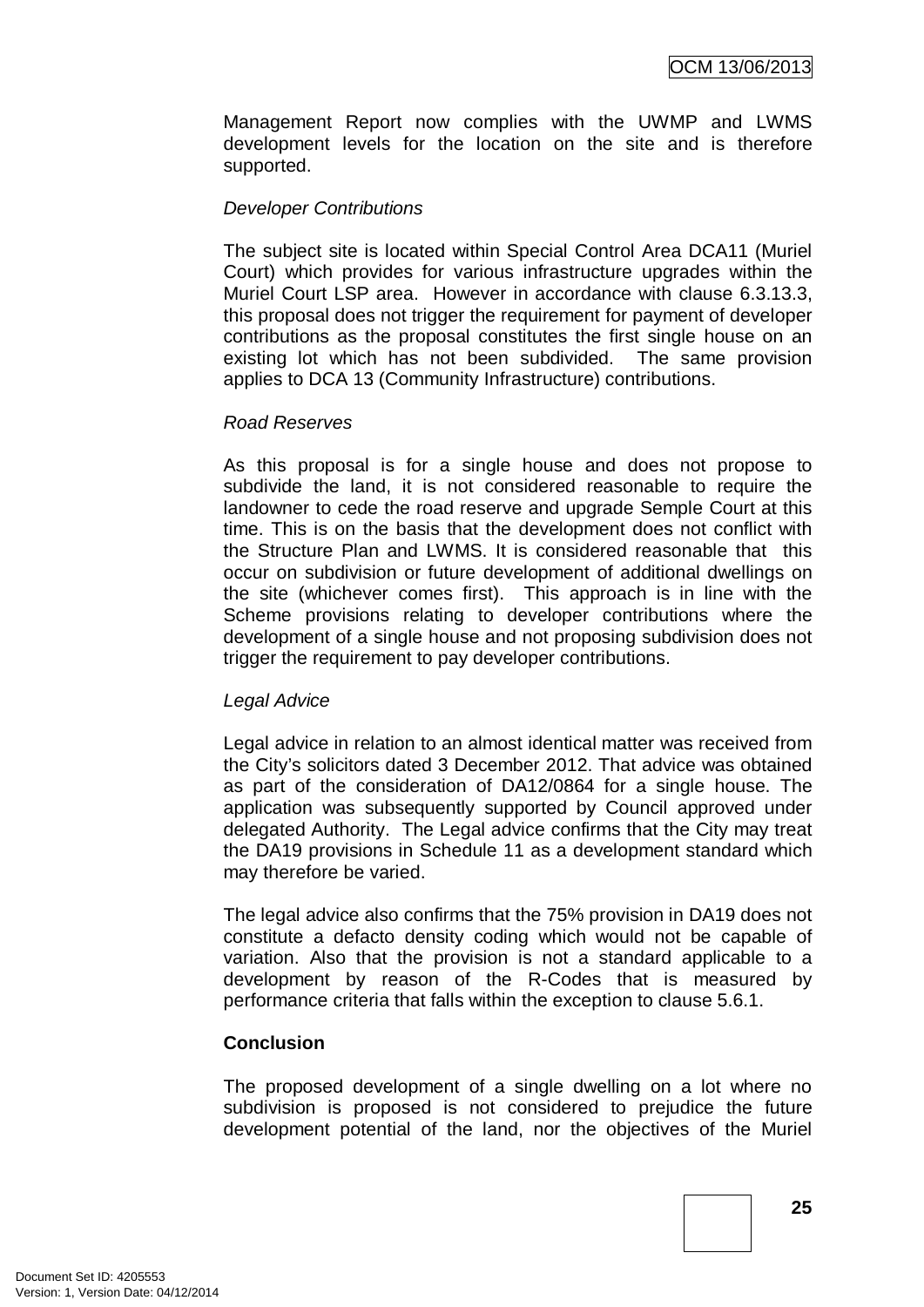Management Report now complies with the UWMP and LWMS development levels for the location on the site and is therefore supported.

*Developer Contributions*

The subject site is located within Special Control Area DCA11 (Muriel Court) which provides for various infrastructure upgrades within the Muriel Court LSP area. However in accordance with clause 6.3.13.3, this proposal does not trigger the requirement for payment of developer contributions as the proposal constitutes the first single house on an existing lot which has not been subdivided. The same provision applies to DCA 13 (Community Infrastructure) contributions.

*Road Reserves*

As this proposal is for a single house and does not propose to subdivide the land, it is not considered reasonable to require the landowner to cede the road reserve and upgrade Semple Court at this time. This is on the basis that the development does not conflict with the Structure Plan and LWMS. It is considered reasonable that this occur on subdivision or future development of additional dwellings on the site (whichever comes first). This approach is in line with the Scheme provisions relating to developer contributions where the development of a single house and not proposing subdivision does not trigger the requirement to pay developer contributions.

*Legal Advice*

Legal advice in relation to an almost identical matter was received from the City's solicitors dated 3 December 2012. That advice was obtained as part of the consideration of DA12/0864 for a single house. The application was subsequently supported by Council approved under delegated Authority. The Legal advice confirms that the City may treat the DA19 provisions in Schedule 11 as a development standard which may therefore be varied.

The legal advice also confirms that the 75% provision in DA19 does not constitute a defacto density coding which would not be capable of variation. Also that the provision is not a standard applicable to a development by reason of the R-Codes that is measured by performance criteria that falls within the exception to clause 5.6.1.

**Conclusion**

The proposed development of a single dwelling on a lot where no subdivision is proposed is not considered to prejudice the future development potential of the land, nor the objectives of the Muriel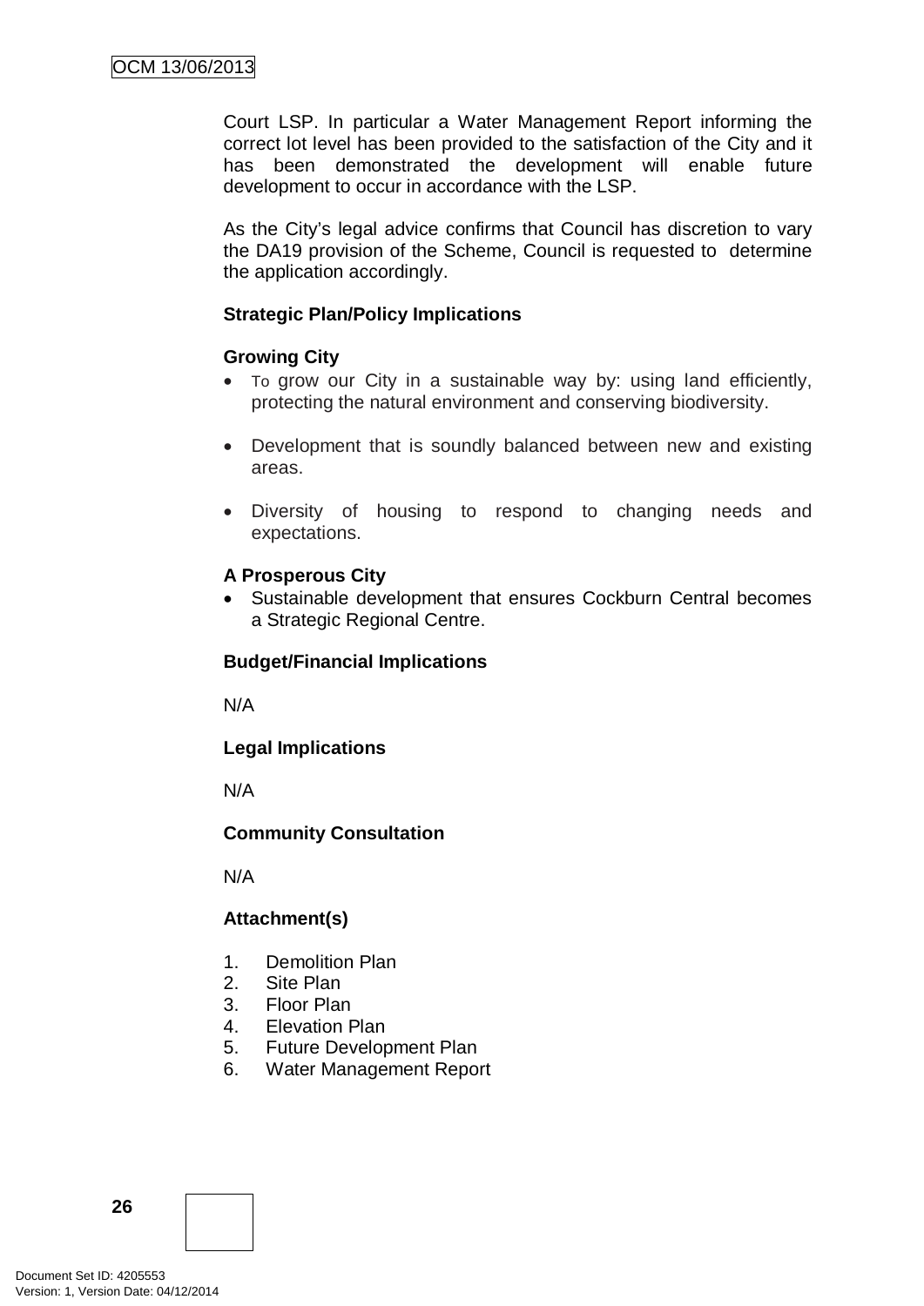Court LSP. In particular a Water Management Report informing the correct lot level has been provided to the satisfaction of the City and it has been demonstrated the development will enable future development to occur in accordance with the LSP.

As the City's legal advice confirms that Council has discretion to vary the DA19 provision of the Scheme, Council is requested to determine the application accordingly.

**Strategic Plan/Policy Implications**

**Growing City**

- To grow our City in a sustainable way by: using land efficiently, protecting the natural environment and conserving biodiversity.
- Development that is soundly balanced between new and existing areas.
- Diversity of housing to respond to changing needs and expectations.

**A Prosperous City**

- Sustainable development that ensures Cockburn Central becomes a Strategic Regional Centre.

**Budget/Financial Implications**

N/A

**Legal Implications**

N/A

**Community Consultation**

N/A

**Attachment(s)**

1. Demolition Plan
2. Site Plan
3. Floor Plan
4. Elevation Plan
5. Future Development Plan
6. Water Management Report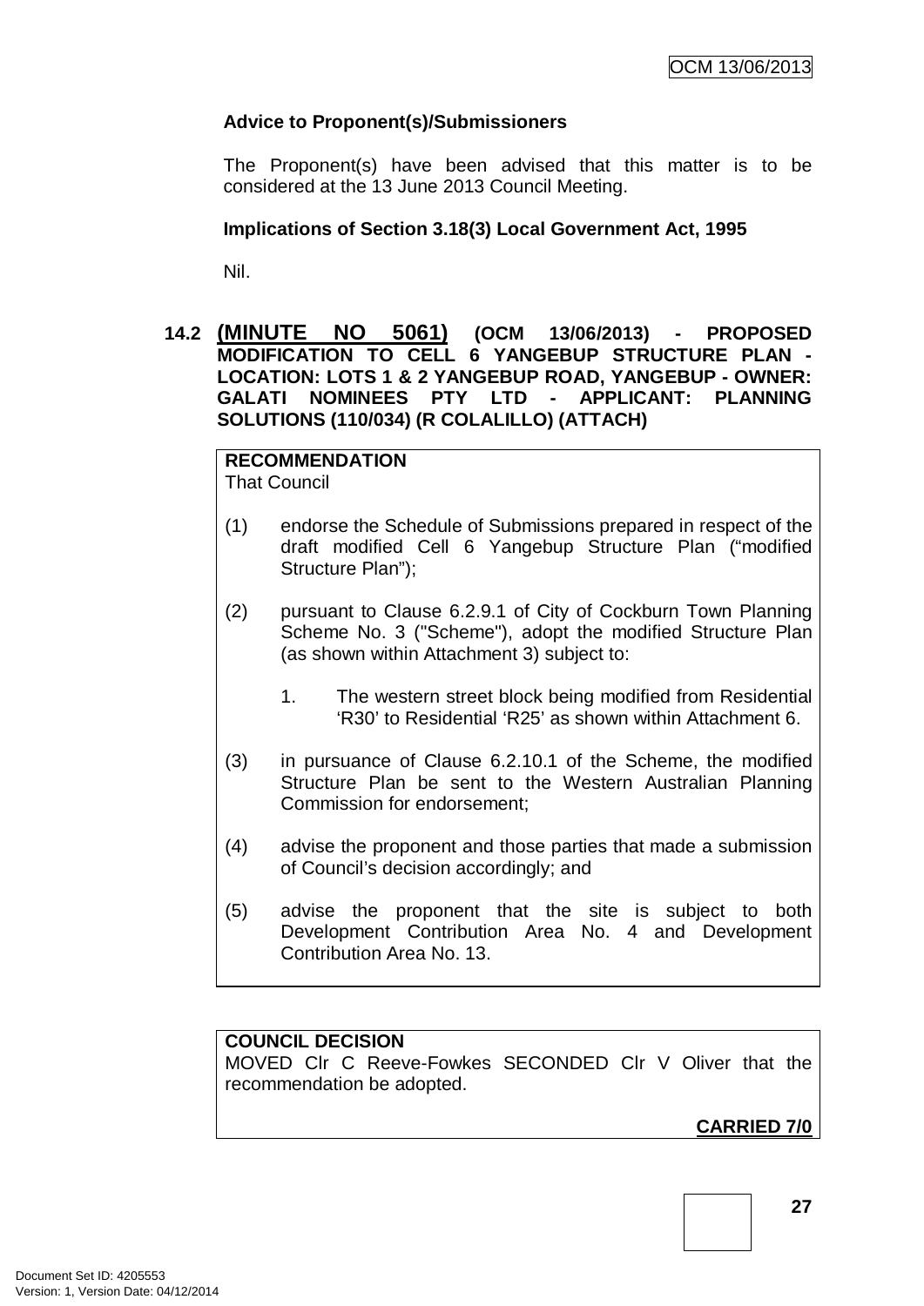**Advice to Proponent(s)/Submissioners**

The Proponent(s) have been advised that this matter is to be considered at the 13 June 2013 Council Meeting.

**Implications of Section 3.18(3) Local Government Act, 1995**

Nil.

## 14.2 (MINUTE NO 5061) (OCM 13/06/2013) - PROPOSED MODIFICATION TO CELL 6 YANGEBUP STRUCTURE PLAN - LOCATION: LOTS 1 & 2 YANGEBUP ROAD, YANGEBUP - OWNER: GALATI NOMINEES PTY LTD - APPLICANT: PLANNING SOLUTIONS (110/034) (R COLALILLO) (ATTACH)

**RECOMMENDATION**
That Council

(1) endorse the Schedule of Submissions prepared in respect of the draft modified Cell 6 Yangebup Structure Plan ("modified Structure Plan");

(2) pursuant to Clause 6.2.9.1 of City of Cockburn Town Planning Scheme No. 3 ("Scheme"), adopt the modified Structure Plan (as shown within Attachment 3) subject to:

1. The western street block being modified from Residential 'R30' to Residential 'R25' as shown within Attachment 6.

(3) in pursuance of Clause 6.2.10.1 of the Scheme, the modified Structure Plan be sent to the Western Australian Planning Commission for endorsement;

(4) advise the proponent and those parties that made a submission of Council's decision accordingly; and

(5) advise the proponent that the site is subject to both Development Contribution Area No. 4 and Development Contribution Area No. 13.

**COUNCIL DECISION**
MOVED Clr C Reeve-Fowkes SECONDED Clr V Oliver that the recommendation be adopted.

**CARRIED 7/0**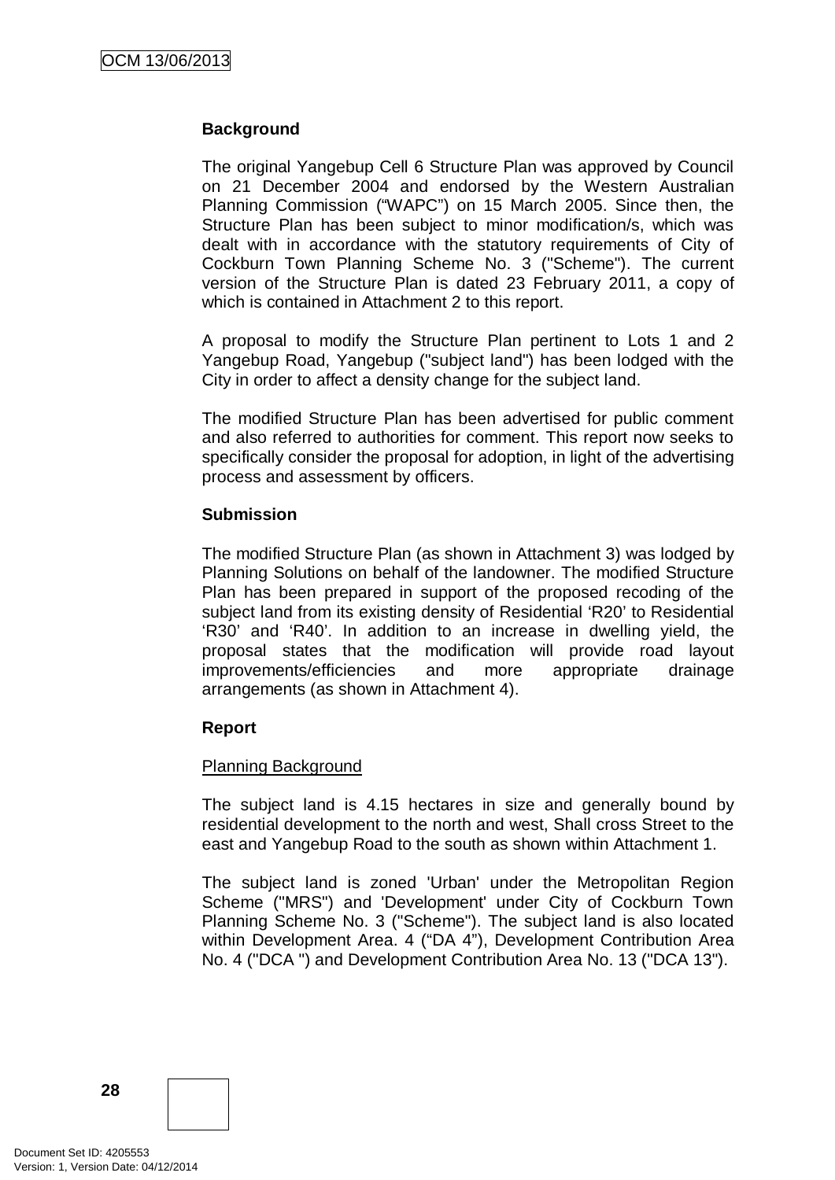**Background**

The original Yangebup Cell 6 Structure Plan was approved by Council on 21 December 2004 and endorsed by the Western Australian Planning Commission ("WAPC") on 15 March 2005. Since then, the Structure Plan has been subject to minor modification/s, which was dealt with in accordance with the statutory requirements of City of Cockburn Town Planning Scheme No. 3 ("Scheme"). The current version of the Structure Plan is dated 23 February 2011, a copy of which is contained in Attachment 2 to this report.

A proposal to modify the Structure Plan pertinent to Lots 1 and 2 Yangebup Road, Yangebup ("subject land") has been lodged with the City in order to affect a density change for the subject land.

The modified Structure Plan has been advertised for public comment and also referred to authorities for comment. This report now seeks to specifically consider the proposal for adoption, in light of the advertising process and assessment by officers.

**Submission**

The modified Structure Plan (as shown in Attachment 3) was lodged by Planning Solutions on behalf of the landowner. The modified Structure Plan has been prepared in support of the proposed recoding of the subject land from its existing density of Residential 'R20' to Residential 'R30' and 'R40'. In addition to an increase in dwelling yield, the proposal states that the modification will provide road layout improvements/efficiencies and more appropriate drainage arrangements (as shown in Attachment 4).

**Report**

Planning Background

The subject land is 4.15 hectares in size and generally bound by residential development to the north and west, Shall cross Street to the east and Yangebup Road to the south as shown within Attachment 1.

The subject land is zoned 'Urban' under the Metropolitan Region Scheme ("MRS") and 'Development' under City of Cockburn Town Planning Scheme No. 3 ("Scheme"). The subject land is also located within Development Area. 4 ("DA 4"), Development Contribution Area No. 4 ("DCA ") and Development Contribution Area No. 13 ("DCA 13").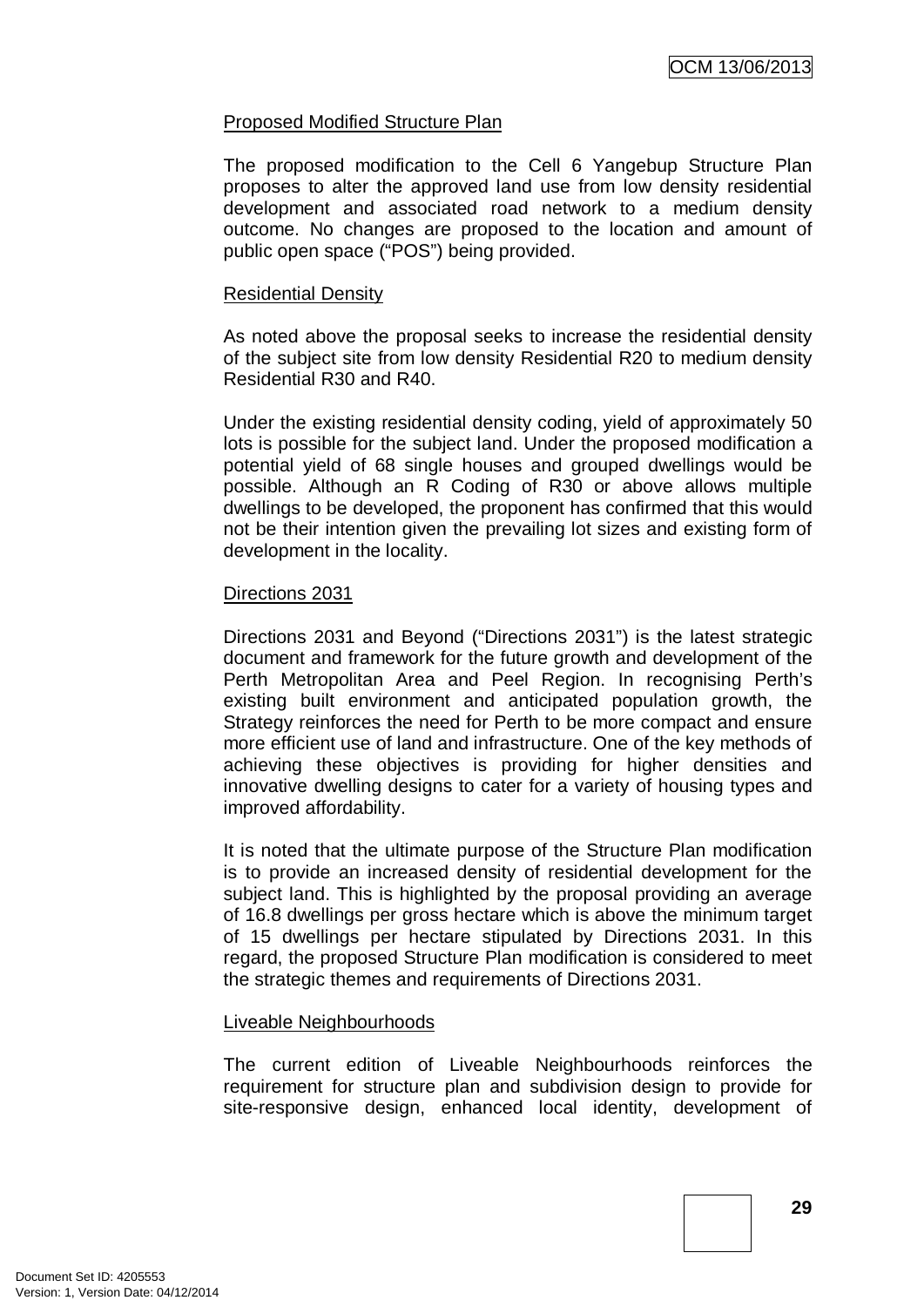Proposed Modified Structure Plan

The proposed modification to the Cell 6 Yangebup Structure Plan proposes to alter the approved land use from low density residential development and associated road network to a medium density outcome. No changes are proposed to the location and amount of public open space ("POS") being provided.

Residential Density

As noted above the proposal seeks to increase the residential density of the subject site from low density Residential R20 to medium density Residential R30 and R40.

Under the existing residential density coding, yield of approximately 50 lots is possible for the subject land. Under the proposed modification a potential yield of 68 single houses and grouped dwellings would be possible. Although an R Coding of R30 or above allows multiple dwellings to be developed, the proponent has confirmed that this would not be their intention given the prevailing lot sizes and existing form of development in the locality.

Directions 2031

Directions 2031 and Beyond ("Directions 2031") is the latest strategic document and framework for the future growth and development of the Perth Metropolitan Area and Peel Region. In recognising Perth's existing built environment and anticipated population growth, the Strategy reinforces the need for Perth to be more compact and ensure more efficient use of land and infrastructure. One of the key methods of achieving these objectives is providing for higher densities and innovative dwelling designs to cater for a variety of housing types and improved affordability.

It is noted that the ultimate purpose of the Structure Plan modification is to provide an increased density of residential development for the subject land. This is highlighted by the proposal providing an average of 16.8 dwellings per gross hectare which is above the minimum target of 15 dwellings per hectare stipulated by Directions 2031. In this regard, the proposed Structure Plan modification is considered to meet the strategic themes and requirements of Directions 2031.

Liveable Neighbourhoods

The current edition of Liveable Neighbourhoods reinforces the requirement for structure plan and subdivision design to provide for site-responsive design, enhanced local identity, development of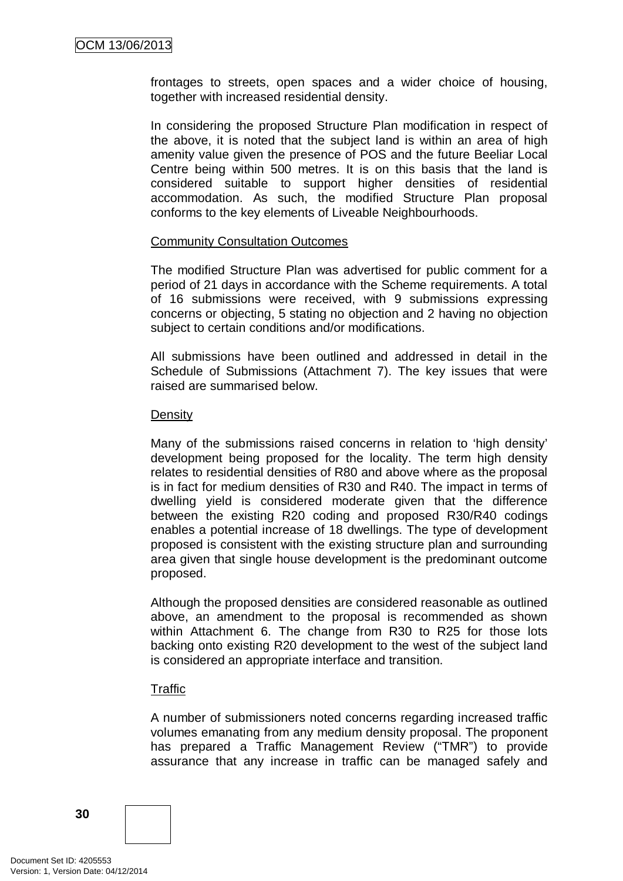frontages to streets, open spaces and a wider choice of housing, together with increased residential density.

In considering the proposed Structure Plan modification in respect of the above, it is noted that the subject land is within an area of high amenity value given the presence of POS and the future Beeliar Local Centre being within 500 metres. It is on this basis that the land is considered suitable to support higher densities of residential accommodation. As such, the modified Structure Plan proposal conforms to the key elements of Liveable Neighbourhoods.

<u>Community Consultation Outcomes</u>

The modified Structure Plan was advertised for public comment for a period of 21 days in accordance with the Scheme requirements. A total of 16 submissions were received, with 9 submissions expressing concerns or objecting, 5 stating no objection and 2 having no objection subject to certain conditions and/or modifications.

All submissions have been outlined and addressed in detail in the Schedule of Submissions (Attachment 7). The key issues that were raised are summarised below.

<u>Density</u>

Many of the submissions raised concerns in relation to 'high density' development being proposed for the locality. The term high density relates to residential densities of R80 and above where as the proposal is in fact for medium densities of R30 and R40. The impact in terms of dwelling yield is considered moderate given that the difference between the existing R20 coding and proposed R30/R40 codings enables a potential increase of 18 dwellings. The type of development proposed is consistent with the existing structure plan and surrounding area given that single house development is the predominant outcome proposed.

Although the proposed densities are considered reasonable as outlined above, an amendment to the proposal is recommended as shown within Attachment 6. The change from R30 to R25 for those lots backing onto existing R20 development to the west of the subject land is considered an appropriate interface and transition.

<u>Traffic</u>

A number of submissioners noted concerns regarding increased traffic volumes emanating from any medium density proposal. The proponent has prepared a Traffic Management Review ("TMR") to provide assurance that any increase in traffic can be managed safely and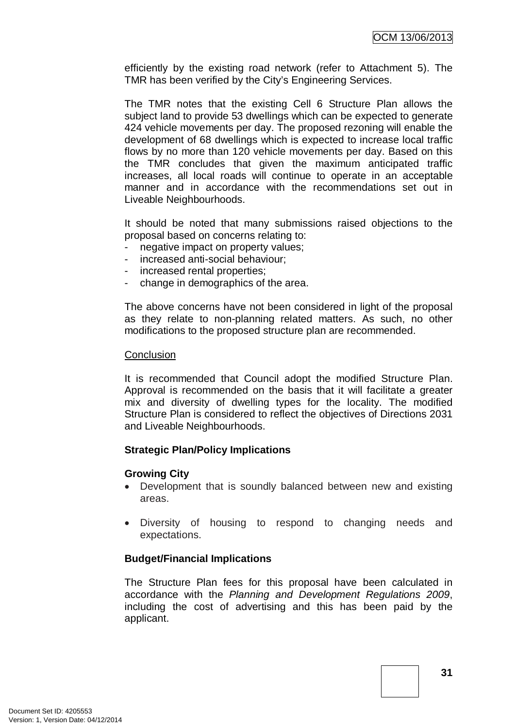efficiently by the existing road network (refer to Attachment 5). The TMR has been verified by the City's Engineering Services.

The TMR notes that the existing Cell 6 Structure Plan allows the subject land to provide 53 dwellings which can be expected to generate 424 vehicle movements per day. The proposed rezoning will enable the development of 68 dwellings which is expected to increase local traffic flows by no more than 120 vehicle movements per day. Based on this the TMR concludes that given the maximum anticipated traffic increases, all local roads will continue to operate in an acceptable manner and in accordance with the recommendations set out in Liveable Neighbourhoods.

It should be noted that many submissions raised objections to the proposal based on concerns relating to:

- negative impact on property values;
- increased anti-social behaviour;
- increased rental properties;
- change in demographics of the area.

The above concerns have not been considered in light of the proposal as they relate to non-planning related matters. As such, no other modifications to the proposed structure plan are recommended.

Conclusion

It is recommended that Council adopt the modified Structure Plan. Approval is recommended on the basis that it will facilitate a greater mix and diversity of dwelling types for the locality. The modified Structure Plan is considered to reflect the objectives of Directions 2031 and Liveable Neighbourhoods.

**Strategic Plan/Policy Implications**

**Growing City**

- Development that is soundly balanced between new and existing areas.

- Diversity of housing to respond to changing needs and expectations.

**Budget/Financial Implications**

The Structure Plan fees for this proposal have been calculated in accordance with the *Planning and Development Regulations 2009*, including the cost of advertising and this has been paid by the applicant.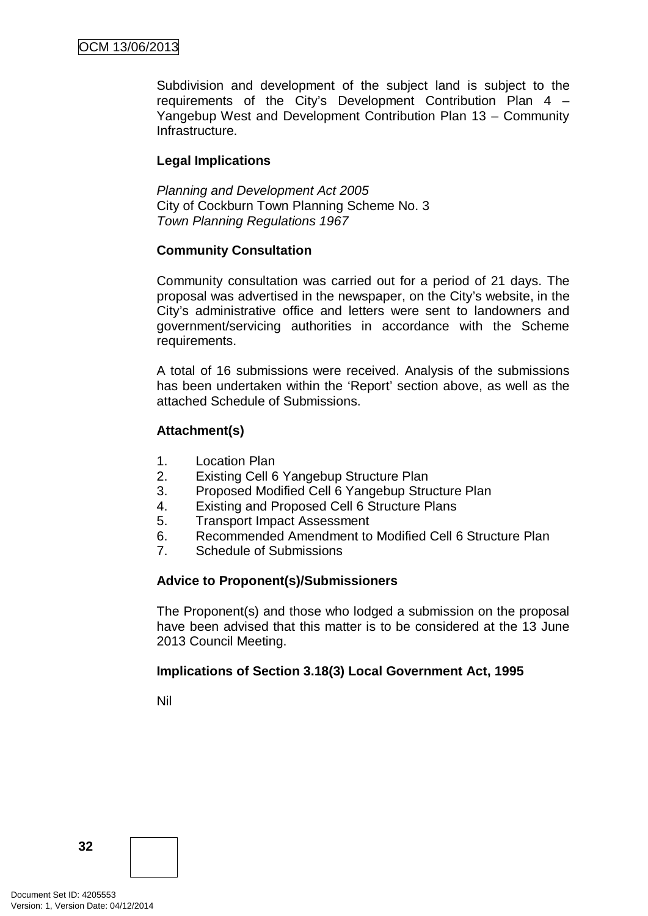Subdivision and development of the subject land is subject to the requirements of the City's Development Contribution Plan 4 – Yangebup West and Development Contribution Plan 13 – Community Infrastructure.

**Legal Implications**

*Planning and Development Act 2005*
City of Cockburn Town Planning Scheme No. 3
*Town Planning Regulations 1967*

**Community Consultation**

Community consultation was carried out for a period of 21 days. The proposal was advertised in the newspaper, on the City's website, in the City's administrative office and letters were sent to landowners and government/servicing authorities in accordance with the Scheme requirements.

A total of 16 submissions were received. Analysis of the submissions has been undertaken within the 'Report' section above, as well as the attached Schedule of Submissions.

**Attachment(s)**

1. Location Plan
2. Existing Cell 6 Yangebup Structure Plan
3. Proposed Modified Cell 6 Yangebup Structure Plan
4. Existing and Proposed Cell 6 Structure Plans
5. Transport Impact Assessment
6. Recommended Amendment to Modified Cell 6 Structure Plan
7. Schedule of Submissions

**Advice to Proponent(s)/Submissioners**

The Proponent(s) and those who lodged a submission on the proposal have been advised that this matter is to be considered at the 13 June 2013 Council Meeting.

**Implications of Section 3.18(3) Local Government Act, 1995**

Nil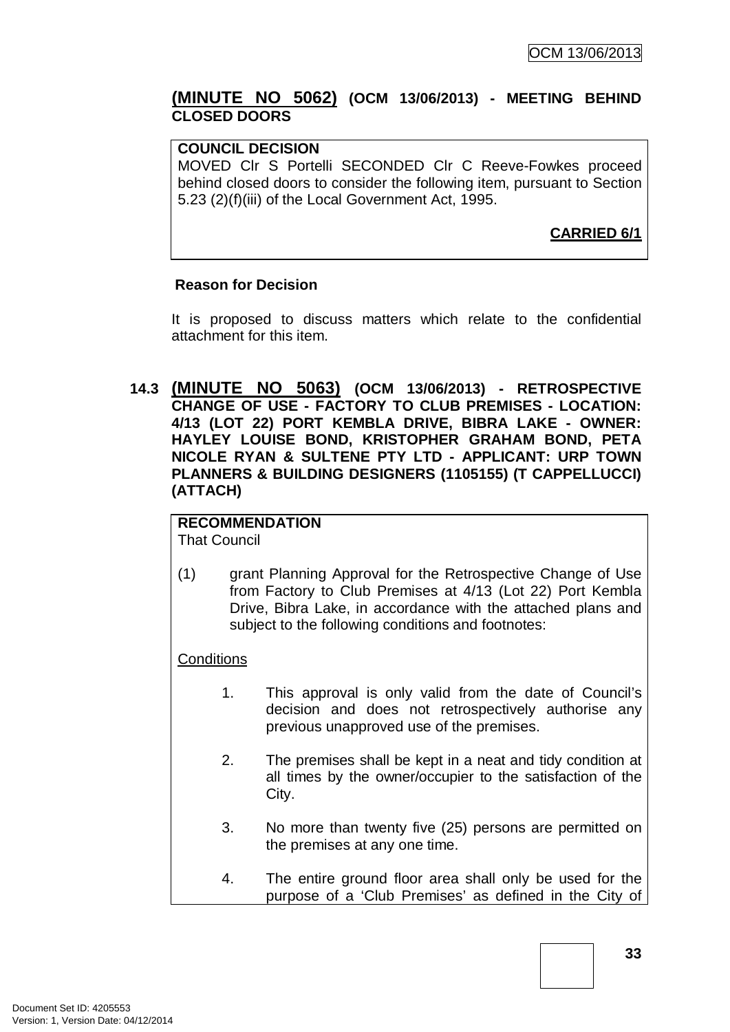## (MINUTE NO 5062) (OCM 13/06/2013) - MEETING BEHIND CLOSED DOORS

**COUNCIL DECISION**

MOVED Clr S Portelli SECONDED Clr C Reeve-Fowkes proceed behind closed doors to consider the following item, pursuant to Section 5.23 (2)(f)(iii) of the Local Government Act, 1995.

**CARRIED 6/1**

**Reason for Decision**

It is proposed to discuss matters which relate to the confidential attachment for this item.

## 14.3 (MINUTE NO 5063) (OCM 13/06/2013) - RETROSPECTIVE CHANGE OF USE - FACTORY TO CLUB PREMISES - LOCATION: 4/13 (LOT 22) PORT KEMBLA DRIVE, BIBRA LAKE - OWNER: HAYLEY LOUISE BOND, KRISTOPHER GRAHAM BOND, PETA NICOLE RYAN & SULTENE PTY LTD - APPLICANT: URP TOWN PLANNERS & BUILDING DESIGNERS (1105155) (T CAPPELLUCCI) (ATTACH)

**RECOMMENDATION**

That Council

(1) grant Planning Approval for the Retrospective Change of Use from Factory to Club Premises at 4/13 (Lot 22) Port Kembla Drive, Bibra Lake, in accordance with the attached plans and subject to the following conditions and footnotes:

Conditions

1. This approval is only valid from the date of Council's decision and does not retrospectively authorise any previous unapproved use of the premises.

2. The premises shall be kept in a neat and tidy condition at all times by the owner/occupier to the satisfaction of the City.

3. No more than twenty five (25) persons are permitted on the premises at any one time.

4. The entire ground floor area shall only be used for the purpose of a 'Club Premises' as defined in the City of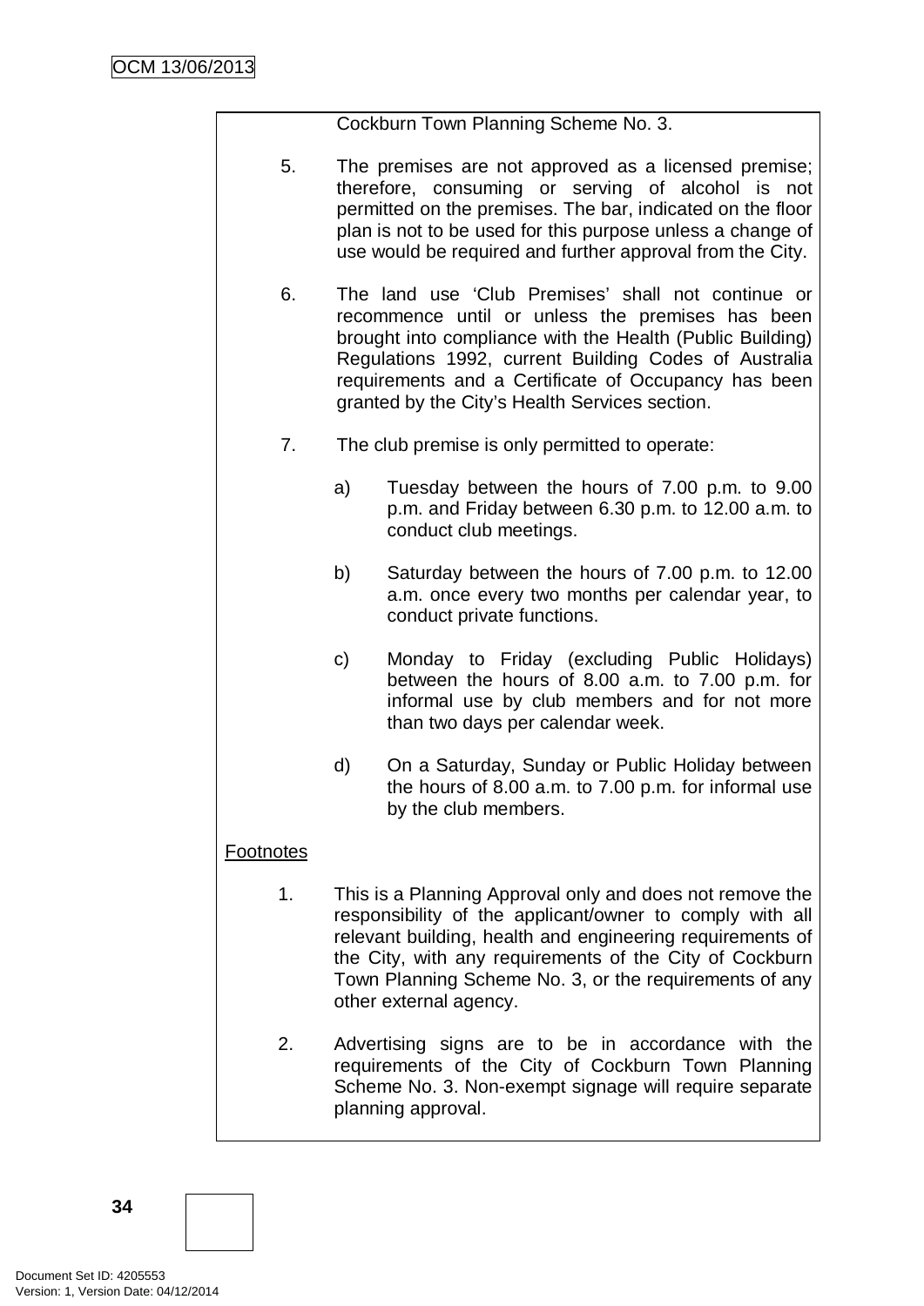Cockburn Town Planning Scheme No. 3.

5. The premises are not approved as a licensed premise; therefore, consuming or serving of alcohol is not permitted on the premises. The bar, indicated on the floor plan is not to be used for this purpose unless a change of use would be required and further approval from the City.

6. The land use 'Club Premises' shall not continue or recommence until or unless the premises has been brought into compliance with the Health (Public Building) Regulations 1992, current Building Codes of Australia requirements and a Certificate of Occupancy has been granted by the City's Health Services section.

7. The club premise is only permitted to operate:

   a) Tuesday between the hours of 7.00 p.m. to 9.00 p.m. and Friday between 6.30 p.m. to 12.00 a.m. to conduct club meetings.

   b) Saturday between the hours of 7.00 p.m. to 12.00 a.m. once every two months per calendar year, to conduct private functions.

   c) Monday to Friday (excluding Public Holidays) between the hours of 8.00 a.m. to 7.00 p.m. for informal use by club members and for not more than two days per calendar week.

   d) On a Saturday, Sunday or Public Holiday between the hours of 8.00 a.m. to 7.00 p.m. for informal use by the club members.

<u>Footnotes</u>

1. This is a Planning Approval only and does not remove the responsibility of the applicant/owner to comply with all relevant building, health and engineering requirements of the City, with any requirements of the City of Cockburn Town Planning Scheme No. 3, or the requirements of any other external agency.

2. Advertising signs are to be in accordance with the requirements of the City of Cockburn Town Planning Scheme No. 3. Non-exempt signage will require separate planning approval.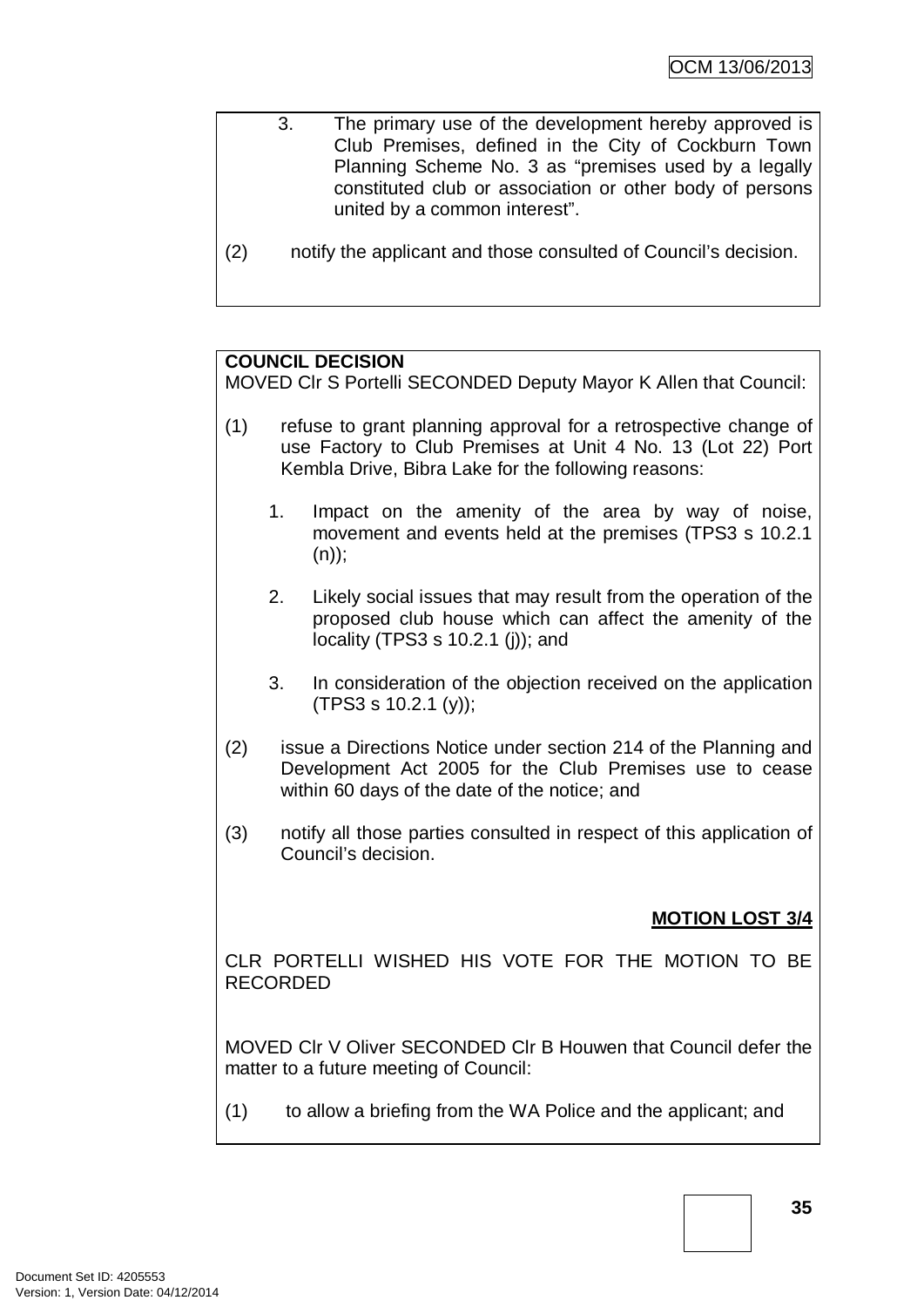3. The primary use of the development hereby approved is Club Premises, defined in the City of Cockburn Town Planning Scheme No. 3 as "premises used by a legally constituted club or association or other body of persons united by a common interest".

(2) notify the applicant and those consulted of Council's decision.

**COUNCIL DECISION**

MOVED Clr S Portelli SECONDED Deputy Mayor K Allen that Council:

(1) refuse to grant planning approval for a retrospective change of use Factory to Club Premises at Unit 4 No. 13 (Lot 22) Port Kembla Drive, Bibra Lake for the following reasons:

1. Impact on the amenity of the area by way of noise, movement and events held at the premises (TPS3 s 10.2.1 (n));

2. Likely social issues that may result from the operation of the proposed club house which can affect the amenity of the locality (TPS3 s 10.2.1 (j)); and

3. In consideration of the objection received on the application (TPS3 s 10.2.1 (y));

(2) issue a Directions Notice under section 214 of the Planning and Development Act 2005 for the Club Premises use to cease within 60 days of the date of the notice; and

(3) notify all those parties consulted in respect of this application of Council's decision.

**MOTION LOST 3/4**

CLR PORTELLI WISHED HIS VOTE FOR THE MOTION TO BE RECORDED

MOVED Clr V Oliver SECONDED Clr B Houwen that Council defer the matter to a future meeting of Council:

(1) to allow a briefing from the WA Police and the applicant; and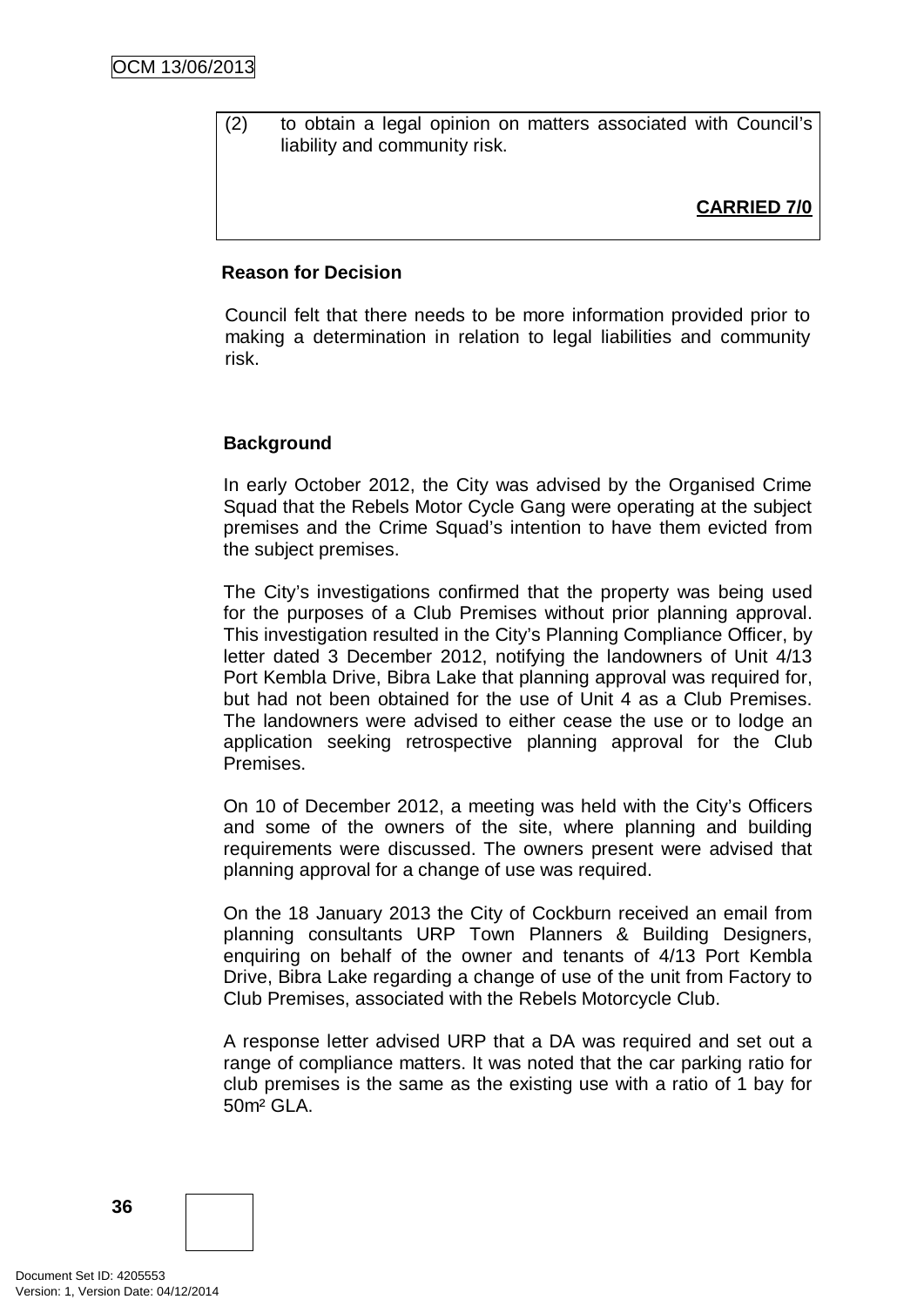(2) to obtain a legal opinion on matters associated with Council's liability and community risk.

**CARRIED 7/0**

**Reason for Decision**

Council felt that there needs to be more information provided prior to making a determination in relation to legal liabilities and community risk.

**Background**

In early October 2012, the City was advised by the Organised Crime Squad that the Rebels Motor Cycle Gang were operating at the subject premises and the Crime Squad's intention to have them evicted from the subject premises.

The City's investigations confirmed that the property was being used for the purposes of a Club Premises without prior planning approval. This investigation resulted in the City's Planning Compliance Officer, by letter dated 3 December 2012, notifying the landowners of Unit 4/13 Port Kembla Drive, Bibra Lake that planning approval was required for, but had not been obtained for the use of Unit 4 as a Club Premises. The landowners were advised to either cease the use or to lodge an application seeking retrospective planning approval for the Club Premises.

On 10 of December 2012, a meeting was held with the City's Officers and some of the owners of the site, where planning and building requirements were discussed. The owners present were advised that planning approval for a change of use was required.

On the 18 January 2013 the City of Cockburn received an email from planning consultants URP Town Planners & Building Designers, enquiring on behalf of the owner and tenants of 4/13 Port Kembla Drive, Bibra Lake regarding a change of use of the unit from Factory to Club Premises, associated with the Rebels Motorcycle Club.

A response letter advised URP that a DA was required and set out a range of compliance matters. It was noted that the car parking ratio for club premises is the same as the existing use with a ratio of 1 bay for 50m² GLA.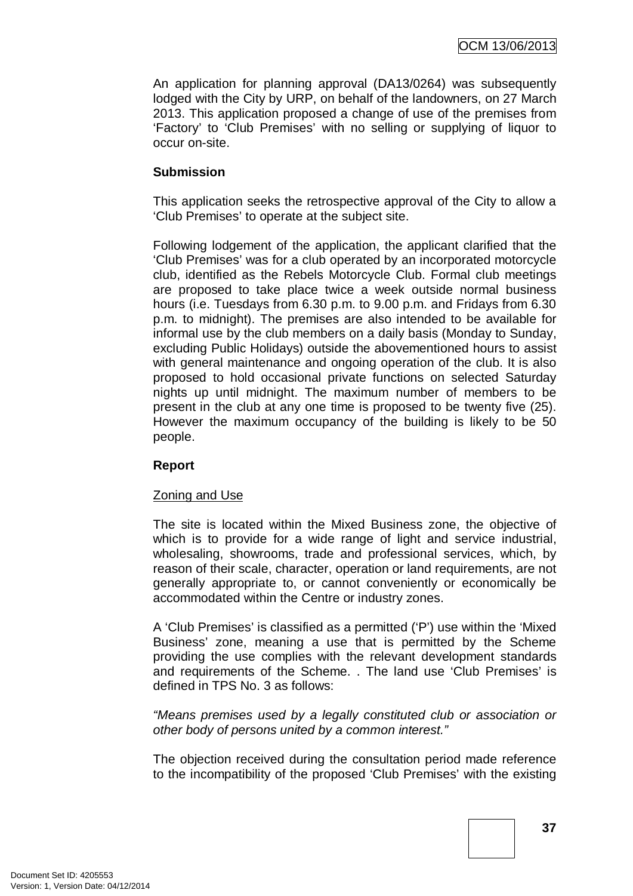An application for planning approval (DA13/0264) was subsequently lodged with the City by URP, on behalf of the landowners, on 27 March 2013. This application proposed a change of use of the premises from 'Factory' to 'Club Premises' with no selling or supplying of liquor to occur on-site.

**Submission**

This application seeks the retrospective approval of the City to allow a 'Club Premises' to operate at the subject site.

Following lodgement of the application, the applicant clarified that the 'Club Premises' was for a club operated by an incorporated motorcycle club, identified as the Rebels Motorcycle Club. Formal club meetings are proposed to take place twice a week outside normal business hours (i.e. Tuesdays from 6.30 p.m. to 9.00 p.m. and Fridays from 6.30 p.m. to midnight). The premises are also intended to be available for informal use by the club members on a daily basis (Monday to Sunday, excluding Public Holidays) outside the abovementioned hours to assist with general maintenance and ongoing operation of the club. It is also proposed to hold occasional private functions on selected Saturday nights up until midnight. The maximum number of members to be present in the club at any one time is proposed to be twenty five (25). However the maximum occupancy of the building is likely to be 50 people.

**Report**

Zoning and Use

The site is located within the Mixed Business zone, the objective of which is to provide for a wide range of light and service industrial, wholesaling, showrooms, trade and professional services, which, by reason of their scale, character, operation or land requirements, are not generally appropriate to, or cannot conveniently or economically be accommodated within the Centre or industry zones.

A 'Club Premises' is classified as a permitted ('P') use within the 'Mixed Business' zone, meaning a use that is permitted by the Scheme providing the use complies with the relevant development standards and requirements of the Scheme. . The land use 'Club Premises' is defined in TPS No. 3 as follows:

*"Means premises used by a legally constituted club or association or other body of persons united by a common interest."*

The objection received during the consultation period made reference to the incompatibility of the proposed 'Club Premises' with the existing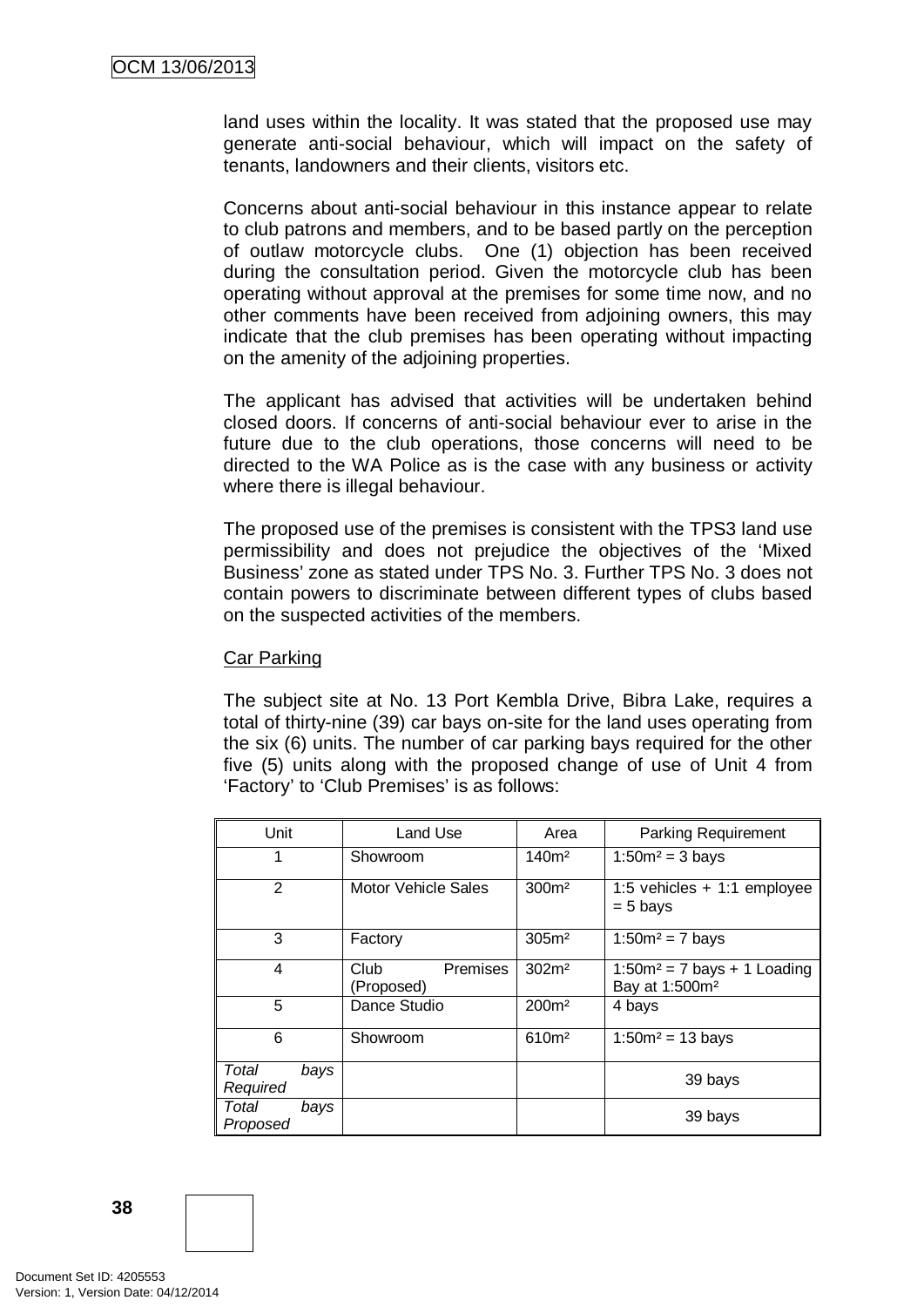land uses within the locality. It was stated that the proposed use may generate anti-social behaviour, which will impact on the safety of tenants, landowners and their clients, visitors etc.

Concerns about anti-social behaviour in this instance appear to relate to club patrons and members, and to be based partly on the perception of outlaw motorcycle clubs. One (1) objection has been received during the consultation period. Given the motorcycle club has been operating without approval at the premises for some time now, and no other comments have been received from adjoining owners, this may indicate that the club premises has been operating without impacting on the amenity of the adjoining properties.

The applicant has advised that activities will be undertaken behind closed doors. If concerns of anti-social behaviour ever to arise in the future due to the club operations, those concerns will need to be directed to the WA Police as is the case with any business or activity where there is illegal behaviour.

The proposed use of the premises is consistent with the TPS3 land use permissibility and does not prejudice the objectives of the 'Mixed Business' zone as stated under TPS No. 3. Further TPS No. 3 does not contain powers to discriminate between different types of clubs based on the suspected activities of the members.

Car Parking

The subject site at No. 13 Port Kembla Drive, Bibra Lake, requires a total of thirty-nine (39) car bays on-site for the land uses operating from the six (6) units. The number of car parking bays required for the other five (5) units along with the proposed change of use of Unit 4 from 'Factory' to 'Club Premises' is as follows:

| Unit | Land Use | Area | Parking Requirement |
|---|---|---|---|
| 1 | Showroom | 140m² | 1:50m² = 3 bays |
| 2 | Motor Vehicle Sales | 300m² | 1:5 vehicles + 1:1 employee = 5 bays |
| 3 | Factory | 305m² | 1:50m² = 7 bays |
| 4 | Club Premises (Proposed) | 302m² | 1:50m² = 7 bays + 1 Loading Bay at 1:500m² |
| 5 | Dance Studio | 200m² | 4 bays |
| 6 | Showroom | 610m² | 1:50m² = 13 bays |
| *Total bays Required* | | | 39 bays |
| *Total bays Proposed* | | | 39 bays |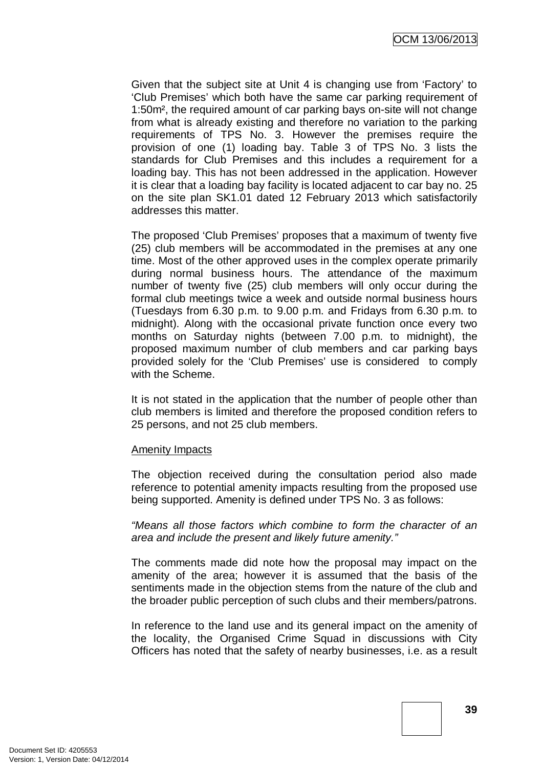Given that the subject site at Unit 4 is changing use from 'Factory' to 'Club Premises' which both have the same car parking requirement of 1:50m², the required amount of car parking bays on-site will not change from what is already existing and therefore no variation to the parking requirements of TPS No. 3. However the premises require the provision of one (1) loading bay. Table 3 of TPS No. 3 lists the standards for Club Premises and this includes a requirement for a loading bay. This has not been addressed in the application. However it is clear that a loading bay facility is located adjacent to car bay no. 25 on the site plan SK1.01 dated 12 February 2013 which satisfactorily addresses this matter.

The proposed 'Club Premises' proposes that a maximum of twenty five (25) club members will be accommodated in the premises at any one time. Most of the other approved uses in the complex operate primarily during normal business hours. The attendance of the maximum number of twenty five (25) club members will only occur during the formal club meetings twice a week and outside normal business hours (Tuesdays from 6.30 p.m. to 9.00 p.m. and Fridays from 6.30 p.m. to midnight). Along with the occasional private function once every two months on Saturday nights (between 7.00 p.m. to midnight), the proposed maximum number of club members and car parking bays provided solely for the 'Club Premises' use is considered to comply with the Scheme.

It is not stated in the application that the number of people other than club members is limited and therefore the proposed condition refers to 25 persons, and not 25 club members.

<u>Amenity Impacts</u>

The objection received during the consultation period also made reference to potential amenity impacts resulting from the proposed use being supported. Amenity is defined under TPS No. 3 as follows:

*"Means all those factors which combine to form the character of an area and include the present and likely future amenity."*

The comments made did note how the proposal may impact on the amenity of the area; however it is assumed that the basis of the sentiments made in the objection stems from the nature of the club and the broader public perception of such clubs and their members/patrons.

In reference to the land use and its general impact on the amenity of the locality, the Organised Crime Squad in discussions with City Officers has noted that the safety of nearby businesses, i.e. as a result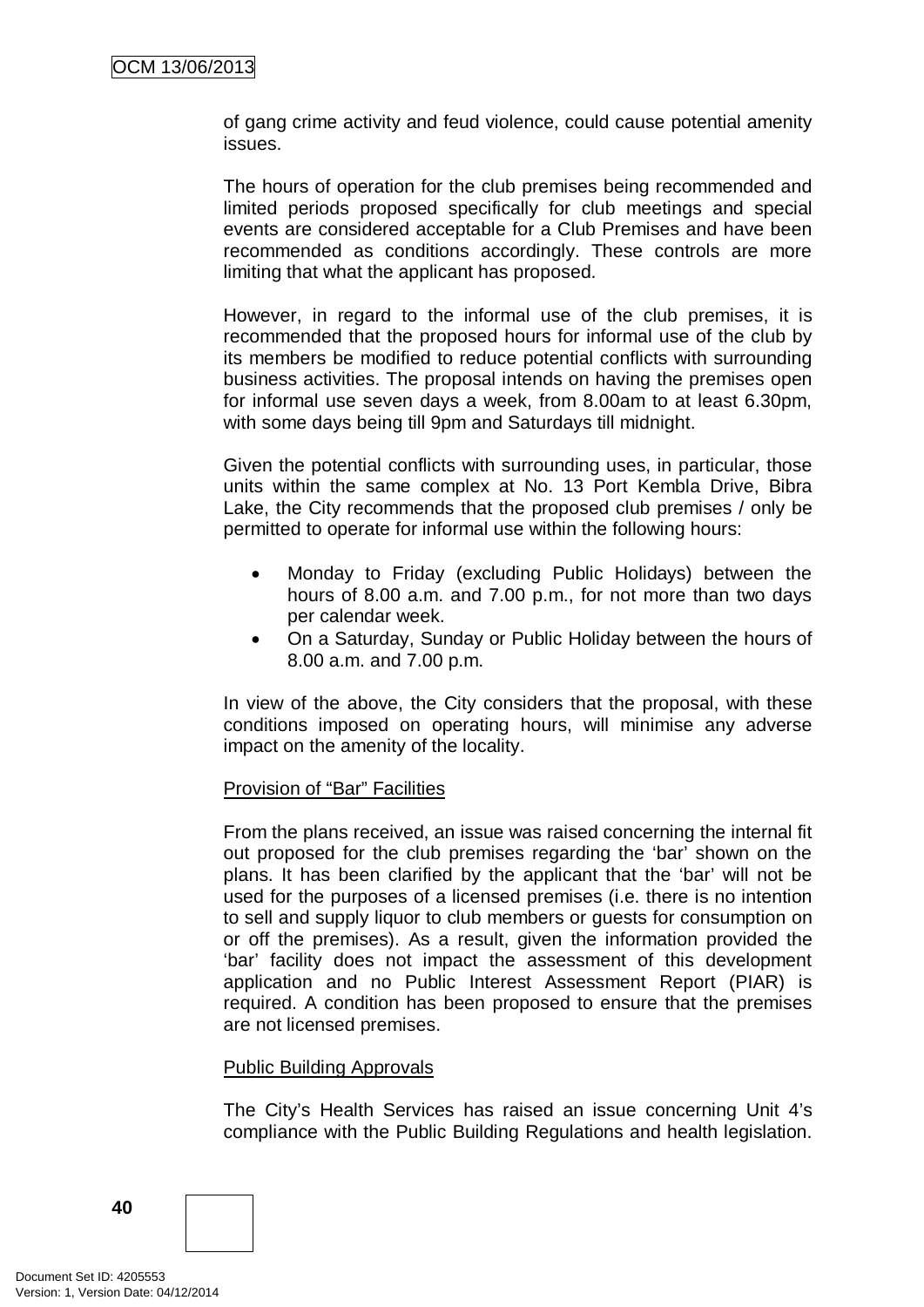of gang crime activity and feud violence, could cause potential amenity issues.

The hours of operation for the club premises being recommended and limited periods proposed specifically for club meetings and special events are considered acceptable for a Club Premises and have been recommended as conditions accordingly. These controls are more limiting that what the applicant has proposed.

However, in regard to the informal use of the club premises, it is recommended that the proposed hours for informal use of the club by its members be modified to reduce potential conflicts with surrounding business activities. The proposal intends on having the premises open for informal use seven days a week, from 8.00am to at least 6.30pm, with some days being till 9pm and Saturdays till midnight.

Given the potential conflicts with surrounding uses, in particular, those units within the same complex at No. 13 Port Kembla Drive, Bibra Lake, the City recommends that the proposed club premises / only be permitted to operate for informal use within the following hours:

- Monday to Friday (excluding Public Holidays) between the hours of 8.00 a.m. and 7.00 p.m., for not more than two days per calendar week.
- On a Saturday, Sunday or Public Holiday between the hours of 8.00 a.m. and 7.00 p.m.

In view of the above, the City considers that the proposal, with these conditions imposed on operating hours, will minimise any adverse impact on the amenity of the locality.

Provision of “Bar” Facilities

From the plans received, an issue was raised concerning the internal fit out proposed for the club premises regarding the ‘bar’ shown on the plans. It has been clarified by the applicant that the ‘bar’ will not be used for the purposes of a licensed premises (i.e. there is no intention to sell and supply liquor to club members or guests for consumption on or off the premises). As a result, given the information provided the ‘bar’ facility does not impact the assessment of this development application and no Public Interest Assessment Report (PIAR) is required. A condition has been proposed to ensure that the premises are not licensed premises.

Public Building Approvals

The City’s Health Services has raised an issue concerning Unit 4’s compliance with the Public Building Regulations and health legislation.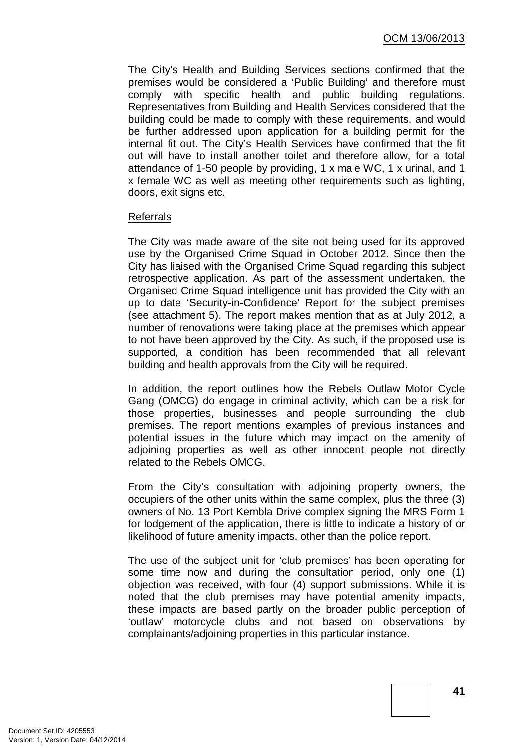The City's Health and Building Services sections confirmed that the premises would be considered a 'Public Building' and therefore must comply with specific health and public building regulations. Representatives from Building and Health Services considered that the building could be made to comply with these requirements, and would be further addressed upon application for a building permit for the internal fit out. The City's Health Services have confirmed that the fit out will have to install another toilet and therefore allow, for a total attendance of 1-50 people by providing, 1 x male WC, 1 x urinal, and 1 x female WC as well as meeting other requirements such as lighting, doors, exit signs etc.

Referrals

The City was made aware of the site not being used for its approved use by the Organised Crime Squad in October 2012. Since then the City has liaised with the Organised Crime Squad regarding this subject retrospective application. As part of the assessment undertaken, the Organised Crime Squad intelligence unit has provided the City with an up to date 'Security-in-Confidence' Report for the subject premises (see attachment 5). The report makes mention that as at July 2012, a number of renovations were taking place at the premises which appear to not have been approved by the City. As such, if the proposed use is supported, a condition has been recommended that all relevant building and health approvals from the City will be required.

In addition, the report outlines how the Rebels Outlaw Motor Cycle Gang (OMCG) do engage in criminal activity, which can be a risk for those properties, businesses and people surrounding the club premises. The report mentions examples of previous instances and potential issues in the future which may impact on the amenity of adjoining properties as well as other innocent people not directly related to the Rebels OMCG.

From the City's consultation with adjoining property owners, the occupiers of the other units within the same complex, plus the three (3) owners of No. 13 Port Kembla Drive complex signing the MRS Form 1 for lodgement of the application, there is little to indicate a history of or likelihood of future amenity impacts, other than the police report.

The use of the subject unit for 'club premises' has been operating for some time now and during the consultation period, only one (1) objection was received, with four (4) support submissions. While it is noted that the club premises may have potential amenity impacts, these impacts are based partly on the broader public perception of 'outlaw' motorcycle clubs and not based on observations by complainants/adjoining properties in this particular instance.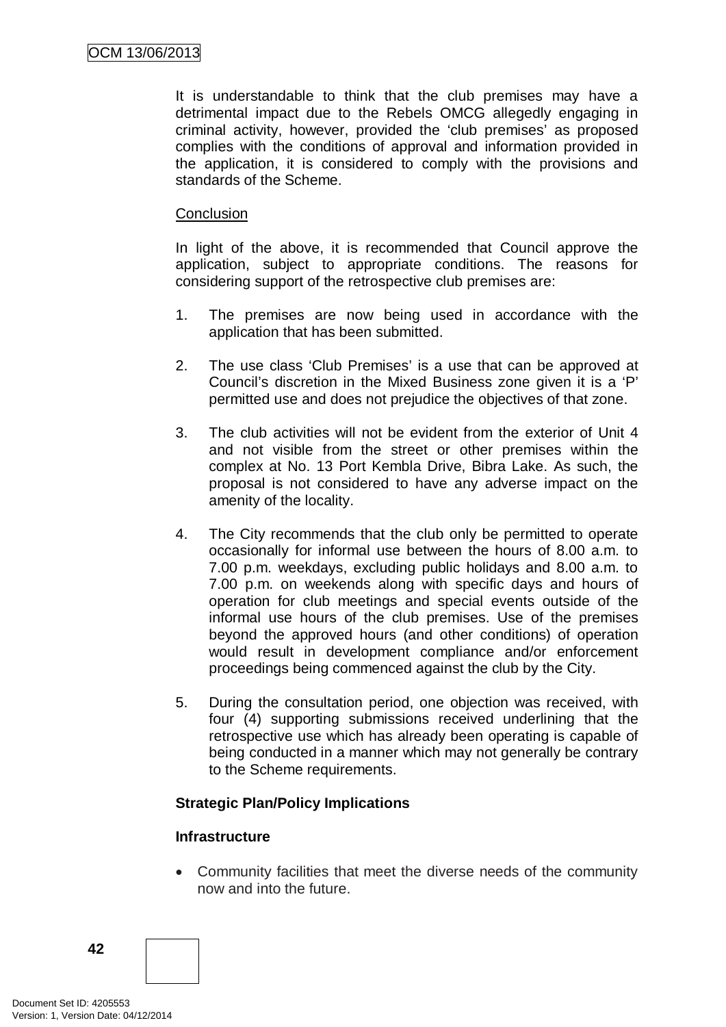It is understandable to think that the club premises may have a detrimental impact due to the Rebels OMCG allegedly engaging in criminal activity, however, provided the 'club premises' as proposed complies with the conditions of approval and information provided in the application, it is considered to comply with the provisions and standards of the Scheme.

Conclusion

In light of the above, it is recommended that Council approve the application, subject to appropriate conditions. The reasons for considering support of the retrospective club premises are:

1. The premises are now being used in accordance with the application that has been submitted.

2. The use class 'Club Premises' is a use that can be approved at Council's discretion in the Mixed Business zone given it is a 'P' permitted use and does not prejudice the objectives of that zone.

3. The club activities will not be evident from the exterior of Unit 4 and not visible from the street or other premises within the complex at No. 13 Port Kembla Drive, Bibra Lake. As such, the proposal is not considered to have any adverse impact on the amenity of the locality.

4. The City recommends that the club only be permitted to operate occasionally for informal use between the hours of 8.00 a.m. to 7.00 p.m. weekdays, excluding public holidays and 8.00 a.m. to 7.00 p.m. on weekends along with specific days and hours of operation for club meetings and special events outside of the informal use hours of the club premises. Use of the premises beyond the approved hours (and other conditions) of operation would result in development compliance and/or enforcement proceedings being commenced against the club by the City.

5. During the consultation period, one objection was received, with four (4) supporting submissions received underlining that the retrospective use which has already been operating is capable of being conducted in a manner which may not generally be contrary to the Scheme requirements.

**Strategic Plan/Policy Implications**

**Infrastructure**

- Community facilities that meet the diverse needs of the community now and into the future.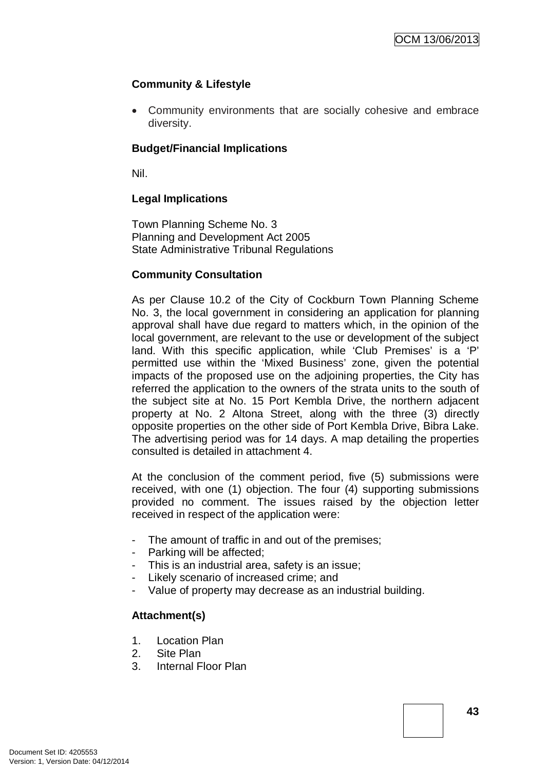### Community & Lifestyle

- Community environments that are socially cohesive and embrace diversity.

### Budget/Financial Implications

Nil.

### Legal Implications

Town Planning Scheme No. 3
Planning and Development Act 2005
State Administrative Tribunal Regulations

### Community Consultation

As per Clause 10.2 of the City of Cockburn Town Planning Scheme No. 3, the local government in considering an application for planning approval shall have due regard to matters which, in the opinion of the local government, are relevant to the use or development of the subject land. With this specific application, while 'Club Premises' is a 'P' permitted use within the 'Mixed Business' zone, given the potential impacts of the proposed use on the adjoining properties, the City has referred the application to the owners of the strata units to the south of the subject site at No. 15 Port Kembla Drive, the northern adjacent property at No. 2 Altona Street, along with the three (3) directly opposite properties on the other side of Port Kembla Drive, Bibra Lake. The advertising period was for 14 days. A map detailing the properties consulted is detailed in attachment 4.

At the conclusion of the comment period, five (5) submissions were received, with one (1) objection. The four (4) supporting submissions provided no comment. The issues raised by the objection letter received in respect of the application were:

- The amount of traffic in and out of the premises;
- Parking will be affected;
- This is an industrial area, safety is an issue;
- Likely scenario of increased crime; and
- Value of property may decrease as an industrial building.

### Attachment(s)

1. Location Plan
2. Site Plan
3. Internal Floor Plan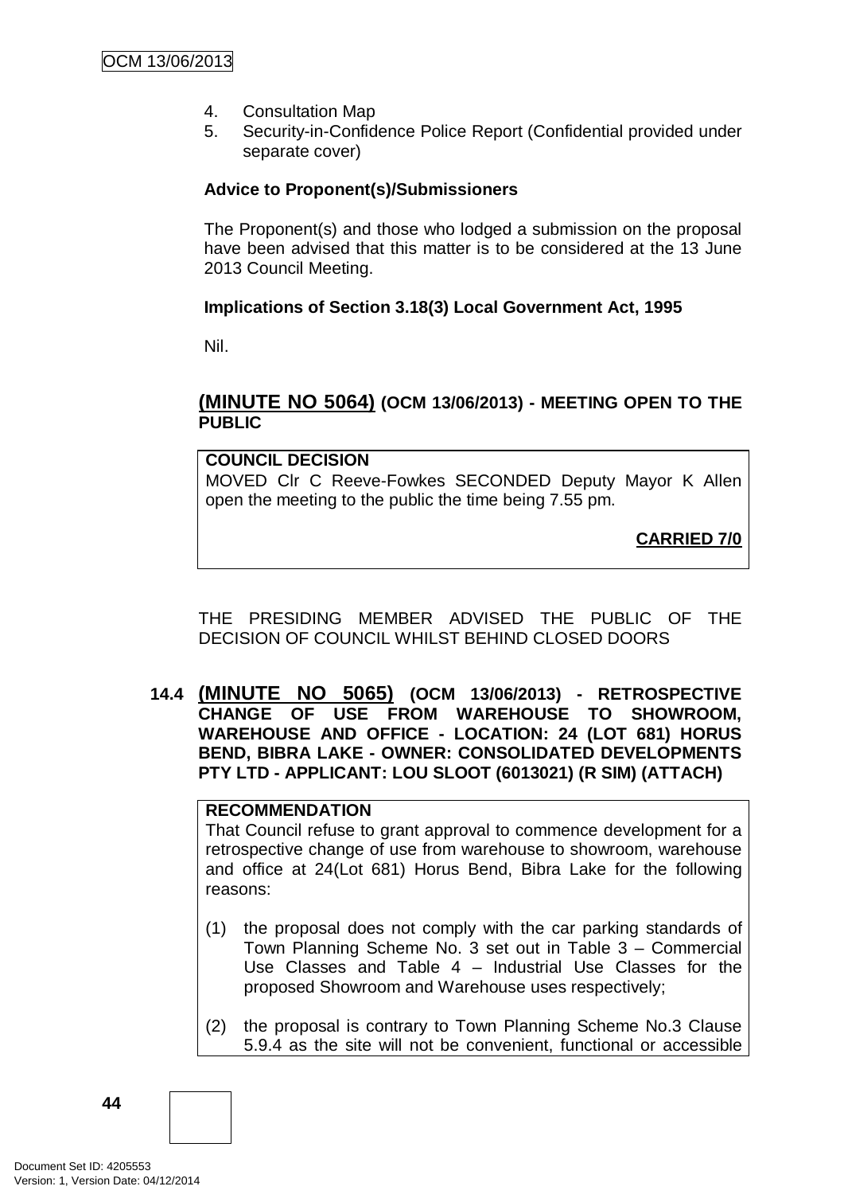4. Consultation Map
5. Security-in-Confidence Police Report (Confidential provided under separate cover)

**Advice to Proponent(s)/Submissioners**

The Proponent(s) and those who lodged a submission on the proposal have been advised that this matter is to be considered at the 13 June 2013 Council Meeting.

**Implications of Section 3.18(3) Local Government Act, 1995**

Nil.

## (MINUTE NO 5064) (OCM 13/06/2013) - MEETING OPEN TO THE PUBLIC

**COUNCIL DECISION**

MOVED Clr C Reeve-Fowkes SECONDED Deputy Mayor K Allen open the meeting to the public the time being 7.55 pm.

**CARRIED 7/0**

THE PRESIDING MEMBER ADVISED THE PUBLIC OF THE DECISION OF COUNCIL WHILST BEHIND CLOSED DOORS

## 14.4 (MINUTE NO 5065) (OCM 13/06/2013) - RETROSPECTIVE CHANGE OF USE FROM WAREHOUSE TO SHOWROOM, WAREHOUSE AND OFFICE - LOCATION: 24 (LOT 681) HORUS BEND, BIBRA LAKE - OWNER: CONSOLIDATED DEVELOPMENTS PTY LTD - APPLICANT: LOU SLOOT (6013021) (R SIM) (ATTACH)

**RECOMMENDATION**

That Council refuse to grant approval to commence development for a retrospective change of use from warehouse to showroom, warehouse and office at 24(Lot 681) Horus Bend, Bibra Lake for the following reasons:

(1) the proposal does not comply with the car parking standards of Town Planning Scheme No. 3 set out in Table 3 – Commercial Use Classes and Table 4 – Industrial Use Classes for the proposed Showroom and Warehouse uses respectively;

(2) the proposal is contrary to Town Planning Scheme No.3 Clause 5.9.4 as the site will not be convenient, functional or accessible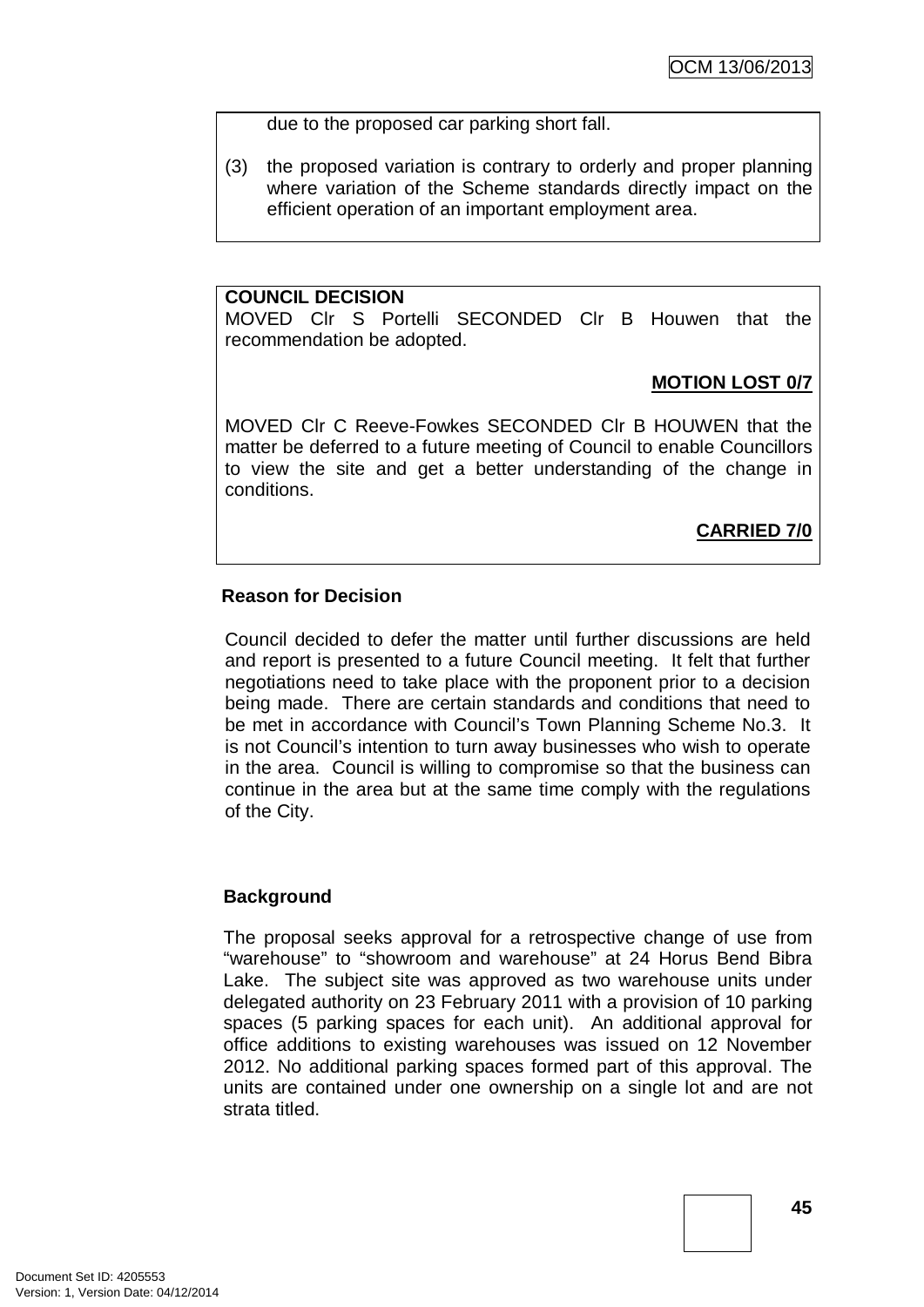due to the proposed car parking short fall.

(3) the proposed variation is contrary to orderly and proper planning where variation of the Scheme standards directly impact on the efficient operation of an important employment area.

**COUNCIL DECISION**
MOVED Clr S Portelli SECONDED Clr B Houwen that the recommendation be adopted.

**MOTION LOST 0/7**

MOVED Clr C Reeve-Fowkes SECONDED Clr B HOUWEN that the matter be deferred to a future meeting of Council to enable Councillors to view the site and get a better understanding of the change in conditions.

**CARRIED 7/0**

**Reason for Decision**

Council decided to defer the matter until further discussions are held and report is presented to a future Council meeting. It felt that further negotiations need to take place with the proponent prior to a decision being made. There are certain standards and conditions that need to be met in accordance with Council's Town Planning Scheme No.3. It is not Council's intention to turn away businesses who wish to operate in the area. Council is willing to compromise so that the business can continue in the area but at the same time comply with the regulations of the City.

**Background**

The proposal seeks approval for a retrospective change of use from "warehouse" to "showroom and warehouse" at 24 Horus Bend Bibra Lake. The subject site was approved as two warehouse units under delegated authority on 23 February 2011 with a provision of 10 parking spaces (5 parking spaces for each unit). An additional approval for office additions to existing warehouses was issued on 12 November 2012. No additional parking spaces formed part of this approval. The units are contained under one ownership on a single lot and are not strata titled.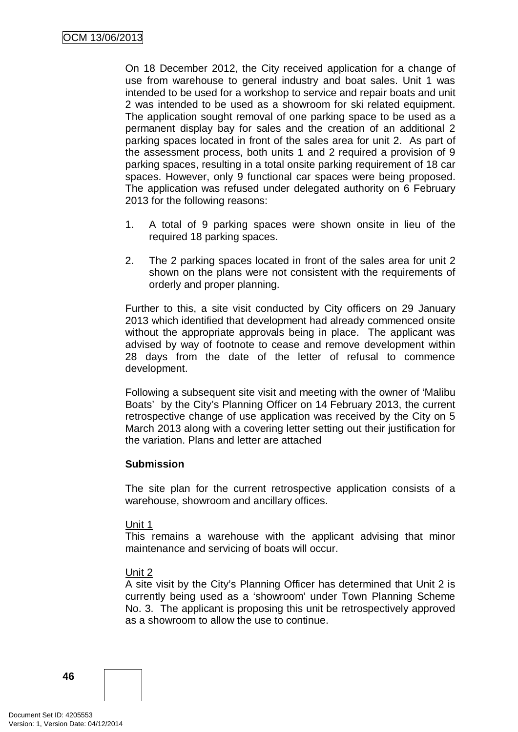On 18 December 2012, the City received application for a change of use from warehouse to general industry and boat sales. Unit 1 was intended to be used for a workshop to service and repair boats and unit 2 was intended to be used as a showroom for ski related equipment. The application sought removal of one parking space to be used as a permanent display bay for sales and the creation of an additional 2 parking spaces located in front of the sales area for unit 2. As part of the assessment process, both units 1 and 2 required a provision of 9 parking spaces, resulting in a total onsite parking requirement of 18 car spaces. However, only 9 functional car spaces were being proposed. The application was refused under delegated authority on 6 February 2013 for the following reasons:

1. A total of 9 parking spaces were shown onsite in lieu of the required 18 parking spaces.

2. The 2 parking spaces located in front of the sales area for unit 2 shown on the plans were not consistent with the requirements of orderly and proper planning.

Further to this, a site visit conducted by City officers on 29 January 2013 which identified that development had already commenced onsite without the appropriate approvals being in place. The applicant was advised by way of footnote to cease and remove development within 28 days from the date of the letter of refusal to commence development.

Following a subsequent site visit and meeting with the owner of 'Malibu Boats' by the City's Planning Officer on 14 February 2013, the current retrospective change of use application was received by the City on 5 March 2013 along with a covering letter setting out their justification for the variation. Plans and letter are attached

**Submission**

The site plan for the current retrospective application consists of a warehouse, showroom and ancillary offices.

Unit 1

This remains a warehouse with the applicant advising that minor maintenance and servicing of boats will occur.

Unit 2

A site visit by the City's Planning Officer has determined that Unit 2 is currently being used as a 'showroom' under Town Planning Scheme No. 3. The applicant is proposing this unit be retrospectively approved as a showroom to allow the use to continue.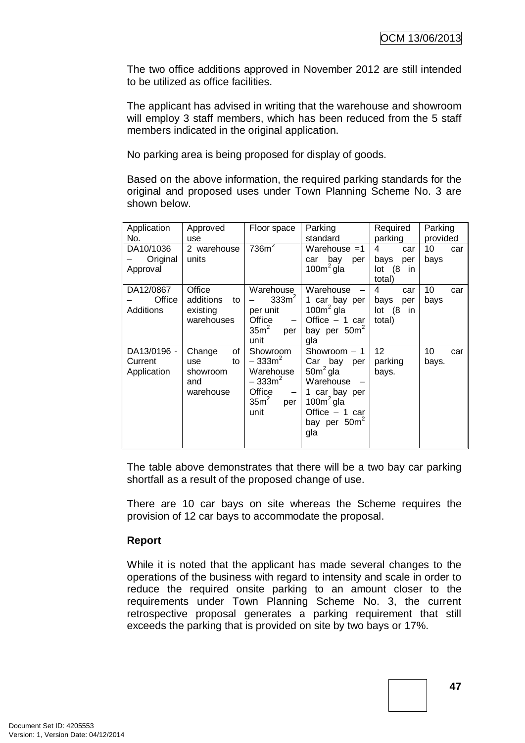The two office additions approved in November 2012 are still intended to be utilized as office facilities.

The applicant has advised in writing that the warehouse and showroom will employ 3 staff members, which has been reduced from the 5 staff members indicated in the original application.

No parking area is being proposed for display of goods.

Based on the above information, the required parking standards for the original and proposed uses under Town Planning Scheme No. 3 are shown below.

| Application No. | Approved use | Floor space | Parking standard | Required parking | Parking provided |
|---|---|---|---|---|---|
| DA10/1036 – Original Approval | 2 warehouse units | 736m$^2$ | Warehouse =1 car bay per 100m$^2$ gla | 4 car bays per lot (8 in total) | 10 car bays |
| DA12/0867 – Office Additions | Office additions to existing warehouses | Warehouse – 333m$^2$ per unit Office – 35m$^2$ per unit | Warehouse – 1 car bay per 100m$^2$ gla Office – 1 car bay per 50m$^2$ gla | 4 car bays per lot (8 in total) | 10 car bays |
| DA13/0196 - Current Application | Change of use to showroom and warehouse | Showroom – 333m$^2$ Warehouse – 333m$^2$ Office – 35m$^2$ per unit | Showroom – 1 Car bay per 50m$^2$ gla Warehouse – 1 car bay per 100m$^2$ gla Office – 1 car bay per 50m$^2$ gla | 12 parking bays. | 10 car bays. |

The table above demonstrates that there will be a two bay car parking shortfall as a result of the proposed change of use.

There are 10 car bays on site whereas the Scheme requires the provision of 12 car bays to accommodate the proposal.

**Report**

While it is noted that the applicant has made several changes to the operations of the business with regard to intensity and scale in order to reduce the required onsite parking to an amount closer to the requirements under Town Planning Scheme No. 3, the current retrospective proposal generates a parking requirement that still exceeds the parking that is provided on site by two bays or 17%.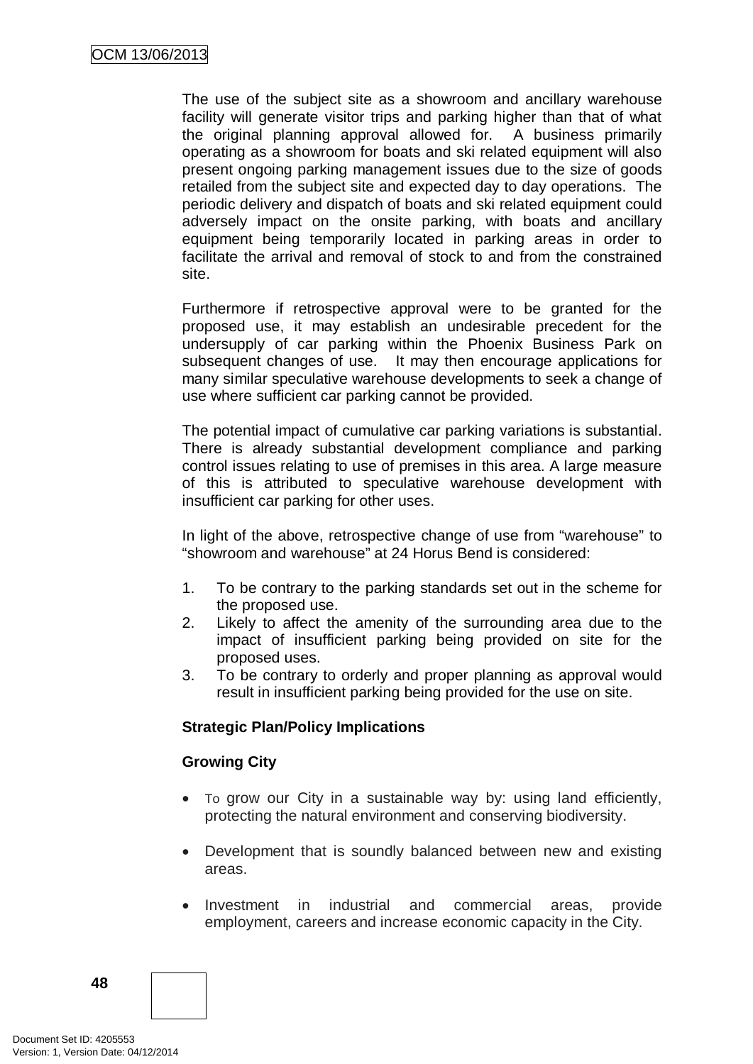The use of the subject site as a showroom and ancillary warehouse facility will generate visitor trips and parking higher than that of what the original planning approval allowed for. A business primarily operating as a showroom for boats and ski related equipment will also present ongoing parking management issues due to the size of goods retailed from the subject site and expected day to day operations. The periodic delivery and dispatch of boats and ski related equipment could adversely impact on the onsite parking, with boats and ancillary equipment being temporarily located in parking areas in order to facilitate the arrival and removal of stock to and from the constrained site.

Furthermore if retrospective approval were to be granted for the proposed use, it may establish an undesirable precedent for the undersupply of car parking within the Phoenix Business Park on subsequent changes of use. It may then encourage applications for many similar speculative warehouse developments to seek a change of use where sufficient car parking cannot be provided.

The potential impact of cumulative car parking variations is substantial. There is already substantial development compliance and parking control issues relating to use of premises in this area. A large measure of this is attributed to speculative warehouse development with insufficient car parking for other uses.

In light of the above, retrospective change of use from "warehouse" to "showroom and warehouse" at 24 Horus Bend is considered:

1. To be contrary to the parking standards set out in the scheme for the proposed use.
2. Likely to affect the amenity of the surrounding area due to the impact of insufficient parking being provided on site for the proposed uses.
3. To be contrary to orderly and proper planning as approval would result in insufficient parking being provided for the use on site.

**Strategic Plan/Policy Implications**

**Growing City**

- To grow our City in a sustainable way by: using land efficiently, protecting the natural environment and conserving biodiversity.
- Development that is soundly balanced between new and existing areas.
- Investment in industrial and commercial areas, provide employment, careers and increase economic capacity in the City.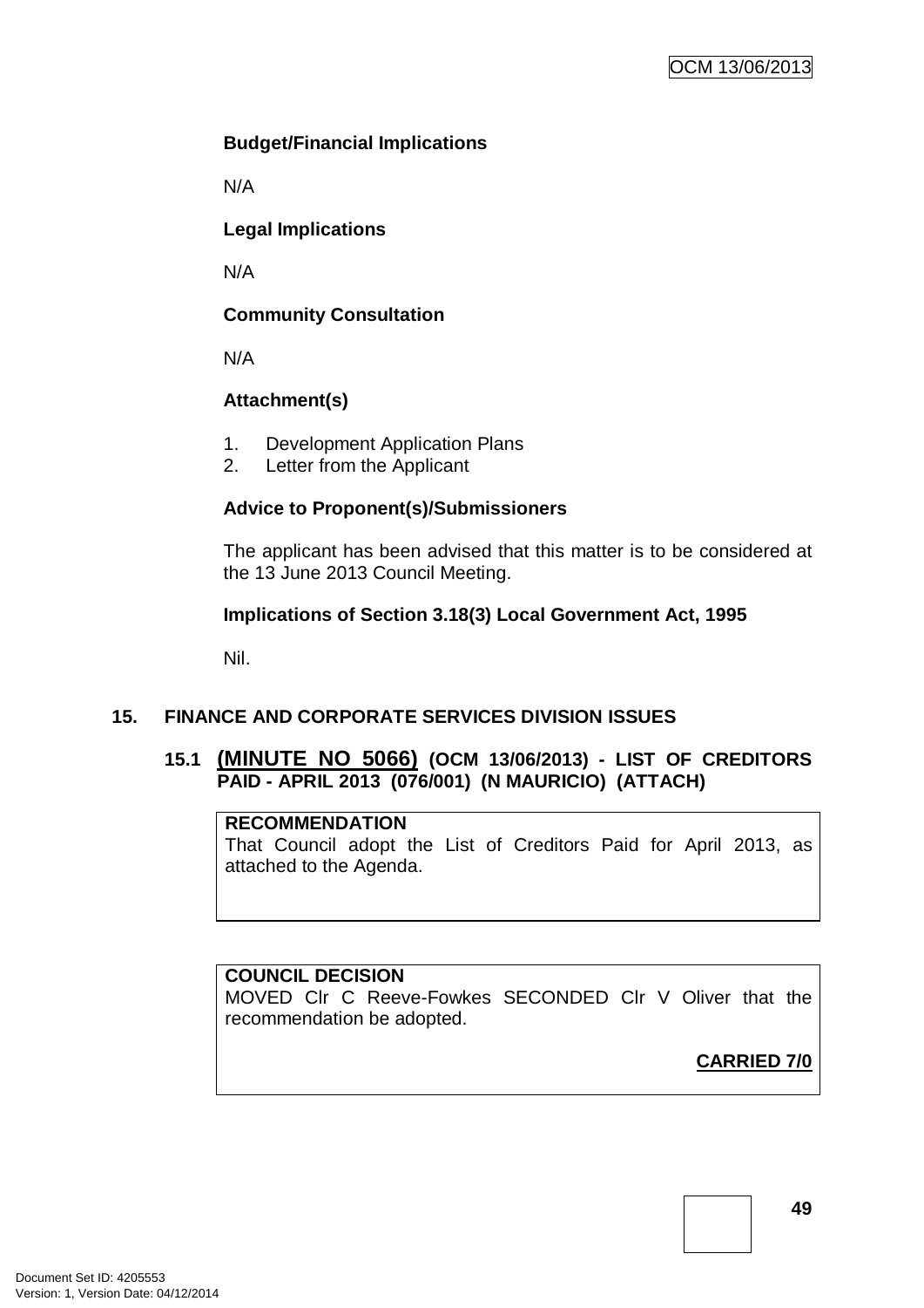**Budget/Financial Implications**

N/A

**Legal Implications**

N/A

**Community Consultation**

N/A

**Attachment(s)**

1. Development Application Plans
2. Letter from the Applicant

**Advice to Proponent(s)/Submissioners**

The applicant has been advised that this matter is to be considered at the 13 June 2013 Council Meeting.

**Implications of Section 3.18(3) Local Government Act, 1995**

Nil.

## 15. FINANCE AND CORPORATE SERVICES DIVISION ISSUES

### 15.1 (MINUTE NO 5066) (OCM 13/06/2013) - LIST OF CREDITORS PAID - APRIL 2013 (076/001) (N MAURICIO) (ATTACH)

**RECOMMENDATION**
That Council adopt the List of Creditors Paid for April 2013, as attached to the Agenda.

**COUNCIL DECISION**
MOVED Clr C Reeve-Fowkes SECONDED Clr V Oliver that the recommendation be adopted.

**CARRIED 7/0**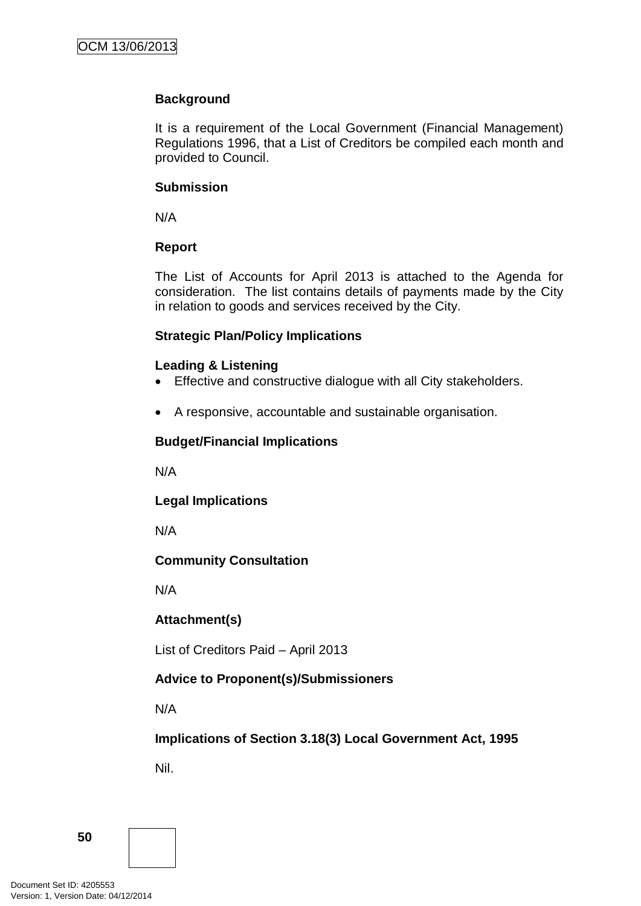**Background**

It is a requirement of the Local Government (Financial Management) Regulations 1996, that a List of Creditors be compiled each month and provided to Council.

**Submission**

N/A

**Report**

The List of Accounts for April 2013 is attached to the Agenda for consideration. The list contains details of payments made by the City in relation to goods and services received by the City.

**Strategic Plan/Policy Implications**

**Leading & Listening**

- Effective and constructive dialogue with all City stakeholders.
- A responsive, accountable and sustainable organisation.

**Budget/Financial Implications**

N/A

**Legal Implications**

N/A

**Community Consultation**

N/A

**Attachment(s)**

List of Creditors Paid – April 2013

**Advice to Proponent(s)/Submissioners**

N/A

**Implications of Section 3.18(3) Local Government Act, 1995**

Nil.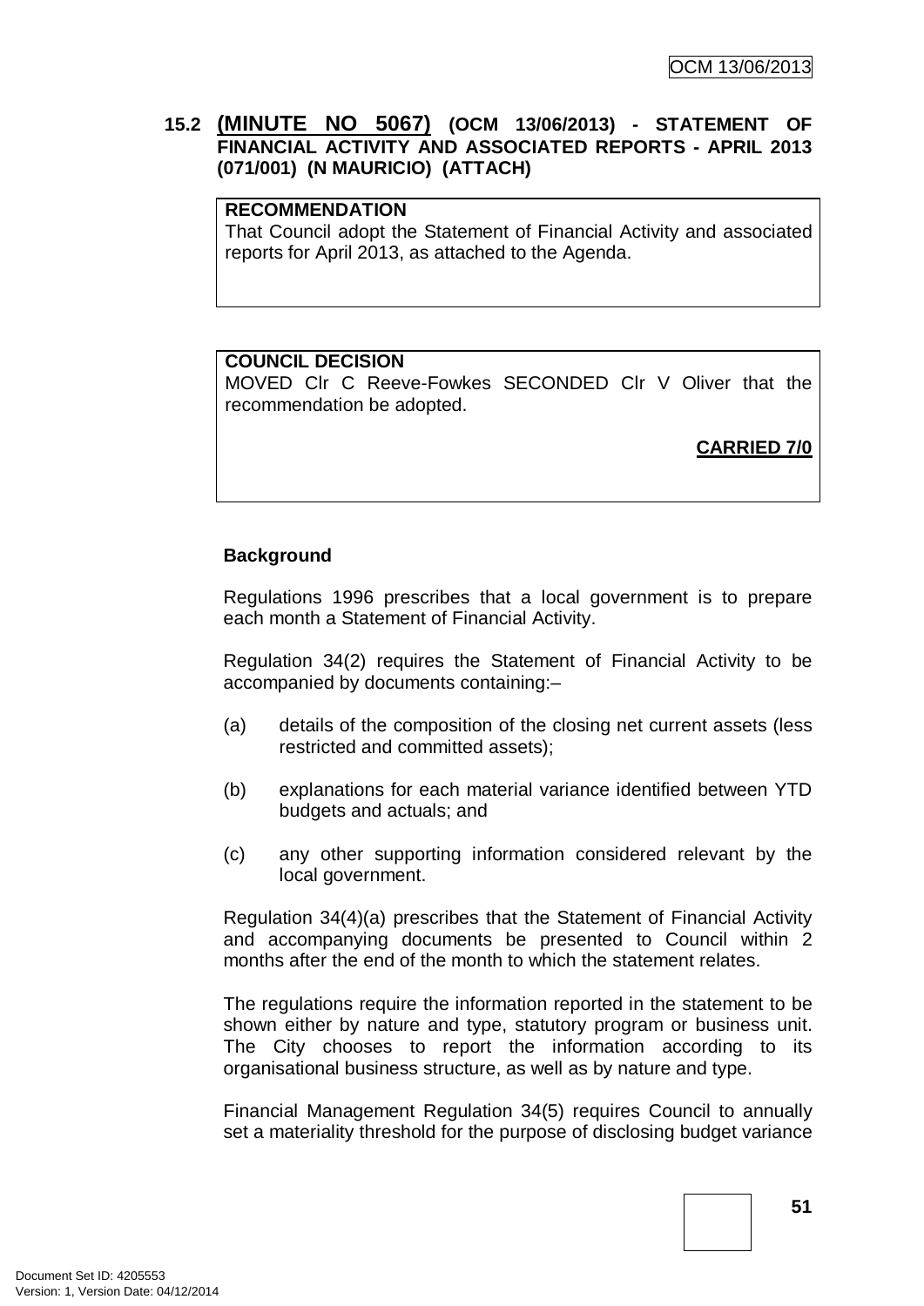## 15.2 (MINUTE NO 5067) (OCM 13/06/2013) - STATEMENT OF FINANCIAL ACTIVITY AND ASSOCIATED REPORTS - APRIL 2013 (071/001) (N MAURICIO) (ATTACH)

**RECOMMENDATION**
That Council adopt the Statement of Financial Activity and associated reports for April 2013, as attached to the Agenda.

**COUNCIL DECISION**
MOVED Clr C Reeve-Fowkes SECONDED Clr V Oliver that the recommendation be adopted.

**CARRIED 7/0**

**Background**

Regulations 1996 prescribes that a local government is to prepare each month a Statement of Financial Activity.

Regulation 34(2) requires the Statement of Financial Activity to be accompanied by documents containing:–

(a) details of the composition of the closing net current assets (less restricted and committed assets);

(b) explanations for each material variance identified between YTD budgets and actuals; and

(c) any other supporting information considered relevant by the local government.

Regulation 34(4)(a) prescribes that the Statement of Financial Activity and accompanying documents be presented to Council within 2 months after the end of the month to which the statement relates.

The regulations require the information reported in the statement to be shown either by nature and type, statutory program or business unit. The City chooses to report the information according to its organisational business structure, as well as by nature and type.

Financial Management Regulation 34(5) requires Council to annually set a materiality threshold for the purpose of disclosing budget variance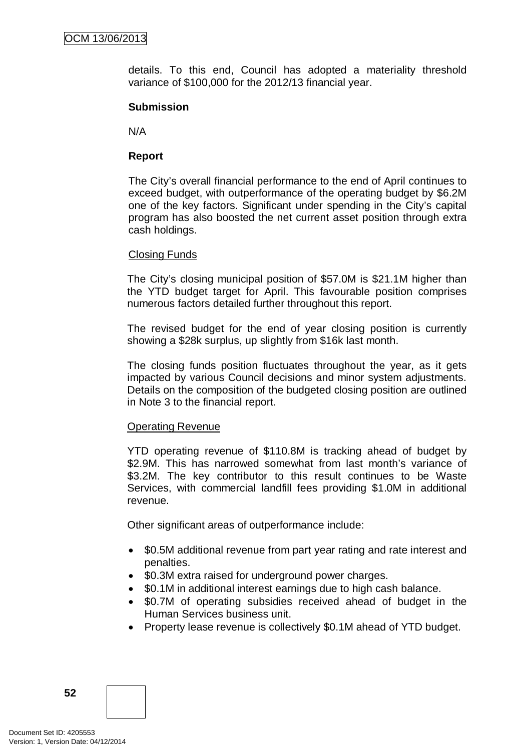details. To this end, Council has adopted a materiality threshold variance of $100,000 for the 2012/13 financial year.

**Submission**

N/A

**Report**

The City's overall financial performance to the end of April continues to exceed budget, with outperformance of the operating budget by $6.2M one of the key factors. Significant under spending in the City's capital program has also boosted the net current asset position through extra cash holdings.

Closing Funds

The City's closing municipal position of $57.0M is $21.1M higher than the YTD budget target for April. This favourable position comprises numerous factors detailed further throughout this report.

The revised budget for the end of year closing position is currently showing a $28k surplus, up slightly from $16k last month.

The closing funds position fluctuates throughout the year, as it gets impacted by various Council decisions and minor system adjustments. Details on the composition of the budgeted closing position are outlined in Note 3 to the financial report.

Operating Revenue

YTD operating revenue of $110.8M is tracking ahead of budget by $2.9M. This has narrowed somewhat from last month's variance of $3.2M. The key contributor to this result continues to be Waste Services, with commercial landfill fees providing $1.0M in additional revenue.

Other significant areas of outperformance include:

- $0.5M additional revenue from part year rating and rate interest and penalties.
- $0.3M extra raised for underground power charges.
- $0.1M in additional interest earnings due to high cash balance.
- $0.7M of operating subsidies received ahead of budget in the Human Services business unit.
- Property lease revenue is collectively $0.1M ahead of YTD budget.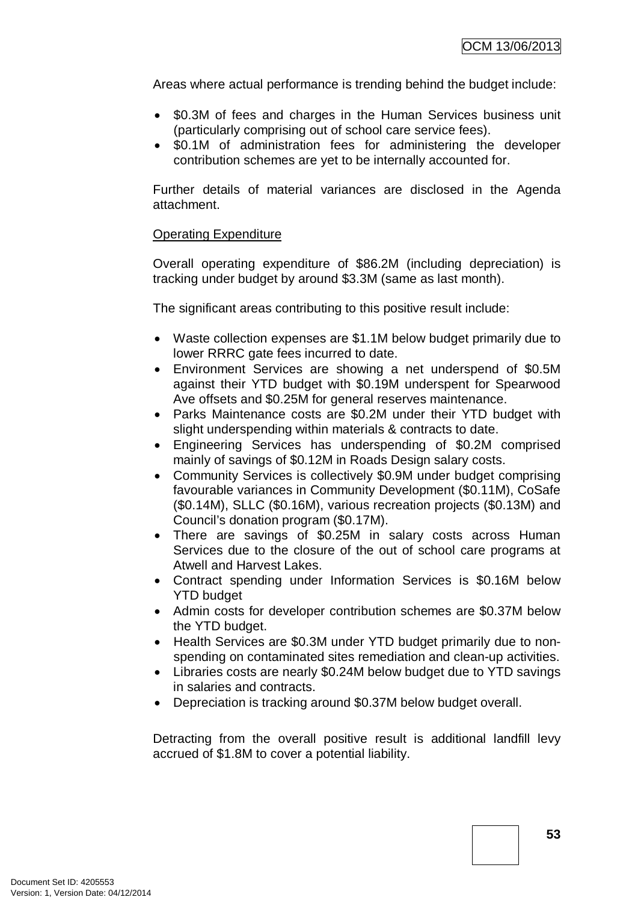Areas where actual performance is trending behind the budget include:

- $0.3M of fees and charges in the Human Services business unit (particularly comprising out of school care service fees).
- $0.1M of administration fees for administering the developer contribution schemes are yet to be internally accounted for.

Further details of material variances are disclosed in the Agenda attachment.

Operating Expenditure

Overall operating expenditure of $86.2M (including depreciation) is tracking under budget by around $3.3M (same as last month).

The significant areas contributing to this positive result include:

- Waste collection expenses are $1.1M below budget primarily due to lower RRRC gate fees incurred to date.
- Environment Services are showing a net underspend of $0.5M against their YTD budget with $0.19M underspent for Spearwood Ave offsets and $0.25M for general reserves maintenance.
- Parks Maintenance costs are $0.2M under their YTD budget with slight underspending within materials & contracts to date.
- Engineering Services has underspending of $0.2M comprised mainly of savings of $0.12M in Roads Design salary costs.
- Community Services is collectively $0.9M under budget comprising favourable variances in Community Development ($0.11M), CoSafe ($0.14M), SLLC ($0.16M), various recreation projects ($0.13M) and Council's donation program ($0.17M).
- There are savings of $0.25M in salary costs across Human Services due to the closure of the out of school care programs at Atwell and Harvest Lakes.
- Contract spending under Information Services is $0.16M below YTD budget
- Admin costs for developer contribution schemes are $0.37M below the YTD budget.
- Health Services are $0.3M under YTD budget primarily due to non-spending on contaminated sites remediation and clean-up activities.
- Libraries costs are nearly $0.24M below budget due to YTD savings in salaries and contracts.
- Depreciation is tracking around $0.37M below budget overall.

Detracting from the overall positive result is additional landfill levy accrued of $1.8M to cover a potential liability.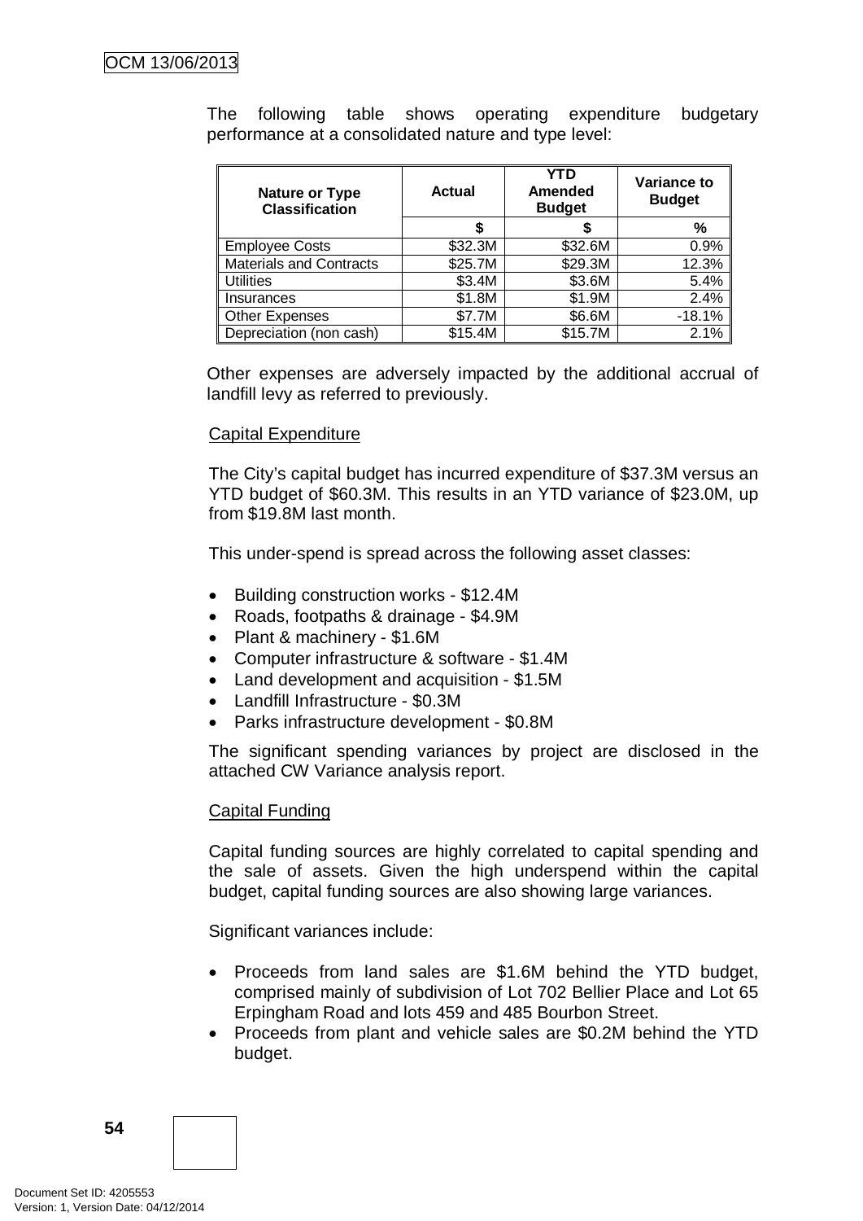The following table shows operating expenditure budgetary performance at a consolidated nature and type level:

| Nature or Type Classification | Actual | YTD Amended Budget | Variance to Budget |
|---|---|---|---|
| | $ | $ | % |
| Employee Costs | $32.3M | $32.6M | 0.9% |
| Materials and Contracts | $25.7M | $29.3M | 12.3% |
| Utilities | $3.4M | $3.6M | 5.4% |
| Insurances | $1.8M | $1.9M | 2.4% |
| Other Expenses | $7.7M | $6.6M | -18.1% |
| Depreciation (non cash) | $15.4M | $15.7M | 2.1% |

Other expenses are adversely impacted by the additional accrual of landfill levy as referred to previously.

Capital Expenditure

The City's capital budget has incurred expenditure of $37.3M versus an YTD budget of $60.3M. This results in an YTD variance of $23.0M, up from $19.8M last month.

This under-spend is spread across the following asset classes:

- Building construction works - $12.4M
- Roads, footpaths & drainage - $4.9M
- Plant & machinery - $1.6M
- Computer infrastructure & software - $1.4M
- Land development and acquisition - $1.5M
- Landfill Infrastructure - $0.3M
- Parks infrastructure development - $0.8M

The significant spending variances by project are disclosed in the attached CW Variance analysis report.

Capital Funding

Capital funding sources are highly correlated to capital spending and the sale of assets. Given the high underspend within the capital budget, capital funding sources are also showing large variances.

Significant variances include:

- Proceeds from land sales are $1.6M behind the YTD budget, comprised mainly of subdivision of Lot 702 Bellier Place and Lot 65 Erpingham Road and lots 459 and 485 Bourbon Street.
- Proceeds from plant and vehicle sales are $0.2M behind the YTD budget.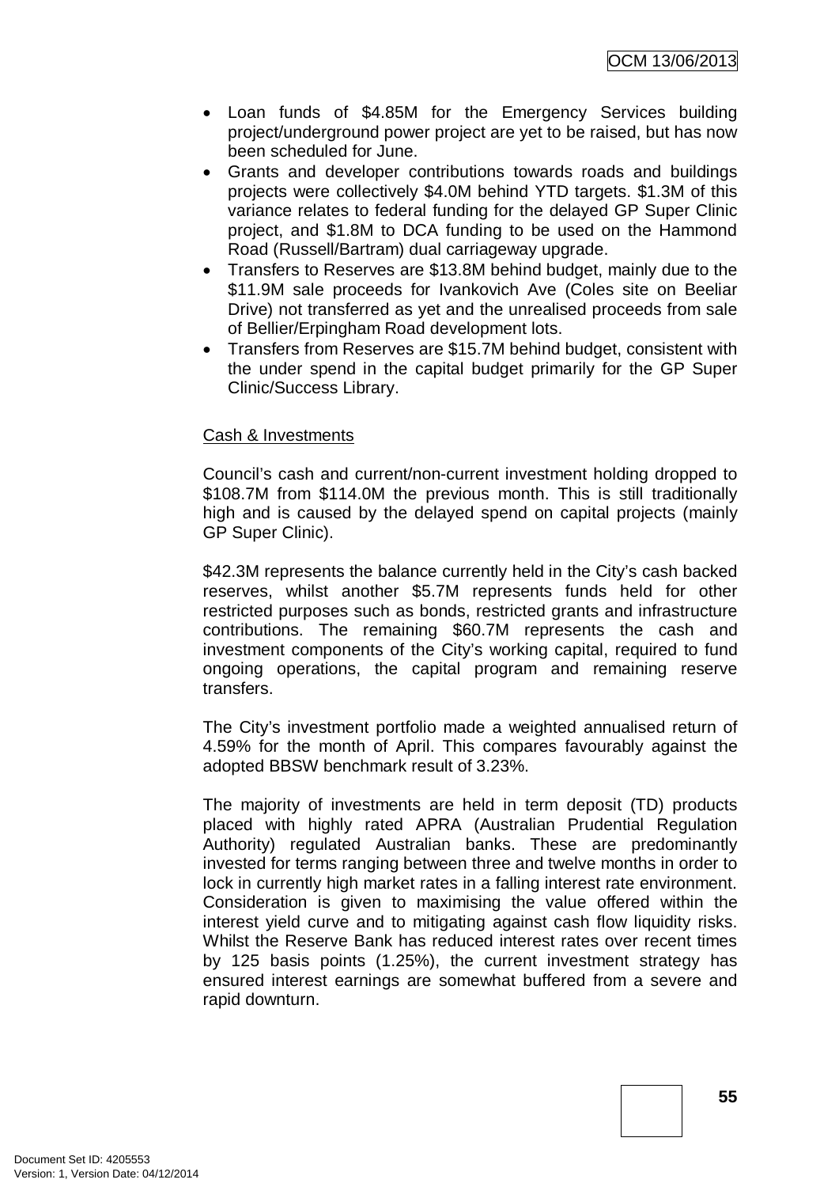- Loan funds of $4.85M for the Emergency Services building project/underground power project are yet to be raised, but has now been scheduled for June.
- Grants and developer contributions towards roads and buildings projects were collectively $4.0M behind YTD targets. $1.3M of this variance relates to federal funding for the delayed GP Super Clinic project, and $1.8M to DCA funding to be used on the Hammond Road (Russell/Bartram) dual carriageway upgrade.
- Transfers to Reserves are $13.8M behind budget, mainly due to the $11.9M sale proceeds for Ivankovich Ave (Coles site on Beeliar Drive) not transferred as yet and the unrealised proceeds from sale of Bellier/Erpingham Road development lots.
- Transfers from Reserves are $15.7M behind budget, consistent with the under spend in the capital budget primarily for the GP Super Clinic/Success Library.

Cash & Investments

Council's cash and current/non-current investment holding dropped to $108.7M from $114.0M the previous month. This is still traditionally high and is caused by the delayed spend on capital projects (mainly GP Super Clinic).

$42.3M represents the balance currently held in the City's cash backed reserves, whilst another $5.7M represents funds held for other restricted purposes such as bonds, restricted grants and infrastructure contributions. The remaining $60.7M represents the cash and investment components of the City's working capital, required to fund ongoing operations, the capital program and remaining reserve transfers.

The City's investment portfolio made a weighted annualised return of 4.59% for the month of April. This compares favourably against the adopted BBSW benchmark result of 3.23%.

The majority of investments are held in term deposit (TD) products placed with highly rated APRA (Australian Prudential Regulation Authority) regulated Australian banks. These are predominantly invested for terms ranging between three and twelve months in order to lock in currently high market rates in a falling interest rate environment. Consideration is given to maximising the value offered within the interest yield curve and to mitigating against cash flow liquidity risks. Whilst the Reserve Bank has reduced interest rates over recent times by 125 basis points (1.25%), the current investment strategy has ensured interest earnings are somewhat buffered from a severe and rapid downturn.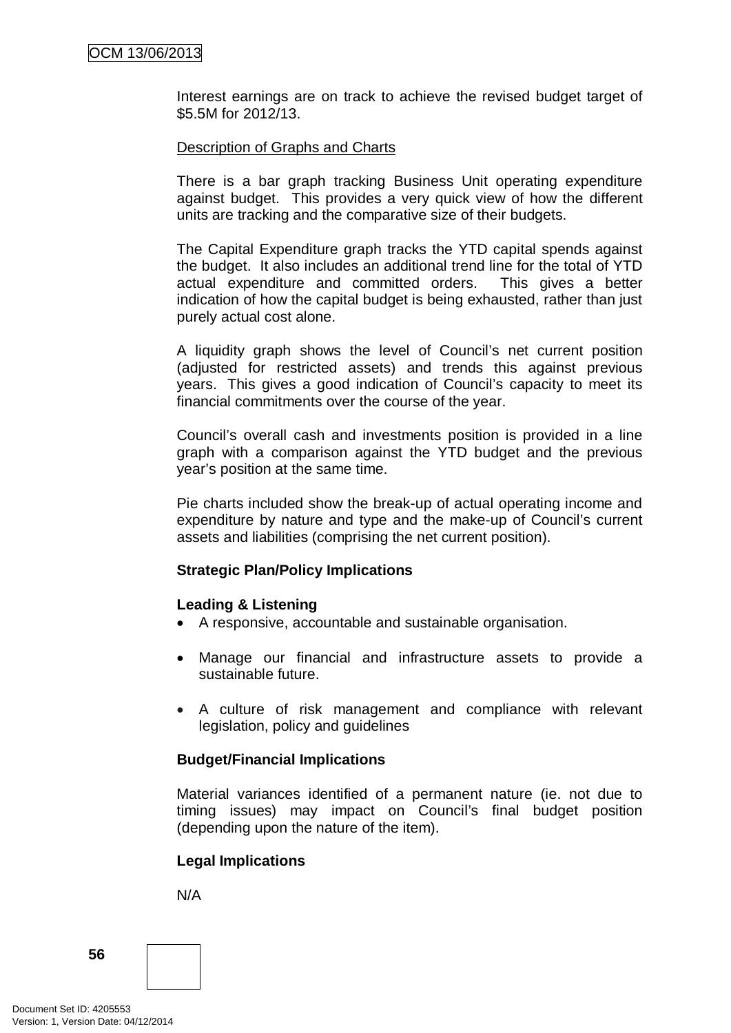Interest earnings are on track to achieve the revised budget target of $5.5M for 2012/13.

Description of Graphs and Charts

There is a bar graph tracking Business Unit operating expenditure against budget. This provides a very quick view of how the different units are tracking and the comparative size of their budgets.

The Capital Expenditure graph tracks the YTD capital spends against the budget. It also includes an additional trend line for the total of YTD actual expenditure and committed orders. This gives a better indication of how the capital budget is being exhausted, rather than just purely actual cost alone.

A liquidity graph shows the level of Council's net current position (adjusted for restricted assets) and trends this against previous years. This gives a good indication of Council's capacity to meet its financial commitments over the course of the year.

Council's overall cash and investments position is provided in a line graph with a comparison against the YTD budget and the previous year's position at the same time.

Pie charts included show the break-up of actual operating income and expenditure by nature and type and the make-up of Council's current assets and liabilities (comprising the net current position).

**Strategic Plan/Policy Implications**

**Leading & Listening**

- A responsive, accountable and sustainable organisation.
- Manage our financial and infrastructure assets to provide a sustainable future.
- A culture of risk management and compliance with relevant legislation, policy and guidelines

**Budget/Financial Implications**

Material variances identified of a permanent nature (ie. not due to timing issues) may impact on Council's final budget position (depending upon the nature of the item).

**Legal Implications**

N/A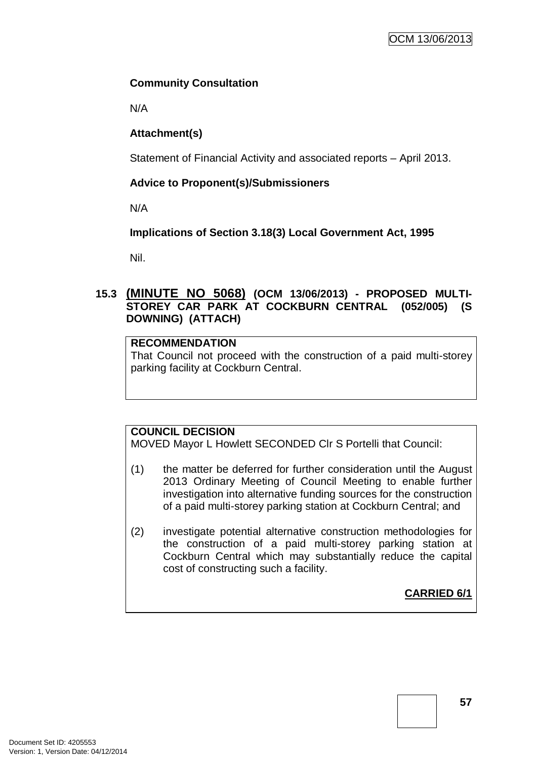**Community Consultation**

N/A

**Attachment(s)**

Statement of Financial Activity and associated reports – April 2013.

**Advice to Proponent(s)/Submissioners**

N/A

**Implications of Section 3.18(3) Local Government Act, 1995**

Nil.

### 15.3 (MINUTE NO 5068) (OCM 13/06/2013) - PROPOSED MULTI-STOREY CAR PARK AT COCKBURN CENTRAL (052/005) (S DOWNING) (ATTACH)

**RECOMMENDATION**
That Council not proceed with the construction of a paid multi-storey parking facility at Cockburn Central.

**COUNCIL DECISION**
MOVED Mayor L Howlett SECONDED Clr S Portelli that Council:

(1) the matter be deferred for further consideration until the August 2013 Ordinary Meeting of Council Meeting to enable further investigation into alternative funding sources for the construction of a paid multi-storey parking station at Cockburn Central; and

(2) investigate potential alternative construction methodologies for the construction of a paid multi-storey parking station at Cockburn Central which may substantially reduce the capital cost of constructing such a facility.

**CARRIED 6/1**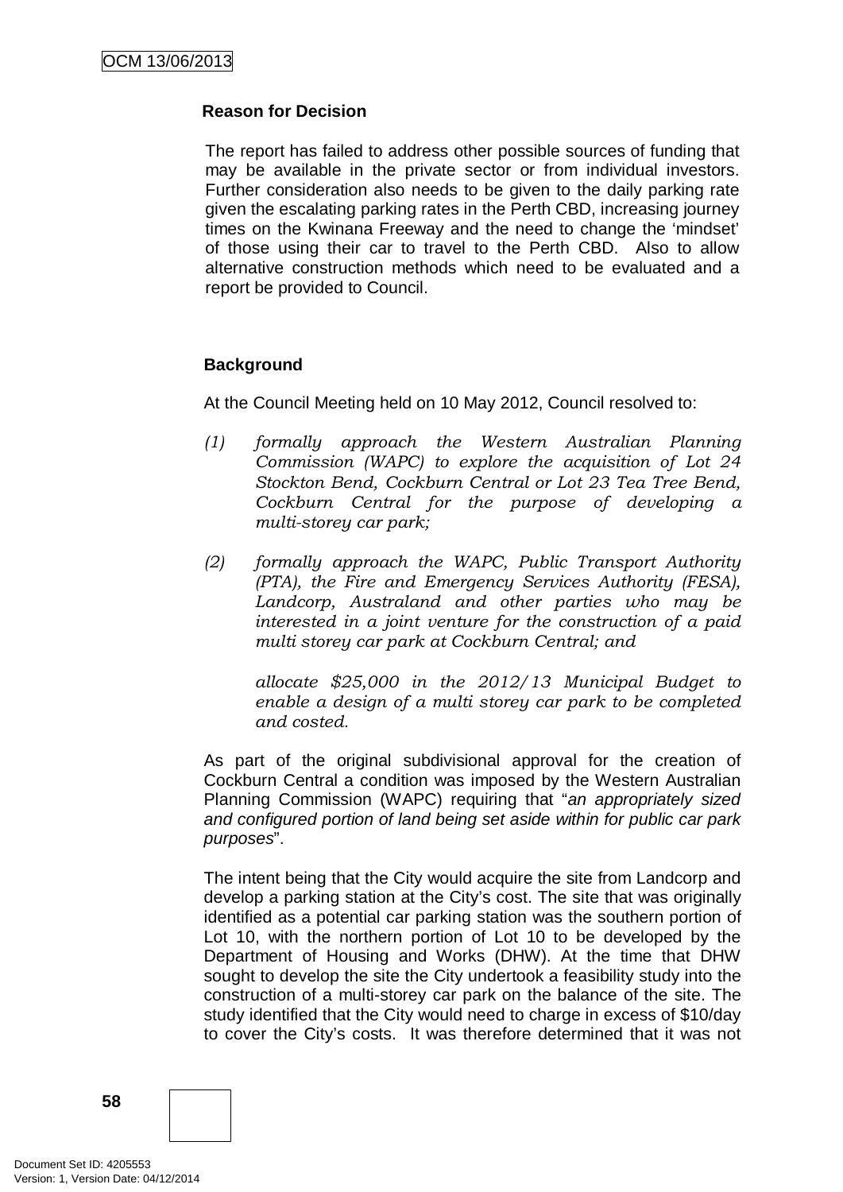**Reason for Decision**

The report has failed to address other possible sources of funding that may be available in the private sector or from individual investors. Further consideration also needs to be given to the daily parking rate given the escalating parking rates in the Perth CBD, increasing journey times on the Kwinana Freeway and the need to change the 'mindset' of those using their car to travel to the Perth CBD. Also to allow alternative construction methods which need to be evaluated and a report be provided to Council.

**Background**

At the Council Meeting held on 10 May 2012, Council resolved to:

*(1) formally approach the Western Australian Planning Commission (WAPC) to explore the acquisition of Lot 24 Stockton Bend, Cockburn Central or Lot 23 Tea Tree Bend, Cockburn Central for the purpose of developing a multi-storey car park;*

*(2) formally approach the WAPC, Public Transport Authority (PTA), the Fire and Emergency Services Authority (FESA), Landcorp, Australand and other parties who may be interested in a joint venture for the construction of a paid multi storey car park at Cockburn Central; and*

*allocate $25,000 in the 2012/13 Municipal Budget to enable a design of a multi storey car park to be completed and costed.*

As part of the original subdivisional approval for the creation of Cockburn Central a condition was imposed by the Western Australian Planning Commission (WAPC) requiring that "*an appropriately sized and configured portion of land being set aside within for public car park purposes*".

The intent being that the City would acquire the site from Landcorp and develop a parking station at the City's cost. The site that was originally identified as a potential car parking station was the southern portion of Lot 10, with the northern portion of Lot 10 to be developed by the Department of Housing and Works (DHW). At the time that DHW sought to develop the site the City undertook a feasibility study into the construction of a multi-storey car park on the balance of the site. The study identified that the City would need to charge in excess of $10/day to cover the City's costs. It was therefore determined that it was not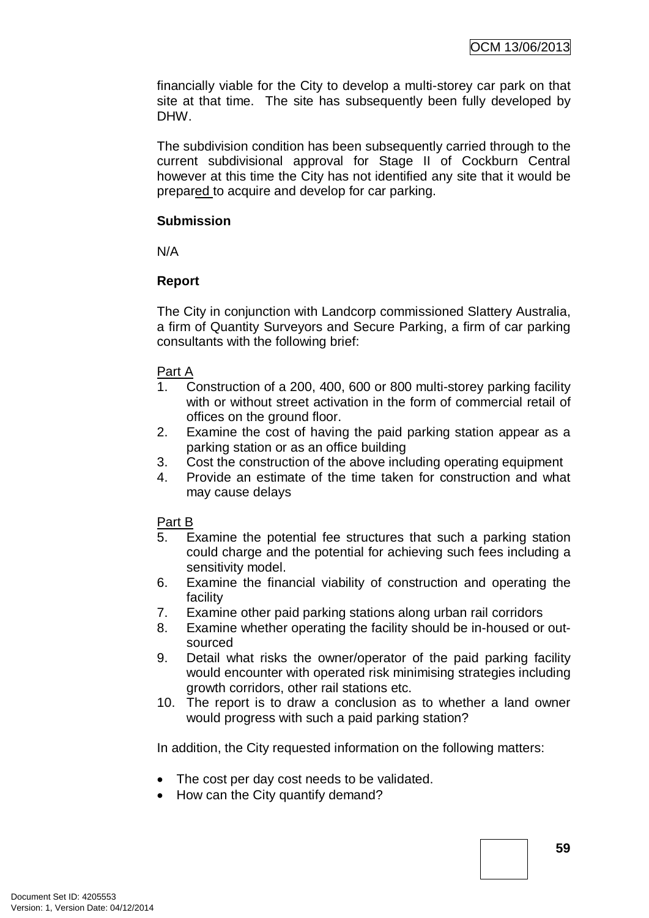financially viable for the City to develop a multi-storey car park on that site at that time. The site has subsequently been fully developed by DHW.

The subdivision condition has been subsequently carried through to the current subdivisional approval for Stage II of Cockburn Central however at this time the City has not identified any site that it would be prepared to acquire and develop for car parking.

**Submission**

N/A

**Report**

The City in conjunction with Landcorp commissioned Slattery Australia, a firm of Quantity Surveyors and Secure Parking, a firm of car parking consultants with the following brief:

Part A

1. Construction of a 200, 400, 600 or 800 multi-storey parking facility with or without street activation in the form of commercial retail of offices on the ground floor.
2. Examine the cost of having the paid parking station appear as a parking station or as an office building
3. Cost the construction of the above including operating equipment
4. Provide an estimate of the time taken for construction and what may cause delays

Part B

5. Examine the potential fee structures that such a parking station could charge and the potential for achieving such fees including a sensitivity model.
6. Examine the financial viability of construction and operating the facility
7. Examine other paid parking stations along urban rail corridors
8. Examine whether operating the facility should be in-housed or out-sourced
9. Detail what risks the owner/operator of the paid parking facility would encounter with operated risk minimising strategies including growth corridors, other rail stations etc.
10. The report is to draw a conclusion as to whether a land owner would progress with such a paid parking station?

In addition, the City requested information on the following matters:

- The cost per day cost needs to be validated.
- How can the City quantify demand?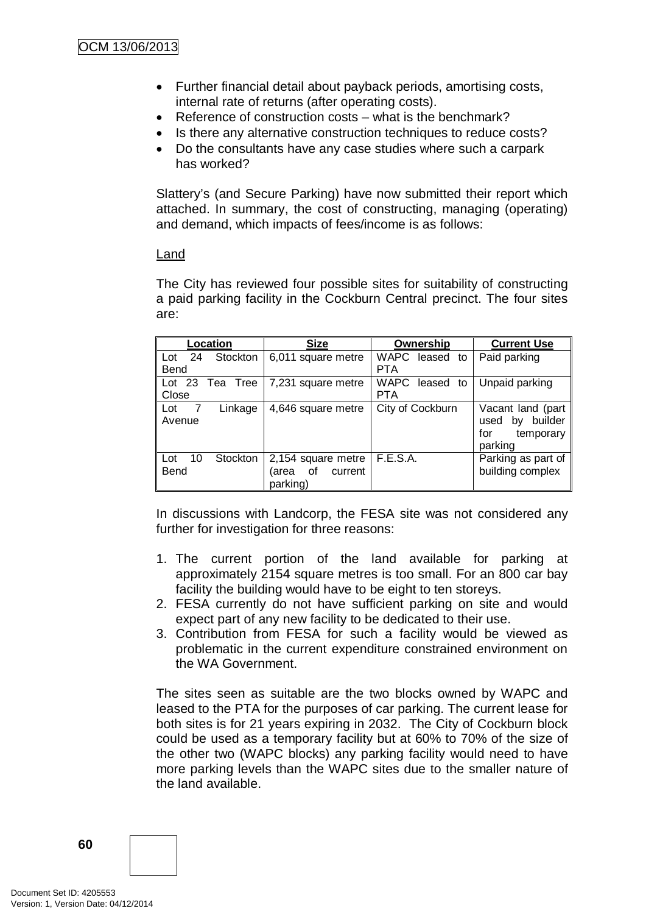- Further financial detail about payback periods, amortising costs, internal rate of returns (after operating costs).
- Reference of construction costs – what is the benchmark?
- Is there any alternative construction techniques to reduce costs?
- Do the consultants have any case studies where such a carpark has worked?

Slattery's (and Secure Parking) have now submitted their report which attached. In summary, the cost of constructing, managing (operating) and demand, which impacts of fees/income is as follows:

Land

The City has reviewed four possible sites for suitability of constructing a paid parking facility in the Cockburn Central precinct. The four sites are:

| Location | Size | Ownership | Current Use |
|---|---|---|---|
| Lot 24 Stockton Bend | 6,011 square metre | WAPC leased to PTA | Paid parking |
| Lot 23 Tea Tree Close | 7,231 square metre | WAPC leased to PTA | Unpaid parking |
| Lot 7 Linkage Avenue | 4,646 square metre | City of Cockburn | Vacant land (part used by builder for temporary parking |
| Lot 10 Stockton Bend | 2,154 square metre (area of current parking) | F.E.S.A. | Parking as part of building complex |

In discussions with Landcorp, the FESA site was not considered any further for investigation for three reasons:

1. The current portion of the land available for parking at approximately 2154 square metres is too small. For an 800 car bay facility the building would have to be eight to ten storeys.
2. FESA currently do not have sufficient parking on site and would expect part of any new facility to be dedicated to their use.
3. Contribution from FESA for such a facility would be viewed as problematic in the current expenditure constrained environment on the WA Government.

The sites seen as suitable are the two blocks owned by WAPC and leased to the PTA for the purposes of car parking. The current lease for both sites is for 21 years expiring in 2032. The City of Cockburn block could be used as a temporary facility but at 60% to 70% of the size of the other two (WAPC blocks) any parking facility would need to have more parking levels than the WAPC sites due to the smaller nature of the land available.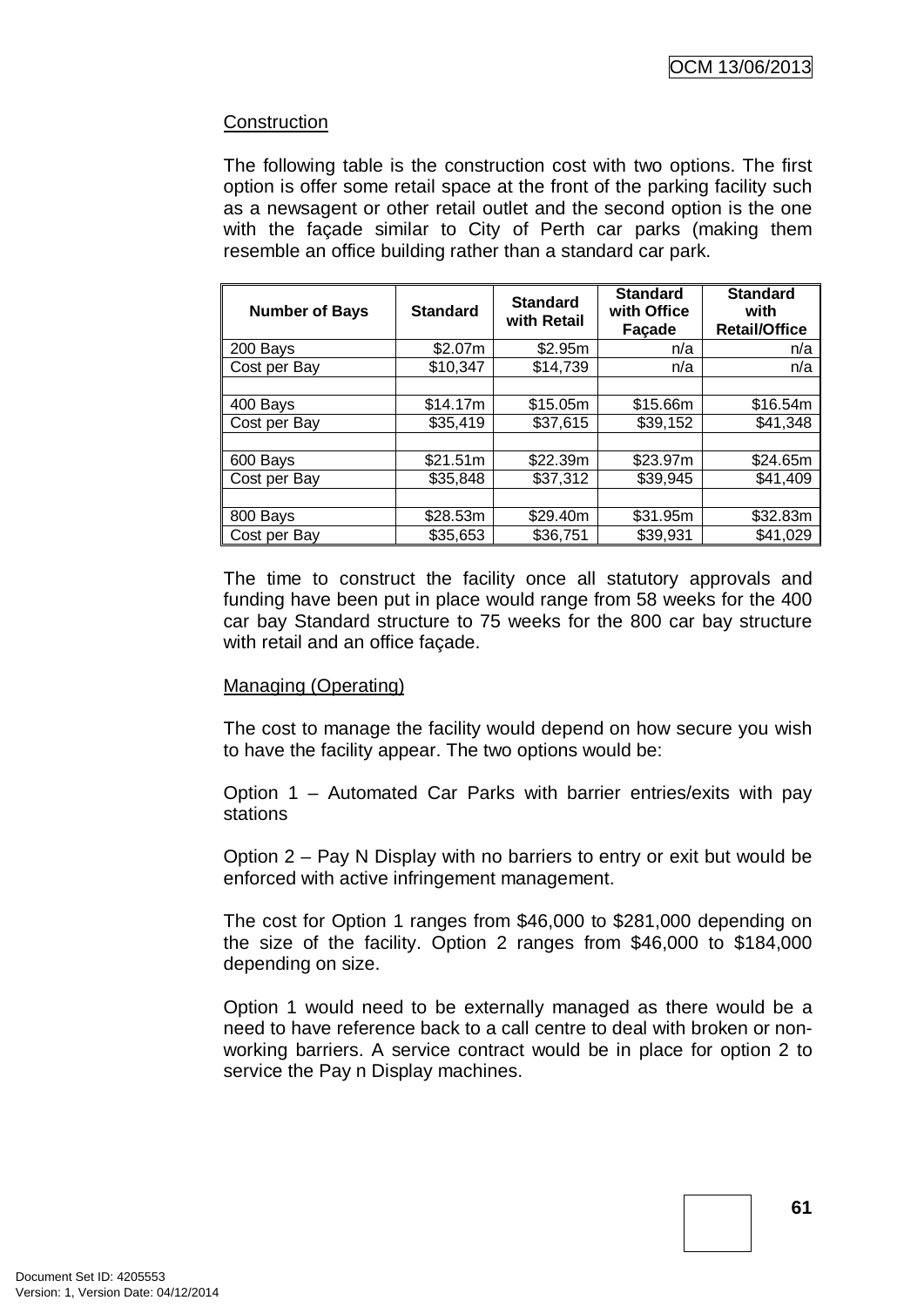Construction

The following table is the construction cost with two options. The first option is offer some retail space at the front of the parking facility such as a newsagent or other retail outlet and the second option is the one with the façade similar to City of Perth car parks (making them resemble an office building rather than a standard car park.

| Number of Bays | Standard | Standard with Retail | Standard with Office Façade | Standard with Retail/Office |
|---|---|---|---|---|
| 200 Bays | $2.07m | $2.95m | n/a | n/a |
| Cost per Bay | $10,347 | $14,739 | n/a | n/a |
| | | | | |
| 400 Bays | $14.17m | $15.05m | $15.66m | $16.54m |
| Cost per Bay | $35,419 | $37,615 | $39,152 | $41,348 |
| | | | | |
| 600 Bays | $21.51m | $22.39m | $23.97m | $24.65m |
| Cost per Bay | $35,848 | $37,312 | $39,945 | $41,409 |
| | | | | |
| 800 Bays | $28.53m | $29.40m | $31.95m | $32.83m |
| Cost per Bay | $35,653 | $36,751 | $39,931 | $41,029 |

The time to construct the facility once all statutory approvals and funding have been put in place would range from 58 weeks for the 400 car bay Standard structure to 75 weeks for the 800 car bay structure with retail and an office façade.

Managing (Operating)

The cost to manage the facility would depend on how secure you wish to have the facility appear. The two options would be:

Option 1 – Automated Car Parks with barrier entries/exits with pay stations

Option 2 – Pay N Display with no barriers to entry or exit but would be enforced with active infringement management.

The cost for Option 1 ranges from $46,000 to $281,000 depending on the size of the facility. Option 2 ranges from $46,000 to $184,000 depending on size.

Option 1 would need to be externally managed as there would be a need to have reference back to a call centre to deal with broken or non-working barriers. A service contract would be in place for option 2 to service the Pay n Display machines.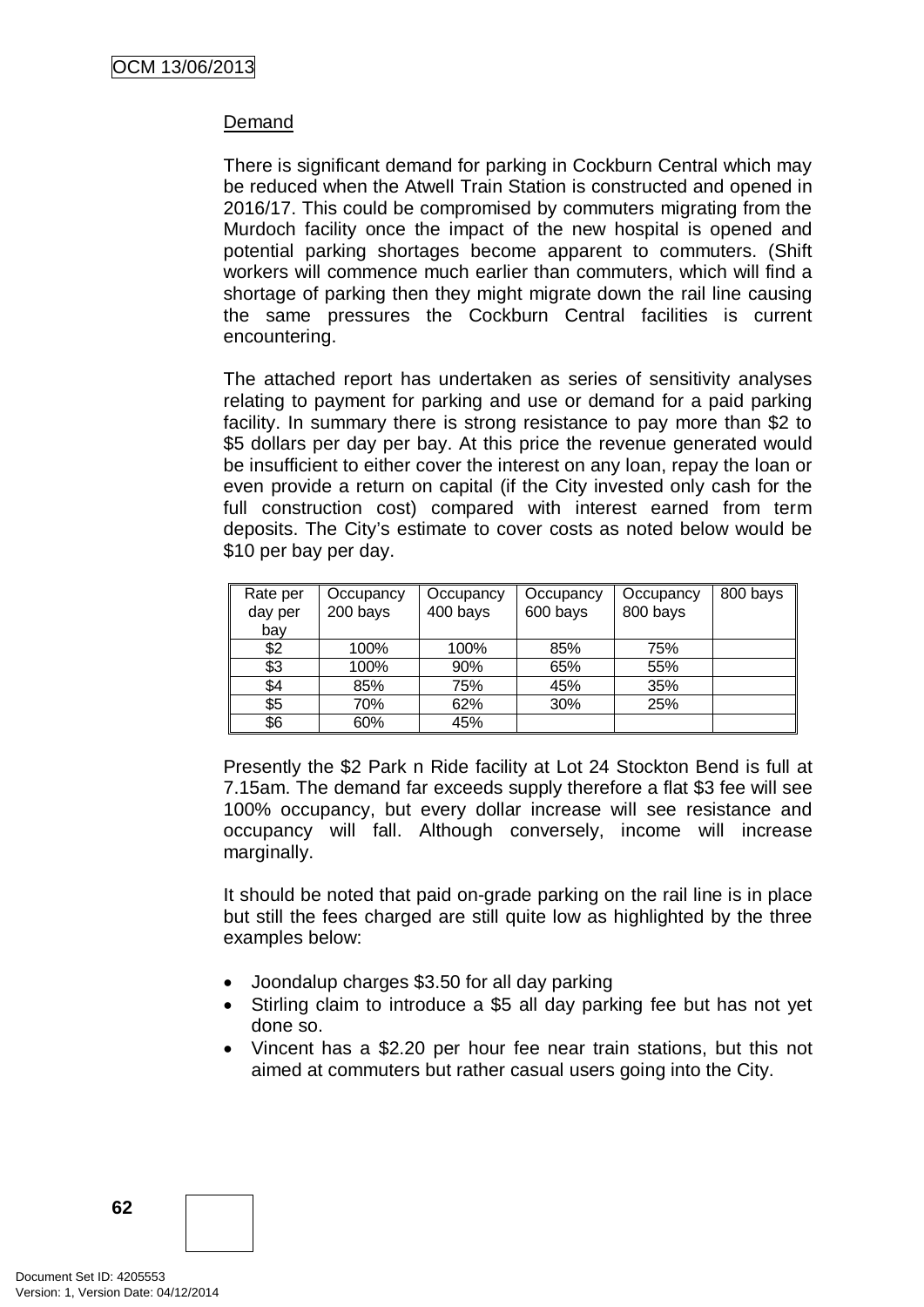Demand

There is significant demand for parking in Cockburn Central which may be reduced when the Atwell Train Station is constructed and opened in 2016/17. This could be compromised by commuters migrating from the Murdoch facility once the impact of the new hospital is opened and potential parking shortages become apparent to commuters. (Shift workers will commence much earlier than commuters, which will find a shortage of parking then they might migrate down the rail line causing the same pressures the Cockburn Central facilities is current encountering.

The attached report has undertaken as series of sensitivity analyses relating to payment for parking and use or demand for a paid parking facility. In summary there is strong resistance to pay more than $2 to $5 dollars per day per bay. At this price the revenue generated would be insufficient to either cover the interest on any loan, repay the loan or even provide a return on capital (if the City invested only cash for the full construction cost) compared with interest earned from term deposits. The City's estimate to cover costs as noted below would be $10 per bay per day.

| Rate per day per bay | Occupancy 200 bays | Occupancy 400 bays | Occupancy 600 bays | Occupancy 800 bays | 800 bays |
|---|---|---|---|---|---|
| $2 | 100% | 100% | 85% | 75% | |
| $3 | 100% | 90% | 65% | 55% | |
| $4 | 85% | 75% | 45% | 35% | |
| $5 | 70% | 62% | 30% | 25% | |
| $6 | 60% | 45% | | | |

Presently the $2 Park n Ride facility at Lot 24 Stockton Bend is full at 7.15am. The demand far exceeds supply therefore a flat $3 fee will see 100% occupancy, but every dollar increase will see resistance and occupancy will fall. Although conversely, income will increase marginally.

It should be noted that paid on-grade parking on the rail line is in place but still the fees charged are still quite low as highlighted by the three examples below:

- Joondalup charges $3.50 for all day parking
- Stirling claim to introduce a $5 all day parking fee but has not yet done so.
- Vincent has a $2.20 per hour fee near train stations, but this not aimed at commuters but rather casual users going into the City.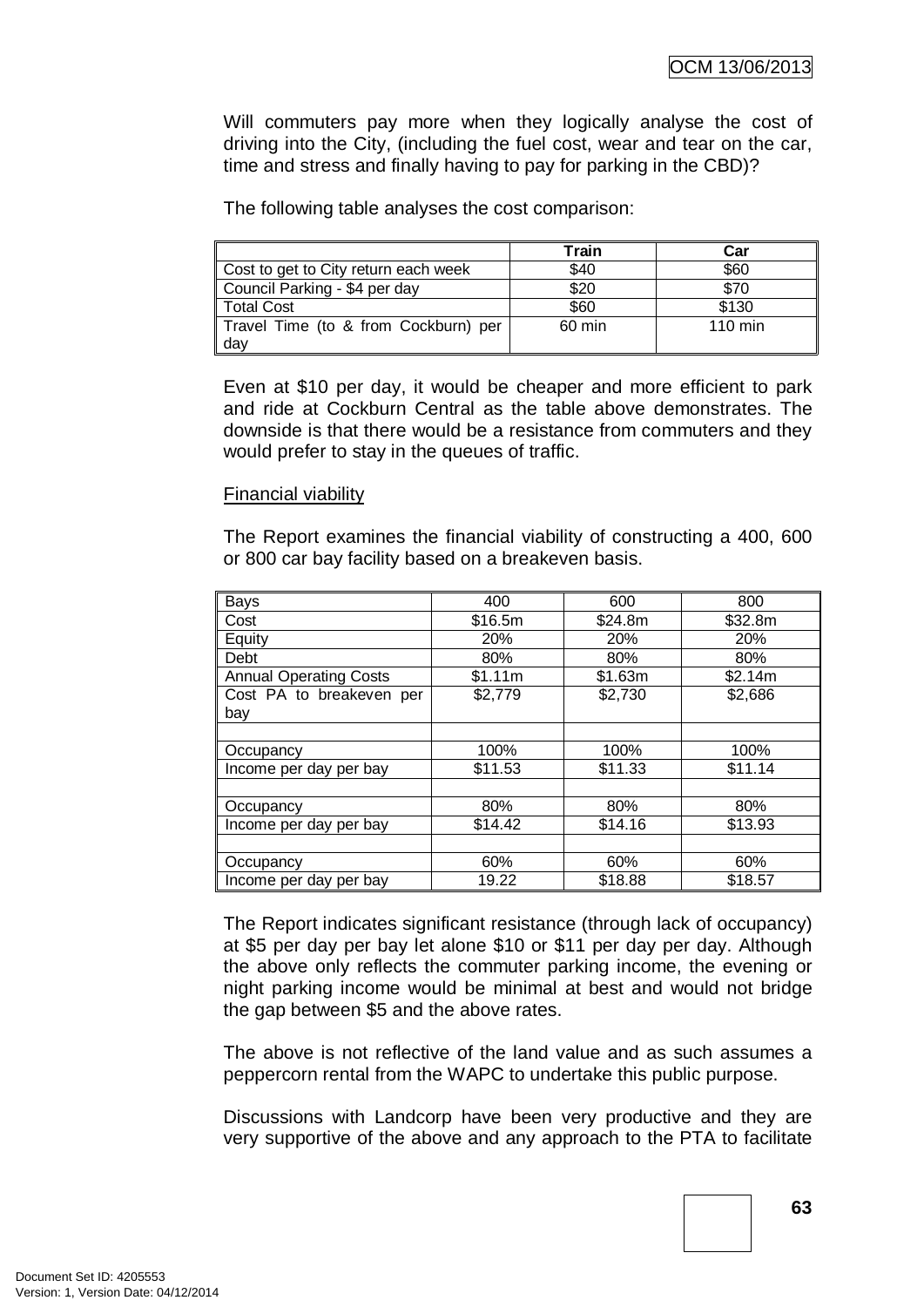Will commuters pay more when they logically analyse the cost of driving into the City, (including the fuel cost, wear and tear on the car, time and stress and finally having to pay for parking in the CBD)?

The following table analyses the cost comparison:

| | Train | Car |
|---|---|---|
| Cost to get to City return each week | \$40 | \$60 |
| Council Parking - \$4 per day | \$20 | \$70 |
| Total Cost | \$60 | \$130 |
| Travel Time (to & from Cockburn) per day | 60 min | 110 min |

Even at \$10 per day, it would be cheaper and more efficient to park and ride at Cockburn Central as the table above demonstrates. The downside is that there would be a resistance from commuters and they would prefer to stay in the queues of traffic.

<u>Financial viability</u>

The Report examines the financial viability of constructing a 400, 600 or 800 car bay facility based on a breakeven basis.

| Bays | 400 | 600 | 800 |
|---|---|---|---|
| Cost | \$16.5m | \$24.8m | \$32.8m |
| Equity | 20% | 20% | 20% |
| Debt | 80% | 80% | 80% |
| Annual Operating Costs | \$1.11m | \$1.63m | \$2.14m |
| Cost PA to breakeven per bay | \$2,779 | \$2,730 | \$2,686 |
| | | | |
| Occupancy | 100% | 100% | 100% |
| Income per day per bay | \$11.53 | \$11.33 | \$11.14 |
| | | | |
| Occupancy | 80% | 80% | 80% |
| Income per day per bay | \$14.42 | \$14.16 | \$13.93 |
| | | | |
| Occupancy | 60% | 60% | 60% |
| Income per day per bay | 19.22 | \$18.88 | \$18.57 |

The Report indicates significant resistance (through lack of occupancy) at \$5 per day per bay let alone \$10 or \$11 per day per day. Although the above only reflects the commuter parking income, the evening or night parking income would be minimal at best and would not bridge the gap between \$5 and the above rates.

The above is not reflective of the land value and as such assumes a peppercorn rental from the WAPC to undertake this public purpose.

Discussions with Landcorp have been very productive and they are very supportive of the above and any approach to the PTA to facilitate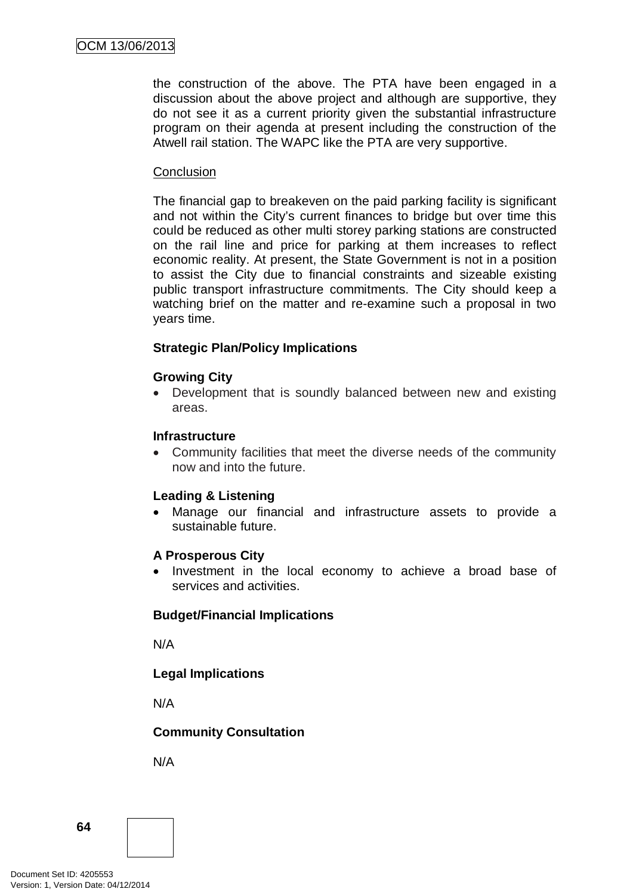the construction of the above. The PTA have been engaged in a discussion about the above project and although are supportive, they do not see it as a current priority given the substantial infrastructure program on their agenda at present including the construction of the Atwell rail station. The WAPC like the PTA are very supportive.

Conclusion

The financial gap to breakeven on the paid parking facility is significant and not within the City's current finances to bridge but over time this could be reduced as other multi storey parking stations are constructed on the rail line and price for parking at them increases to reflect economic reality. At present, the State Government is not in a position to assist the City due to financial constraints and sizeable existing public transport infrastructure commitments. The City should keep a watching brief on the matter and re-examine such a proposal in two years time.

**Strategic Plan/Policy Implications**

**Growing City**

- Development that is soundly balanced between new and existing areas.

**Infrastructure**

- Community facilities that meet the diverse needs of the community now and into the future.

**Leading & Listening**

- Manage our financial and infrastructure assets to provide a sustainable future.

**A Prosperous City**

- Investment in the local economy to achieve a broad base of services and activities.

**Budget/Financial Implications**

N/A

**Legal Implications**

N/A

**Community Consultation**

N/A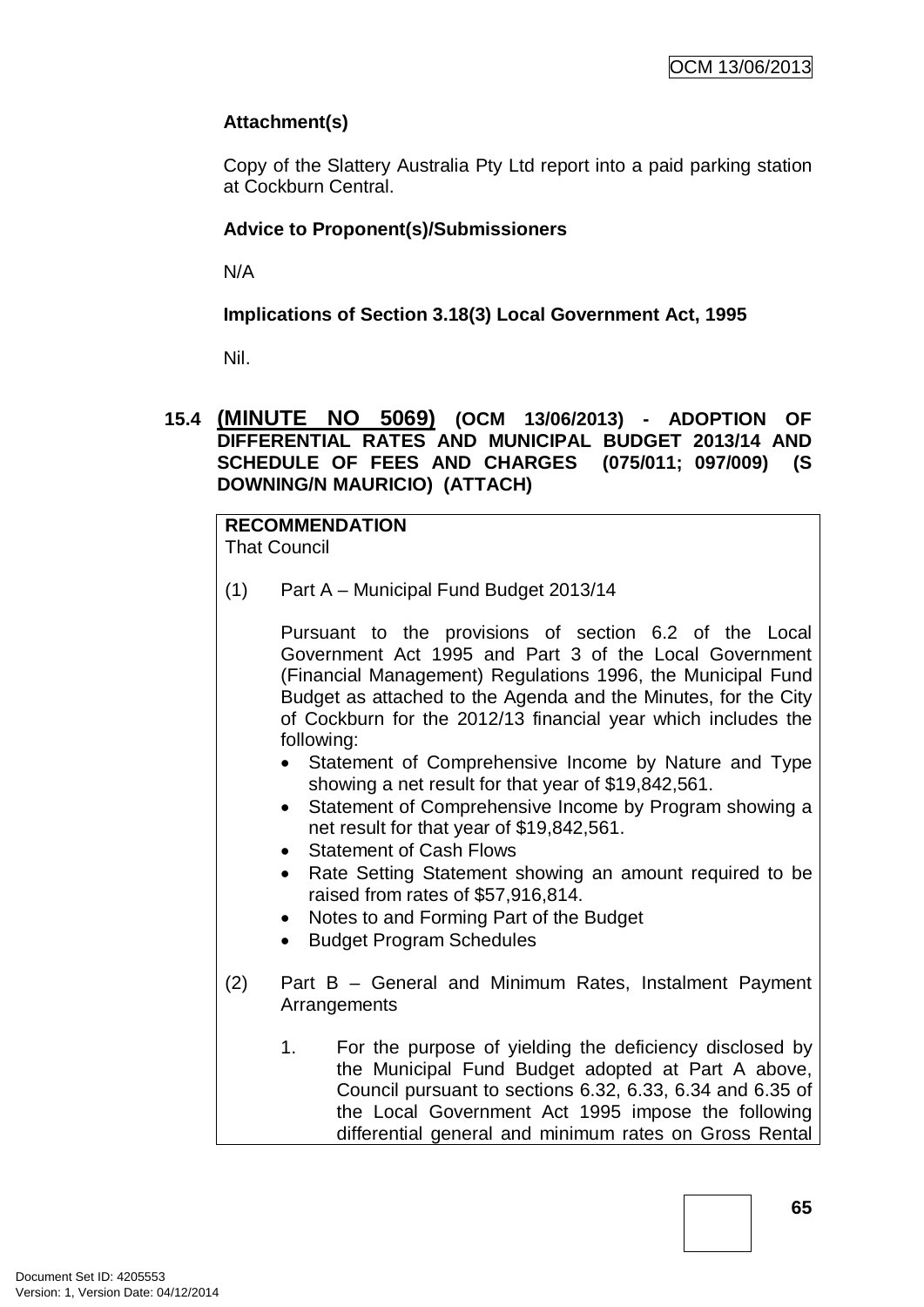### Attachment(s)

Copy of the Slattery Australia Pty Ltd report into a paid parking station at Cockburn Central.

### Advice to Proponent(s)/Submissioners

N/A

### Implications of Section 3.18(3) Local Government Act, 1995

Nil.

## 15.4 (MINUTE NO 5069) (OCM 13/06/2013) - ADOPTION OF DIFFERENTIAL RATES AND MUNICIPAL BUDGET 2013/14 AND SCHEDULE OF FEES AND CHARGES (075/011; 097/009) (S DOWNING/N MAURICIO) (ATTACH)

**RECOMMENDATION**
That Council

(1) Part A – Municipal Fund Budget 2013/14

Pursuant to the provisions of section 6.2 of the Local Government Act 1995 and Part 3 of the Local Government (Financial Management) Regulations 1996, the Municipal Fund Budget as attached to the Agenda and the Minutes, for the City of Cockburn for the 2012/13 financial year which includes the following:

- Statement of Comprehensive Income by Nature and Type showing a net result for that year of $19,842,561.
- Statement of Comprehensive Income by Program showing a net result for that year of $19,842,561.
- Statement of Cash Flows
- Rate Setting Statement showing an amount required to be raised from rates of $57,916,814.
- Notes to and Forming Part of the Budget
- Budget Program Schedules

(2) Part B – General and Minimum Rates, Instalment Payment Arrangements

1. For the purpose of yielding the deficiency disclosed by the Municipal Fund Budget adopted at Part A above, Council pursuant to sections 6.32, 6.33, 6.34 and 6.35 of the Local Government Act 1995 impose the following differential general and minimum rates on Gross Rental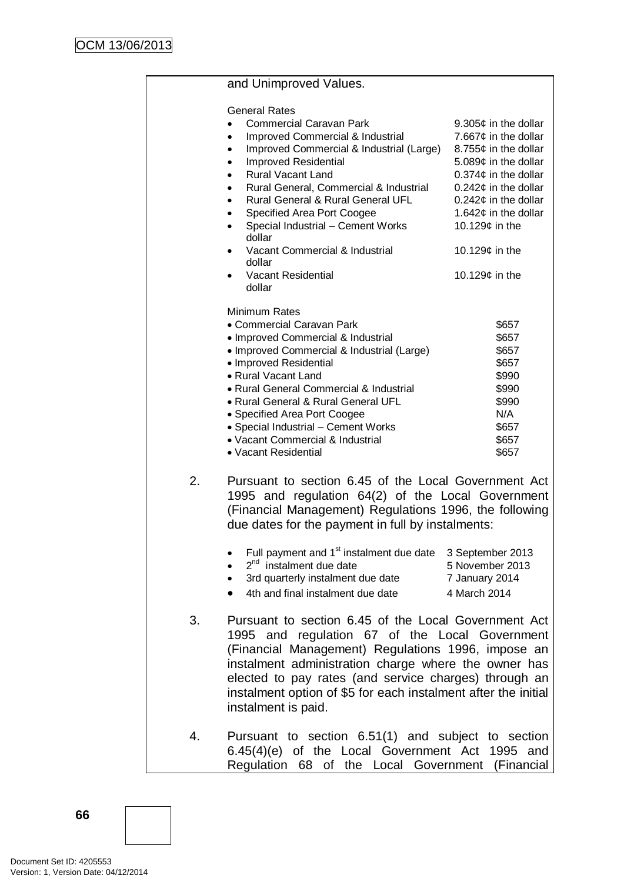and Unimproved Values.

General Rates

| | |
|---|---|
| Commercial Caravan Park | 9.305¢ in the dollar |
| Improved Commercial & Industrial | 7.667¢ in the dollar |
| Improved Commercial & Industrial (Large) | 8.755¢ in the dollar |
| Improved Residential | 5.089¢ in the dollar |
| Rural Vacant Land | 0.374¢ in the dollar |
| Rural General, Commercial & Industrial | 0.242¢ in the dollar |
| Rural General & Rural General UFL | 0.242¢ in the dollar |
| Specified Area Port Coogee | 1.642¢ in the dollar |
| Special Industrial – Cement Works | 10.129¢ in the dollar |
| Vacant Commercial & Industrial | 10.129¢ in the dollar |
| Vacant Residential | 10.129¢ in the dollar |

Minimum Rates

| | |
|---|---|
| Commercial Caravan Park | $657 |
| Improved Commercial & Industrial | $657 |
| Improved Commercial & Industrial (Large) | $657 |
| Improved Residential | $657 |
| Rural Vacant Land | $990 |
| Rural General Commercial & Industrial | $990 |
| Rural General & Rural General UFL | $990 |
| Specified Area Port Coogee | N/A |
| Special Industrial – Cement Works | $657 |
| Vacant Commercial & Industrial | $657 |
| Vacant Residential | $657 |

2. Pursuant to section 6.45 of the Local Government Act 1995 and regulation 64(2) of the Local Government (Financial Management) Regulations 1996, the following due dates for the payment in full by instalments:

| | |
|---|---|
| Full payment and 1st instalment due date | 3 September 2013 |
| 2nd instalment due date | 5 November 2013 |
| 3rd quarterly instalment due date | 7 January 2014 |
| 4th and final instalment due date | 4 March 2014 |

3. Pursuant to section 6.45 of the Local Government Act 1995 and regulation 67 of the Local Government (Financial Management) Regulations 1996, impose an instalment administration charge where the owner has elected to pay rates (and service charges) through an instalment option of $5 for each instalment after the initial instalment is paid.

4. Pursuant to section 6.51(1) and subject to section 6.45(4)(e) of the Local Government Act 1995 and Regulation 68 of the Local Government (Financial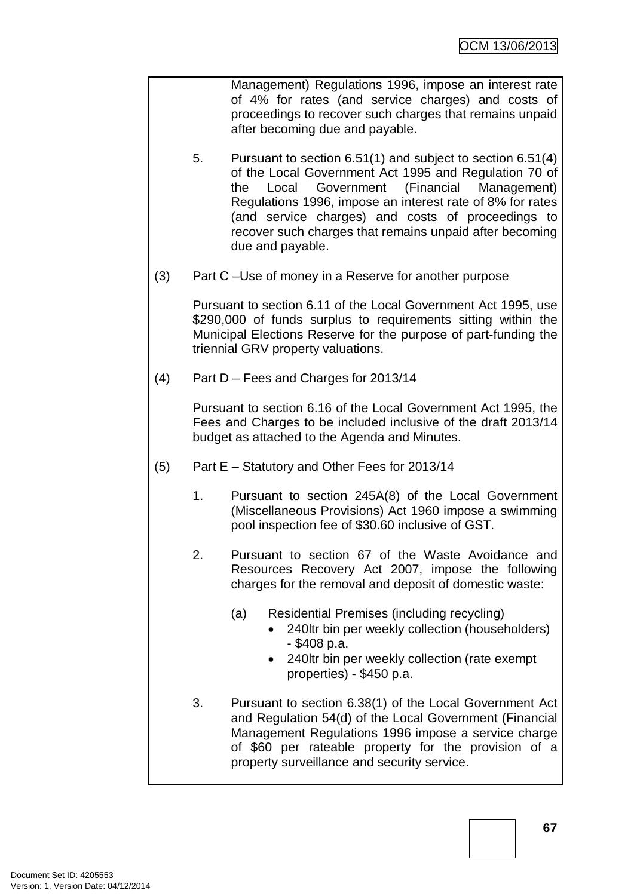Management) Regulations 1996, impose an interest rate of 4% for rates (and service charges) and costs of proceedings to recover such charges that remains unpaid after becoming due and payable.

5. Pursuant to section 6.51(1) and subject to section 6.51(4) of the Local Government Act 1995 and Regulation 70 of the Local Government (Financial Management) Regulations 1996, impose an interest rate of 8% for rates (and service charges) and costs of proceedings to recover such charges that remains unpaid after becoming due and payable.

(3) Part C –Use of money in a Reserve for another purpose

Pursuant to section 6.11 of the Local Government Act 1995, use $290,000 of funds surplus to requirements sitting within the Municipal Elections Reserve for the purpose of part-funding the triennial GRV property valuations.

(4) Part D – Fees and Charges for 2013/14

Pursuant to section 6.16 of the Local Government Act 1995, the Fees and Charges to be included inclusive of the draft 2013/14 budget as attached to the Agenda and Minutes.

(5) Part E – Statutory and Other Fees for 2013/14

1. Pursuant to section 245A(8) of the Local Government (Miscellaneous Provisions) Act 1960 impose a swimming pool inspection fee of $30.60 inclusive of GST.

2. Pursuant to section 67 of the Waste Avoidance and Resources Recovery Act 2007, impose the following charges for the removal and deposit of domestic waste:

   (a) Residential Premises (including recycling)
   - 240ltr bin per weekly collection (householders) - $408 p.a.
   - 240ltr bin per weekly collection (rate exempt properties) - $450 p.a.

3. Pursuant to section 6.38(1) of the Local Government Act and Regulation 54(d) of the Local Government (Financial Management Regulations 1996 impose a service charge of $60 per rateable property for the provision of a property surveillance and security service.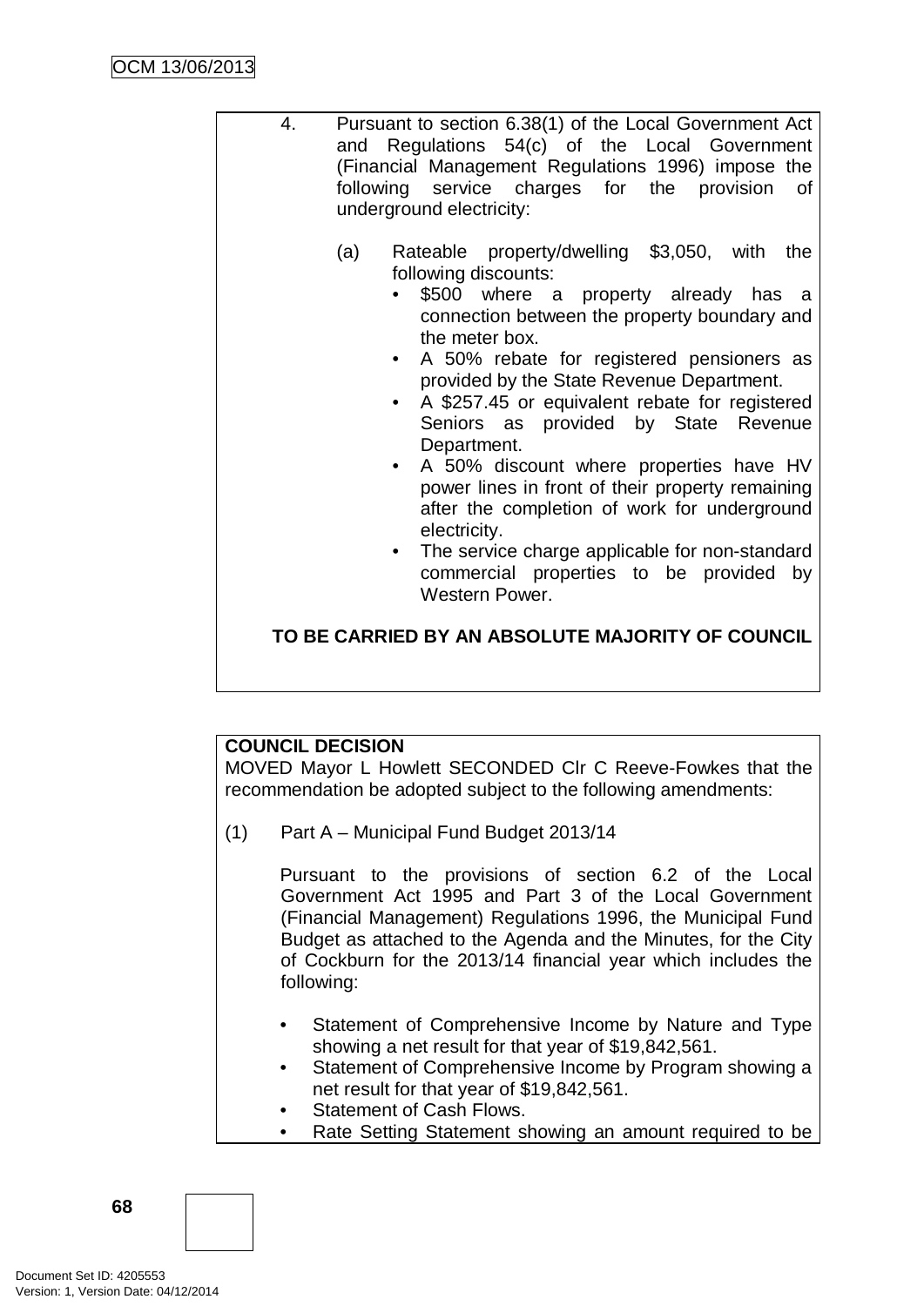4. Pursuant to section 6.38(1) of the Local Government Act and Regulations 54(c) of the Local Government (Financial Management Regulations 1996) impose the following service charges for the provision of underground electricity:

   (a) Rateable property/dwelling $3,050, with the following discounts:
   - $500 where a property already has a connection between the property boundary and the meter box.
   - A 50% rebate for registered pensioners as provided by the State Revenue Department.
   - A $257.45 or equivalent rebate for registered Seniors as provided by State Revenue Department.
   - A 50% discount where properties have HV power lines in front of their property remaining after the completion of work for underground electricity.
   - The service charge applicable for non-standard commercial properties to be provided by Western Power.

**TO BE CARRIED BY AN ABSOLUTE MAJORITY OF COUNCIL**

**COUNCIL DECISION**

MOVED Mayor L Howlett SECONDED Clr C Reeve-Fowkes that the recommendation be adopted subject to the following amendments:

(1) Part A – Municipal Fund Budget 2013/14

Pursuant to the provisions of section 6.2 of the Local Government Act 1995 and Part 3 of the Local Government (Financial Management) Regulations 1996, the Municipal Fund Budget as attached to the Agenda and the Minutes, for the City of Cockburn for the 2013/14 financial year which includes the following:

- Statement of Comprehensive Income by Nature and Type showing a net result for that year of $19,842,561.
- Statement of Comprehensive Income by Program showing a net result for that year of $19,842,561.
- Statement of Cash Flows.
- Rate Setting Statement showing an amount required to be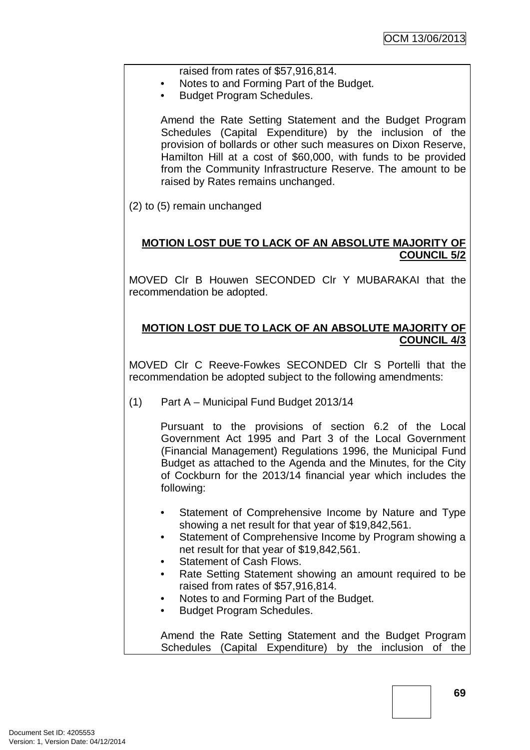raised from rates of $57,916,814.
- Notes to and Forming Part of the Budget.
- Budget Program Schedules.

Amend the Rate Setting Statement and the Budget Program Schedules (Capital Expenditure) by the inclusion of the provision of bollards or other such measures on Dixon Reserve, Hamilton Hill at a cost of $60,000, with funds to be provided from the Community Infrastructure Reserve. The amount to be raised by Rates remains unchanged.

(2) to (5) remain unchanged

**MOTION LOST DUE TO LACK OF AN ABSOLUTE MAJORITY OF COUNCIL 5/2**

MOVED Clr B Houwen SECONDED Clr Y MUBARAKAI that the recommendation be adopted.

**MOTION LOST DUE TO LACK OF AN ABSOLUTE MAJORITY OF COUNCIL 4/3**

MOVED Clr C Reeve-Fowkes SECONDED Clr S Portelli that the recommendation be adopted subject to the following amendments:

(1) Part A – Municipal Fund Budget 2013/14

Pursuant to the provisions of section 6.2 of the Local Government Act 1995 and Part 3 of the Local Government (Financial Management) Regulations 1996, the Municipal Fund Budget as attached to the Agenda and the Minutes, for the City of Cockburn for the 2013/14 financial year which includes the following:

- Statement of Comprehensive Income by Nature and Type showing a net result for that year of $19,842,561.
- Statement of Comprehensive Income by Program showing a net result for that year of $19,842,561.
- Statement of Cash Flows.
- Rate Setting Statement showing an amount required to be raised from rates of $57,916,814.
- Notes to and Forming Part of the Budget.
- Budget Program Schedules.

Amend the Rate Setting Statement and the Budget Program Schedules (Capital Expenditure) by the inclusion of the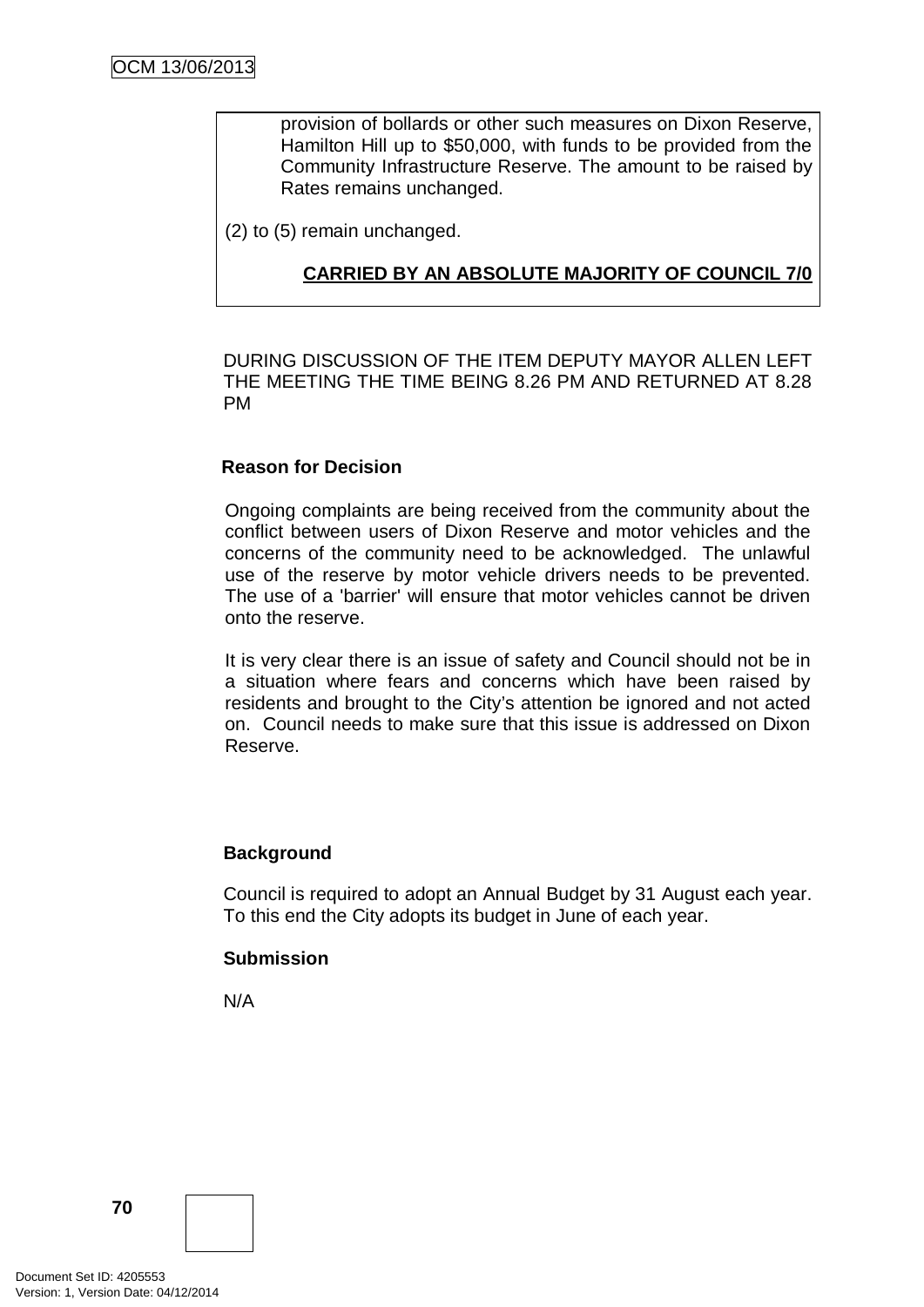provision of bollards or other such measures on Dixon Reserve, Hamilton Hill up to $50,000, with funds to be provided from the Community Infrastructure Reserve. The amount to be raised by Rates remains unchanged.

(2) to (5) remain unchanged.

**CARRIED BY AN ABSOLUTE MAJORITY OF COUNCIL 7/0**

DURING DISCUSSION OF THE ITEM DEPUTY MAYOR ALLEN LEFT THE MEETING THE TIME BEING 8.26 PM AND RETURNED AT 8.28 PM

**Reason for Decision**

Ongoing complaints are being received from the community about the conflict between users of Dixon Reserve and motor vehicles and the concerns of the community need to be acknowledged. The unlawful use of the reserve by motor vehicle drivers needs to be prevented. The use of a 'barrier' will ensure that motor vehicles cannot be driven onto the reserve.

It is very clear there is an issue of safety and Council should not be in a situation where fears and concerns which have been raised by residents and brought to the City's attention be ignored and not acted on. Council needs to make sure that this issue is addressed on Dixon Reserve.

**Background**

Council is required to adopt an Annual Budget by 31 August each year. To this end the City adopts its budget in June of each year.

**Submission**

N/A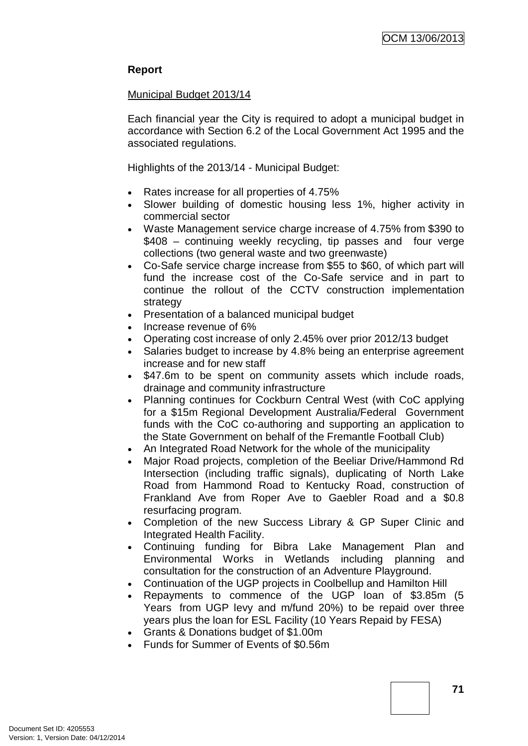**Report**

Municipal Budget 2013/14

Each financial year the City is required to adopt a municipal budget in accordance with Section 6.2 of the Local Government Act 1995 and the associated regulations.

Highlights of the 2013/14 - Municipal Budget:

- Rates increase for all properties of 4.75%
- Slower building of domestic housing less 1%, higher activity in commercial sector
- Waste Management service charge increase of 4.75% from $390 to $408 – continuing weekly recycling, tip passes and four verge collections (two general waste and two greenwaste)
- Co-Safe service charge increase from $55 to $60, of which part will fund the increase cost of the Co-Safe service and in part to continue the rollout of the CCTV construction implementation strategy
- Presentation of a balanced municipal budget
- Increase revenue of 6%
- Operating cost increase of only 2.45% over prior 2012/13 budget
- Salaries budget to increase by 4.8% being an enterprise agreement increase and for new staff
- $47.6m to be spent on community assets which include roads, drainage and community infrastructure
- Planning continues for Cockburn Central West (with CoC applying for a $15m Regional Development Australia/Federal Government funds with the CoC co-authoring and supporting an application to the State Government on behalf of the Fremantle Football Club)
- An Integrated Road Network for the whole of the municipality
- Major Road projects, completion of the Beeliar Drive/Hammond Rd Intersection (including traffic signals), duplicating of North Lake Road from Hammond Road to Kentucky Road, construction of Frankland Ave from Roper Ave to Gaebler Road and a $0.8 resurfacing program.
- Completion of the new Success Library & GP Super Clinic and Integrated Health Facility.
- Continuing funding for Bibra Lake Management Plan and Environmental Works in Wetlands including planning and consultation for the construction of an Adventure Playground.
- Continuation of the UGP projects in Coolbellup and Hamilton Hill
- Repayments to commence of the UGP loan of $3.85m (5 Years from UGP levy and m/fund 20%) to be repaid over three years plus the loan for ESL Facility (10 Years Repaid by FESA)
- Grants & Donations budget of $1.00m
- Funds for Summer of Events of $0.56m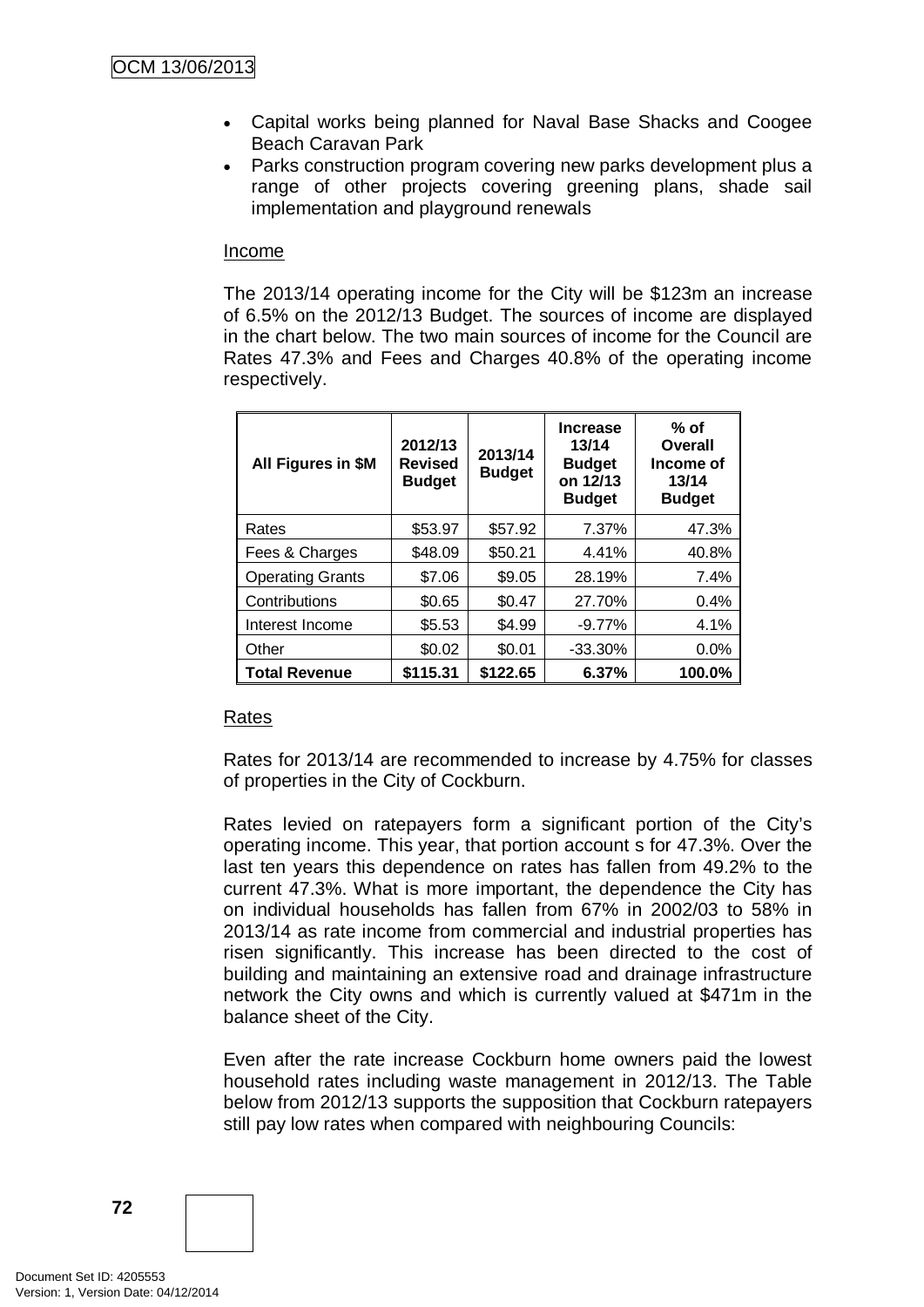- Capital works being planned for Naval Base Shacks and Coogee Beach Caravan Park
- Parks construction program covering new parks development plus a range of other projects covering greening plans, shade sail implementation and playground renewals

Income

The 2013/14 operating income for the City will be $123m an increase of 6.5% on the 2012/13 Budget. The sources of income are displayed in the chart below. The two main sources of income for the Council are Rates 47.3% and Fees and Charges 40.8% of the operating income respectively.

| All Figures in $M | 2012/13 Revised Budget | 2013/14 Budget | Increase 13/14 Budget on 12/13 Budget | % of Overall Income of 13/14 Budget |
|---|---|---|---|---|
| Rates | $53.97 | $57.92 | 7.37% | 47.3% |
| Fees & Charges | $48.09 | $50.21 | 4.41% | 40.8% |
| Operating Grants | $7.06 | $9.05 | 28.19% | 7.4% |
| Contributions | $0.65 | $0.47 | 27.70% | 0.4% |
| Interest Income | $5.53 | $4.99 | -9.77% | 4.1% |
| Other | $0.02 | $0.01 | -33.30% | 0.0% |
| **Total Revenue** | **$115.31** | **$122.65** | **6.37%** | **100.0%** |

Rates

Rates for 2013/14 are recommended to increase by 4.75% for classes of properties in the City of Cockburn.

Rates levied on ratepayers form a significant portion of the City's operating income. This year, that portion account s for 47.3%. Over the last ten years this dependence on rates has fallen from 49.2% to the current 47.3%. What is more important, the dependence the City has on individual households has fallen from 67% in 2002/03 to 58% in 2013/14 as rate income from commercial and industrial properties has risen significantly. This increase has been directed to the cost of building and maintaining an extensive road and drainage infrastructure network the City owns and which is currently valued at $471m in the balance sheet of the City.

Even after the rate increase Cockburn home owners paid the lowest household rates including waste management in 2012/13. The Table below from 2012/13 supports the supposition that Cockburn ratepayers still pay low rates when compared with neighbouring Councils: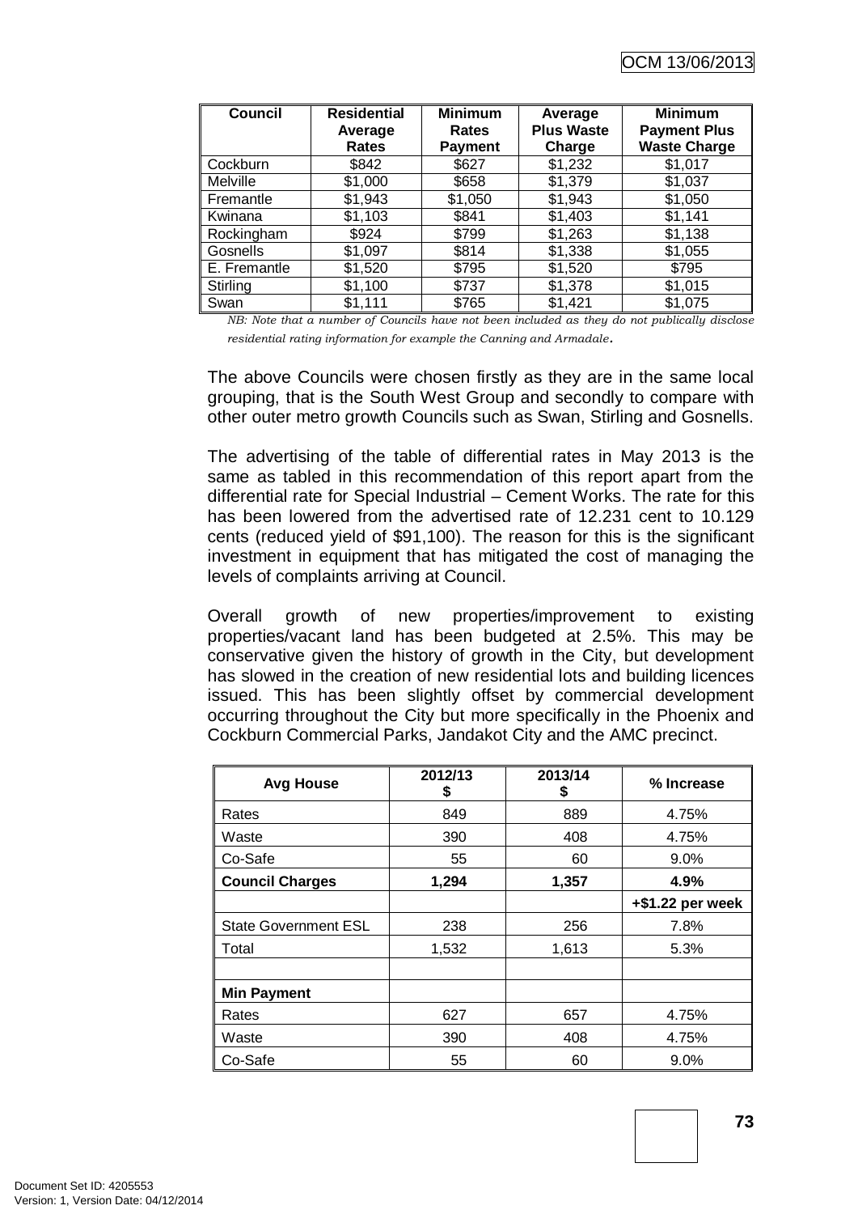| Council | Residential Average Rates | Minimum Rates Payment | Average Plus Waste Charge | Minimum Payment Plus Waste Charge |
|---|---|---|---|---|
| Cockburn | $842 | $627 | $1,232 | $1,017 |
| Melville | $1,000 | $658 | $1,379 | $1,037 |
| Fremantle | $1,943 | $1,050 | $1,943 | $1,050 |
| Kwinana | $1,103 | $841 | $1,403 | $1,141 |
| Rockingham | $924 | $799 | $1,263 | $1,138 |
| Gosnells | $1,097 | $814 | $1,338 | $1,055 |
| E. Fremantle | $1,520 | $795 | $1,520 | $795 |
| Stirling | $1,100 | $737 | $1,378 | $1,015 |
| Swan | $1,111 | $765 | $1,421 | $1,075 |

*NB: Note that a number of Councils have not been included as they do not publically disclose residential rating information for example the Canning and Armadale.*

The above Councils were chosen firstly as they are in the same local grouping, that is the South West Group and secondly to compare with other outer metro growth Councils such as Swan, Stirling and Gosnells.

The advertising of the table of differential rates in May 2013 is the same as tabled in this recommendation of this report apart from the differential rate for Special Industrial – Cement Works. The rate for this has been lowered from the advertised rate of 12.231 cent to 10.129 cents (reduced yield of $91,100). The reason for this is the significant investment in equipment that has mitigated the cost of managing the levels of complaints arriving at Council.

Overall growth of new properties/improvement to existing properties/vacant land has been budgeted at 2.5%. This may be conservative given the history of growth in the City, but development has slowed in the creation of new residential lots and building licences issued. This has been slightly offset by commercial development occurring throughout the City but more specifically in the Phoenix and Cockburn Commercial Parks, Jandakot City and the AMC precinct.

| Avg House | 2012/13 $ | 2013/14 $ | % Increase |
|---|---|---|---|
| Rates | 849 | 889 | 4.75% |
| Waste | 390 | 408 | 4.75% |
| Co-Safe | 55 | 60 | 9.0% |
| **Council Charges** | **1,294** | **1,357** | **4.9%** |
| | | | **+$1.22 per week** |
| State Government ESL | 238 | 256 | 7.8% |
| Total | 1,532 | 1,613 | 5.3% |
| | | | |
| **Min Payment** | | | |
| Rates | 627 | 657 | 4.75% |
| Waste | 390 | 408 | 4.75% |
| Co-Safe | 55 | 60 | 9.0% |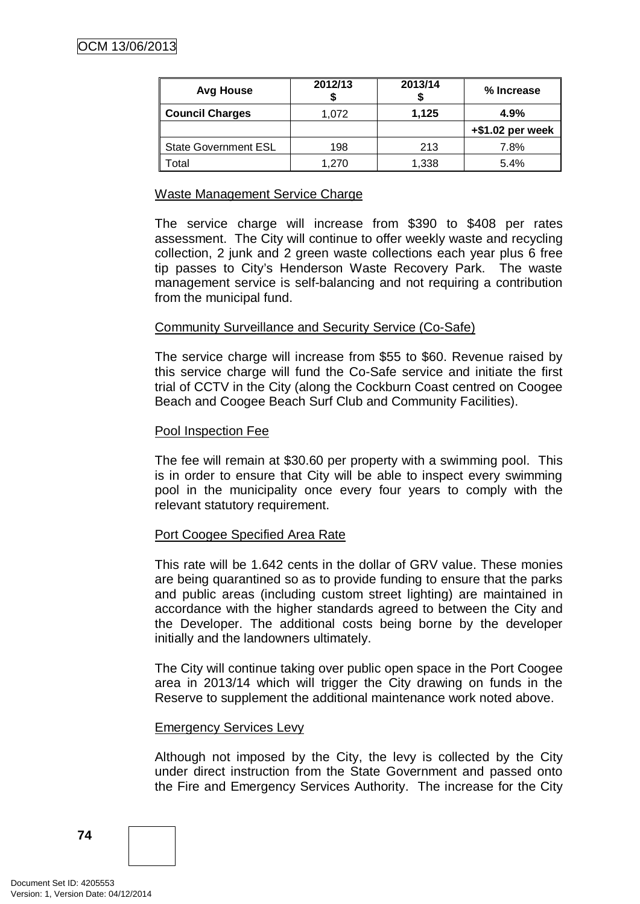| Avg House | 2012/13 $ | 2013/14 $ | % Increase |
|---|---|---|---|
| **Council Charges** | 1,072 | **1,125** | **4.9%** |
| | | | **+$1.02 per week** |
| State Government ESL | 198 | 213 | 7.8% |
| Total | 1,270 | 1,338 | 5.4% |

Waste Management Service Charge

The service charge will increase from $390 to $408 per rates assessment. The City will continue to offer weekly waste and recycling collection, 2 junk and 2 green waste collections each year plus 6 free tip passes to City's Henderson Waste Recovery Park. The waste management service is self-balancing and not requiring a contribution from the municipal fund.

Community Surveillance and Security Service (Co-Safe)

The service charge will increase from $55 to $60. Revenue raised by this service charge will fund the Co-Safe service and initiate the first trial of CCTV in the City (along the Cockburn Coast centred on Coogee Beach and Coogee Beach Surf Club and Community Facilities).

Pool Inspection Fee

The fee will remain at $30.60 per property with a swimming pool. This is in order to ensure that City will be able to inspect every swimming pool in the municipality once every four years to comply with the relevant statutory requirement.

Port Coogee Specified Area Rate

This rate will be 1.642 cents in the dollar of GRV value. These monies are being quarantined so as to provide funding to ensure that the parks and public areas (including custom street lighting) are maintained in accordance with the higher standards agreed to between the City and the Developer. The additional costs being borne by the developer initially and the landowners ultimately.

The City will continue taking over public open space in the Port Coogee area in 2013/14 which will trigger the City drawing on funds in the Reserve to supplement the additional maintenance work noted above.

Emergency Services Levy

Although not imposed by the City, the levy is collected by the City under direct instruction from the State Government and passed onto the Fire and Emergency Services Authority. The increase for the City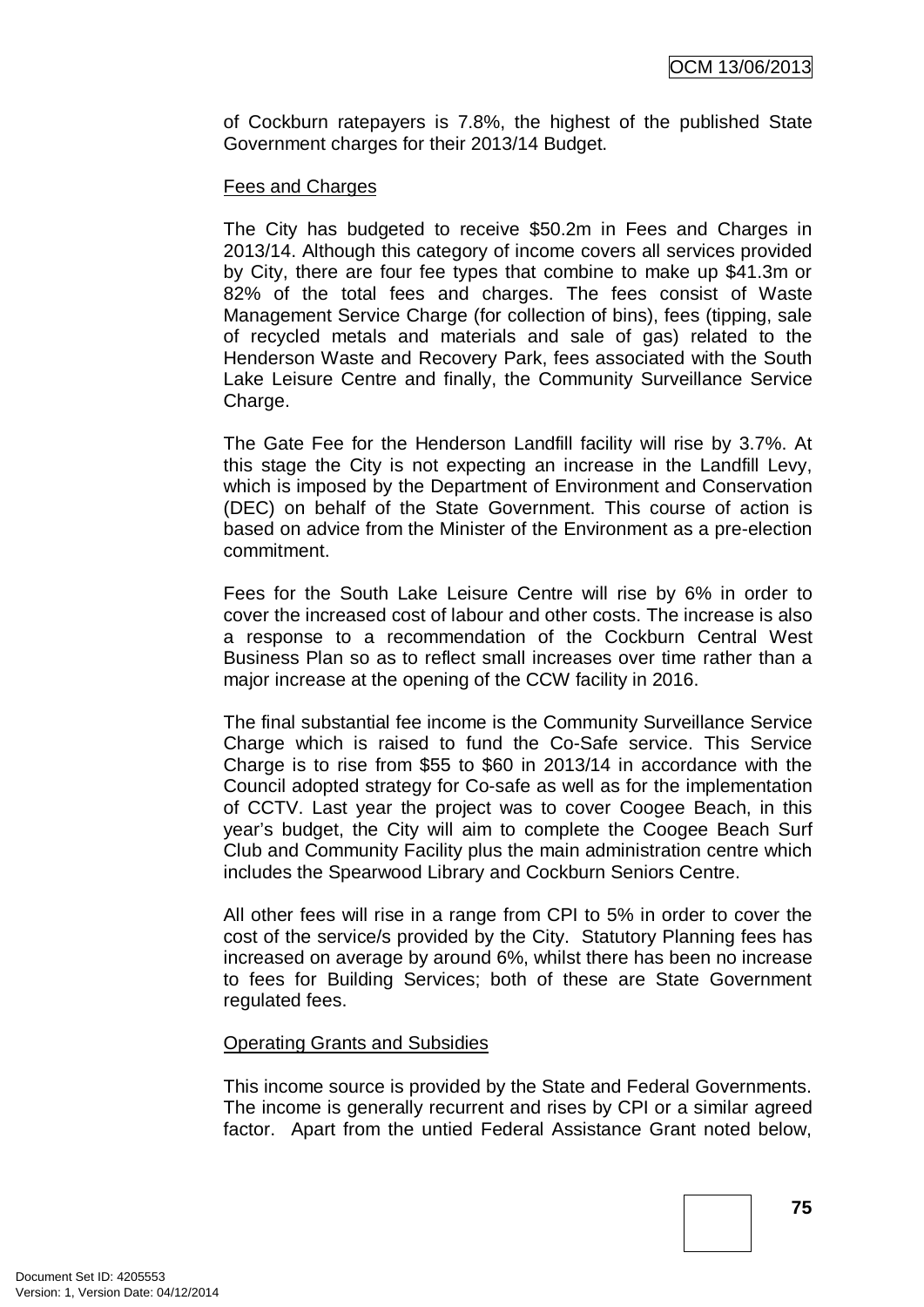of Cockburn ratepayers is 7.8%, the highest of the published State Government charges for their 2013/14 Budget.

Fees and Charges

The City has budgeted to receive $50.2m in Fees and Charges in 2013/14. Although this category of income covers all services provided by City, there are four fee types that combine to make up $41.3m or 82% of the total fees and charges. The fees consist of Waste Management Service Charge (for collection of bins), fees (tipping, sale of recycled metals and materials and sale of gas) related to the Henderson Waste and Recovery Park, fees associated with the South Lake Leisure Centre and finally, the Community Surveillance Service Charge.

The Gate Fee for the Henderson Landfill facility will rise by 3.7%. At this stage the City is not expecting an increase in the Landfill Levy, which is imposed by the Department of Environment and Conservation (DEC) on behalf of the State Government. This course of action is based on advice from the Minister of the Environment as a pre-election commitment.

Fees for the South Lake Leisure Centre will rise by 6% in order to cover the increased cost of labour and other costs. The increase is also a response to a recommendation of the Cockburn Central West Business Plan so as to reflect small increases over time rather than a major increase at the opening of the CCW facility in 2016.

The final substantial fee income is the Community Surveillance Service Charge which is raised to fund the Co-Safe service. This Service Charge is to rise from $55 to $60 in 2013/14 in accordance with the Council adopted strategy for Co-safe as well as for the implementation of CCTV. Last year the project was to cover Coogee Beach, in this year's budget, the City will aim to complete the Coogee Beach Surf Club and Community Facility plus the main administration centre which includes the Spearwood Library and Cockburn Seniors Centre.

All other fees will rise in a range from CPI to 5% in order to cover the cost of the service/s provided by the City. Statutory Planning fees has increased on average by around 6%, whilst there has been no increase to fees for Building Services; both of these are State Government regulated fees.

Operating Grants and Subsidies

This income source is provided by the State and Federal Governments. The income is generally recurrent and rises by CPI or a similar agreed factor. Apart from the untied Federal Assistance Grant noted below,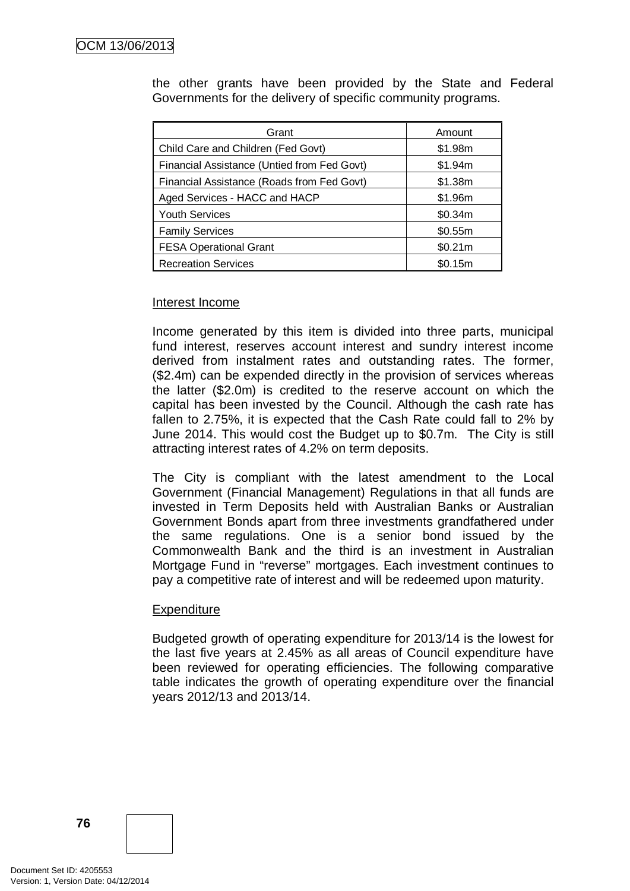the other grants have been provided by the State and Federal Governments for the delivery of specific community programs.

| Grant | Amount |
|---|---|
| Child Care and Children (Fed Govt) | $1.98m |
| Financial Assistance (Untied from Fed Govt) | $1.94m |
| Financial Assistance (Roads from Fed Govt) | $1.38m |
| Aged Services - HACC and HACP | $1.96m |
| Youth Services | $0.34m |
| Family Services | $0.55m |
| FESA Operational Grant | $0.21m |
| Recreation Services | $0.15m |

Interest Income

Income generated by this item is divided into three parts, municipal fund interest, reserves account interest and sundry interest income derived from instalment rates and outstanding rates. The former, ($2.4m) can be expended directly in the provision of services whereas the latter ($2.0m) is credited to the reserve account on which the capital has been invested by the Council. Although the cash rate has fallen to 2.75%, it is expected that the Cash Rate could fall to 2% by June 2014. This would cost the Budget up to $0.7m. The City is still attracting interest rates of 4.2% on term deposits.

The City is compliant with the latest amendment to the Local Government (Financial Management) Regulations in that all funds are invested in Term Deposits held with Australian Banks or Australian Government Bonds apart from three investments grandfathered under the same regulations. One is a senior bond issued by the Commonwealth Bank and the third is an investment in Australian Mortgage Fund in "reverse" mortgages. Each investment continues to pay a competitive rate of interest and will be redeemed upon maturity.

Expenditure

Budgeted growth of operating expenditure for 2013/14 is the lowest for the last five years at 2.45% as all areas of Council expenditure have been reviewed for operating efficiencies. The following comparative table indicates the growth of operating expenditure over the financial years 2012/13 and 2013/14.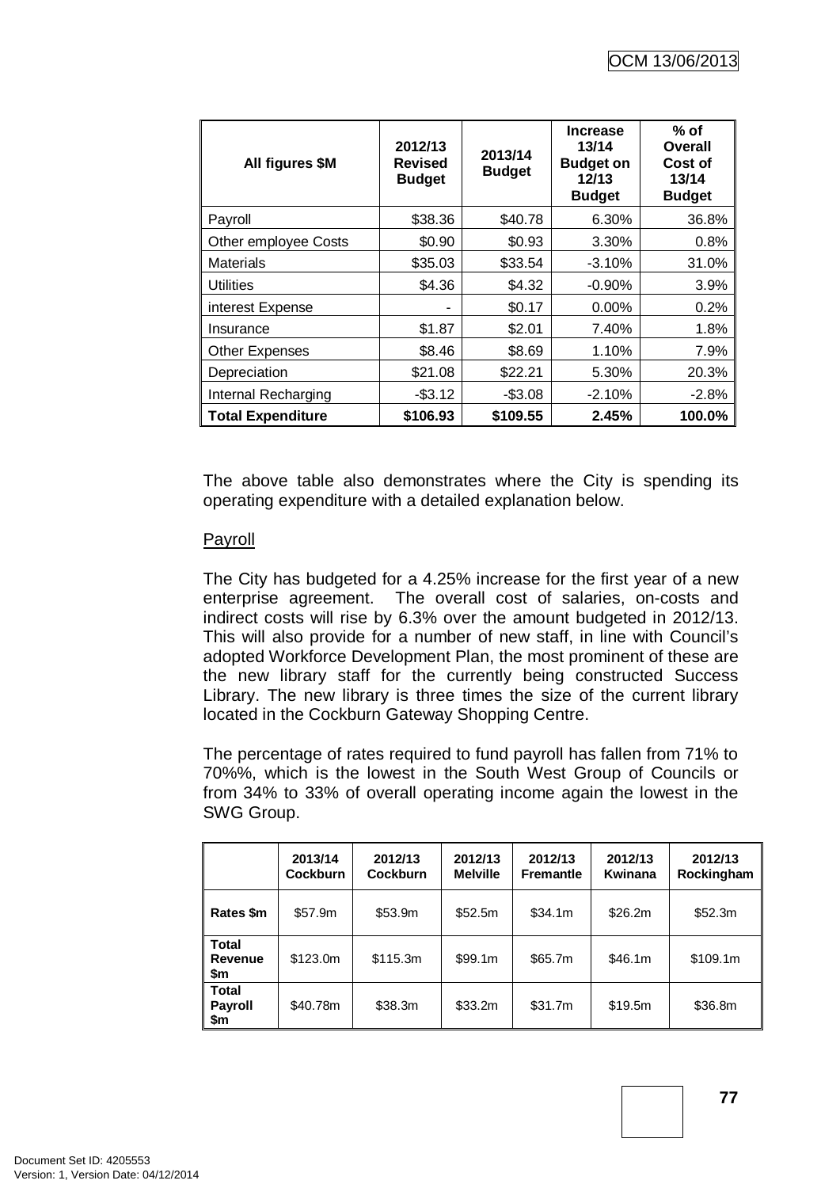| All figures $M | 2012/13 Revised Budget | 2013/14 Budget | Increase 13/14 Budget on 12/13 Budget | % of Overall Cost of 13/14 Budget |
|---|---|---|---|---|
| Payroll | $38.36 | $40.78 | 6.30% | 36.8% |
| Other employee Costs | $0.90 | $0.93 | 3.30% | 0.8% |
| Materials | $35.03 | $33.54 | -3.10% | 31.0% |
| Utilities | $4.36 | $4.32 | -0.90% | 3.9% |
| interest Expense | - | $0.17 | 0.00% | 0.2% |
| Insurance | $1.87 | $2.01 | 7.40% | 1.8% |
| Other Expenses | $8.46 | $8.69 | 1.10% | 7.9% |
| Depreciation | $21.08 | $22.21 | 5.30% | 20.3% |
| Internal Recharging | -$3.12 | -$3.08 | -2.10% | -2.8% |
| **Total Expenditure** | **$106.93** | **$109.55** | **2.45%** | **100.0%** |

The above table also demonstrates where the City is spending its operating expenditure with a detailed explanation below.

Payroll

The City has budgeted for a 4.25% increase for the first year of a new enterprise agreement. The overall cost of salaries, on-costs and indirect costs will rise by 6.3% over the amount budgeted in 2012/13. This will also provide for a number of new staff, in line with Council's adopted Workforce Development Plan, the most prominent of these are the new library staff for the currently being constructed Success Library. The new library is three times the size of the current library located in the Cockburn Gateway Shopping Centre.

The percentage of rates required to fund payroll has fallen from 71% to 70%%, which is the lowest in the South West Group of Councils or from 34% to 33% of overall operating income again the lowest in the SWG Group.

| | 2013/14 Cockburn | 2012/13 Cockburn | 2012/13 Melville | 2012/13 Fremantle | 2012/13 Kwinana | 2012/13 Rockingham |
|---|---|---|---|---|---|---|
| **Rates $m** | $57.9m | $53.9m | $52.5m | $34.1m | $26.2m | $52.3m |
| **Total Revenue $m** | $123.0m | $115.3m | $99.1m | $65.7m | $46.1m | $109.1m |
| **Total Payroll $m** | $40.78m | $38.3m | $33.2m | $31.7m | $19.5m | $36.8m |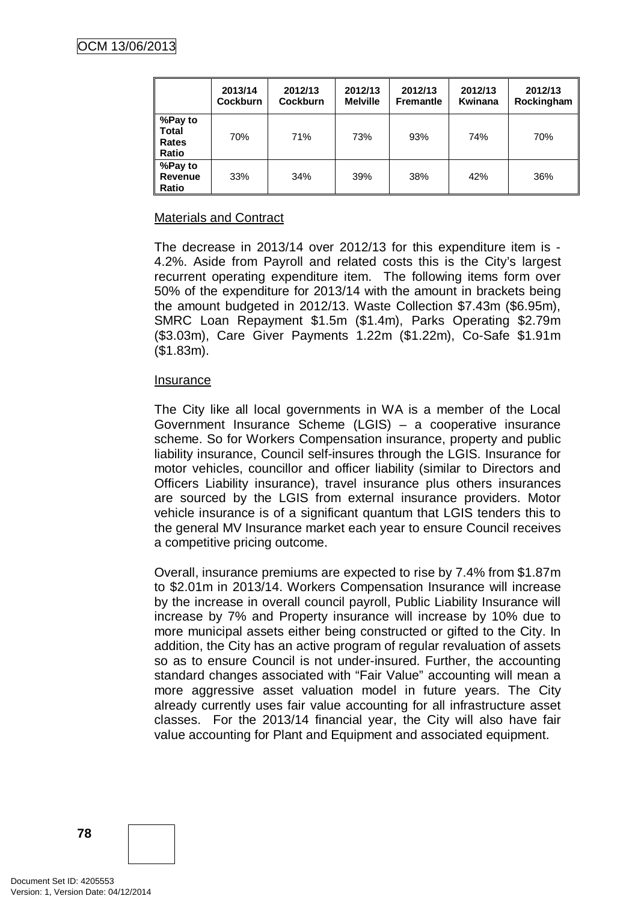| | 2013/14 Cockburn | 2012/13 Cockburn | 2012/13 Melville | 2012/13 Fremantle | 2012/13 Kwinana | 2012/13 Rockingham |
|---|---|---|---|---|---|---|
| **%Pay to Total Rates Ratio** | 70% | 71% | 73% | 93% | 74% | 70% |
| **%Pay to Revenue Ratio** | 33% | 34% | 39% | 38% | 42% | 36% |

Materials and Contract

The decrease in 2013/14 over 2012/13 for this expenditure item is -4.2%. Aside from Payroll and related costs this is the City's largest recurrent operating expenditure item. The following items form over 50% of the expenditure for 2013/14 with the amount in brackets being the amount budgeted in 2012/13. Waste Collection $7.43m ($6.95m), SMRC Loan Repayment $1.5m ($1.4m), Parks Operating $2.79m ($3.03m), Care Giver Payments 1.22m ($1.22m), Co-Safe $1.91m ($1.83m).

Insurance

The City like all local governments in WA is a member of the Local Government Insurance Scheme (LGIS) – a cooperative insurance scheme. So for Workers Compensation insurance, property and public liability insurance, Council self-insures through the LGIS. Insurance for motor vehicles, councillor and officer liability (similar to Directors and Officers Liability insurance), travel insurance plus others insurances are sourced by the LGIS from external insurance providers. Motor vehicle insurance is of a significant quantum that LGIS tenders this to the general MV Insurance market each year to ensure Council receives a competitive pricing outcome.

Overall, insurance premiums are expected to rise by 7.4% from $1.87m to $2.01m in 2013/14. Workers Compensation Insurance will increase by the increase in overall council payroll, Public Liability Insurance will increase by 7% and Property insurance will increase by 10% due to more municipal assets either being constructed or gifted to the City. In addition, the City has an active program of regular revaluation of assets so as to ensure Council is not under-insured. Further, the accounting standard changes associated with "Fair Value" accounting will mean a more aggressive asset valuation model in future years. The City already currently uses fair value accounting for all infrastructure asset classes. For the 2013/14 financial year, the City will also have fair value accounting for Plant and Equipment and associated equipment.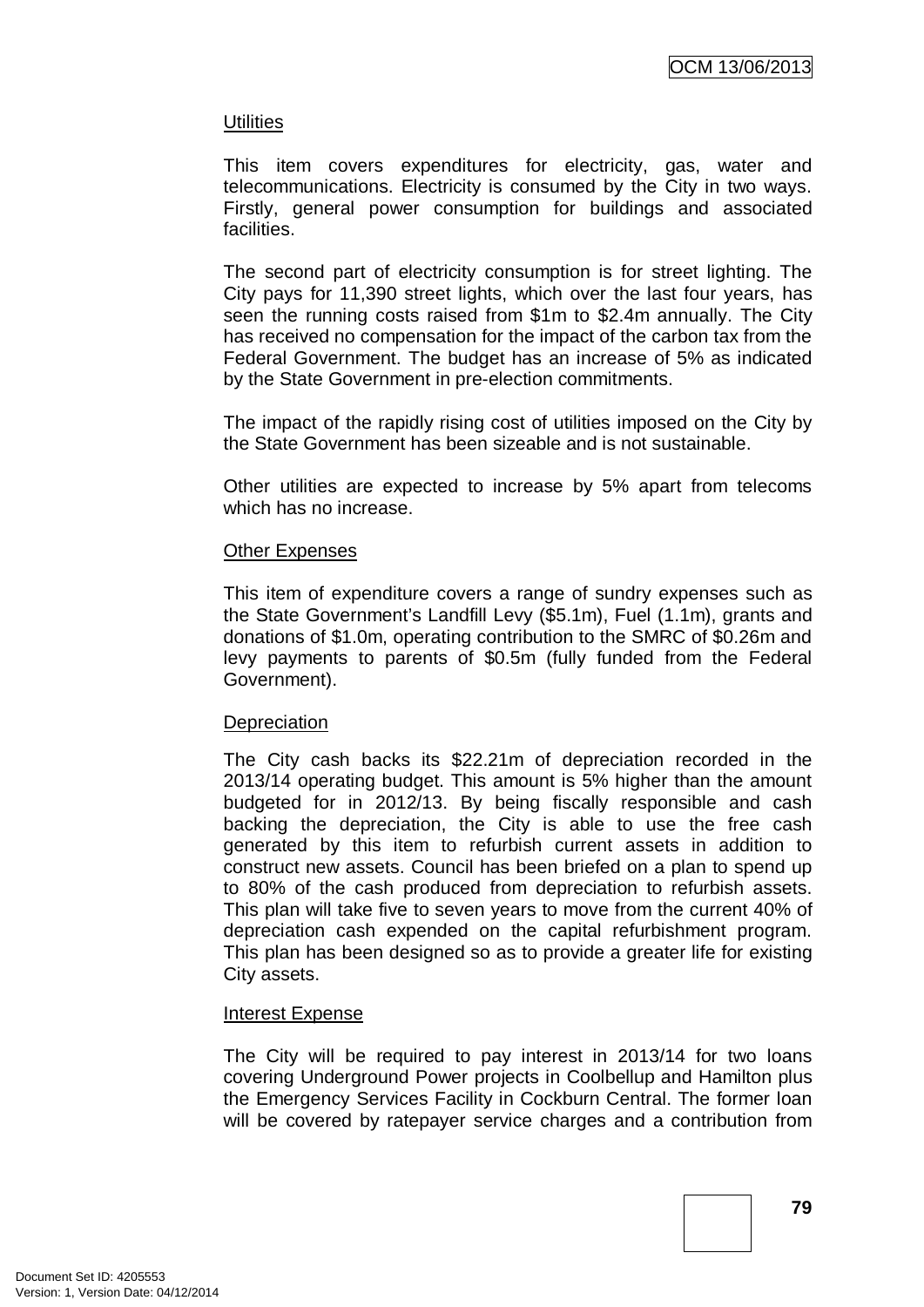Utilities

This item covers expenditures for electricity, gas, water and telecommunications. Electricity is consumed by the City in two ways. Firstly, general power consumption for buildings and associated facilities.

The second part of electricity consumption is for street lighting. The City pays for 11,390 street lights, which over the last four years, has seen the running costs raised from $1m to $2.4m annually. The City has received no compensation for the impact of the carbon tax from the Federal Government. The budget has an increase of 5% as indicated by the State Government in pre-election commitments.

The impact of the rapidly rising cost of utilities imposed on the City by the State Government has been sizeable and is not sustainable.

Other utilities are expected to increase by 5% apart from telecoms which has no increase.

Other Expenses

This item of expenditure covers a range of sundry expenses such as the State Government's Landfill Levy ($5.1m), Fuel (1.1m), grants and donations of $1.0m, operating contribution to the SMRC of $0.26m and levy payments to parents of $0.5m (fully funded from the Federal Government).

Depreciation

The City cash backs its $22.21m of depreciation recorded in the 2013/14 operating budget. This amount is 5% higher than the amount budgeted for in 2012/13. By being fiscally responsible and cash backing the depreciation, the City is able to use the free cash generated by this item to refurbish current assets in addition to construct new assets. Council has been briefed on a plan to spend up to 80% of the cash produced from depreciation to refurbish assets. This plan will take five to seven years to move from the current 40% of depreciation cash expended on the capital refurbishment program. This plan has been designed so as to provide a greater life for existing City assets.

Interest Expense

The City will be required to pay interest in 2013/14 for two loans covering Underground Power projects in Coolbellup and Hamilton plus the Emergency Services Facility in Cockburn Central. The former loan will be covered by ratepayer service charges and a contribution from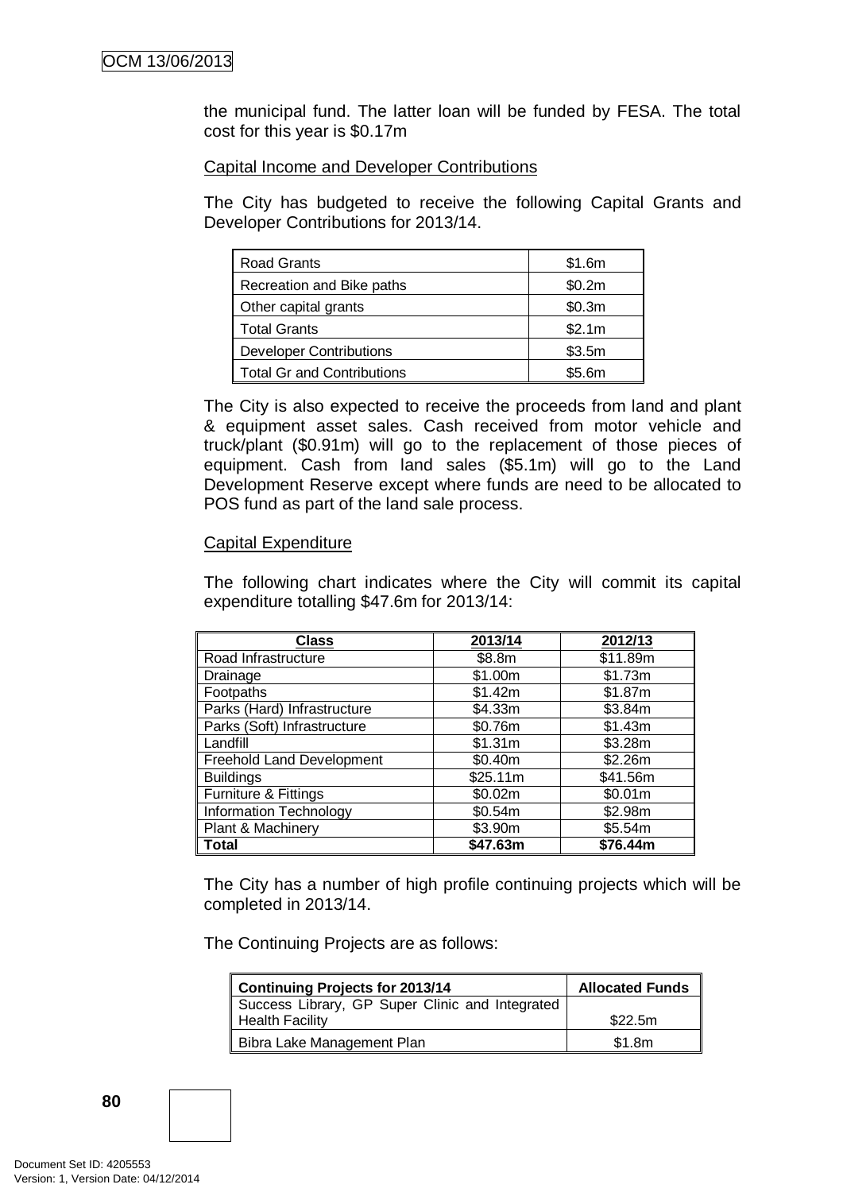the municipal fund. The latter loan will be funded by FESA. The total cost for this year is $0.17m

Capital Income and Developer Contributions

The City has budgeted to receive the following Capital Grants and Developer Contributions for 2013/14.

| | |
|---|---|
| Road Grants | $1.6m |
| Recreation and Bike paths | $0.2m |
| Other capital grants | $0.3m |
| Total Grants | $2.1m |
| Developer Contributions | $3.5m |
| Total Gr and Contributions | $5.6m |

The City is also expected to receive the proceeds from land and plant & equipment asset sales. Cash received from motor vehicle and truck/plant ($0.91m) will go to the replacement of those pieces of equipment. Cash from land sales ($5.1m) will go to the Land Development Reserve except where funds are need to be allocated to POS fund as part of the land sale process.

Capital Expenditure

The following chart indicates where the City will commit its capital expenditure totalling $47.6m for 2013/14:

| Class | 2013/14 | 2012/13 |
|---|---|---|
| Road Infrastructure | $8.8m | $11.89m |
| Drainage | $1.00m | $1.73m |
| Footpaths | $1.42m | $1.87m |
| Parks (Hard) Infrastructure | $4.33m | $3.84m |
| Parks (Soft) Infrastructure | $0.76m | $1.43m |
| Landfill | $1.31m | $3.28m |
| Freehold Land Development | $0.40m | $2.26m |
| Buildings | $25.11m | $41.56m |
| Furniture & Fittings | $0.02m | $0.01m |
| Information Technology | $0.54m | $2.98m |
| Plant & Machinery | $3.90m | $5.54m |
| **Total** | **$47.63m** | **$76.44m** |

The City has a number of high profile continuing projects which will be completed in 2013/14.

The Continuing Projects are as follows:

| Continuing Projects for 2013/14 | Allocated Funds |
|---|---|
| Success Library, GP Super Clinic and Integrated Health Facility | $22.5m |
| Bibra Lake Management Plan | $1.8m |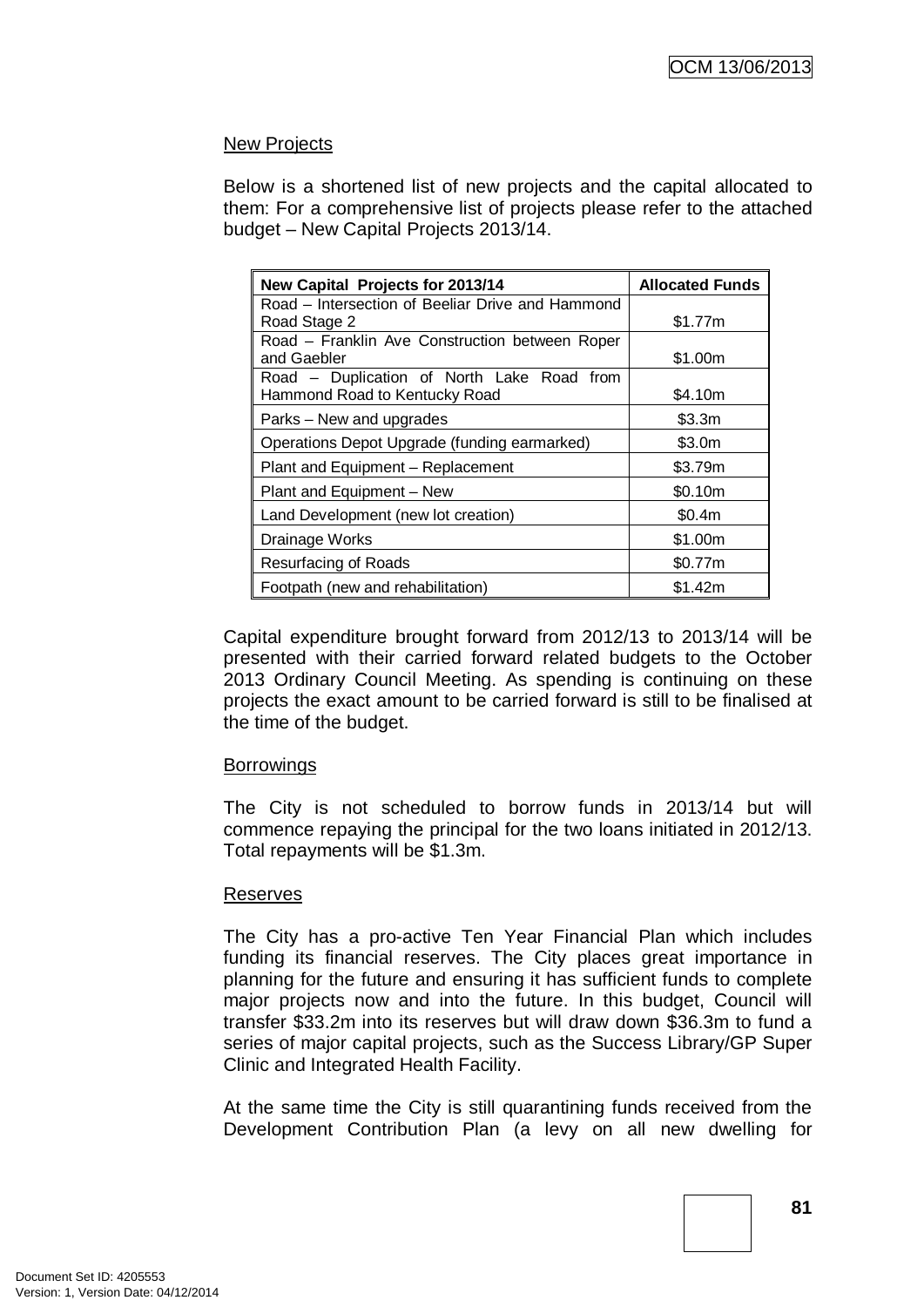## New Projects

Below is a shortened list of new projects and the capital allocated to them: For a comprehensive list of projects please refer to the attached budget – New Capital Projects 2013/14.

| New Capital Projects for 2013/14 | Allocated Funds |
|---|---|
| Road – Intersection of Beeliar Drive and Hammond Road Stage 2 | $1.77m |
| Road – Franklin Ave Construction between Roper and Gaebler | $1.00m |
| Road – Duplication of North Lake Road from Hammond Road to Kentucky Road | $4.10m |
| Parks – New and upgrades | $3.3m |
| Operations Depot Upgrade (funding earmarked) | $3.0m |
| Plant and Equipment – Replacement | $3.79m |
| Plant and Equipment – New | $0.10m |
| Land Development (new lot creation) | $0.4m |
| Drainage Works | $1.00m |
| Resurfacing of Roads | $0.77m |
| Footpath (new and rehabilitation) | $1.42m |

Capital expenditure brought forward from 2012/13 to 2013/14 will be presented with their carried forward related budgets to the October 2013 Ordinary Council Meeting. As spending is continuing on these projects the exact amount to be carried forward is still to be finalised at the time of the budget.

## Borrowings

The City is not scheduled to borrow funds in 2013/14 but will commence repaying the principal for the two loans initiated in 2012/13. Total repayments will be $1.3m.

## Reserves

The City has a pro-active Ten Year Financial Plan which includes funding its financial reserves. The City places great importance in planning for the future and ensuring it has sufficient funds to complete major projects now and into the future. In this budget, Council will transfer $33.2m into its reserves but will draw down $36.3m to fund a series of major capital projects, such as the Success Library/GP Super Clinic and Integrated Health Facility.

At the same time the City is still quarantining funds received from the Development Contribution Plan (a levy on all new dwelling for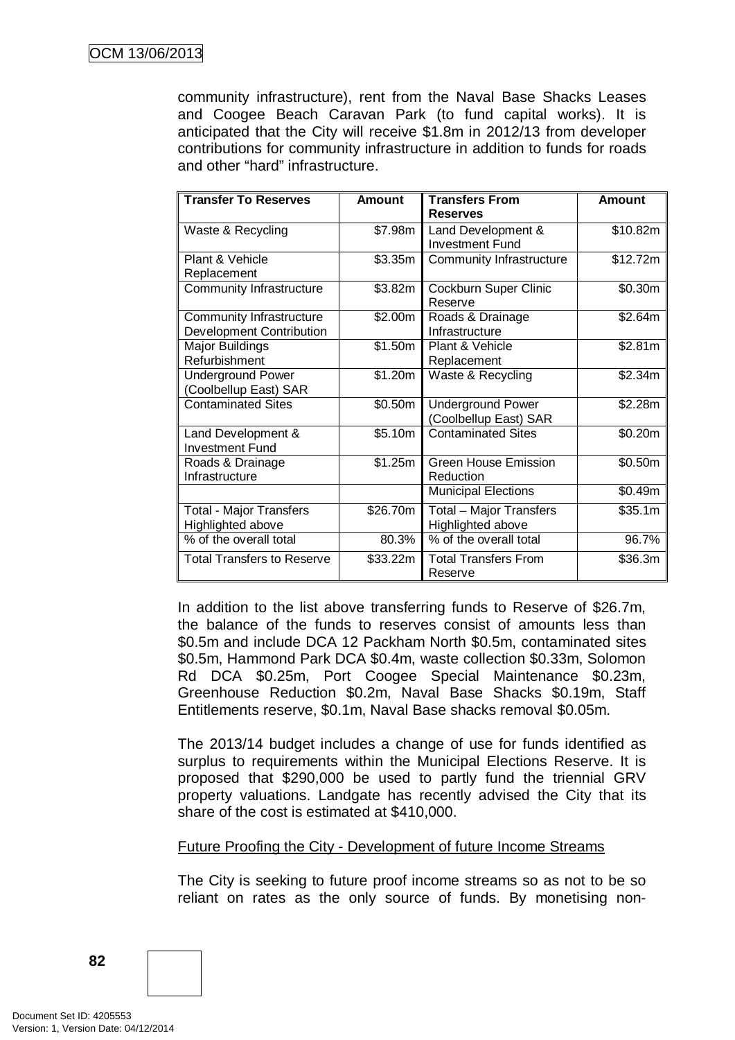community infrastructure), rent from the Naval Base Shacks Leases and Coogee Beach Caravan Park (to fund capital works). It is anticipated that the City will receive $1.8m in 2012/13 from developer contributions for community infrastructure in addition to funds for roads and other "hard" infrastructure.

| Transfer To Reserves | Amount | Transfers From Reserves | Amount |
|---|---|---|---|
| Waste & Recycling | $7.98m | Land Development & Investment Fund | $10.82m |
| Plant & Vehicle Replacement | $3.35m | Community Infrastructure | $12.72m |
| Community Infrastructure | $3.82m | Cockburn Super Clinic Reserve | $0.30m |
| Community Infrastructure Development Contribution | $2.00m | Roads & Drainage Infrastructure | $2.64m |
| Major Buildings Refurbishment | $1.50m | Plant & Vehicle Replacement | $2.81m |
| Underground Power (Coolbellup East) SAR | $1.20m | Waste & Recycling | $2.34m |
| Contaminated Sites | $0.50m | Underground Power (Coolbellup East) SAR | $2.28m |
| Land Development & Investment Fund | $5.10m | Contaminated Sites | $0.20m |
| Roads & Drainage Infrastructure | $1.25m | Green House Emission Reduction | $0.50m |
| | | Municipal Elections | $0.49m |
| Total - Major Transfers Highlighted above | $26.70m | Total – Major Transfers Highlighted above | $35.1m |
| % of the overall total | 80.3% | % of the overall total | 96.7% |
| Total Transfers to Reserve | $33.22m | Total Transfers From Reserve | $36.3m |

In addition to the list above transferring funds to Reserve of $26.7m, the balance of the funds to reserves consist of amounts less than $0.5m and include DCA 12 Packham North $0.5m, contaminated sites $0.5m, Hammond Park DCA $0.4m, waste collection $0.33m, Solomon Rd DCA $0.25m, Port Coogee Special Maintenance $0.23m, Greenhouse Reduction $0.2m, Naval Base Shacks $0.19m, Staff Entitlements reserve, $0.1m, Naval Base shacks removal $0.05m.

The 2013/14 budget includes a change of use for funds identified as surplus to requirements within the Municipal Elections Reserve. It is proposed that $290,000 be used to partly fund the triennial GRV property valuations. Landgate has recently advised the City that its share of the cost is estimated at $410,000.

Future Proofing the City - Development of future Income Streams

The City is seeking to future proof income streams so as not to be so reliant on rates as the only source of funds. By monetising non-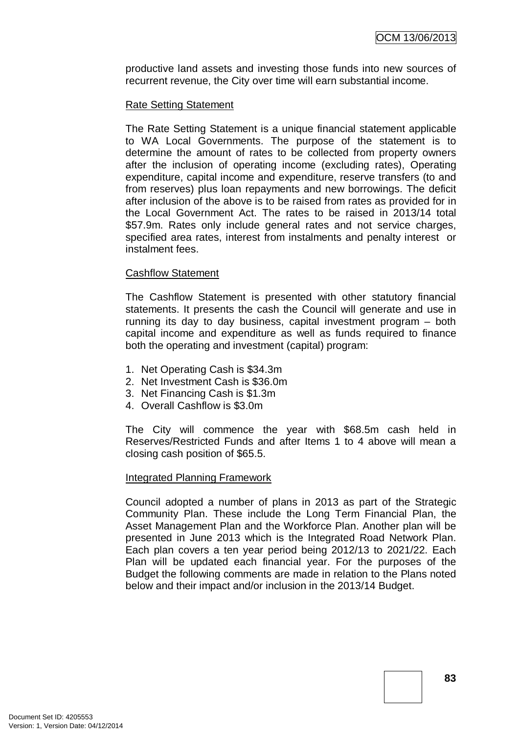productive land assets and investing those funds into new sources of recurrent revenue, the City over time will earn substantial income.

Rate Setting Statement

The Rate Setting Statement is a unique financial statement applicable to WA Local Governments. The purpose of the statement is to determine the amount of rates to be collected from property owners after the inclusion of operating income (excluding rates), Operating expenditure, capital income and expenditure, reserve transfers (to and from reserves) plus loan repayments and new borrowings. The deficit after inclusion of the above is to be raised from rates as provided for in the Local Government Act. The rates to be raised in 2013/14 total $57.9m. Rates only include general rates and not service charges, specified area rates, interest from instalments and penalty interest or instalment fees.

Cashflow Statement

The Cashflow Statement is presented with other statutory financial statements. It presents the cash the Council will generate and use in running its day to day business, capital investment program – both capital income and expenditure as well as funds required to finance both the operating and investment (capital) program:

1. Net Operating Cash is $34.3m
2. Net Investment Cash is $36.0m
3. Net Financing Cash is $1.3m
4. Overall Cashflow is $3.0m

The City will commence the year with $68.5m cash held in Reserves/Restricted Funds and after Items 1 to 4 above will mean a closing cash position of $65.5.

Integrated Planning Framework

Council adopted a number of plans in 2013 as part of the Strategic Community Plan. These include the Long Term Financial Plan, the Asset Management Plan and the Workforce Plan. Another plan will be presented in June 2013 which is the Integrated Road Network Plan. Each plan covers a ten year period being 2012/13 to 2021/22. Each Plan will be updated each financial year. For the purposes of the Budget the following comments are made in relation to the Plans noted below and their impact and/or inclusion in the 2013/14 Budget.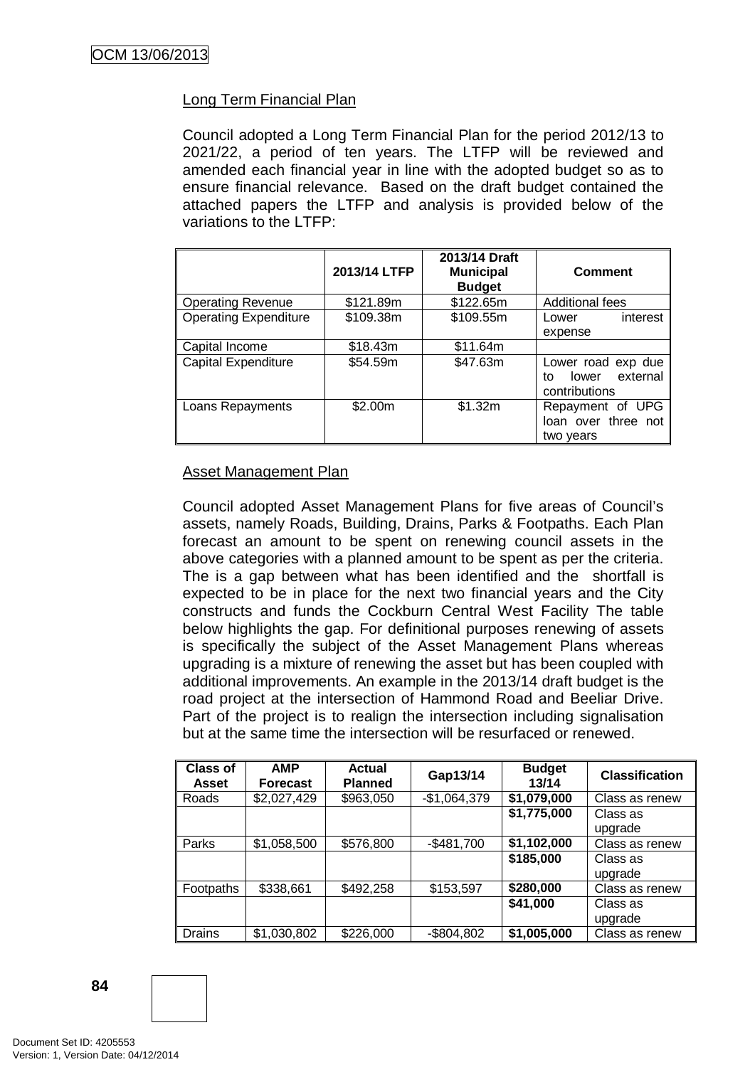## Long Term Financial Plan

Council adopted a Long Term Financial Plan for the period 2012/13 to 2021/22, a period of ten years. The LTFP will be reviewed and amended each financial year in line with the adopted budget so as to ensure financial relevance. Based on the draft budget contained the attached papers the LTFP and analysis is provided below of the variations to the LTFP:

| | 2013/14 LTFP | 2013/14 Draft Municipal Budget | Comment |
|---|---|---|---|
| Operating Revenue | \$121.89m | \$122.65m | Additional fees |
| Operating Expenditure | \$109.38m | \$109.55m | Lower interest expense |
| Capital Income | \$18.43m | \$11.64m | |
| Capital Expenditure | \$54.59m | \$47.63m | Lower road exp due to lower external contributions |
| Loans Repayments | \$2.00m | \$1.32m | Repayment of UPG loan over three not two years |

## Asset Management Plan

Council adopted Asset Management Plans for five areas of Council's assets, namely Roads, Building, Drains, Parks & Footpaths. Each Plan forecast an amount to be spent on renewing council assets in the above categories with a planned amount to be spent as per the criteria. The is a gap between what has been identified and the shortfall is expected to be in place for the next two financial years and the City constructs and funds the Cockburn Central West Facility The table below highlights the gap. For definitional purposes renewing of assets is specifically the subject of the Asset Management Plans whereas upgrading is a mixture of renewing the asset but has been coupled with additional improvements. An example in the 2013/14 draft budget is the road project at the intersection of Hammond Road and Beeliar Drive. Part of the project is to realign the intersection including signalisation but at the same time the intersection will be resurfaced or renewed.

| Class of Asset | AMP Forecast | Actual Planned | Gap13/14 | Budget 13/14 | Classification |
|---|---|---|---|---|---|
| Roads | \$2,027,429 | \$963,050 | -\$1,064,379 | **\$1,079,000** | Class as renew |
| | | | | **\$1,775,000** | Class as upgrade |
| Parks | \$1,058,500 | \$576,800 | -\$481,700 | **\$1,102,000** | Class as renew |
| | | | | **\$185,000** | Class as upgrade |
| Footpaths | \$338,661 | \$492,258 | \$153,597 | **\$280,000** | Class as renew |
| | | | | **\$41,000** | Class as upgrade |
| Drains | \$1,030,802 | \$226,000 | -\$804,802 | **\$1,005,000** | Class as renew |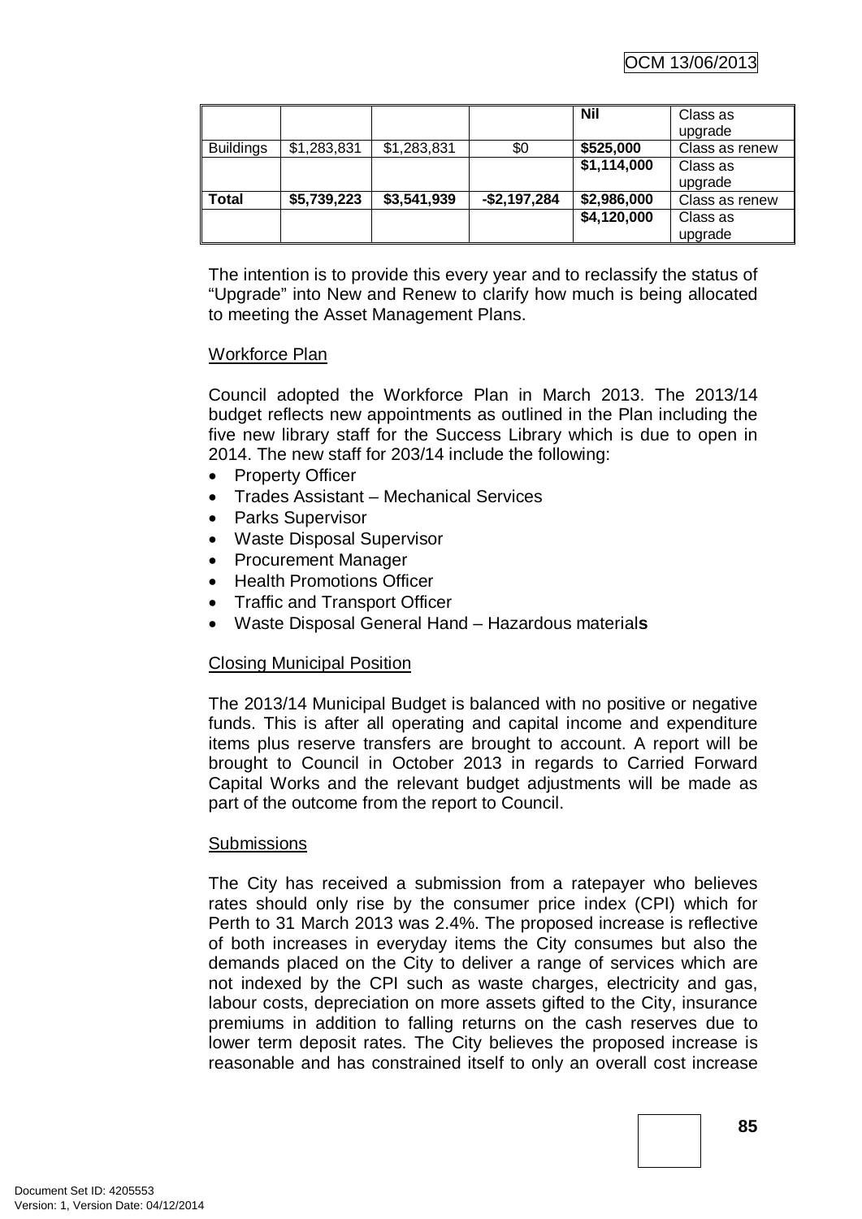| | | | | Nil | Class as upgrade |
|---|---|---|---|---|---|
| Buildings | $1,283,831 | $1,283,831 | $0 | **$525,000** | Class as renew |
| | | | | **$1,114,000** | Class as upgrade |
| **Total** | **$5,739,223** | **$3,541,939** | **-$2,197,284** | **$2,986,000** | Class as renew |
| | | | | **$4,120,000** | Class as upgrade |

The intention is to provide this every year and to reclassify the status of "Upgrade" into New and Renew to clarify how much is being allocated to meeting the Asset Management Plans.

Workforce Plan

Council adopted the Workforce Plan in March 2013. The 2013/14 budget reflects new appointments as outlined in the Plan including the five new library staff for the Success Library which is due to open in 2014. The new staff for 203/14 include the following:

- Property Officer
- Trades Assistant – Mechanical Services
- Parks Supervisor
- Waste Disposal Supervisor
- Procurement Manager
- Health Promotions Officer
- Traffic and Transport Officer
- Waste Disposal General Hand – Hazardous material**s**

Closing Municipal Position

The 2013/14 Municipal Budget is balanced with no positive or negative funds. This is after all operating and capital income and expenditure items plus reserve transfers are brought to account. A report will be brought to Council in October 2013 in regards to Carried Forward Capital Works and the relevant budget adjustments will be made as part of the outcome from the report to Council.

Submissions

The City has received a submission from a ratepayer who believes rates should only rise by the consumer price index (CPI) which for Perth to 31 March 2013 was 2.4%. The proposed increase is reflective of both increases in everyday items the City consumes but also the demands placed on the City to deliver a range of services which are not indexed by the CPI such as waste charges, electricity and gas, labour costs, depreciation on more assets gifted to the City, insurance premiums in addition to falling returns on the cash reserves due to lower term deposit rates. The City believes the proposed increase is reasonable and has constrained itself to only an overall cost increase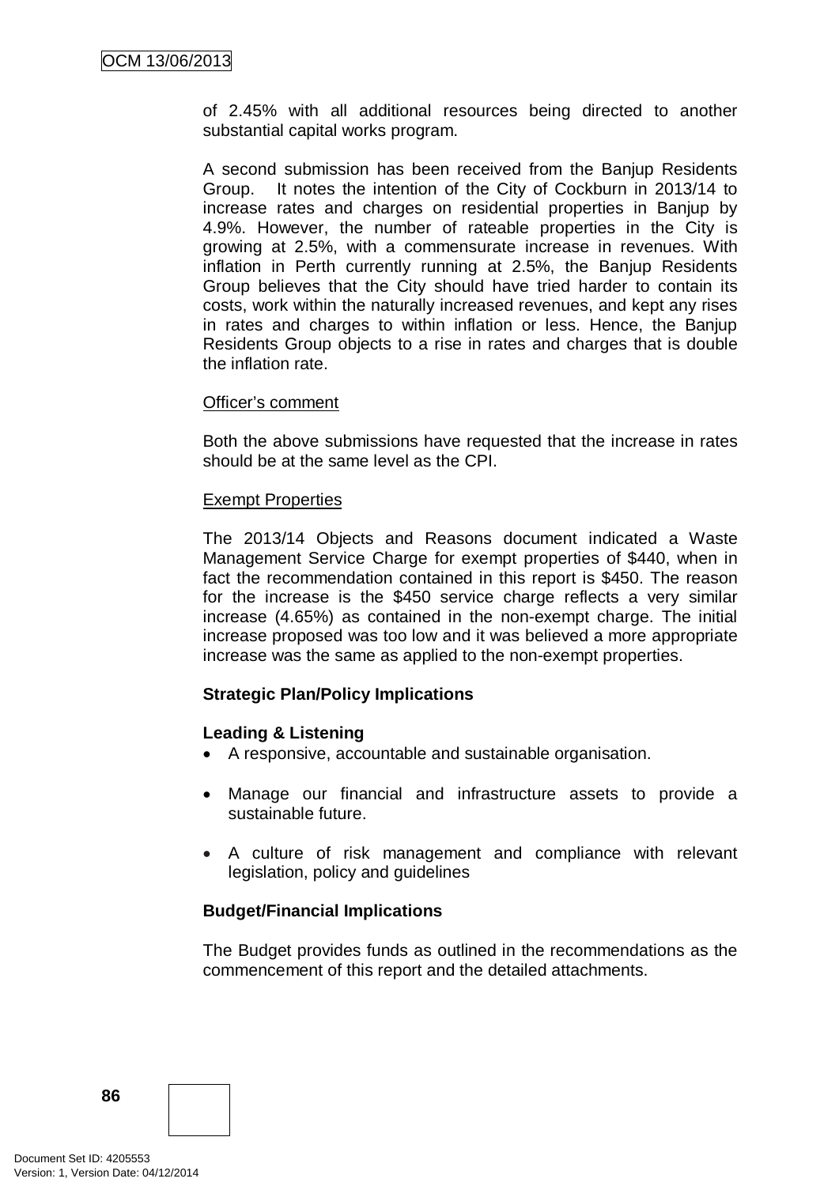of 2.45% with all additional resources being directed to another substantial capital works program.

A second submission has been received from the Banjup Residents Group. It notes the intention of the City of Cockburn in 2013/14 to increase rates and charges on residential properties in Banjup by 4.9%. However, the number of rateable properties in the City is growing at 2.5%, with a commensurate increase in revenues. With inflation in Perth currently running at 2.5%, the Banjup Residents Group believes that the City should have tried harder to contain its costs, work within the naturally increased revenues, and kept any rises in rates and charges to within inflation or less. Hence, the Banjup Residents Group objects to a rise in rates and charges that is double the inflation rate.

Officer's comment

Both the above submissions have requested that the increase in rates should be at the same level as the CPI.

Exempt Properties

The 2013/14 Objects and Reasons document indicated a Waste Management Service Charge for exempt properties of $440, when in fact the recommendation contained in this report is $450. The reason for the increase is the $450 service charge reflects a very similar increase (4.65%) as contained in the non-exempt charge. The initial increase proposed was too low and it was believed a more appropriate increase was the same as applied to the non-exempt properties.

**Strategic Plan/Policy Implications**

**Leading & Listening**

- A responsive, accountable and sustainable organisation.
- Manage our financial and infrastructure assets to provide a sustainable future.
- A culture of risk management and compliance with relevant legislation, policy and guidelines

**Budget/Financial Implications**

The Budget provides funds as outlined in the recommendations as the commencement of this report and the detailed attachments.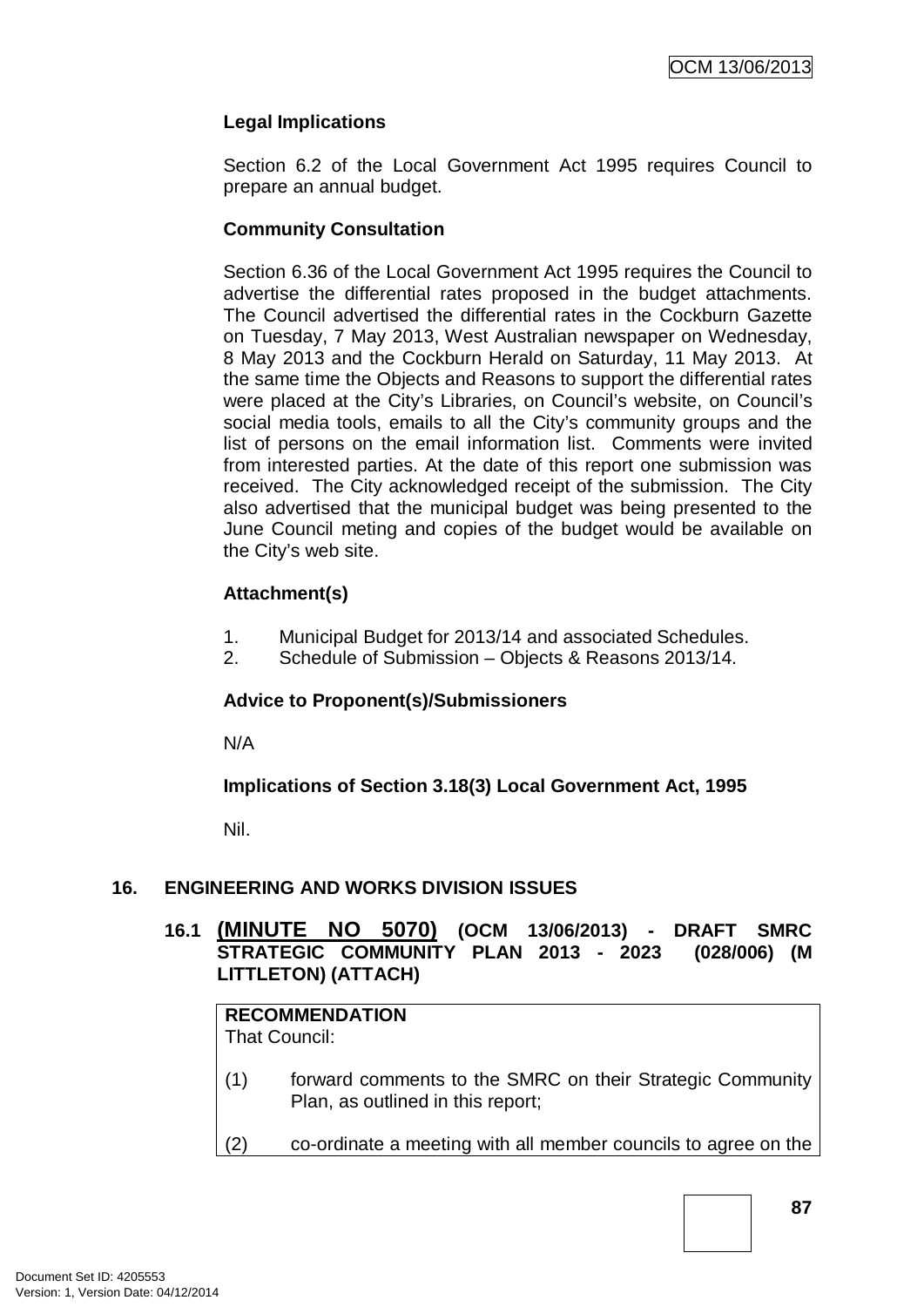**Legal Implications**

Section 6.2 of the Local Government Act 1995 requires Council to prepare an annual budget.

**Community Consultation**

Section 6.36 of the Local Government Act 1995 requires the Council to advertise the differential rates proposed in the budget attachments. The Council advertised the differential rates in the Cockburn Gazette on Tuesday, 7 May 2013, West Australian newspaper on Wednesday, 8 May 2013 and the Cockburn Herald on Saturday, 11 May 2013. At the same time the Objects and Reasons to support the differential rates were placed at the City's Libraries, on Council's website, on Council's social media tools, emails to all the City's community groups and the list of persons on the email information list. Comments were invited from interested parties. At the date of this report one submission was received. The City acknowledged receipt of the submission. The City also advertised that the municipal budget was being presented to the June Council meting and copies of the budget would be available on the City's web site.

**Attachment(s)**

1. Municipal Budget for 2013/14 and associated Schedules.
2. Schedule of Submission – Objects & Reasons 2013/14.

**Advice to Proponent(s)/Submissioners**

N/A

**Implications of Section 3.18(3) Local Government Act, 1995**

Nil.

## 16. ENGINEERING AND WORKS DIVISION ISSUES

### 16.1 (MINUTE NO 5070) (OCM 13/06/2013) - DRAFT SMRC STRATEGIC COMMUNITY PLAN 2013 - 2023 (028/006) (M LITTLETON) (ATTACH)

**RECOMMENDATION**
That Council:

(1) forward comments to the SMRC on their Strategic Community Plan, as outlined in this report;

(2) co-ordinate a meeting with all member councils to agree on the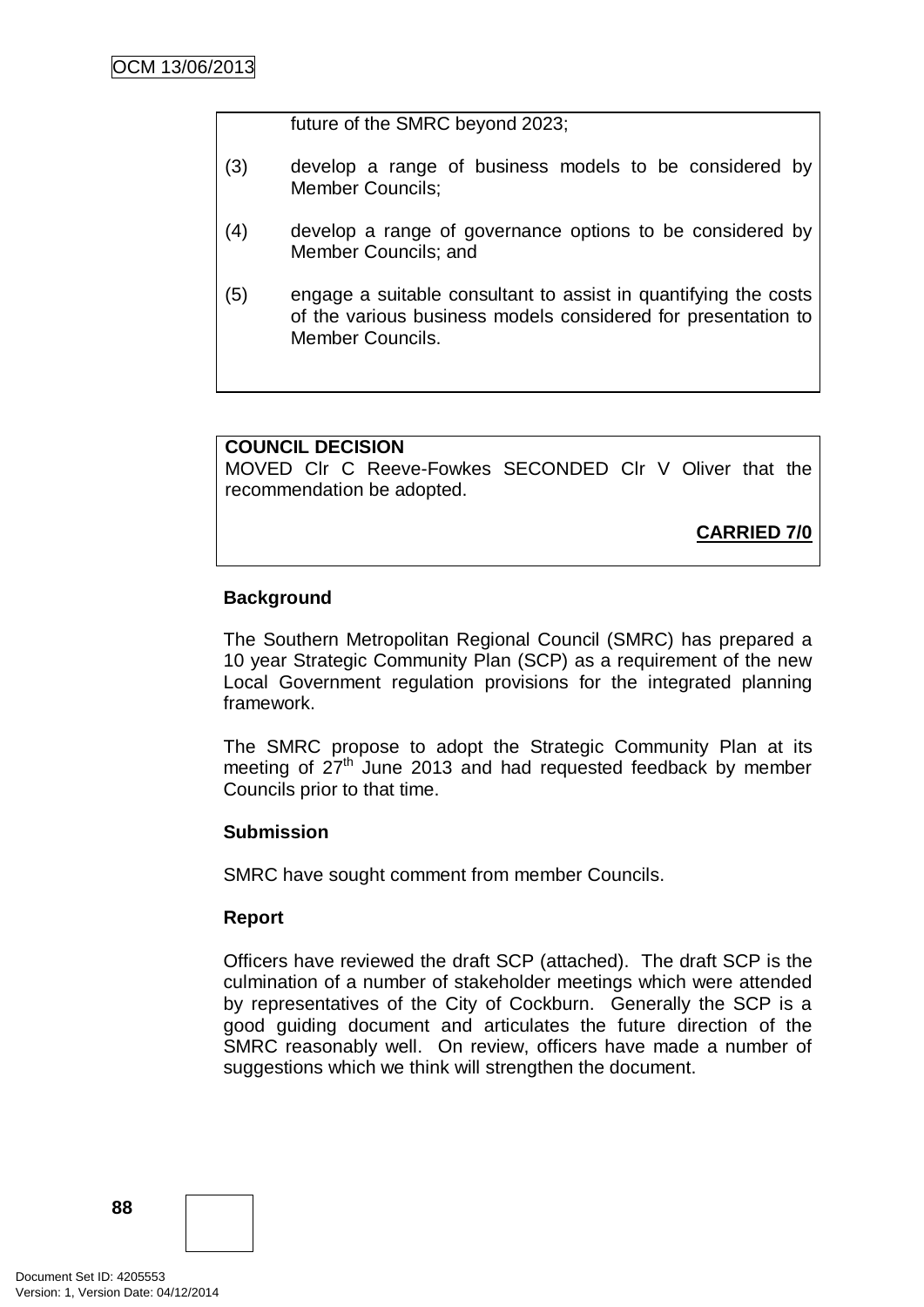future of the SMRC beyond 2023;

(3) develop a range of business models to be considered by Member Councils;

(4) develop a range of governance options to be considered by Member Councils; and

(5) engage a suitable consultant to assist in quantifying the costs of the various business models considered for presentation to Member Councils.

**COUNCIL DECISION**
MOVED Clr C Reeve-Fowkes SECONDED Clr V Oliver that the recommendation be adopted.

**CARRIED 7/0**

**Background**

The Southern Metropolitan Regional Council (SMRC) has prepared a 10 year Strategic Community Plan (SCP) as a requirement of the new Local Government regulation provisions for the integrated planning framework.

The SMRC propose to adopt the Strategic Community Plan at its meeting of 27th June 2013 and had requested feedback by member Councils prior to that time.

**Submission**

SMRC have sought comment from member Councils.

**Report**

Officers have reviewed the draft SCP (attached). The draft SCP is the culmination of a number of stakeholder meetings which were attended by representatives of the City of Cockburn. Generally the SCP is a good guiding document and articulates the future direction of the SMRC reasonably well. On review, officers have made a number of suggestions which we think will strengthen the document.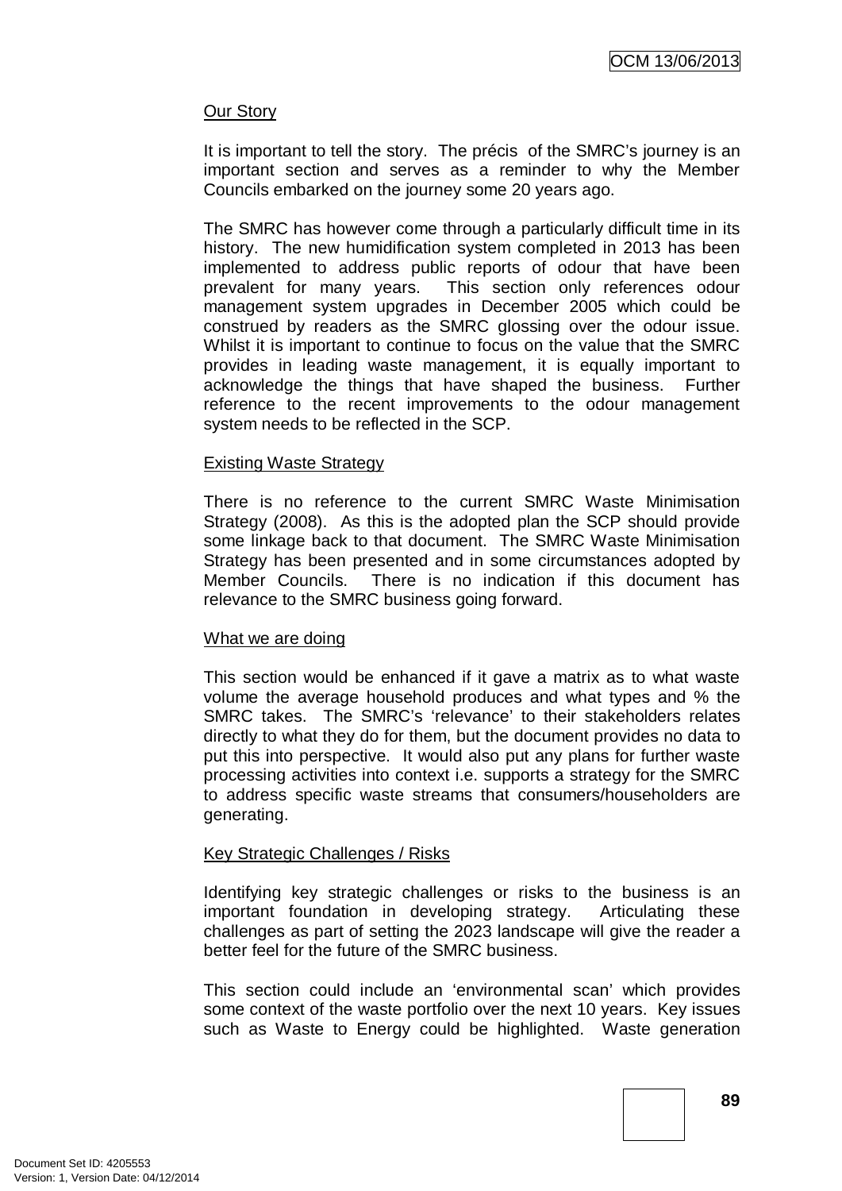Our Story

It is important to tell the story. The précis of the SMRC's journey is an important section and serves as a reminder to why the Member Councils embarked on the journey some 20 years ago.

The SMRC has however come through a particularly difficult time in its history. The new humidification system completed in 2013 has been implemented to address public reports of odour that have been prevalent for many years. This section only references odour management system upgrades in December 2005 which could be construed by readers as the SMRC glossing over the odour issue. Whilst it is important to continue to focus on the value that the SMRC provides in leading waste management, it is equally important to acknowledge the things that have shaped the business. Further reference to the recent improvements to the odour management system needs to be reflected in the SCP.

Existing Waste Strategy

There is no reference to the current SMRC Waste Minimisation Strategy (2008). As this is the adopted plan the SCP should provide some linkage back to that document. The SMRC Waste Minimisation Strategy has been presented and in some circumstances adopted by Member Councils. There is no indication if this document has relevance to the SMRC business going forward.

What we are doing

This section would be enhanced if it gave a matrix as to what waste volume the average household produces and what types and % the SMRC takes. The SMRC's 'relevance' to their stakeholders relates directly to what they do for them, but the document provides no data to put this into perspective. It would also put any plans for further waste processing activities into context i.e. supports a strategy for the SMRC to address specific waste streams that consumers/householders are generating.

Key Strategic Challenges / Risks

Identifying key strategic challenges or risks to the business is an important foundation in developing strategy. Articulating these challenges as part of setting the 2023 landscape will give the reader a better feel for the future of the SMRC business.

This section could include an 'environmental scan' which provides some context of the waste portfolio over the next 10 years. Key issues such as Waste to Energy could be highlighted. Waste generation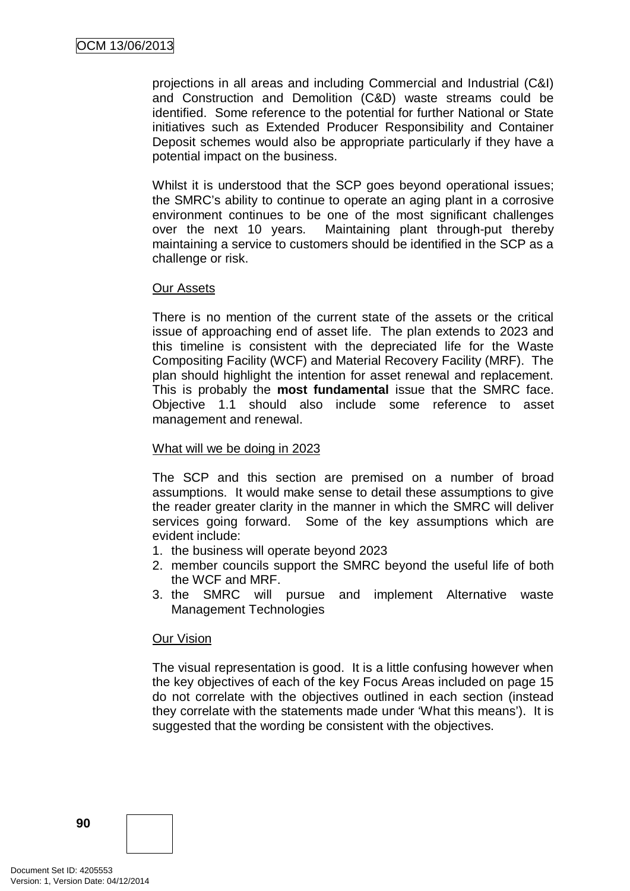projections in all areas and including Commercial and Industrial (C&I) and Construction and Demolition (C&D) waste streams could be identified. Some reference to the potential for further National or State initiatives such as Extended Producer Responsibility and Container Deposit schemes would also be appropriate particularly if they have a potential impact on the business.

Whilst it is understood that the SCP goes beyond operational issues; the SMRC's ability to continue to operate an aging plant in a corrosive environment continues to be one of the most significant challenges over the next 10 years. Maintaining plant through-put thereby maintaining a service to customers should be identified in the SCP as a challenge or risk.

Our Assets

There is no mention of the current state of the assets or the critical issue of approaching end of asset life. The plan extends to 2023 and this timeline is consistent with the depreciated life for the Waste Compositing Facility (WCF) and Material Recovery Facility (MRF). The plan should highlight the intention for asset renewal and replacement. This is probably the **most fundamental** issue that the SMRC face. Objective 1.1 should also include some reference to asset management and renewal.

What will we be doing in 2023

The SCP and this section are premised on a number of broad assumptions. It would make sense to detail these assumptions to give the reader greater clarity in the manner in which the SMRC will deliver services going forward. Some of the key assumptions which are evident include:

1. the business will operate beyond 2023
2. member councils support the SMRC beyond the useful life of both the WCF and MRF.
3. the SMRC will pursue and implement Alternative waste Management Technologies

Our Vision

The visual representation is good. It is a little confusing however when the key objectives of each of the key Focus Areas included on page 15 do not correlate with the objectives outlined in each section (instead they correlate with the statements made under 'What this means'). It is suggested that the wording be consistent with the objectives.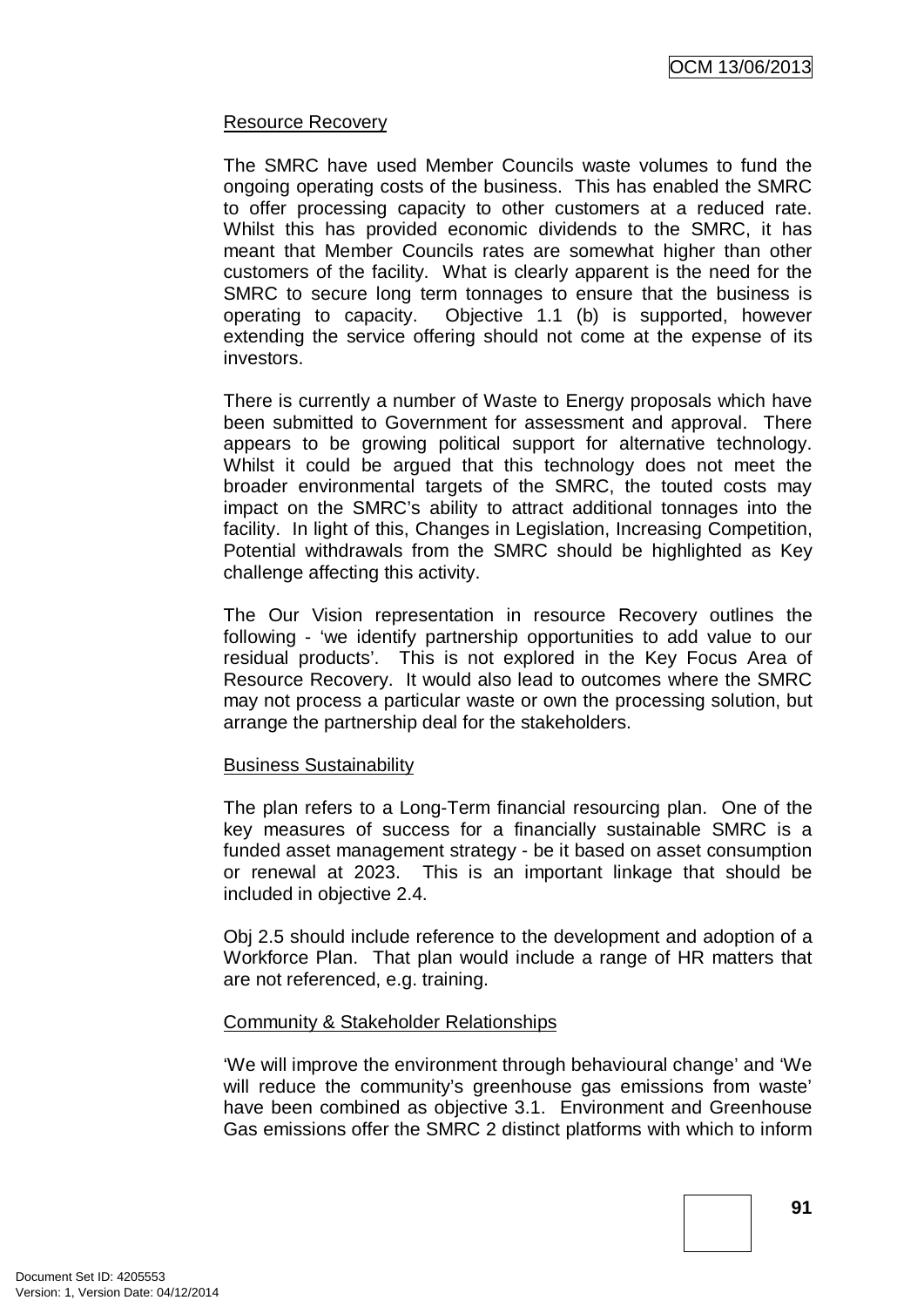Resource Recovery

The SMRC have used Member Councils waste volumes to fund the ongoing operating costs of the business. This has enabled the SMRC to offer processing capacity to other customers at a reduced rate. Whilst this has provided economic dividends to the SMRC, it has meant that Member Councils rates are somewhat higher than other customers of the facility. What is clearly apparent is the need for the SMRC to secure long term tonnages to ensure that the business is operating to capacity. Objective 1.1 (b) is supported, however extending the service offering should not come at the expense of its investors.

There is currently a number of Waste to Energy proposals which have been submitted to Government for assessment and approval. There appears to be growing political support for alternative technology. Whilst it could be argued that this technology does not meet the broader environmental targets of the SMRC, the touted costs may impact on the SMRC's ability to attract additional tonnages into the facility. In light of this, Changes in Legislation, Increasing Competition, Potential withdrawals from the SMRC should be highlighted as Key challenge affecting this activity.

The Our Vision representation in resource Recovery outlines the following - 'we identify partnership opportunities to add value to our residual products'. This is not explored in the Key Focus Area of Resource Recovery. It would also lead to outcomes where the SMRC may not process a particular waste or own the processing solution, but arrange the partnership deal for the stakeholders.

Business Sustainability

The plan refers to a Long-Term financial resourcing plan. One of the key measures of success for a financially sustainable SMRC is a funded asset management strategy - be it based on asset consumption or renewal at 2023. This is an important linkage that should be included in objective 2.4.

Obj 2.5 should include reference to the development and adoption of a Workforce Plan. That plan would include a range of HR matters that are not referenced, e.g. training.

Community & Stakeholder Relationships

'We will improve the environment through behavioural change' and 'We will reduce the community's greenhouse gas emissions from waste' have been combined as objective 3.1. Environment and Greenhouse Gas emissions offer the SMRC 2 distinct platforms with which to inform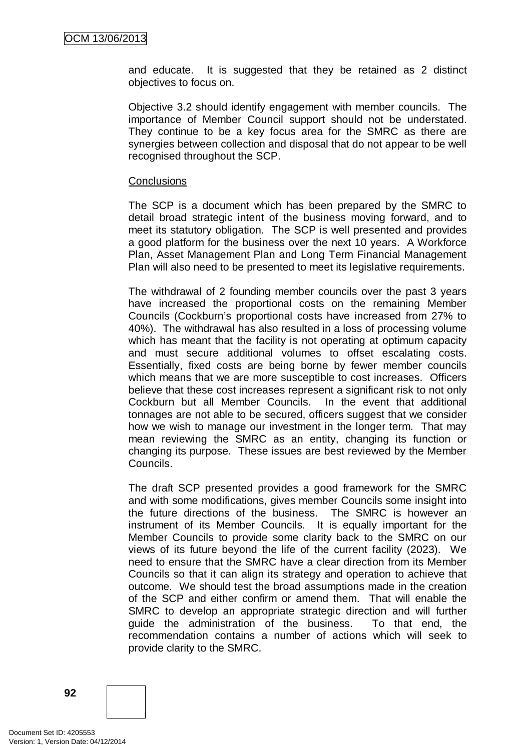and educate. It is suggested that they be retained as 2 distinct objectives to focus on.

Objective 3.2 should identify engagement with member councils. The importance of Member Council support should not be understated. They continue to be a key focus area for the SMRC as there are synergies between collection and disposal that do not appear to be well recognised throughout the SCP.

Conclusions

The SCP is a document which has been prepared by the SMRC to detail broad strategic intent of the business moving forward, and to meet its statutory obligation. The SCP is well presented and provides a good platform for the business over the next 10 years. A Workforce Plan, Asset Management Plan and Long Term Financial Management Plan will also need to be presented to meet its legislative requirements.

The withdrawal of 2 founding member councils over the past 3 years have increased the proportional costs on the remaining Member Councils (Cockburn's proportional costs have increased from 27% to 40%). The withdrawal has also resulted in a loss of processing volume which has meant that the facility is not operating at optimum capacity and must secure additional volumes to offset escalating costs. Essentially, fixed costs are being borne by fewer member councils which means that we are more susceptible to cost increases. Officers believe that these cost increases represent a significant risk to not only Cockburn but all Member Councils. In the event that additional tonnages are not able to be secured, officers suggest that we consider how we wish to manage our investment in the longer term. That may mean reviewing the SMRC as an entity, changing its function or changing its purpose. These issues are best reviewed by the Member Councils.

The draft SCP presented provides a good framework for the SMRC and with some modifications, gives member Councils some insight into the future directions of the business. The SMRC is however an instrument of its Member Councils. It is equally important for the Member Councils to provide some clarity back to the SMRC on our views of its future beyond the life of the current facility (2023). We need to ensure that the SMRC have a clear direction from its Member Councils so that it can align its strategy and operation to achieve that outcome. We should test the broad assumptions made in the creation of the SCP and either confirm or amend them. That will enable the SMRC to develop an appropriate strategic direction and will further guide the administration of the business. To that end, the recommendation contains a number of actions which will seek to provide clarity to the SMRC.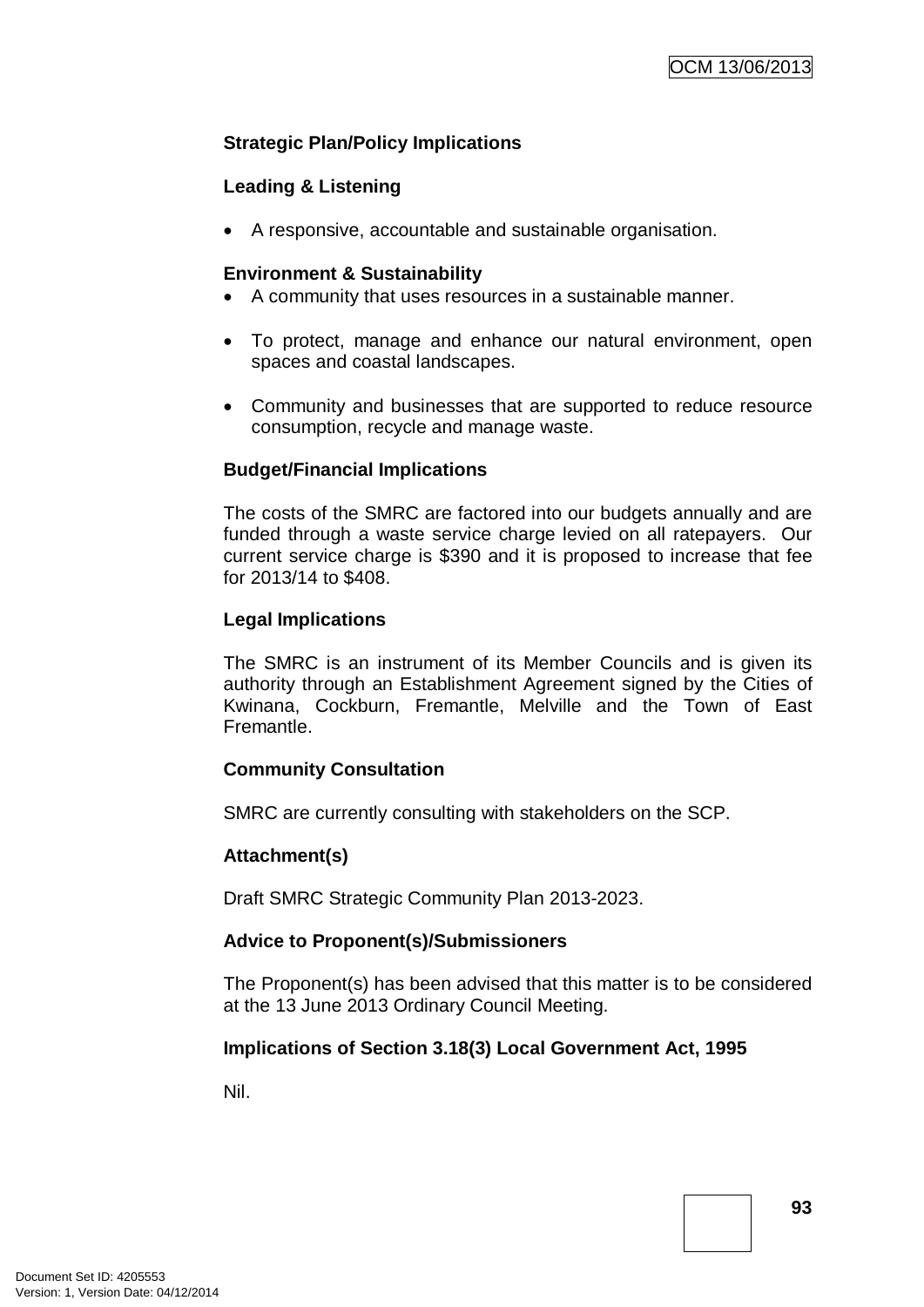**Strategic Plan/Policy Implications**

**Leading & Listening**

- A responsive, accountable and sustainable organisation.

**Environment & Sustainability**

- A community that uses resources in a sustainable manner.
- To protect, manage and enhance our natural environment, open spaces and coastal landscapes.
- Community and businesses that are supported to reduce resource consumption, recycle and manage waste.

**Budget/Financial Implications**

The costs of the SMRC are factored into our budgets annually and are funded through a waste service charge levied on all ratepayers. Our current service charge is $390 and it is proposed to increase that fee for 2013/14 to $408.

**Legal Implications**

The SMRC is an instrument of its Member Councils and is given its authority through an Establishment Agreement signed by the Cities of Kwinana, Cockburn, Fremantle, Melville and the Town of East Fremantle.

**Community Consultation**

SMRC are currently consulting with stakeholders on the SCP.

**Attachment(s)**

Draft SMRC Strategic Community Plan 2013-2023.

**Advice to Proponent(s)/Submissioners**

The Proponent(s) has been advised that this matter is to be considered at the 13 June 2013 Ordinary Council Meeting.

**Implications of Section 3.18(3) Local Government Act, 1995**

Nil.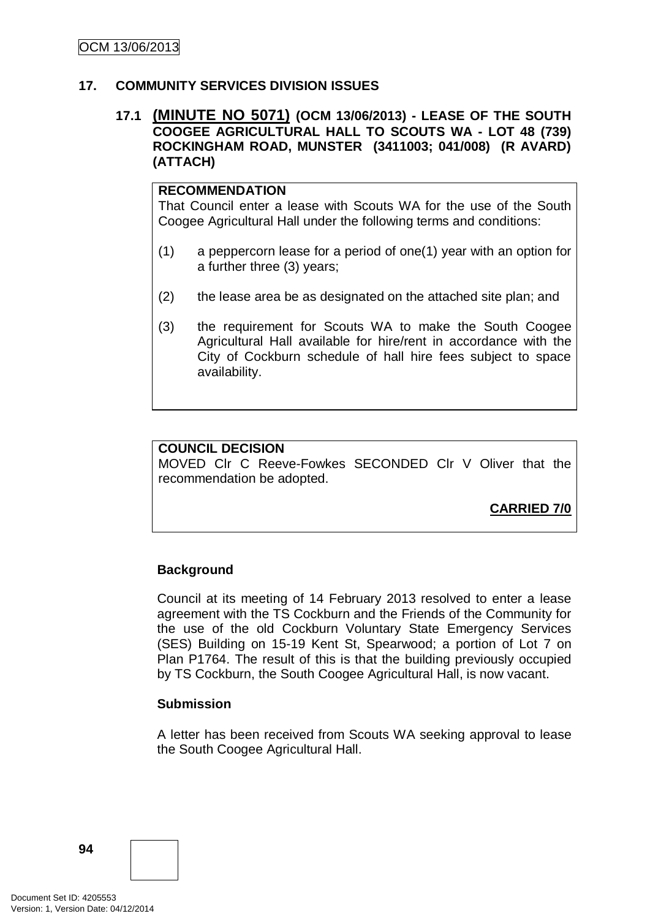## 17. COMMUNITY SERVICES DIVISION ISSUES

### 17.1 (MINUTE NO 5071) (OCM 13/06/2013) - LEASE OF THE SOUTH COOGEE AGRICULTURAL HALL TO SCOUTS WA - LOT 48 (739) ROCKINGHAM ROAD, MUNSTER (3411003; 041/008) (R AVARD) (ATTACH)

**RECOMMENDATION**
That Council enter a lease with Scouts WA for the use of the South Coogee Agricultural Hall under the following terms and conditions:

(1) a peppercorn lease for a period of one(1) year with an option for a further three (3) years;

(2) the lease area be as designated on the attached site plan; and

(3) the requirement for Scouts WA to make the South Coogee Agricultural Hall available for hire/rent in accordance with the City of Cockburn schedule of hall hire fees subject to space availability.

**COUNCIL DECISION**
MOVED Clr C Reeve-Fowkes SECONDED Clr V Oliver that the recommendation be adopted.

**CARRIED 7/0**

**Background**

Council at its meeting of 14 February 2013 resolved to enter a lease agreement with the TS Cockburn and the Friends of the Community for the use of the old Cockburn Voluntary State Emergency Services (SES) Building on 15-19 Kent St, Spearwood; a portion of Lot 7 on Plan P1764. The result of this is that the building previously occupied by TS Cockburn, the South Coogee Agricultural Hall, is now vacant.

**Submission**

A letter has been received from Scouts WA seeking approval to lease the South Coogee Agricultural Hall.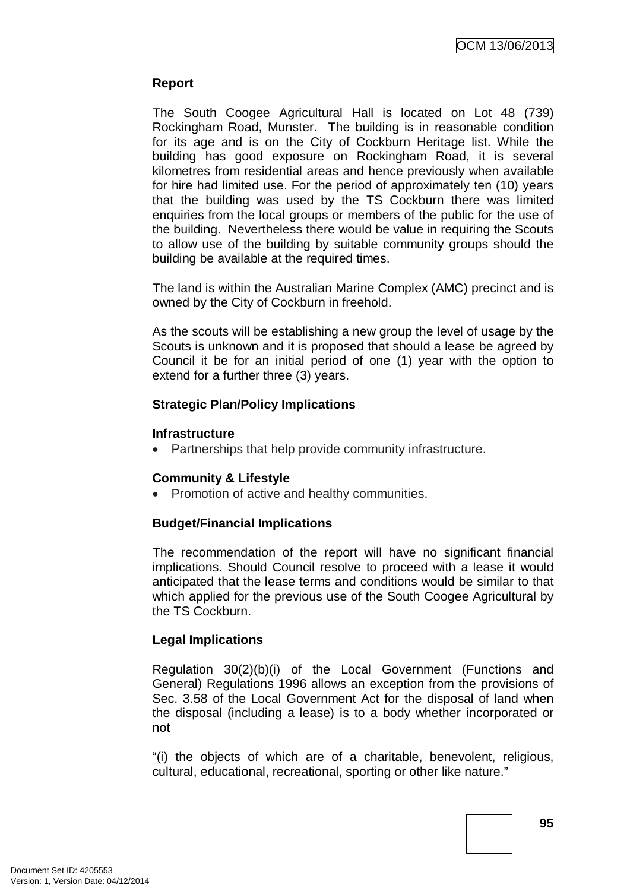**Report**

The South Coogee Agricultural Hall is located on Lot 48 (739) Rockingham Road, Munster. The building is in reasonable condition for its age and is on the City of Cockburn Heritage list. While the building has good exposure on Rockingham Road, it is several kilometres from residential areas and hence previously when available for hire had limited use. For the period of approximately ten (10) years that the building was used by the TS Cockburn there was limited enquiries from the local groups or members of the public for the use of the building. Nevertheless there would be value in requiring the Scouts to allow use of the building by suitable community groups should the building be available at the required times.

The land is within the Australian Marine Complex (AMC) precinct and is owned by the City of Cockburn in freehold.

As the scouts will be establishing a new group the level of usage by the Scouts is unknown and it is proposed that should a lease be agreed by Council it be for an initial period of one (1) year with the option to extend for a further three (3) years.

**Strategic Plan/Policy Implications**

**Infrastructure**

- Partnerships that help provide community infrastructure.

**Community & Lifestyle**

- Promotion of active and healthy communities.

**Budget/Financial Implications**

The recommendation of the report will have no significant financial implications. Should Council resolve to proceed with a lease it would anticipated that the lease terms and conditions would be similar to that which applied for the previous use of the South Coogee Agricultural by the TS Cockburn.

**Legal Implications**

Regulation 30(2)(b)(i) of the Local Government (Functions and General) Regulations 1996 allows an exception from the provisions of Sec. 3.58 of the Local Government Act for the disposal of land when the disposal (including a lease) is to a body whether incorporated or not

"(i) the objects of which are of a charitable, benevolent, religious, cultural, educational, recreational, sporting or other like nature."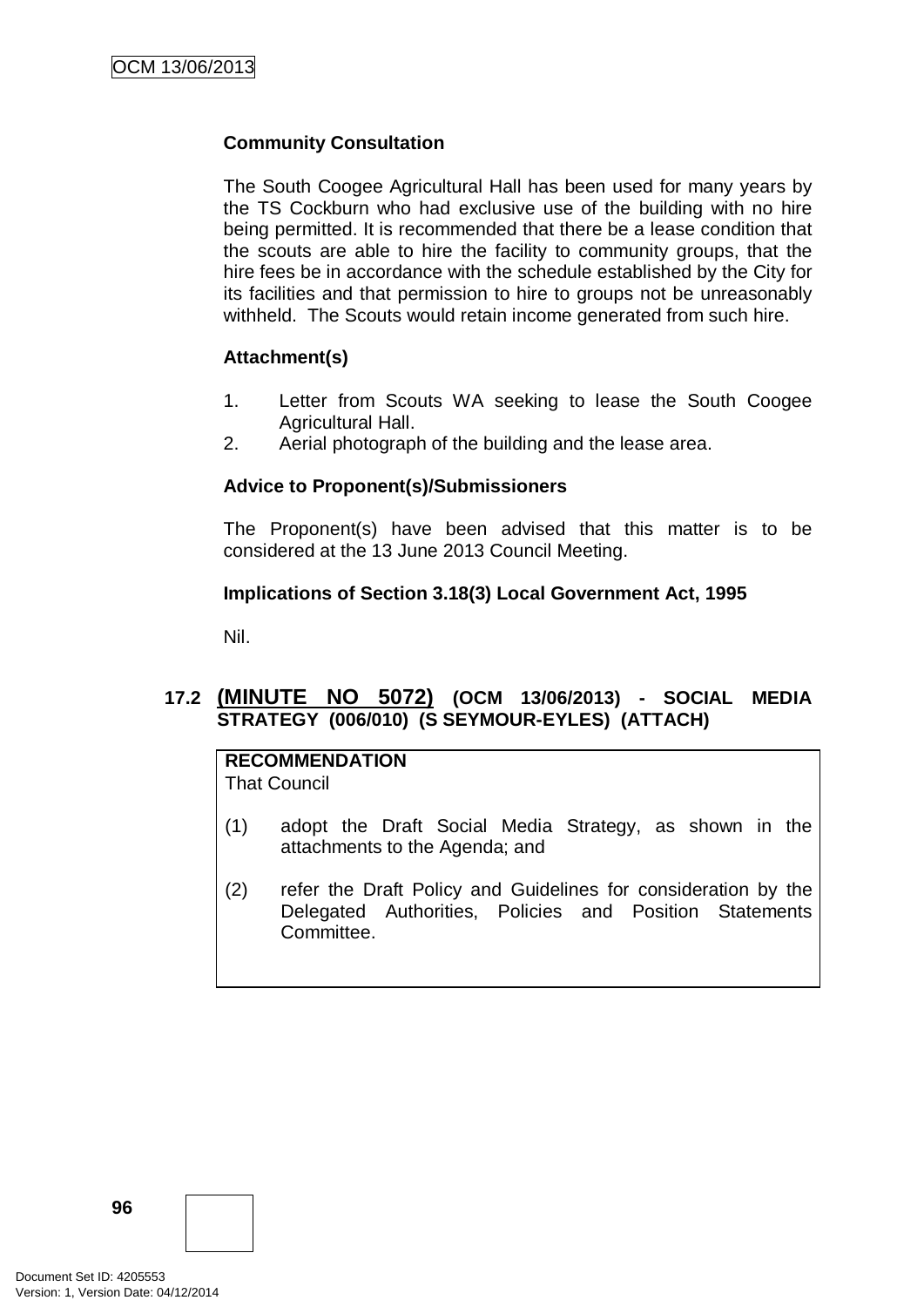**Community Consultation**

The South Coogee Agricultural Hall has been used for many years by the TS Cockburn who had exclusive use of the building with no hire being permitted. It is recommended that there be a lease condition that the scouts are able to hire the facility to community groups, that the hire fees be in accordance with the schedule established by the City for its facilities and that permission to hire to groups not be unreasonably withheld. The Scouts would retain income generated from such hire.

**Attachment(s)**

1. Letter from Scouts WA seeking to lease the South Coogee Agricultural Hall.
2. Aerial photograph of the building and the lease area.

**Advice to Proponent(s)/Submissioners**

The Proponent(s) have been advised that this matter is to be considered at the 13 June 2013 Council Meeting.

**Implications of Section 3.18(3) Local Government Act, 1995**

Nil.

## 17.2 (MINUTE NO 5072) (OCM 13/06/2013) - SOCIAL MEDIA STRATEGY (006/010) (S SEYMOUR-EYLES) (ATTACH)

**RECOMMENDATION**
That Council

(1) adopt the Draft Social Media Strategy, as shown in the attachments to the Agenda; and

(2) refer the Draft Policy and Guidelines for consideration by the Delegated Authorities, Policies and Position Statements Committee.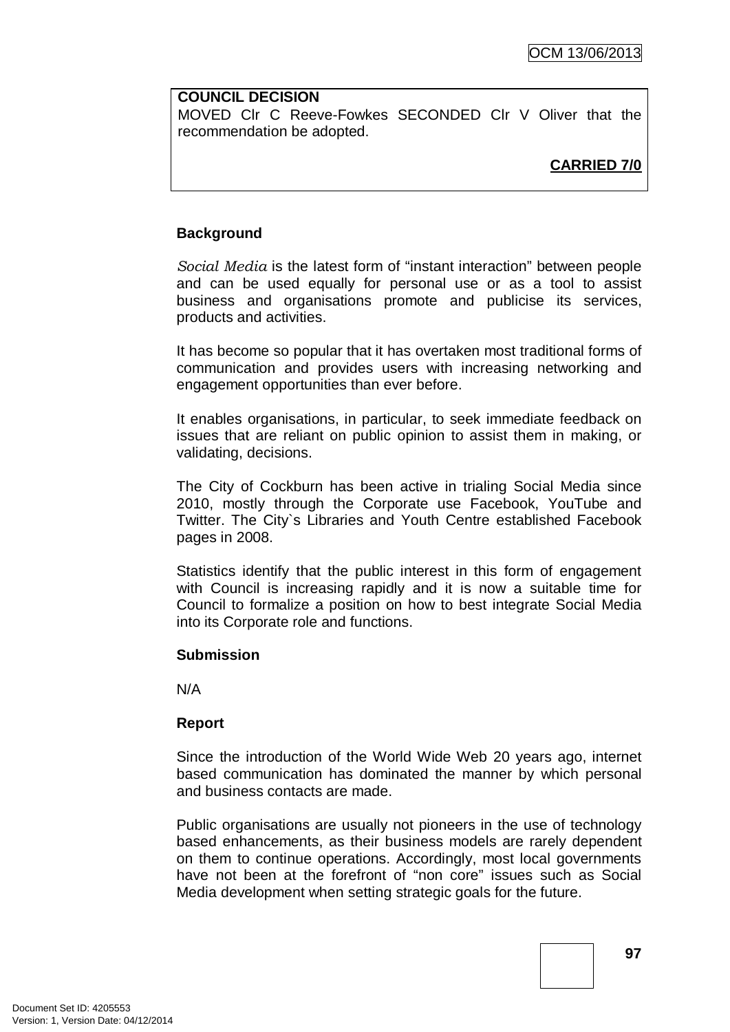**COUNCIL DECISION**
MOVED Clr C Reeve-Fowkes SECONDED Clr V Oliver that the recommendation be adopted.

**CARRIED 7/0**

**Background**

*Social Media* is the latest form of "instant interaction" between people and can be used equally for personal use or as a tool to assist business and organisations promote and publicise its services, products and activities.

It has become so popular that it has overtaken most traditional forms of communication and provides users with increasing networking and engagement opportunities than ever before.

It enables organisations, in particular, to seek immediate feedback on issues that are reliant on public opinion to assist them in making, or validating, decisions.

The City of Cockburn has been active in trialing Social Media since 2010, mostly through the Corporate use Facebook, YouTube and Twitter. The City`s Libraries and Youth Centre established Facebook pages in 2008.

Statistics identify that the public interest in this form of engagement with Council is increasing rapidly and it is now a suitable time for Council to formalize a position on how to best integrate Social Media into its Corporate role and functions.

**Submission**

N/A

**Report**

Since the introduction of the World Wide Web 20 years ago, internet based communication has dominated the manner by which personal and business contacts are made.

Public organisations are usually not pioneers in the use of technology based enhancements, as their business models are rarely dependent on them to continue operations. Accordingly, most local governments have not been at the forefront of "non core" issues such as Social Media development when setting strategic goals for the future.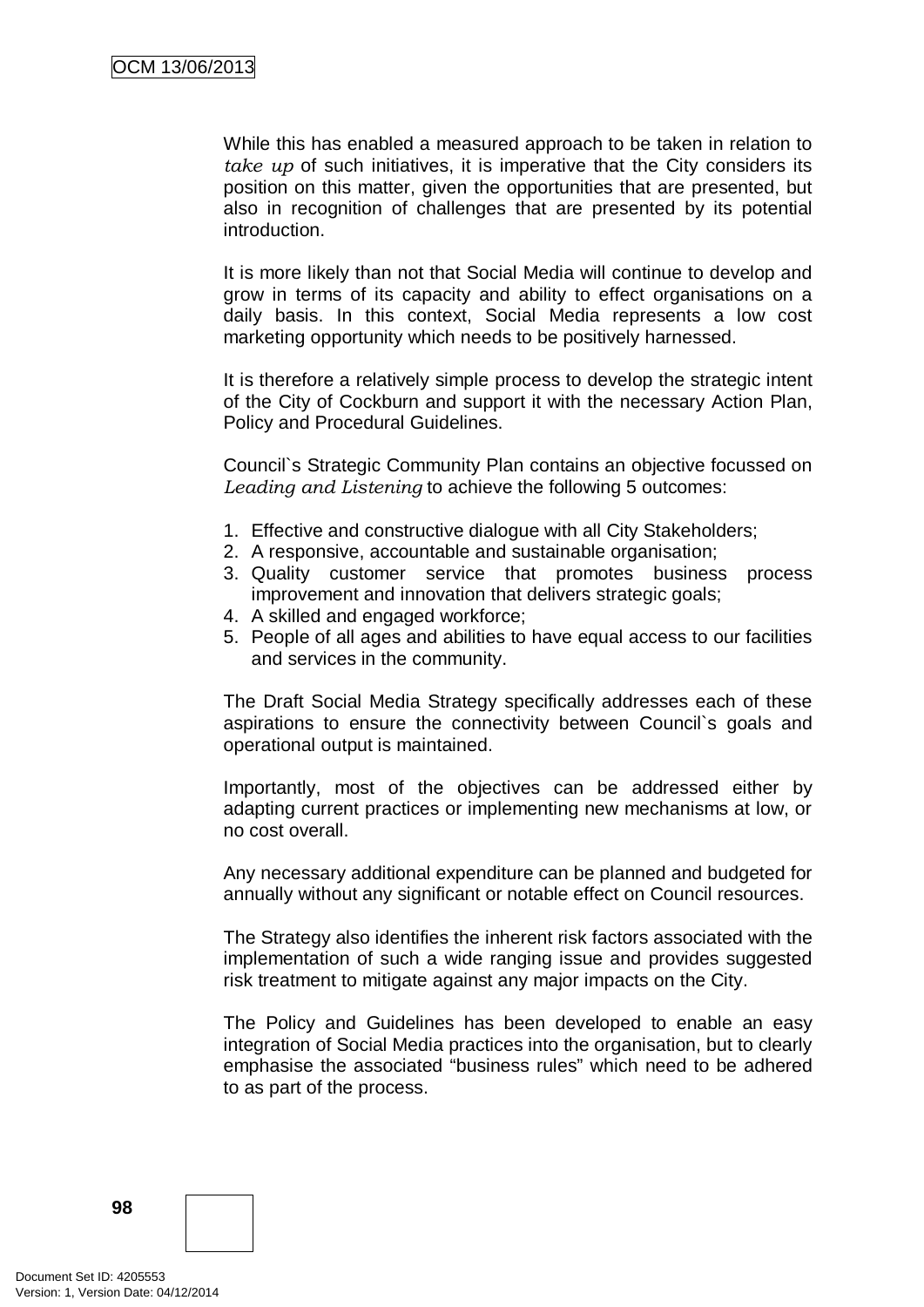While this has enabled a measured approach to be taken in relation to *take up* of such initiatives, it is imperative that the City considers its position on this matter, given the opportunities that are presented, but also in recognition of challenges that are presented by its potential introduction.

It is more likely than not that Social Media will continue to develop and grow in terms of its capacity and ability to effect organisations on a daily basis. In this context, Social Media represents a low cost marketing opportunity which needs to be positively harnessed.

It is therefore a relatively simple process to develop the strategic intent of the City of Cockburn and support it with the necessary Action Plan, Policy and Procedural Guidelines.

Council`s Strategic Community Plan contains an objective focussed on *Leading and Listening* to achieve the following 5 outcomes:

1. Effective and constructive dialogue with all City Stakeholders;
2. A responsive, accountable and sustainable organisation;
3. Quality customer service that promotes business process improvement and innovation that delivers strategic goals;
4. A skilled and engaged workforce;
5. People of all ages and abilities to have equal access to our facilities and services in the community.

The Draft Social Media Strategy specifically addresses each of these aspirations to ensure the connectivity between Council`s goals and operational output is maintained.

Importantly, most of the objectives can be addressed either by adapting current practices or implementing new mechanisms at low, or no cost overall.

Any necessary additional expenditure can be planned and budgeted for annually without any significant or notable effect on Council resources.

The Strategy also identifies the inherent risk factors associated with the implementation of such a wide ranging issue and provides suggested risk treatment to mitigate against any major impacts on the City.

The Policy and Guidelines has been developed to enable an easy integration of Social Media practices into the organisation, but to clearly emphasise the associated "business rules" which need to be adhered to as part of the process.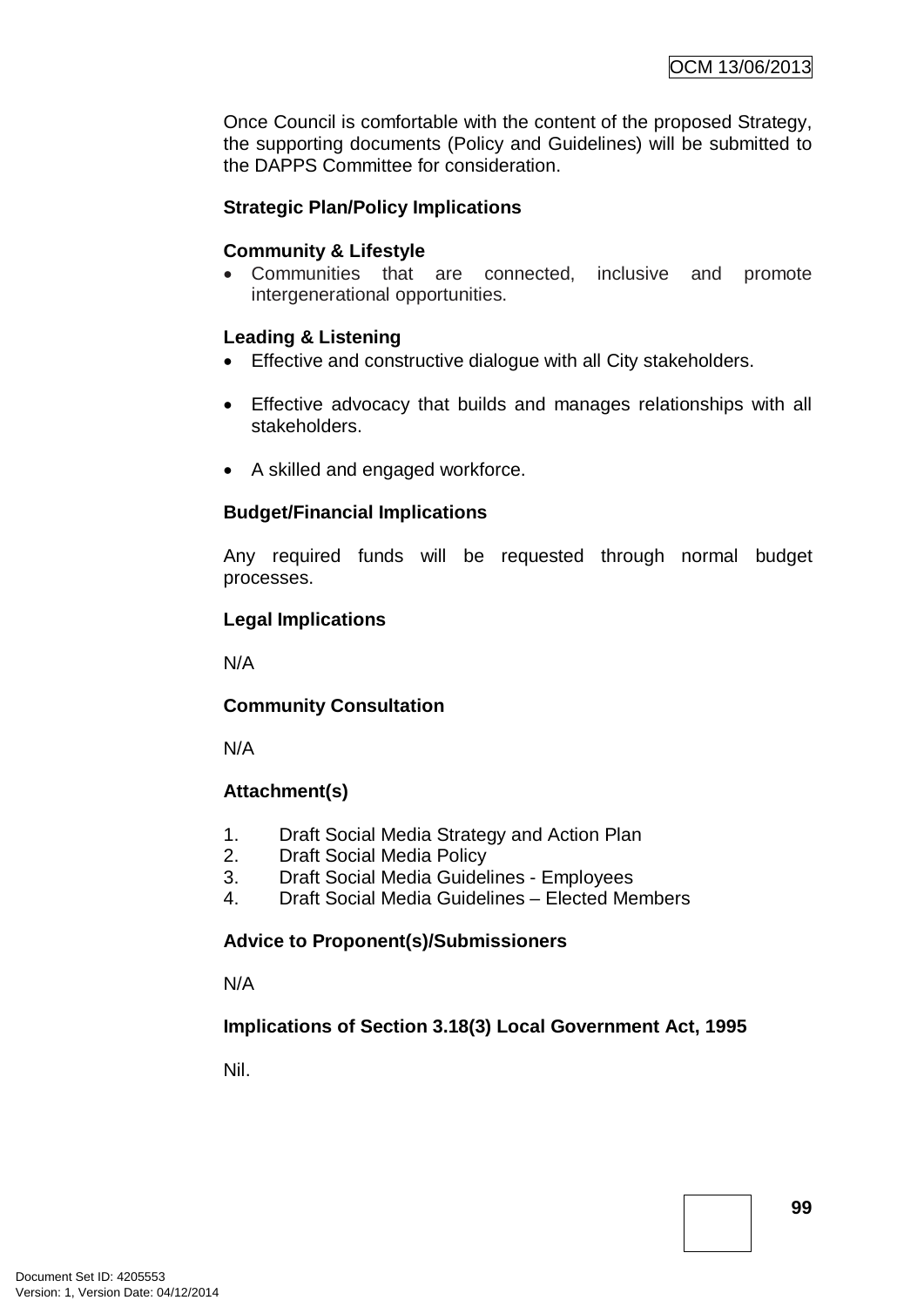Once Council is comfortable with the content of the proposed Strategy, the supporting documents (Policy and Guidelines) will be submitted to the DAPPS Committee for consideration.

**Strategic Plan/Policy Implications**

**Community & Lifestyle**

- Communities that are connected, inclusive and promote intergenerational opportunities.

**Leading & Listening**

- Effective and constructive dialogue with all City stakeholders.
- Effective advocacy that builds and manages relationships with all stakeholders.
- A skilled and engaged workforce.

**Budget/Financial Implications**

Any required funds will be requested through normal budget processes.

**Legal Implications**

N/A

**Community Consultation**

N/A

**Attachment(s)**

1. Draft Social Media Strategy and Action Plan
2. Draft Social Media Policy
3. Draft Social Media Guidelines - Employees
4. Draft Social Media Guidelines – Elected Members

**Advice to Proponent(s)/Submissioners**

N/A

**Implications of Section 3.18(3) Local Government Act, 1995**

Nil.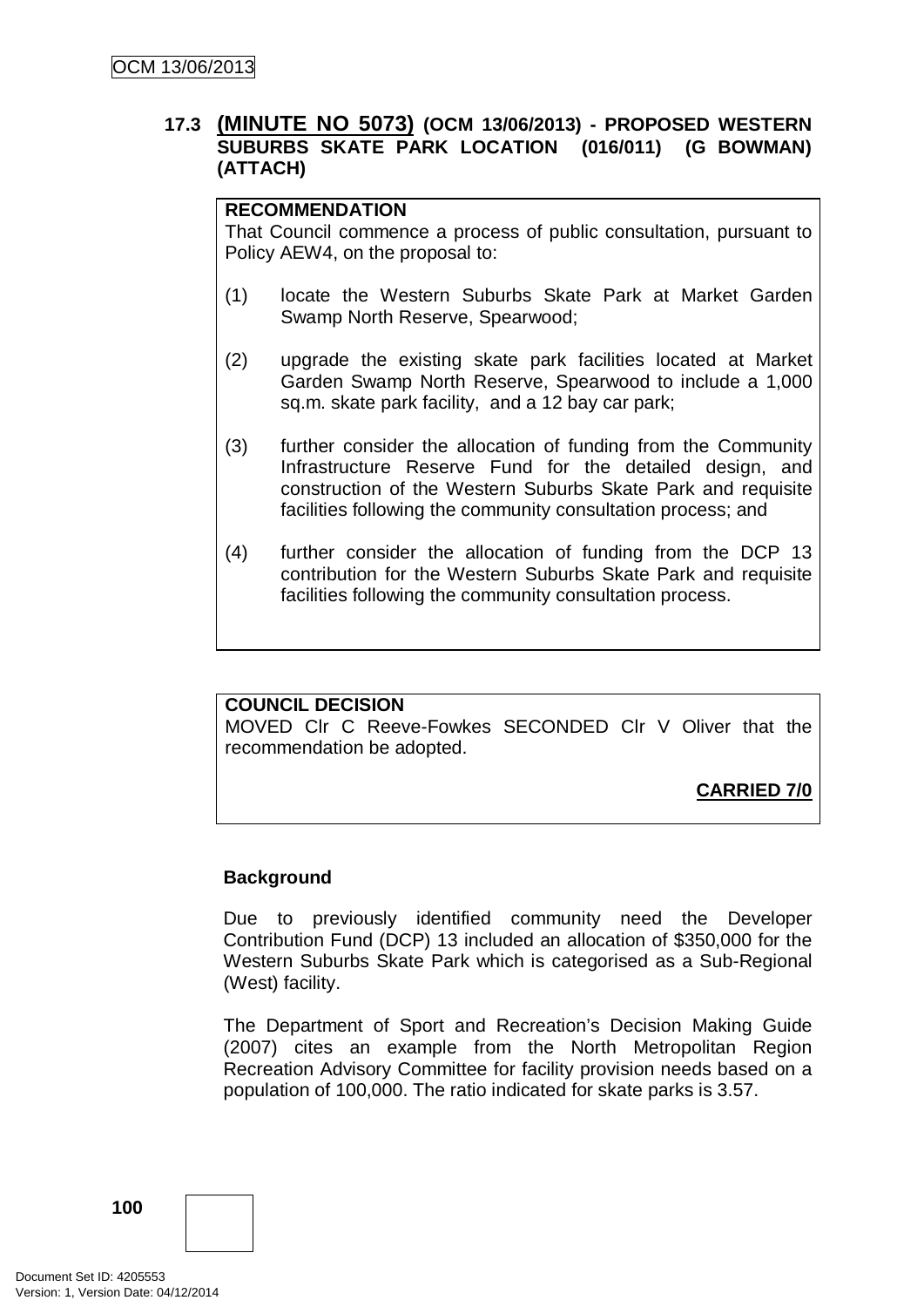### 17.3 (MINUTE NO 5073) (OCM 13/06/2013) - PROPOSED WESTERN SUBURBS SKATE PARK LOCATION (016/011) (G BOWMAN) (ATTACH)

**RECOMMENDATION**

That Council commence a process of public consultation, pursuant to Policy AEW4, on the proposal to:

(1) locate the Western Suburbs Skate Park at Market Garden Swamp North Reserve, Spearwood;

(2) upgrade the existing skate park facilities located at Market Garden Swamp North Reserve, Spearwood to include a 1,000 sq.m. skate park facility, and a 12 bay car park;

(3) further consider the allocation of funding from the Community Infrastructure Reserve Fund for the detailed design, and construction of the Western Suburbs Skate Park and requisite facilities following the community consultation process; and

(4) further consider the allocation of funding from the DCP 13 contribution for the Western Suburbs Skate Park and requisite facilities following the community consultation process.

**COUNCIL DECISION**

MOVED Clr C Reeve-Fowkes SECONDED Clr V Oliver that the recommendation be adopted.

**CARRIED 7/0**

**Background**

Due to previously identified community need the Developer Contribution Fund (DCP) 13 included an allocation of $350,000 for the Western Suburbs Skate Park which is categorised as a Sub-Regional (West) facility.

The Department of Sport and Recreation's Decision Making Guide (2007) cites an example from the North Metropolitan Region Recreation Advisory Committee for facility provision needs based on a population of 100,000. The ratio indicated for skate parks is 3.57.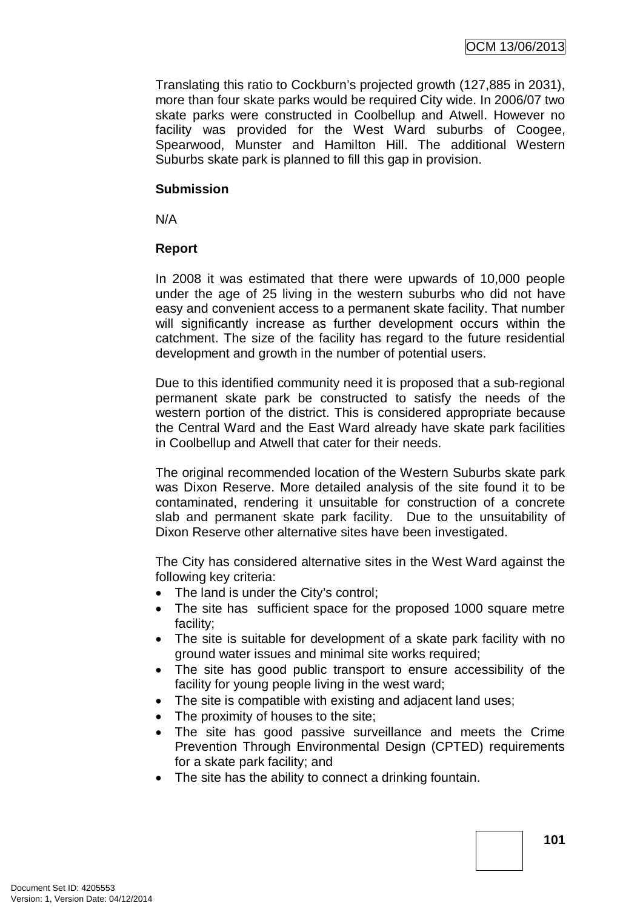Translating this ratio to Cockburn's projected growth (127,885 in 2031), more than four skate parks would be required City wide. In 2006/07 two skate parks were constructed in Coolbellup and Atwell. However no facility was provided for the West Ward suburbs of Coogee, Spearwood, Munster and Hamilton Hill. The additional Western Suburbs skate park is planned to fill this gap in provision.

**Submission**

N/A

**Report**

In 2008 it was estimated that there were upwards of 10,000 people under the age of 25 living in the western suburbs who did not have easy and convenient access to a permanent skate facility. That number will significantly increase as further development occurs within the catchment. The size of the facility has regard to the future residential development and growth in the number of potential users.

Due to this identified community need it is proposed that a sub-regional permanent skate park be constructed to satisfy the needs of the western portion of the district. This is considered appropriate because the Central Ward and the East Ward already have skate park facilities in Coolbellup and Atwell that cater for their needs.

The original recommended location of the Western Suburbs skate park was Dixon Reserve. More detailed analysis of the site found it to be contaminated, rendering it unsuitable for construction of a concrete slab and permanent skate park facility. Due to the unsuitability of Dixon Reserve other alternative sites have been investigated.

The City has considered alternative sites in the West Ward against the following key criteria:

- The land is under the City's control;
- The site has sufficient space for the proposed 1000 square metre facility;
- The site is suitable for development of a skate park facility with no ground water issues and minimal site works required;
- The site has good public transport to ensure accessibility of the facility for young people living in the west ward;
- The site is compatible with existing and adjacent land uses;
- The proximity of houses to the site;
- The site has good passive surveillance and meets the Crime Prevention Through Environmental Design (CPTED) requirements for a skate park facility; and
- The site has the ability to connect a drinking fountain.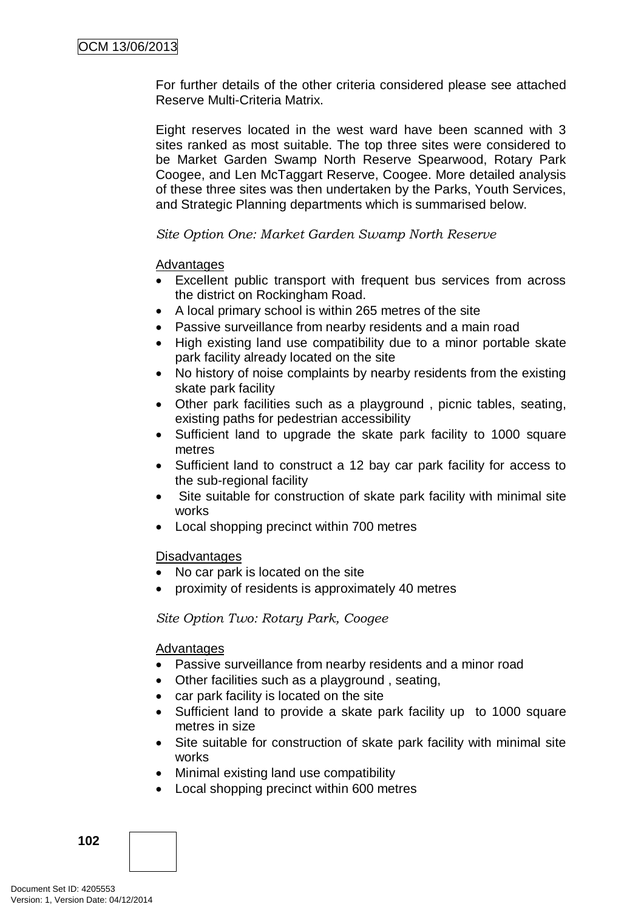For further details of the other criteria considered please see attached Reserve Multi-Criteria Matrix.

Eight reserves located in the west ward have been scanned with 3 sites ranked as most suitable. The top three sites were considered to be Market Garden Swamp North Reserve Spearwood, Rotary Park Coogee, and Len McTaggart Reserve, Coogee. More detailed analysis of these three sites was then undertaken by the Parks, Youth Services, and Strategic Planning departments which is summarised below.

*Site Option One: Market Garden Swamp North Reserve*

Advantages

- Excellent public transport with frequent bus services from across the district on Rockingham Road.
- A local primary school is within 265 metres of the site
- Passive surveillance from nearby residents and a main road
- High existing land use compatibility due to a minor portable skate park facility already located on the site
- No history of noise complaints by nearby residents from the existing skate park facility
- Other park facilities such as a playground , picnic tables, seating, existing paths for pedestrian accessibility
- Sufficient land to upgrade the skate park facility to 1000 square metres
- Sufficient land to construct a 12 bay car park facility for access to the sub-regional facility
- Site suitable for construction of skate park facility with minimal site works
- Local shopping precinct within 700 metres

Disadvantages

- No car park is located on the site
- proximity of residents is approximately 40 metres

*Site Option Two: Rotary Park, Coogee*

Advantages

- Passive surveillance from nearby residents and a minor road
- Other facilities such as a playground , seating,
- car park facility is located on the site
- Sufficient land to provide a skate park facility up to 1000 square metres in size
- Site suitable for construction of skate park facility with minimal site works
- Minimal existing land use compatibility
- Local shopping precinct within 600 metres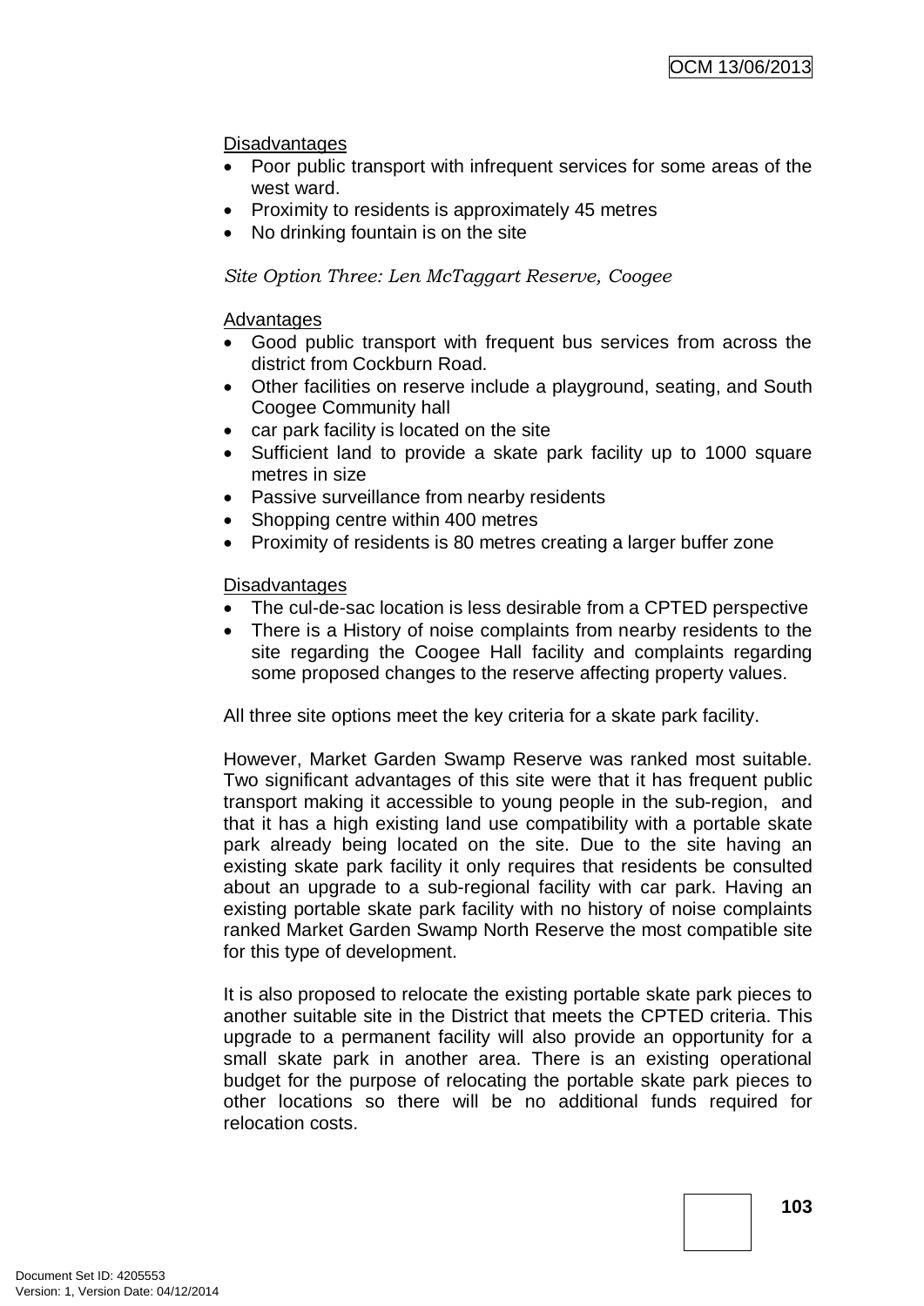Disadvantages

- Poor public transport with infrequent services for some areas of the west ward.
- Proximity to residents is approximately 45 metres
- No drinking fountain is on the site

*Site Option Three: Len McTaggart Reserve, Coogee*

Advantages

- Good public transport with frequent bus services from across the district from Cockburn Road.
- Other facilities on reserve include a playground, seating, and South Coogee Community hall
- car park facility is located on the site
- Sufficient land to provide a skate park facility up to 1000 square metres in size
- Passive surveillance from nearby residents
- Shopping centre within 400 metres
- Proximity of residents is 80 metres creating a larger buffer zone

Disadvantages

- The cul-de-sac location is less desirable from a CPTED perspective
- There is a History of noise complaints from nearby residents to the site regarding the Coogee Hall facility and complaints regarding some proposed changes to the reserve affecting property values.

All three site options meet the key criteria for a skate park facility.

However, Market Garden Swamp Reserve was ranked most suitable. Two significant advantages of this site were that it has frequent public transport making it accessible to young people in the sub-region, and that it has a high existing land use compatibility with a portable skate park already being located on the site. Due to the site having an existing skate park facility it only requires that residents be consulted about an upgrade to a sub-regional facility with car park. Having an existing portable skate park facility with no history of noise complaints ranked Market Garden Swamp North Reserve the most compatible site for this type of development.

It is also proposed to relocate the existing portable skate park pieces to another suitable site in the District that meets the CPTED criteria. This upgrade to a permanent facility will also provide an opportunity for a small skate park in another area. There is an existing operational budget for the purpose of relocating the portable skate park pieces to other locations so there will be no additional funds required for relocation costs.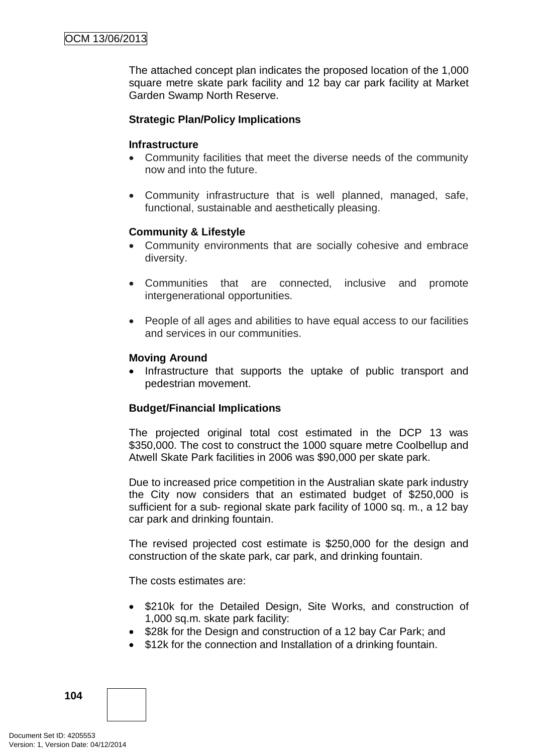The attached concept plan indicates the proposed location of the 1,000 square metre skate park facility and 12 bay car park facility at Market Garden Swamp North Reserve.

**Strategic Plan/Policy Implications**

**Infrastructure**

- Community facilities that meet the diverse needs of the community now and into the future.
- Community infrastructure that is well planned, managed, safe, functional, sustainable and aesthetically pleasing.

**Community & Lifestyle**

- Community environments that are socially cohesive and embrace diversity.
- Communities that are connected, inclusive and promote intergenerational opportunities.
- People of all ages and abilities to have equal access to our facilities and services in our communities.

**Moving Around**

- Infrastructure that supports the uptake of public transport and pedestrian movement.

**Budget/Financial Implications**

The projected original total cost estimated in the DCP 13 was $350,000. The cost to construct the 1000 square metre Coolbellup and Atwell Skate Park facilities in 2006 was $90,000 per skate park.

Due to increased price competition in the Australian skate park industry the City now considers that an estimated budget of $250,000 is sufficient for a sub- regional skate park facility of 1000 sq. m., a 12 bay car park and drinking fountain.

The revised projected cost estimate is $250,000 for the design and construction of the skate park, car park, and drinking fountain.

The costs estimates are:

- $210k for the Detailed Design, Site Works, and construction of 1,000 sq.m. skate park facility:
- $28k for the Design and construction of a 12 bay Car Park; and
- $12k for the connection and Installation of a drinking fountain.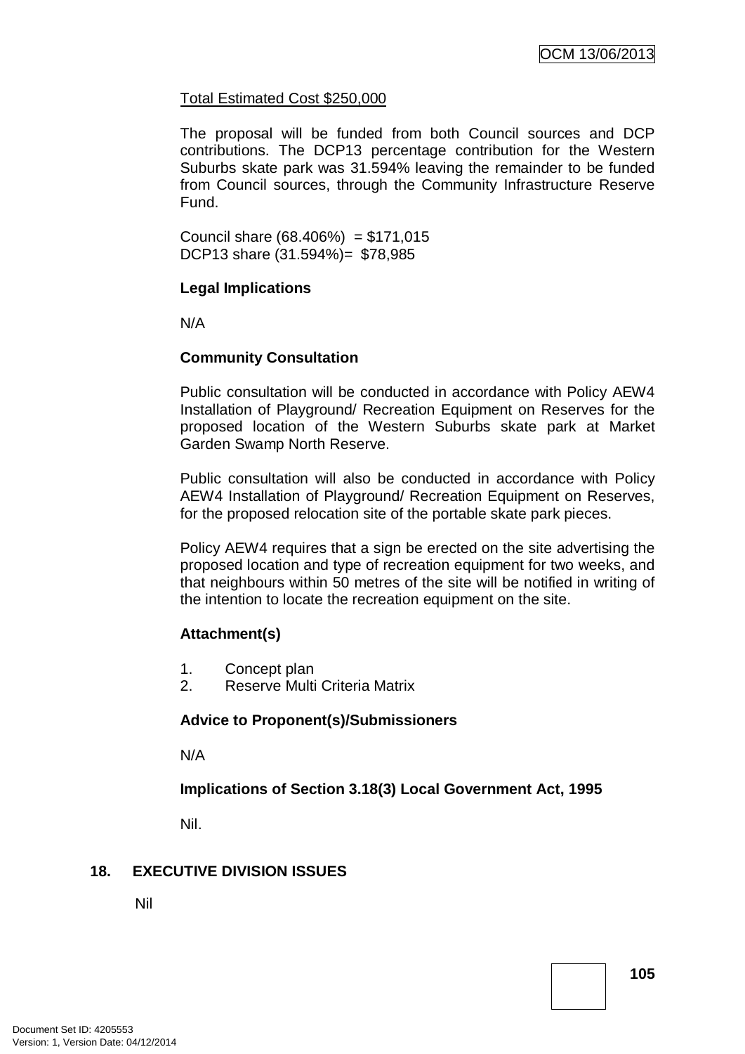Total Estimated Cost $250,000

The proposal will be funded from both Council sources and DCP contributions. The DCP13 percentage contribution for the Western Suburbs skate park was 31.594% leaving the remainder to be funded from Council sources, through the Community Infrastructure Reserve Fund.

Council share (68.406%) = $171,015
DCP13 share (31.594%)= $78,985

**Legal Implications**

N/A

**Community Consultation**

Public consultation will be conducted in accordance with Policy AEW4 Installation of Playground/ Recreation Equipment on Reserves for the proposed location of the Western Suburbs skate park at Market Garden Swamp North Reserve.

Public consultation will also be conducted in accordance with Policy AEW4 Installation of Playground/ Recreation Equipment on Reserves, for the proposed relocation site of the portable skate park pieces.

Policy AEW4 requires that a sign be erected on the site advertising the proposed location and type of recreation equipment for two weeks, and that neighbours within 50 metres of the site will be notified in writing of the intention to locate the recreation equipment on the site.

**Attachment(s)**

1. Concept plan
2. Reserve Multi Criteria Matrix

**Advice to Proponent(s)/Submissioners**

N/A

**Implications of Section 3.18(3) Local Government Act, 1995**

Nil.

## 18. EXECUTIVE DIVISION ISSUES

Nil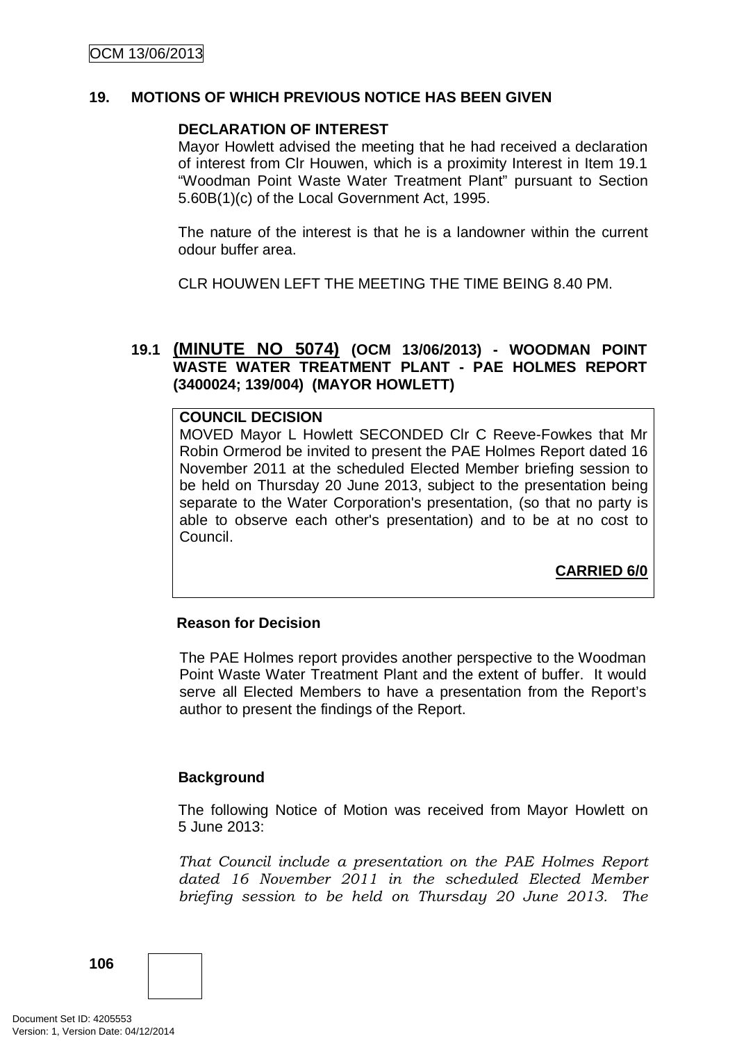## 19. MOTIONS OF WHICH PREVIOUS NOTICE HAS BEEN GIVEN

**DECLARATION OF INTEREST**

Mayor Howlett advised the meeting that he had received a declaration of interest from Clr Houwen, which is a proximity Interest in Item 19.1 "Woodman Point Waste Water Treatment Plant" pursuant to Section 5.60B(1)(c) of the Local Government Act, 1995.

The nature of the interest is that he is a landowner within the current odour buffer area.

CLR HOUWEN LEFT THE MEETING THE TIME BEING 8.40 PM.

### 19.1 (MINUTE NO 5074) (OCM 13/06/2013) - WOODMAN POINT WASTE WATER TREATMENT PLANT - PAE HOLMES REPORT (3400024; 139/004) (MAYOR HOWLETT)

**COUNCIL DECISION**

MOVED Mayor L Howlett SECONDED Clr C Reeve-Fowkes that Mr Robin Ormerod be invited to present the PAE Holmes Report dated 16 November 2011 at the scheduled Elected Member briefing session to be held on Thursday 20 June 2013, subject to the presentation being separate to the Water Corporation's presentation, (so that no party is able to observe each other's presentation) and to be at no cost to Council.

**CARRIED 6/0**

**Reason for Decision**

The PAE Holmes report provides another perspective to the Woodman Point Waste Water Treatment Plant and the extent of buffer. It would serve all Elected Members to have a presentation from the Report's author to present the findings of the Report.

**Background**

The following Notice of Motion was received from Mayor Howlett on 5 June 2013:

*That Council include a presentation on the PAE Holmes Report dated 16 November 2011 in the scheduled Elected Member briefing session to be held on Thursday 20 June 2013. The*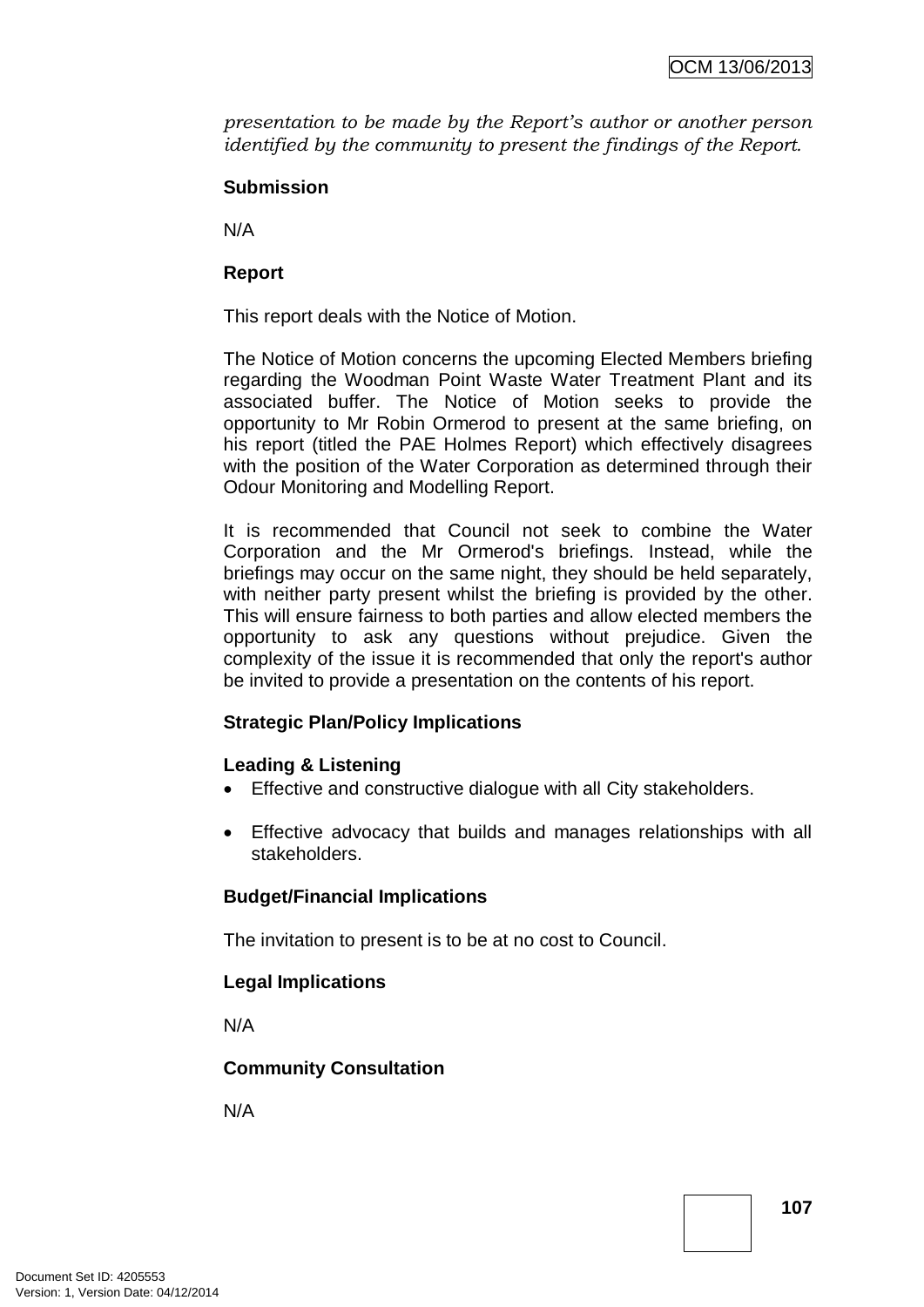*presentation to be made by the Report's author or another person identified by the community to present the findings of the Report.*

**Submission**

N/A

**Report**

This report deals with the Notice of Motion.

The Notice of Motion concerns the upcoming Elected Members briefing regarding the Woodman Point Waste Water Treatment Plant and its associated buffer. The Notice of Motion seeks to provide the opportunity to Mr Robin Ormerod to present at the same briefing, on his report (titled the PAE Holmes Report) which effectively disagrees with the position of the Water Corporation as determined through their Odour Monitoring and Modelling Report.

It is recommended that Council not seek to combine the Water Corporation and the Mr Ormerod's briefings. Instead, while the briefings may occur on the same night, they should be held separately, with neither party present whilst the briefing is provided by the other. This will ensure fairness to both parties and allow elected members the opportunity to ask any questions without prejudice. Given the complexity of the issue it is recommended that only the report's author be invited to provide a presentation on the contents of his report.

**Strategic Plan/Policy Implications**

**Leading & Listening**

- Effective and constructive dialogue with all City stakeholders.
- Effective advocacy that builds and manages relationships with all stakeholders.

**Budget/Financial Implications**

The invitation to present is to be at no cost to Council.

**Legal Implications**

N/A

**Community Consultation**

N/A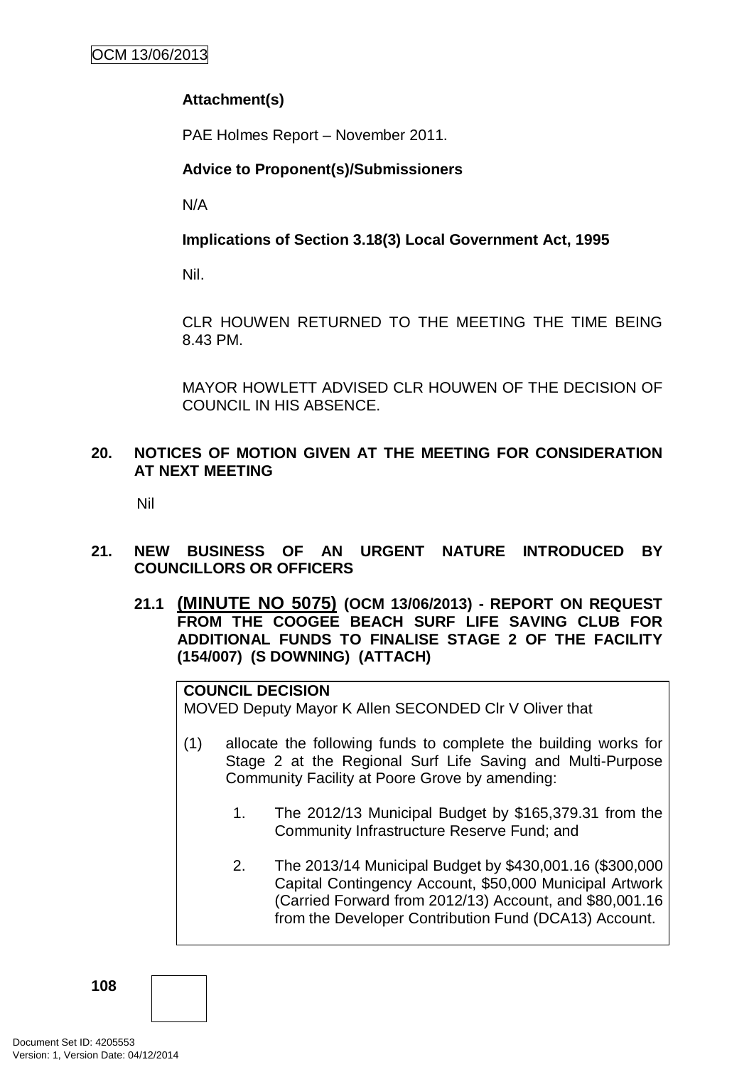**Attachment(s)**

PAE Holmes Report – November 2011.

**Advice to Proponent(s)/Submissioners**

N/A

**Implications of Section 3.18(3) Local Government Act, 1995**

Nil.

CLR HOUWEN RETURNED TO THE MEETING THE TIME BEING 8.43 PM.

MAYOR HOWLETT ADVISED CLR HOUWEN OF THE DECISION OF COUNCIL IN HIS ABSENCE.

## 20. NOTICES OF MOTION GIVEN AT THE MEETING FOR CONSIDERATION AT NEXT MEETING

Nil

## 21. NEW BUSINESS OF AN URGENT NATURE INTRODUCED BY COUNCILLORS OR OFFICERS

### 21.1 (MINUTE NO 5075) (OCM 13/06/2013) - REPORT ON REQUEST FROM THE COOGEE BEACH SURF LIFE SAVING CLUB FOR ADDITIONAL FUNDS TO FINALISE STAGE 2 OF THE FACILITY (154/007) (S DOWNING) (ATTACH)

**COUNCIL DECISION**
MOVED Deputy Mayor K Allen SECONDED Clr V Oliver that

(1) allocate the following funds to complete the building works for Stage 2 at the Regional Surf Life Saving and Multi-Purpose Community Facility at Poore Grove by amending:

1. The 2012/13 Municipal Budget by $165,379.31 from the Community Infrastructure Reserve Fund; and

2. The 2013/14 Municipal Budget by $430,001.16 ($300,000 Capital Contingency Account, $50,000 Municipal Artwork (Carried Forward from 2012/13) Account, and $80,001.16 from the Developer Contribution Fund (DCA13) Account.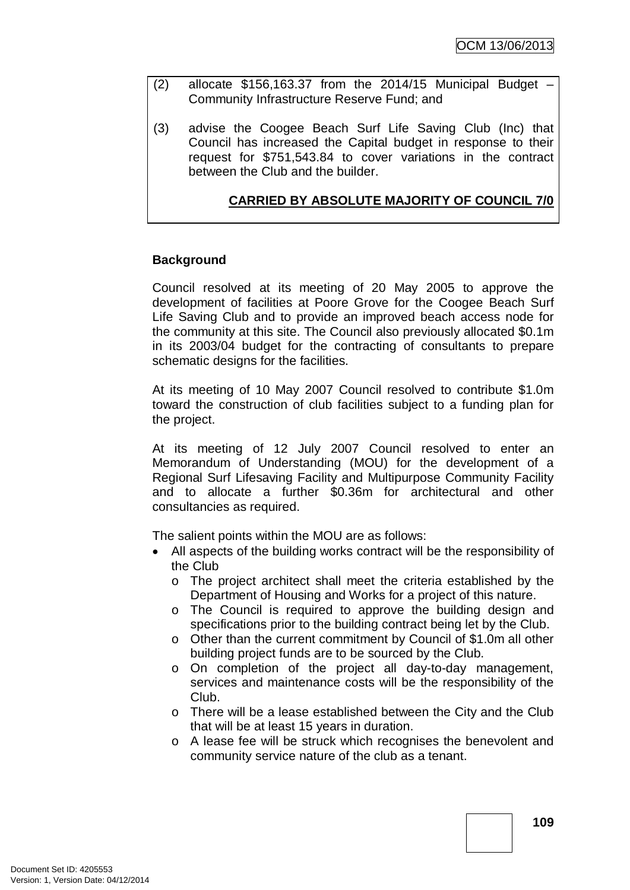(2) allocate $156,163.37 from the 2014/15 Municipal Budget – Community Infrastructure Reserve Fund; and

(3) advise the Coogee Beach Surf Life Saving Club (Inc) that Council has increased the Capital budget in response to their request for $751,543.84 to cover variations in the contract between the Club and the builder.

**CARRIED BY ABSOLUTE MAJORITY OF COUNCIL 7/0**

**Background**

Council resolved at its meeting of 20 May 2005 to approve the development of facilities at Poore Grove for the Coogee Beach Surf Life Saving Club and to provide an improved beach access node for the community at this site. The Council also previously allocated $0.1m in its 2003/04 budget for the contracting of consultants to prepare schematic designs for the facilities.

At its meeting of 10 May 2007 Council resolved to contribute $1.0m toward the construction of club facilities subject to a funding plan for the project.

At its meeting of 12 July 2007 Council resolved to enter an Memorandum of Understanding (MOU) for the development of a Regional Surf Lifesaving Facility and Multipurpose Community Facility and to allocate a further $0.36m for architectural and other consultancies as required.

The salient points within the MOU are as follows:

- All aspects of the building works contract will be the responsibility of the Club
  - The project architect shall meet the criteria established by the Department of Housing and Works for a project of this nature.
  - The Council is required to approve the building design and specifications prior to the building contract being let by the Club.
  - Other than the current commitment by Council of $1.0m all other building project funds are to be sourced by the Club.
  - On completion of the project all day-to-day management, services and maintenance costs will be the responsibility of the Club.
  - There will be a lease established between the City and the Club that will be at least 15 years in duration.
  - A lease fee will be struck which recognises the benevolent and community service nature of the club as a tenant.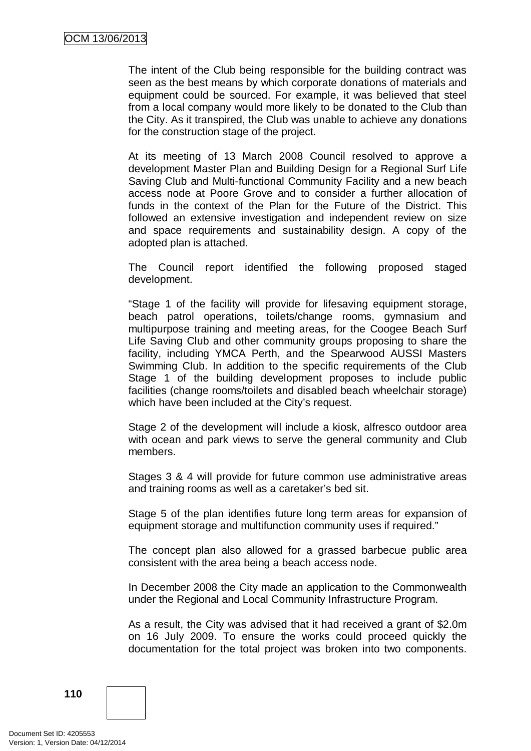The intent of the Club being responsible for the building contract was seen as the best means by which corporate donations of materials and equipment could be sourced. For example, it was believed that steel from a local company would more likely to be donated to the Club than the City. As it transpired, the Club was unable to achieve any donations for the construction stage of the project.

At its meeting of 13 March 2008 Council resolved to approve a development Master Plan and Building Design for a Regional Surf Life Saving Club and Multi-functional Community Facility and a new beach access node at Poore Grove and to consider a further allocation of funds in the context of the Plan for the Future of the District. This followed an extensive investigation and independent review on size and space requirements and sustainability design. A copy of the adopted plan is attached.

The Council report identified the following proposed staged development.

"Stage 1 of the facility will provide for lifesaving equipment storage, beach patrol operations, toilets/change rooms, gymnasium and multipurpose training and meeting areas, for the Coogee Beach Surf Life Saving Club and other community groups proposing to share the facility, including YMCA Perth, and the Spearwood AUSSI Masters Swimming Club. In addition to the specific requirements of the Club Stage 1 of the building development proposes to include public facilities (change rooms/toilets and disabled beach wheelchair storage) which have been included at the City's request.

Stage 2 of the development will include a kiosk, alfresco outdoor area with ocean and park views to serve the general community and Club members.

Stages 3 & 4 will provide for future common use administrative areas and training rooms as well as a caretaker's bed sit.

Stage 5 of the plan identifies future long term areas for expansion of equipment storage and multifunction community uses if required."

The concept plan also allowed for a grassed barbecue public area consistent with the area being a beach access node.

In December 2008 the City made an application to the Commonwealth under the Regional and Local Community Infrastructure Program.

As a result, the City was advised that it had received a grant of $2.0m on 16 July 2009. To ensure the works could proceed quickly the documentation for the total project was broken into two components.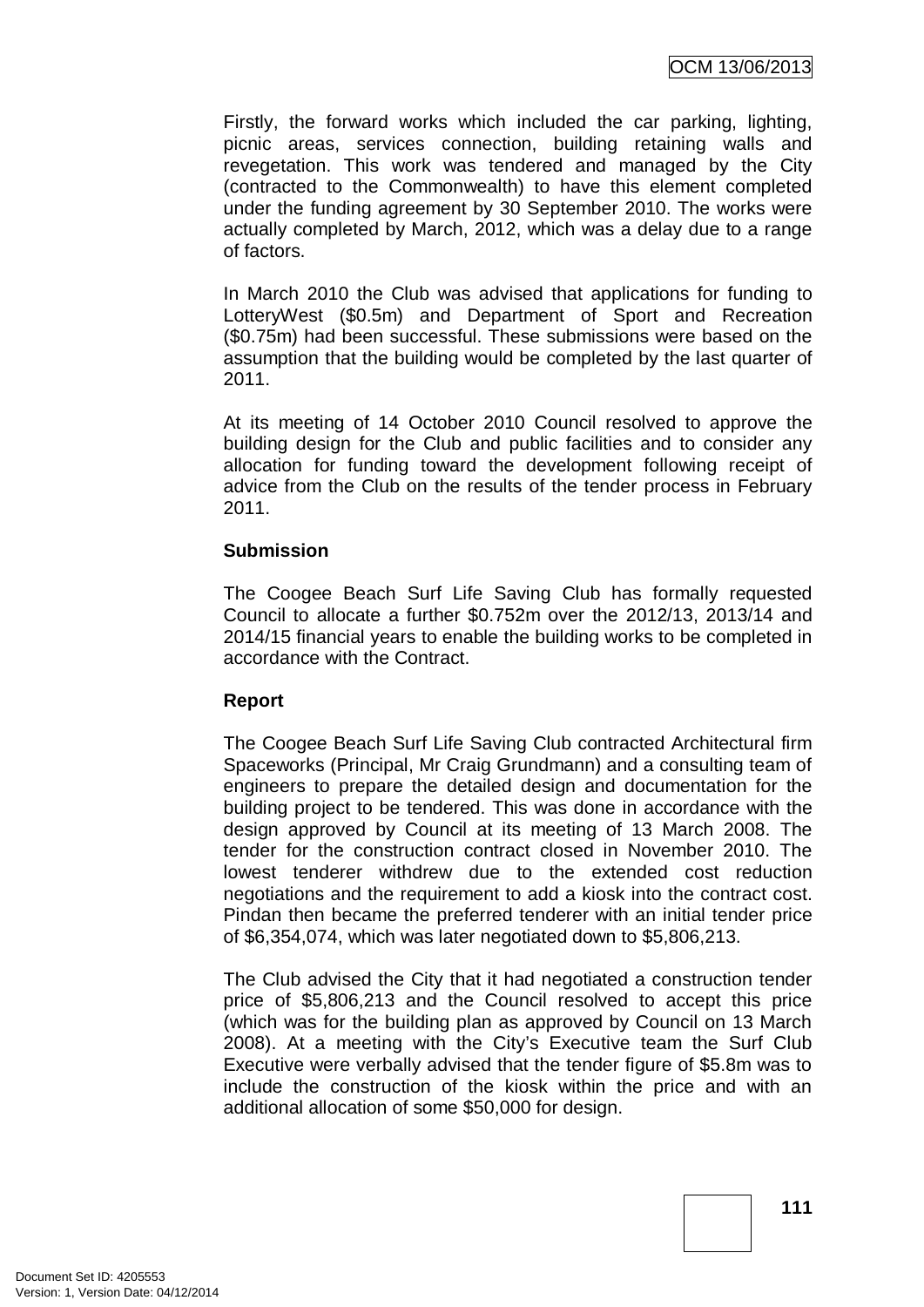Firstly, the forward works which included the car parking, lighting, picnic areas, services connection, building retaining walls and revegetation. This work was tendered and managed by the City (contracted to the Commonwealth) to have this element completed under the funding agreement by 30 September 2010. The works were actually completed by March, 2012, which was a delay due to a range of factors.

In March 2010 the Club was advised that applications for funding to LotteryWest ($0.5m) and Department of Sport and Recreation ($0.75m) had been successful. These submissions were based on the assumption that the building would be completed by the last quarter of 2011.

At its meeting of 14 October 2010 Council resolved to approve the building design for the Club and public facilities and to consider any allocation for funding toward the development following receipt of advice from the Club on the results of the tender process in February 2011.

**Submission**

The Coogee Beach Surf Life Saving Club has formally requested Council to allocate a further $0.752m over the 2012/13, 2013/14 and 2014/15 financial years to enable the building works to be completed in accordance with the Contract.

**Report**

The Coogee Beach Surf Life Saving Club contracted Architectural firm Spaceworks (Principal, Mr Craig Grundmann) and a consulting team of engineers to prepare the detailed design and documentation for the building project to be tendered. This was done in accordance with the design approved by Council at its meeting of 13 March 2008. The tender for the construction contract closed in November 2010. The lowest tenderer withdrew due to the extended cost reduction negotiations and the requirement to add a kiosk into the contract cost. Pindan then became the preferred tenderer with an initial tender price of $6,354,074, which was later negotiated down to $5,806,213.

The Club advised the City that it had negotiated a construction tender price of $5,806,213 and the Council resolved to accept this price (which was for the building plan as approved by Council on 13 March 2008). At a meeting with the City's Executive team the Surf Club Executive were verbally advised that the tender figure of $5.8m was to include the construction of the kiosk within the price and with an additional allocation of some $50,000 for design.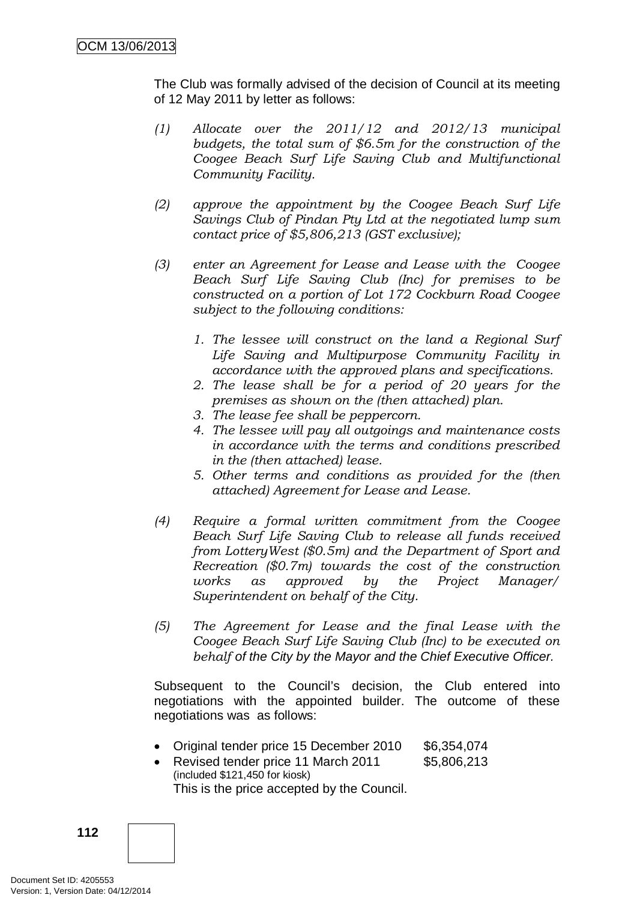The Club was formally advised of the decision of Council at its meeting of 12 May 2011 by letter as follows:

*(1) Allocate over the 2011/12 and 2012/13 municipal budgets, the total sum of $6.5m for the construction of the Coogee Beach Surf Life Saving Club and Multifunctional Community Facility.*

*(2) approve the appointment by the Coogee Beach Surf Life Savings Club of Pindan Pty Ltd at the negotiated lump sum contact price of $5,806,213 (GST exclusive);*

*(3) enter an Agreement for Lease and Lease with the Coogee Beach Surf Life Saving Club (Inc) for premises to be constructed on a portion of Lot 172 Cockburn Road Coogee subject to the following conditions:*

*1. The lessee will construct on the land a Regional Surf Life Saving and Multipurpose Community Facility in accordance with the approved plans and specifications.*
*2. The lease shall be for a period of 20 years for the premises as shown on the (then attached) plan.*
*3. The lease fee shall be peppercorn.*
*4. The lessee will pay all outgoings and maintenance costs in accordance with the terms and conditions prescribed in the (then attached) lease.*
*5. Other terms and conditions as provided for the (then attached) Agreement for Lease and Lease.*

*(4) Require a formal written commitment from the Coogee Beach Surf Life Saving Club to release all funds received from LotteryWest ($0.5m) and the Department of Sport and Recreation ($0.7m) towards the cost of the construction works as approved by the Project Manager/ Superintendent on behalf of the City.*

*(5) The Agreement for Lease and the final Lease with the Coogee Beach Surf Life Saving Club (Inc) to be executed on behalf of the City by the Mayor and the Chief Executive Officer.*

Subsequent to the Council's decision, the Club entered into negotiations with the appointed builder. The outcome of these negotiations was as follows:

- Original tender price 15 December 2010 $6,354,074
- Revised tender price 11 March 2011 $5,806,213
  (included $121,450 for kiosk)
  This is the price accepted by the Council.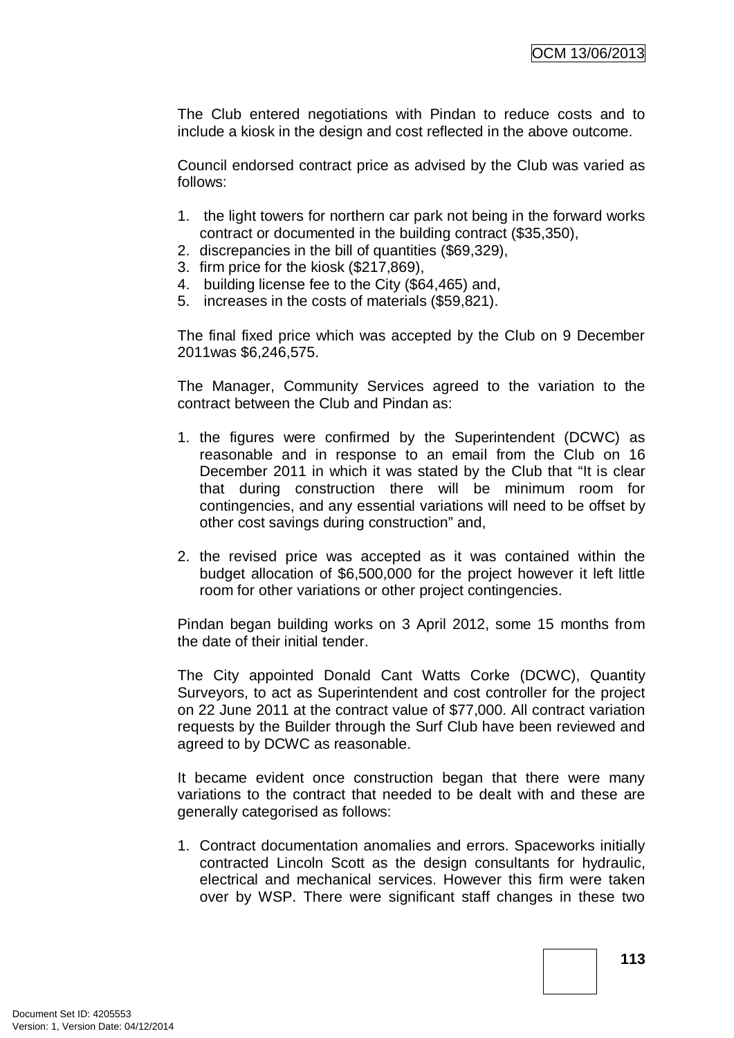The Club entered negotiations with Pindan to reduce costs and to include a kiosk in the design and cost reflected in the above outcome.

Council endorsed contract price as advised by the Club was varied as follows:

1. the light towers for northern car park not being in the forward works contract or documented in the building contract ($35,350),
2. discrepancies in the bill of quantities ($69,329),
3. firm price for the kiosk ($217,869),
4. building license fee to the City ($64,465) and,
5. increases in the costs of materials ($59,821).

The final fixed price which was accepted by the Club on 9 December 2011was $6,246,575.

The Manager, Community Services agreed to the variation to the contract between the Club and Pindan as:

1. the figures were confirmed by the Superintendent (DCWC) as reasonable and in response to an email from the Club on 16 December 2011 in which it was stated by the Club that "It is clear that during construction there will be minimum room for contingencies, and any essential variations will need to be offset by other cost savings during construction" and,

2. the revised price was accepted as it was contained within the budget allocation of $6,500,000 for the project however it left little room for other variations or other project contingencies.

Pindan began building works on 3 April 2012, some 15 months from the date of their initial tender.

The City appointed Donald Cant Watts Corke (DCWC), Quantity Surveyors, to act as Superintendent and cost controller for the project on 22 June 2011 at the contract value of $77,000. All contract variation requests by the Builder through the Surf Club have been reviewed and agreed to by DCWC as reasonable.

It became evident once construction began that there were many variations to the contract that needed to be dealt with and these are generally categorised as follows:

1. Contract documentation anomalies and errors. Spaceworks initially contracted Lincoln Scott as the design consultants for hydraulic, electrical and mechanical services. However this firm were taken over by WSP. There were significant staff changes in these two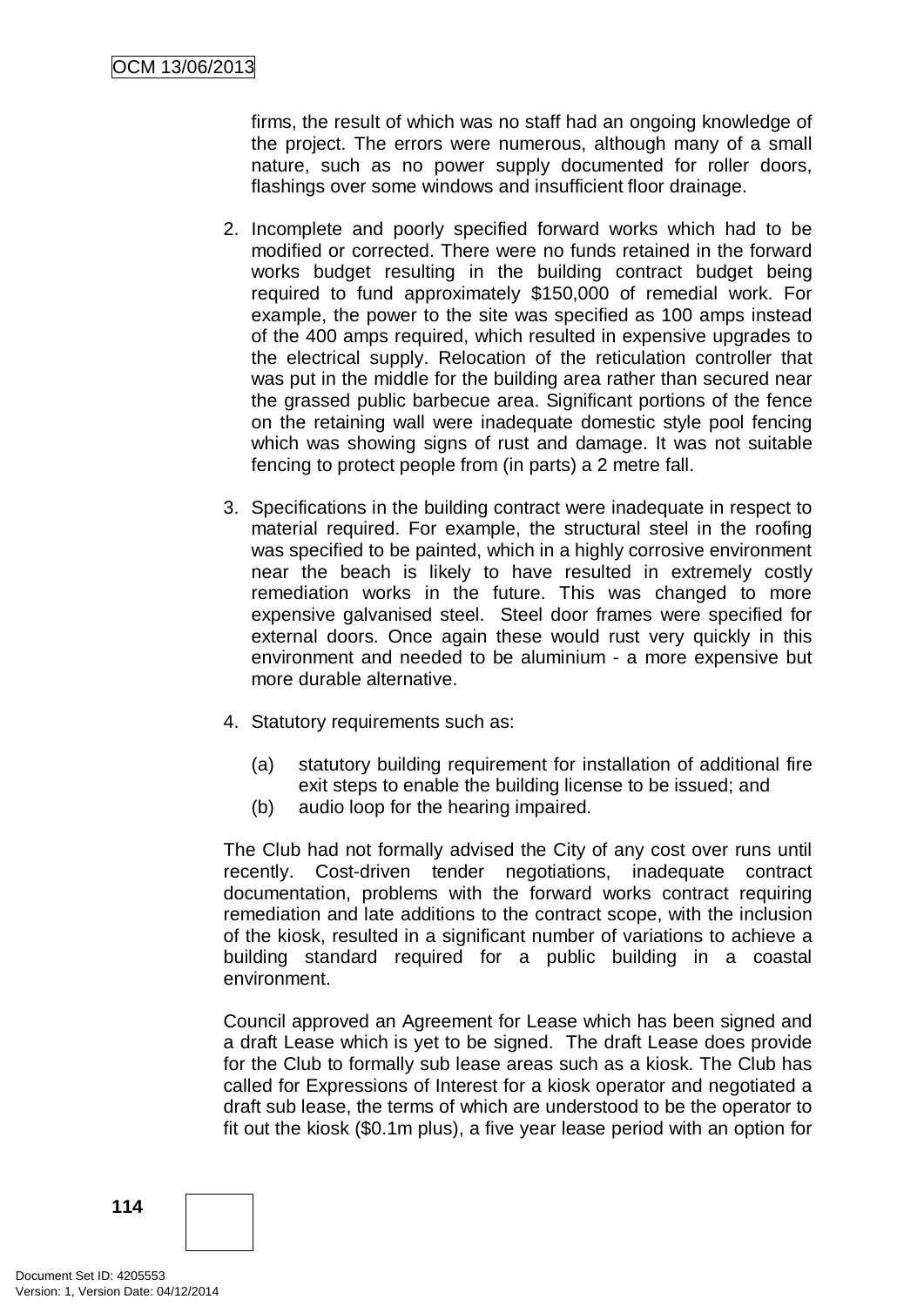firms, the result of which was no staff had an ongoing knowledge of the project. The errors were numerous, although many of a small nature, such as no power supply documented for roller doors, flashings over some windows and insufficient floor drainage.

2. Incomplete and poorly specified forward works which had to be modified or corrected. There were no funds retained in the forward works budget resulting in the building contract budget being required to fund approximately $150,000 of remedial work. For example, the power to the site was specified as 100 amps instead of the 400 amps required, which resulted in expensive upgrades to the electrical supply. Relocation of the reticulation controller that was put in the middle for the building area rather than secured near the grassed public barbecue area. Significant portions of the fence on the retaining wall were inadequate domestic style pool fencing which was showing signs of rust and damage. It was not suitable fencing to protect people from (in parts) a 2 metre fall.

3. Specifications in the building contract were inadequate in respect to material required. For example, the structural steel in the roofing was specified to be painted, which in a highly corrosive environment near the beach is likely to have resulted in extremely costly remediation works in the future. This was changed to more expensive galvanised steel. Steel door frames were specified for external doors. Once again these would rust very quickly in this environment and needed to be aluminium - a more expensive but more durable alternative.

4. Statutory requirements such as:

   (a) statutory building requirement for installation of additional fire exit steps to enable the building license to be issued; and
   (b) audio loop for the hearing impaired.

The Club had not formally advised the City of any cost over runs until recently. Cost-driven tender negotiations, inadequate contract documentation, problems with the forward works contract requiring remediation and late additions to the contract scope, with the inclusion of the kiosk, resulted in a significant number of variations to achieve a building standard required for a public building in a coastal environment.

Council approved an Agreement for Lease which has been signed and a draft Lease which is yet to be signed. The draft Lease does provide for the Club to formally sub lease areas such as a kiosk. The Club has called for Expressions of Interest for a kiosk operator and negotiated a draft sub lease, the terms of which are understood to be the operator to fit out the kiosk ($0.1m plus), a five year lease period with an option for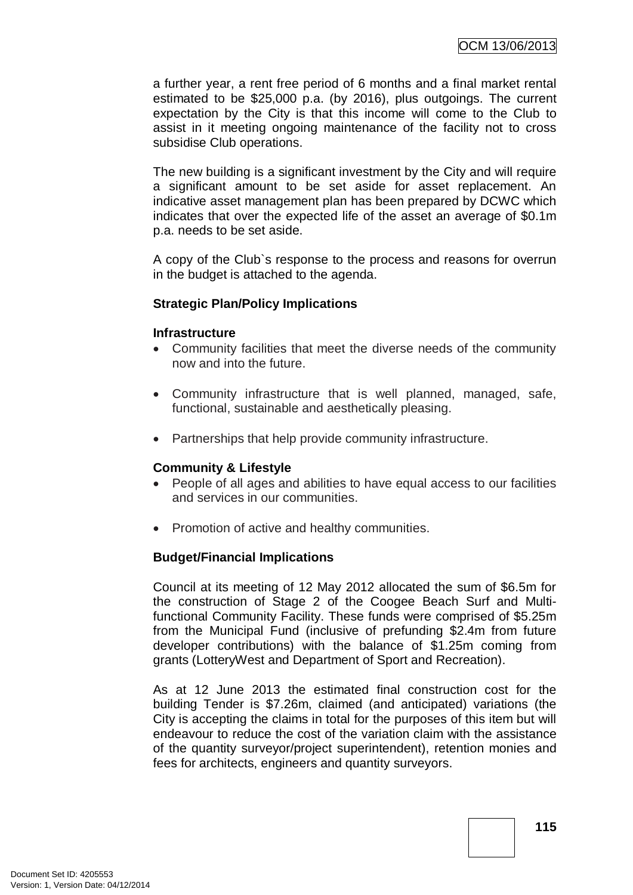a further year, a rent free period of 6 months and a final market rental estimated to be $25,000 p.a. (by 2016), plus outgoings. The current expectation by the City is that this income will come to the Club to assist in it meeting ongoing maintenance of the facility not to cross subsidise Club operations.

The new building is a significant investment by the City and will require a significant amount to be set aside for asset replacement. An indicative asset management plan has been prepared by DCWC which indicates that over the expected life of the asset an average of $0.1m p.a. needs to be set aside.

A copy of the Club`s response to the process and reasons for overrun in the budget is attached to the agenda.

**Strategic Plan/Policy Implications**

**Infrastructure**

- Community facilities that meet the diverse needs of the community now and into the future.
- Community infrastructure that is well planned, managed, safe, functional, sustainable and aesthetically pleasing.
- Partnerships that help provide community infrastructure.

**Community & Lifestyle**

- People of all ages and abilities to have equal access to our facilities and services in our communities.
- Promotion of active and healthy communities.

**Budget/Financial Implications**

Council at its meeting of 12 May 2012 allocated the sum of $6.5m for the construction of Stage 2 of the Coogee Beach Surf and Multi-functional Community Facility. These funds were comprised of $5.25m from the Municipal Fund (inclusive of prefunding $2.4m from future developer contributions) with the balance of $1.25m coming from grants (LotteryWest and Department of Sport and Recreation).

As at 12 June 2013 the estimated final construction cost for the building Tender is $7.26m, claimed (and anticipated) variations (the City is accepting the claims in total for the purposes of this item but will endeavour to reduce the cost of the variation claim with the assistance of the quantity surveyor/project superintendent), retention monies and fees for architects, engineers and quantity surveyors.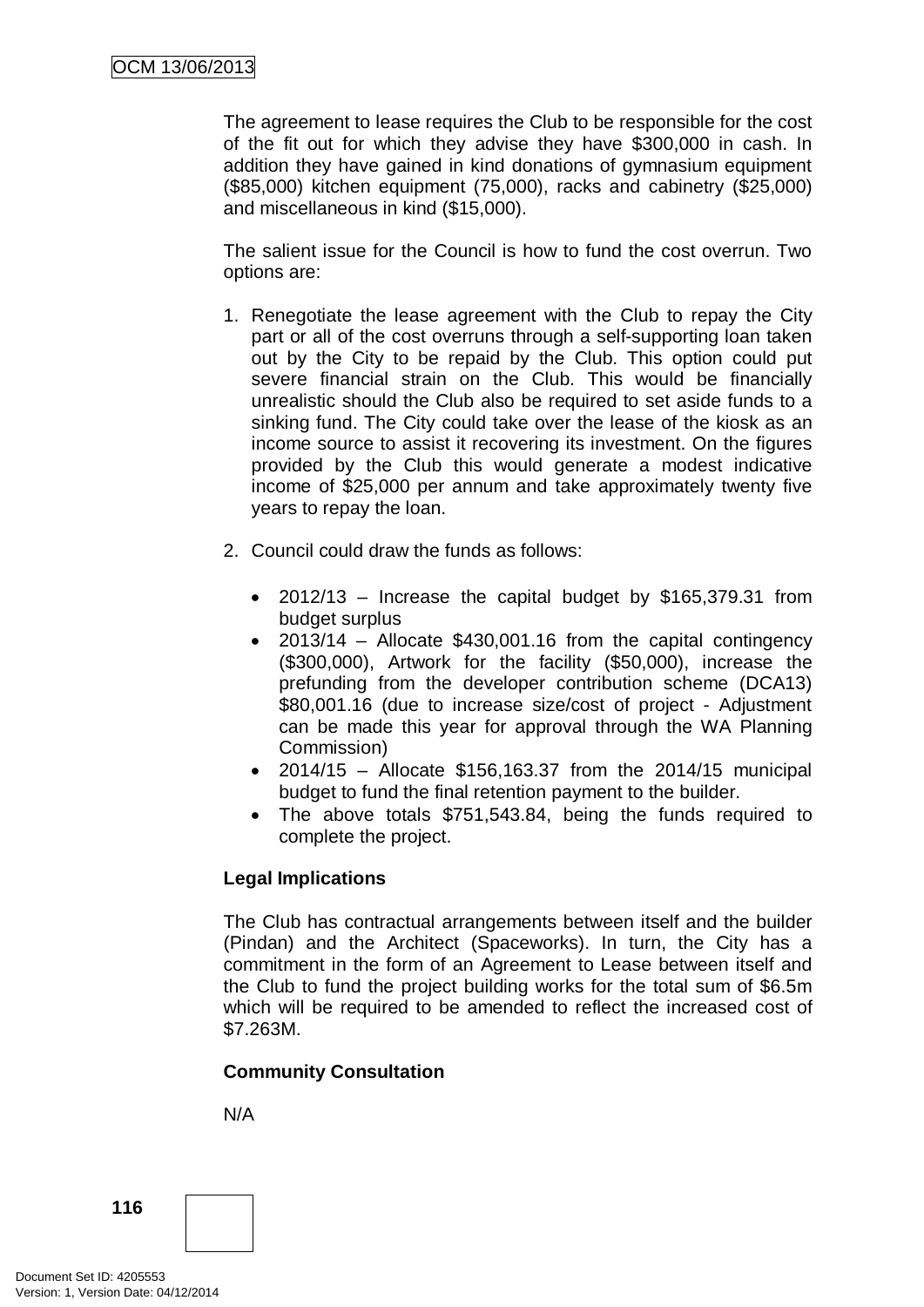The agreement to lease requires the Club to be responsible for the cost of the fit out for which they advise they have $300,000 in cash. In addition they have gained in kind donations of gymnasium equipment ($85,000) kitchen equipment (75,000), racks and cabinetry ($25,000) and miscellaneous in kind ($15,000).

The salient issue for the Council is how to fund the cost overrun. Two options are:

1. Renegotiate the lease agreement with the Club to repay the City part or all of the cost overruns through a self-supporting loan taken out by the City to be repaid by the Club. This option could put severe financial strain on the Club. This would be financially unrealistic should the Club also be required to set aside funds to a sinking fund. The City could take over the lease of the kiosk as an income source to assist it recovering its investment. On the figures provided by the Club this would generate a modest indicative income of $25,000 per annum and take approximately twenty five years to repay the loan.

2. Council could draw the funds as follows:

   - 2012/13 – Increase the capital budget by $165,379.31 from budget surplus
   - 2013/14 – Allocate $430,001.16 from the capital contingency ($300,000), Artwork for the facility ($50,000), increase the prefunding from the developer contribution scheme (DCA13) $80,001.16 (due to increase size/cost of project - Adjustment can be made this year for approval through the WA Planning Commission)
   - 2014/15 – Allocate $156,163.37 from the 2014/15 municipal budget to fund the final retention payment to the builder.
   - The above totals $751,543.84, being the funds required to complete the project.

**Legal Implications**

The Club has contractual arrangements between itself and the builder (Pindan) and the Architect (Spaceworks). In turn, the City has a commitment in the form of an Agreement to Lease between itself and the Club to fund the project building works for the total sum of $6.5m which will be required to be amended to reflect the increased cost of $7.263M.

**Community Consultation**

N/A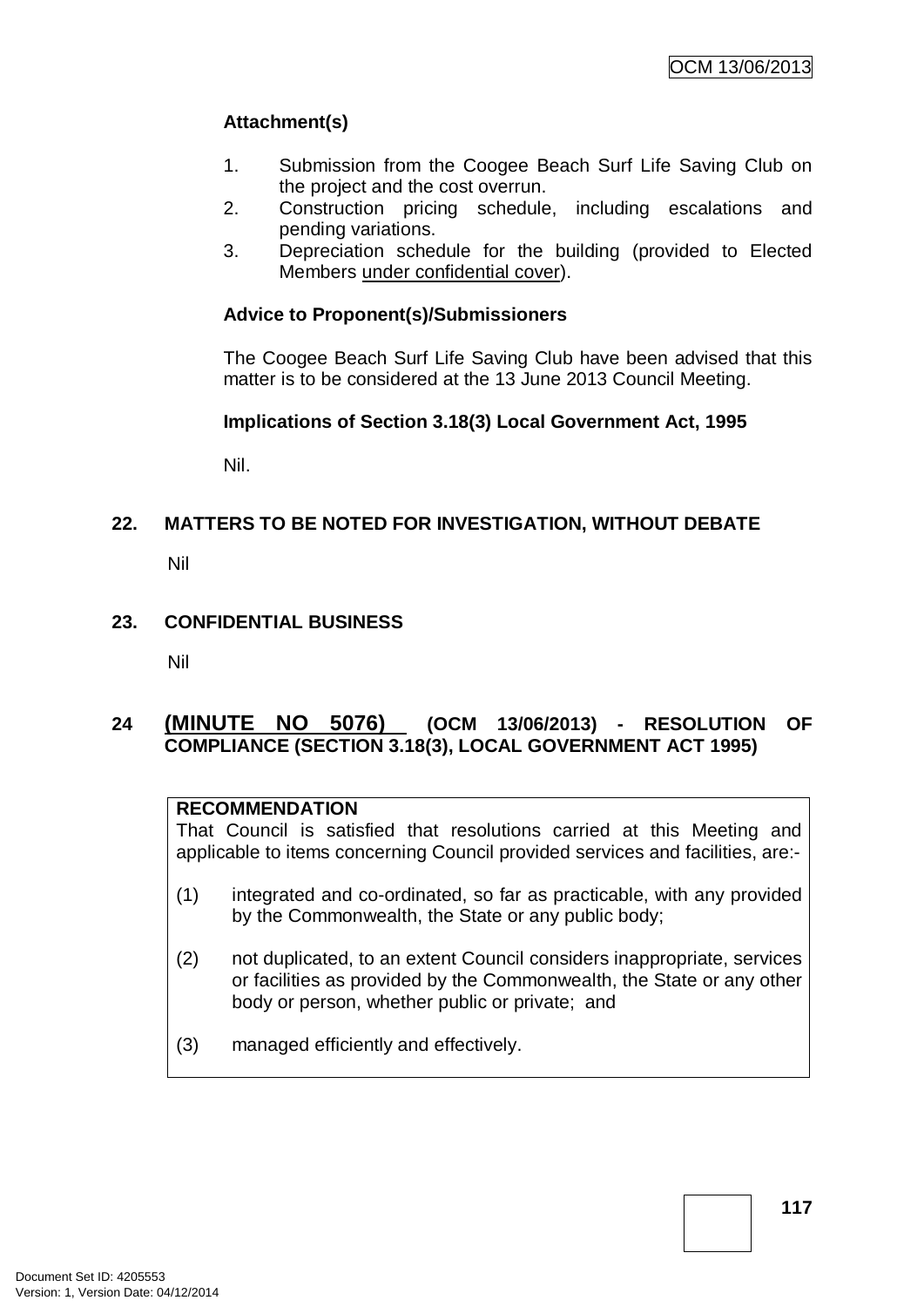**Attachment(s)**

1. Submission from the Coogee Beach Surf Life Saving Club on the project and the cost overrun.
2. Construction pricing schedule, including escalations and pending variations.
3. Depreciation schedule for the building (provided to Elected Members under confidential cover).

**Advice to Proponent(s)/Submissioners**

The Coogee Beach Surf Life Saving Club have been advised that this matter is to be considered at the 13 June 2013 Council Meeting.

**Implications of Section 3.18(3) Local Government Act, 1995**

Nil.

## 22. MATTERS TO BE NOTED FOR INVESTIGATION, WITHOUT DEBATE

Nil

## 23. CONFIDENTIAL BUSINESS

Nil

## 24 (MINUTE NO 5076) (OCM 13/06/2013) - RESOLUTION OF COMPLIANCE (SECTION 3.18(3), LOCAL GOVERNMENT ACT 1995)

**RECOMMENDATION**

That Council is satisfied that resolutions carried at this Meeting and applicable to items concerning Council provided services and facilities, are:-

(1) integrated and co-ordinated, so far as practicable, with any provided by the Commonwealth, the State or any public body;

(2) not duplicated, to an extent Council considers inappropriate, services or facilities as provided by the Commonwealth, the State or any other body or person, whether public or private; and

(3) managed efficiently and effectively.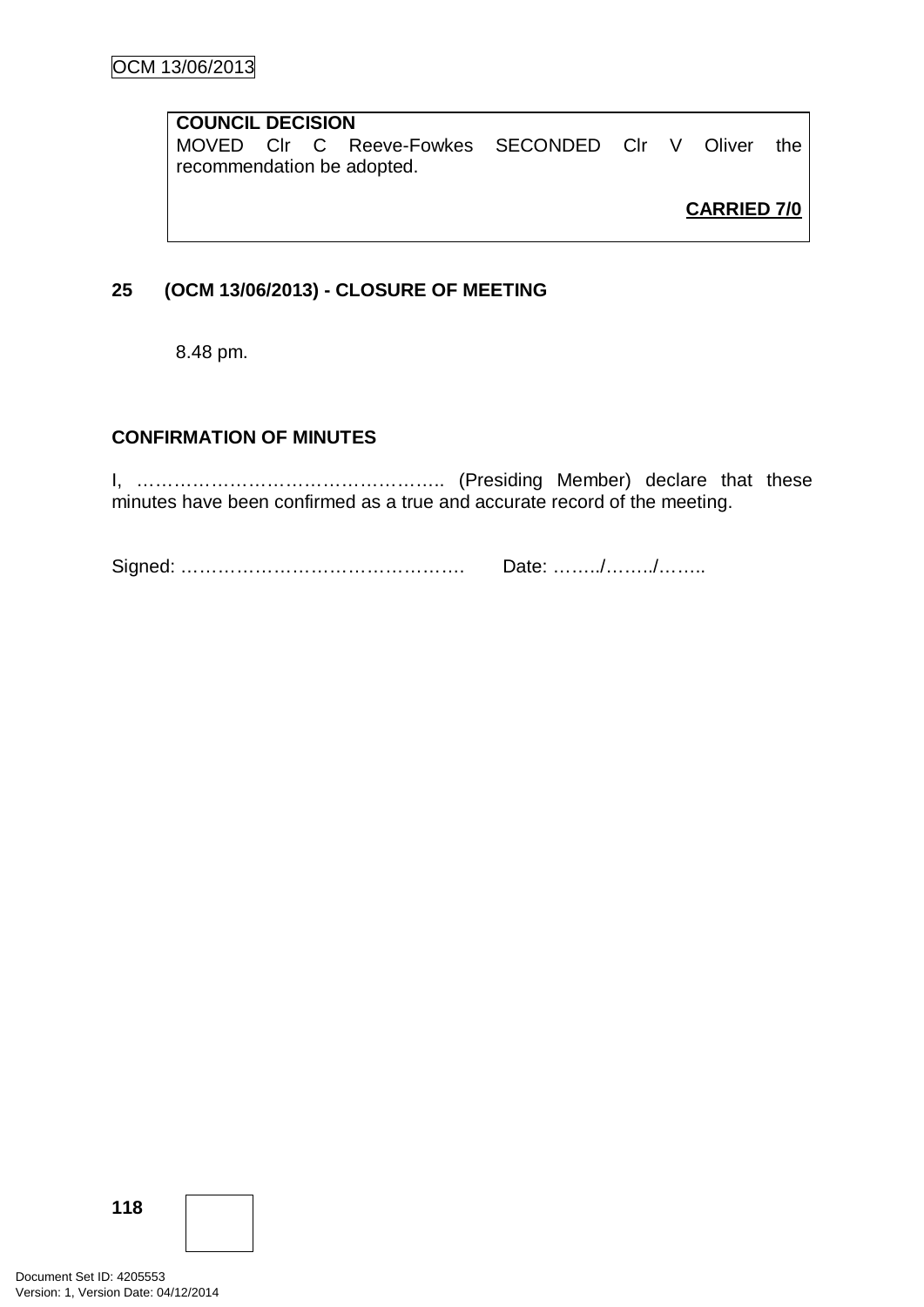**COUNCIL DECISION**
MOVED Clr C Reeve-Fowkes SECONDED Clr V Oliver the recommendation be adopted.

**CARRIED 7/0**

## 25 (OCM 13/06/2013) - CLOSURE OF MEETING

8.48 pm.

## CONFIRMATION OF MINUTES

I, ………………………………………….. (Presiding Member) declare that these minutes have been confirmed as a true and accurate record of the meeting.

Signed: ………………………………………. Date: ……../……../……..